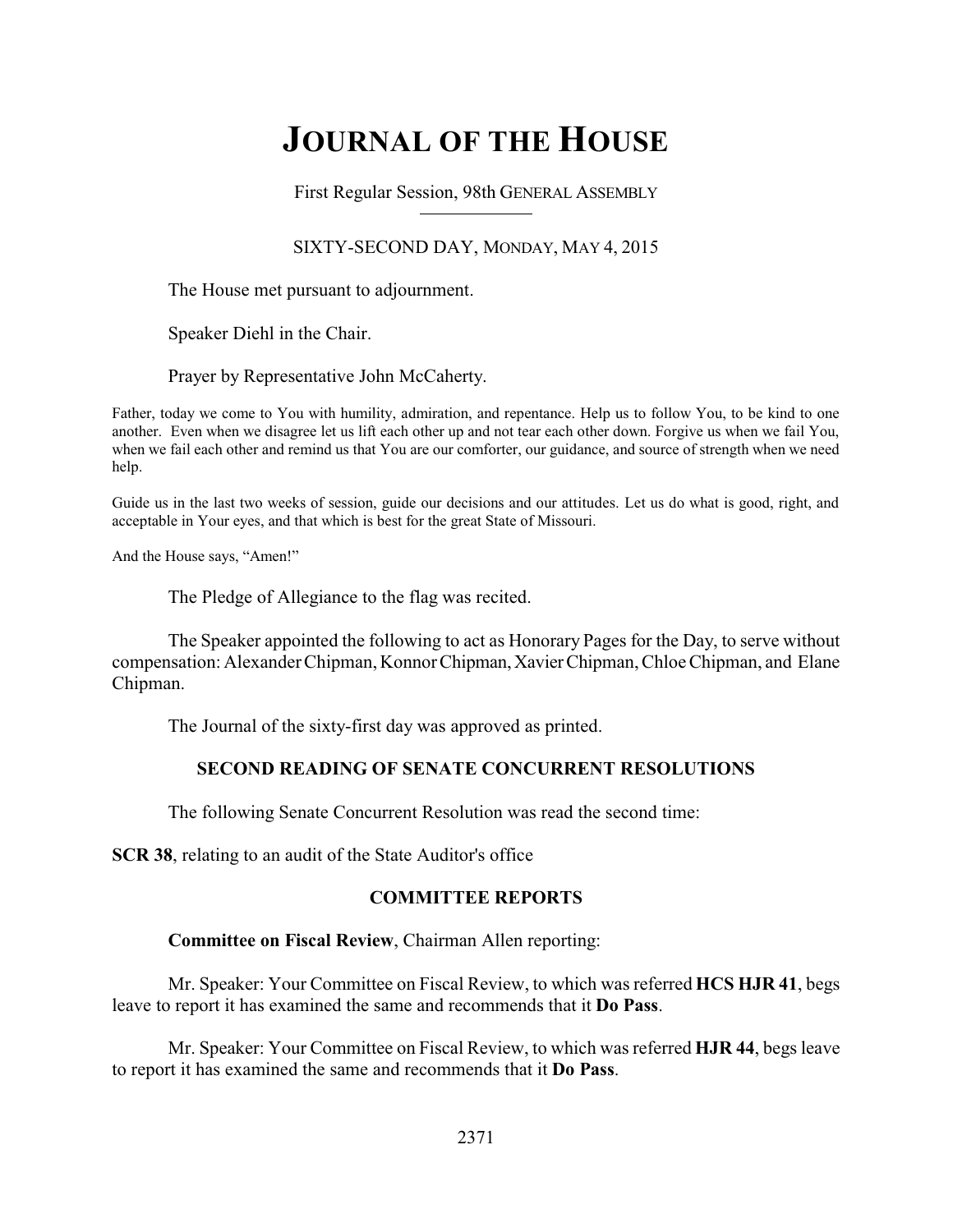# JOURNAL OF THE HOUSE

First Regular Session, 98th GENERAL ASSEMBLY

SIXTY-SECOND DAY, MONDAY, MAY 4, 2015

The House met pursuant to adjournment.

Speaker Diehl in the Chair.

Prayer by Representative John McCaherty.

Father, today we come to You with humility, admiration, and repentance. Help us to follow You, to be kind to one another. Even when we disagree let us lift each other up and not tear each other down. Forgive us when we fail You, when we fail each other and remind us that You are our comforter, our guidance, and source of strength when we need help.

Guide us in the last two weeks of session, guide our decisions and our attitudes. Let us do what is good, right, and acceptable in Your eyes, and that which is best for the great State of Missouri.

And the House says, "Amen!"

The Pledge of Allegiance to the flag was recited.

The Speaker appointed the following to act as Honorary Pages for the Day, to serve without compensation: Alexander Chipman, Konnor Chipman, Xavier Chipman, Chloe Chipman, and Elane Chipman.

The Journal of the sixty-first day was approved as printed.

## SECOND READING OF SENATE CONCURRENT RESOLUTIONS

The following Senate Concurrent Resolution was read the second time:

**SCR 38**, relating to an audit of the State Auditor's office

## COMMITTEE REPORTS

**Committee on Fiscal Review**, Chairman Allen reporting:

Mr. Speaker: Your Committee on Fiscal Review, to which was referred **HCS HJR 41**, begs leave to report it has examined the same and recommends that it **Do Pass**.

Mr. Speaker: Your Committee on Fiscal Review, to which was referred **HJR 44**, begs leave to report it has examined the same and recommends that it **Do Pass**.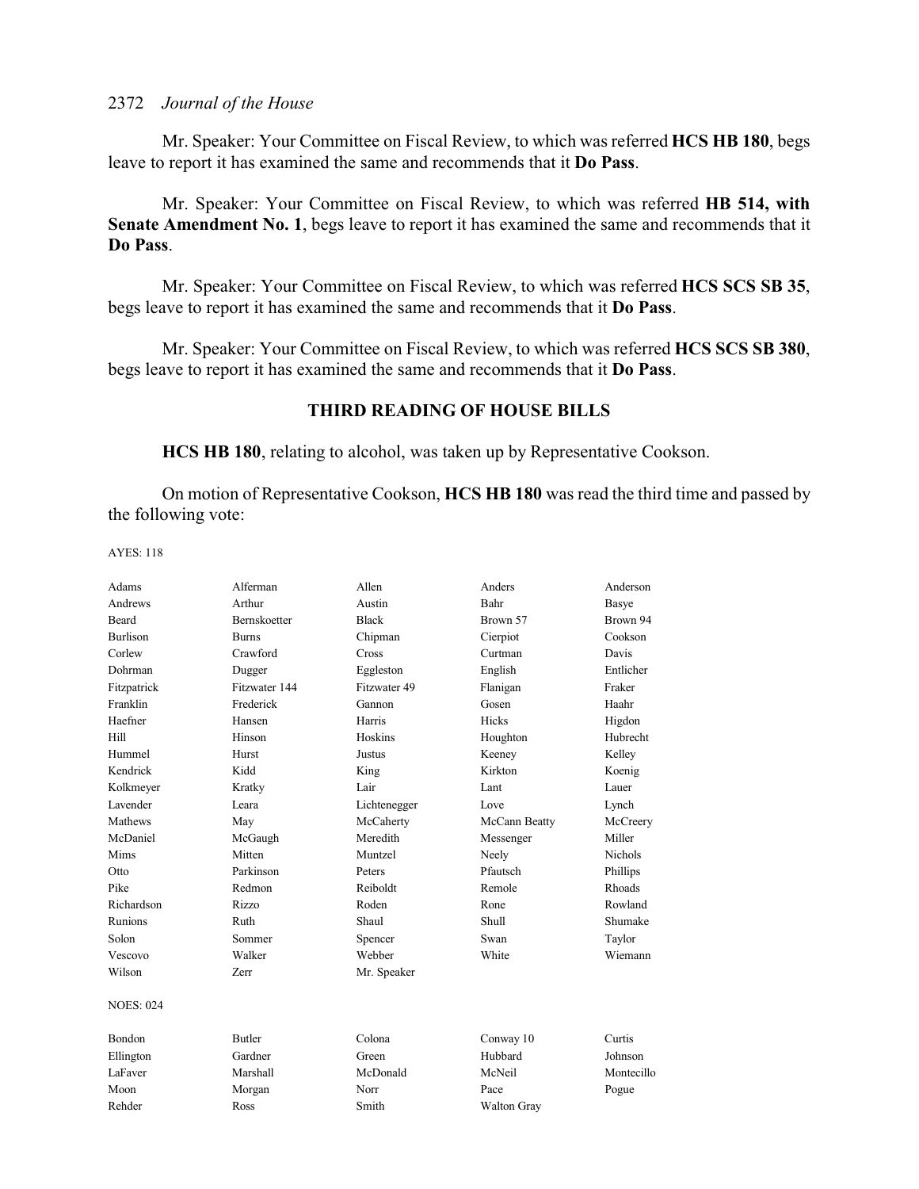Mr. Speaker: Your Committee on Fiscal Review, to which was referred **HCS HB 180**, begs leave to report it has examined the same and recommends that it **Do Pass**.

Mr. Speaker: Your Committee on Fiscal Review, to which was referred **HB 514, with Senate Amendment No. 1**, begs leave to report it has examined the same and recommends that it **Do Pass**.

Mr. Speaker: Your Committee on Fiscal Review, to which was referred **HCS SCS SB 35**, begs leave to report it has examined the same and recommends that it **Do Pass**.

Mr. Speaker: Your Committee on Fiscal Review, to which was referred **HCS SCS SB 380**, begs leave to report it has examined the same and recommends that it **Do Pass**.

## THIRD READING OF HOUSE BILLS

**HCS HB 180**, relating to alcohol, was taken up by Representative Cookson.

On motion of Representative Cookson, **HCS HB 180** was read the third time and passed by the following vote:

AYES: 118

| | | | | |
|---|---|---|---|---|
| Adams | Alferman | Allen | Anders | Anderson |
| Andrews | Arthur | Austin | Bahr | Basye |
| Beard | Bernskoetter | Black | Brown 57 | Brown 94 |
| Burlison | Burns | Chipman | Cierpiot | Cookson |
| Corlew | Crawford | Cross | Curtman | Davis |
| Dohrman | Dugger | Eggleston | English | Entlicher |
| Fitzpatrick | Fitzwater 144 | Fitzwater 49 | Flanigan | Fraker |
| Franklin | Frederick | Gannon | Gosen | Haahr |
| Haefner | Hansen | Harris | Hicks | Higdon |
| Hill | Hinson | Hoskins | Houghton | Hubrecht |
| Hummel | Hurst | Justus | Keeney | Kelley |
| Kendrick | Kidd | King | Kirkton | Koenig |
| Kolkmeyer | Kratky | Lair | Lant | Lauer |
| Lavender | Leara | Lichtenegger | Love | Lynch |
| Mathews | May | McCaherty | McCann Beatty | McCreery |
| McDaniel | McGaugh | Meredith | Messenger | Miller |
| Mims | Mitten | Muntzel | Neely | Nichols |
| Otto | Parkinson | Peters | Pfautsch | Phillips |
| Pike | Redmon | Reiboldt | Remole | Rhoads |
| Richardson | Rizzo | Roden | Rone | Rowland |
| Runions | Ruth | Shaul | Shull | Shumake |
| Solon | Sommer | Spencer | Swan | Taylor |
| Vescovo | Walker | Webber | White | Wiemann |
| Wilson | Zerr | Mr. Speaker | | |

NOES: 024

| | | | | |
|---|---|---|---|---|
| Bondon | Butler | Colona | Conway 10 | Curtis |
| Ellington | Gardner | Green | Hubbard | Johnson |
| LaFaver | Marshall | McDonald | McNeil | Montecillo |
| Moon | Morgan | Norr | Pace | Pogue |
| Rehder | Ross | Smith | Walton Gray | |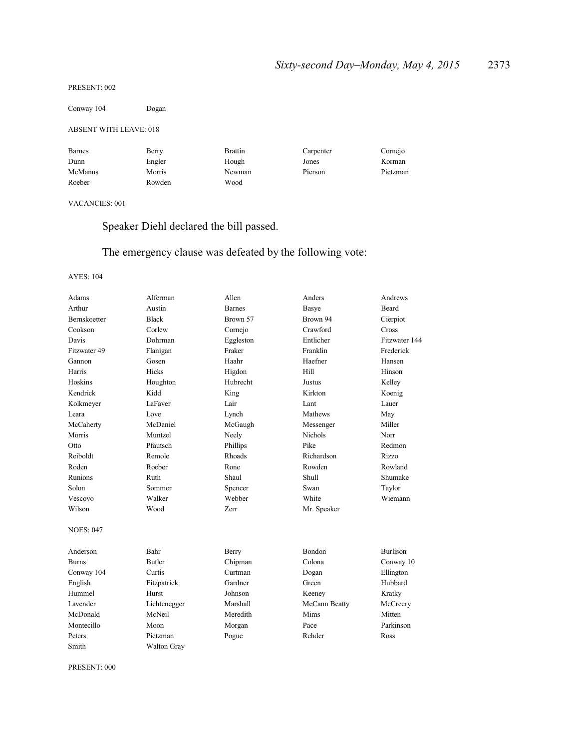PRESENT: 002

| | | | | |
|---|---|---|---|---|
| Conway 104 | Dogan | | | |

ABSENT WITH LEAVE: 018

| | | | | |
|---|---|---|---|---|
| Barnes | Berry | Brattin | Carpenter | Cornejo |
| Dunn | Engler | Hough | Jones | Korman |
| McManus | Morris | Newman | Pierson | Pietzman |
| Roeber | Rowden | Wood | | |

VACANCIES: 001

Speaker Diehl declared the bill passed.

The emergency clause was defeated by the following vote:

AYES: 104

| | | | | |
|---|---|---|---|---|
| Adams | Alferman | Allen | Anders | Andrews |
| Arthur | Austin | Barnes | Basye | Beard |
| Bernskoetter | Black | Brown 57 | Brown 94 | Cierpiot |
| Cookson | Corlew | Cornejo | Crawford | Cross |
| Davis | Dohrman | Eggleston | Entlicher | Fitzwater 144 |
| Fitzwater 49 | Flanigan | Fraker | Franklin | Frederick |
| Gannon | Gosen | Haahr | Haefner | Hansen |
| Harris | Hicks | Higdon | Hill | Hinson |
| Hoskins | Houghton | Hubrecht | Justus | Kelley |
| Kendrick | Kidd | King | Kirkton | Koenig |
| Kolkmeyer | LaFaver | Lair | Lant | Lauer |
| Leara | Love | Lynch | Mathews | May |
| McCaherty | McDaniel | McGaugh | Messenger | Miller |
| Morris | Muntzel | Neely | Nichols | Norr |
| Otto | Pfautsch | Phillips | Pike | Redmon |
| Reiboldt | Remole | Rhoads | Richardson | Rizzo |
| Roden | Roeber | Rone | Rowden | Rowland |
| Runions | Ruth | Shaul | Shull | Shumake |
| Solon | Sommer | Spencer | Swan | Taylor |
| Vescovo | Walker | Webber | White | Wiemann |
| Wilson | Wood | Zerr | Mr. Speaker | |

NOES: 047

| | | | | |
|---|---|---|---|---|
| Anderson | Bahr | Berry | Bondon | Burlison |
| Burns | Butler | Chipman | Colona | Conway 10 |
| Conway 104 | Curtis | Curtman | Dogan | Ellington |
| English | Fitzpatrick | Gardner | Green | Hubbard |
| Hummel | Hurst | Johnson | Keeney | Kratky |
| Lavender | Lichtenegger | Marshall | McCann Beatty | McCreery |
| McDonald | McNeil | Meredith | Mims | Mitten |
| Montecillo | Moon | Morgan | Pace | Parkinson |
| Peters | Pietzman | Pogue | Rehder | Ross |
| Smith | Walton Gray | | | |

PRESENT: 000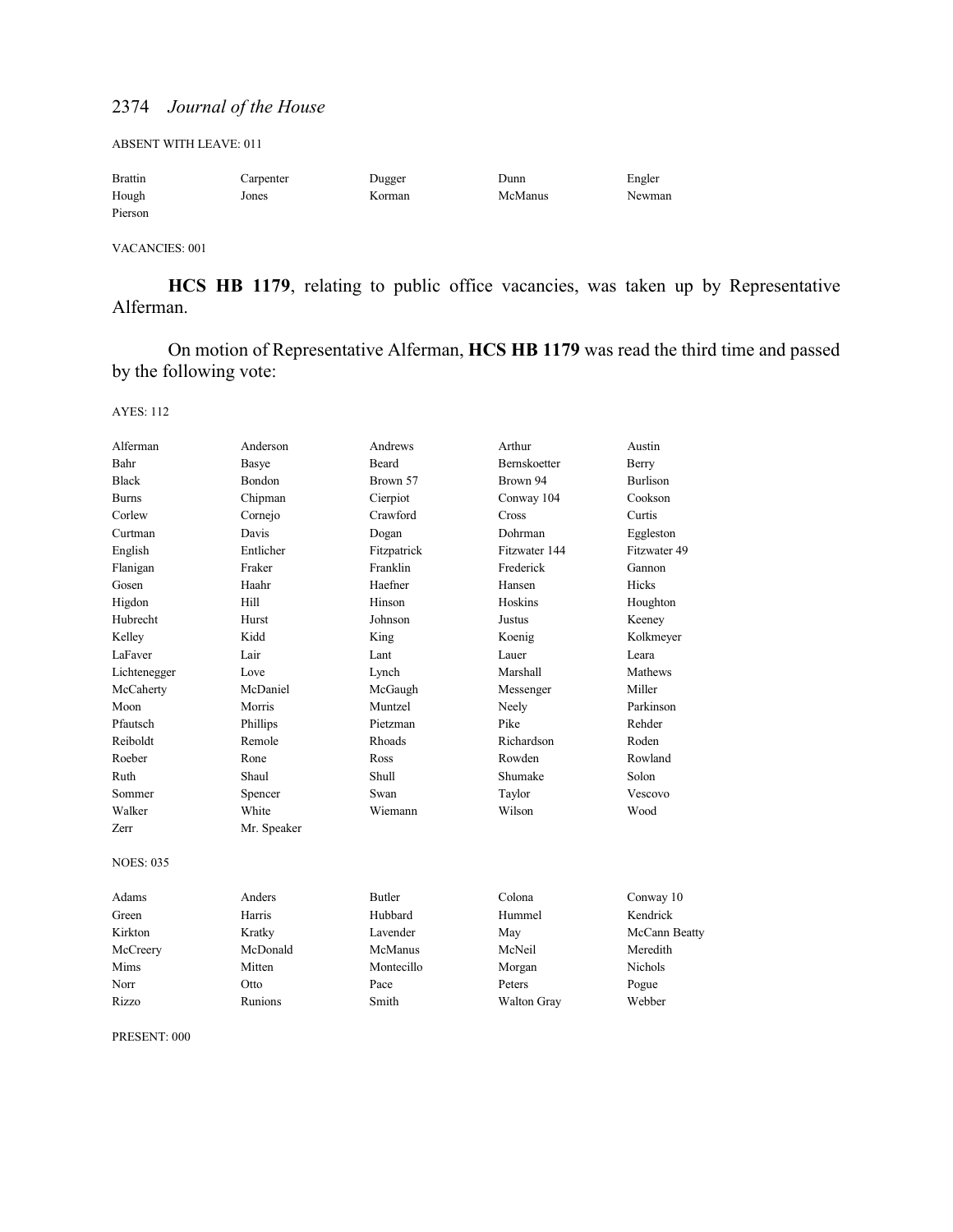ABSENT WITH LEAVE: 011

| | | | | |
|---|---|---|---|---|
| Brattin | Carpenter | Dugger | Dunn | Engler |
| Hough | Jones | Korman | McManus | Newman |
| Pierson | | | | |

VACANCIES: 001

**HCS HB 1179**, relating to public office vacancies, was taken up by Representative Alferman.

On motion of Representative Alferman, **HCS HB 1179** was read the third time and passed by the following vote:

AYES: 112

| | | | | |
|---|---|---|---|---|
| Alferman | Anderson | Andrews | Arthur | Austin |
| Bahr | Basye | Beard | Bernskoetter | Berry |
| Black | Bondon | Brown 57 | Brown 94 | Burlison |
| Burns | Chipman | Cierpiot | Conway 104 | Cookson |
| Corlew | Cornejo | Crawford | Cross | Curtis |
| Curtman | Davis | Dogan | Dohrman | Eggleston |
| English | Entlicher | Fitzpatrick | Fitzwater 144 | Fitzwater 49 |
| Flanigan | Fraker | Franklin | Frederick | Gannon |
| Gosen | Haahr | Haefner | Hansen | Hicks |
| Higdon | Hill | Hinson | Hoskins | Houghton |
| Hubrecht | Hurst | Johnson | Justus | Keeney |
| Kelley | Kidd | King | Koenig | Kolkmeyer |
| LaFaver | Lair | Lant | Lauer | Leara |
| Lichtenegger | Love | Lynch | Marshall | Mathews |
| McCaherty | McDaniel | McGaugh | Messenger | Miller |
| Moon | Morris | Muntzel | Neely | Parkinson |
| Pfautsch | Phillips | Pietzman | Pike | Rehder |
| Reiboldt | Remole | Rhoads | Richardson | Roden |
| Roeber | Rone | Ross | Rowden | Rowland |
| Ruth | Shaul | Shull | Shumake | Solon |
| Sommer | Spencer | Swan | Taylor | Vescovo |
| Walker | White | Wiemann | Wilson | Wood |
| Zerr | Mr. Speaker | | | |

NOES: 035

| | | | | |
|---|---|---|---|---|
| Adams | Anders | Butler | Colona | Conway 10 |
| Green | Harris | Hubbard | Hummel | Kendrick |
| Kirkton | Kratky | Lavender | May | McCann Beatty |
| McCreery | McDonald | McManus | McNeil | Meredith |
| Mims | Mitten | Montecillo | Morgan | Nichols |
| Norr | Otto | Pace | Peters | Pogue |
| Rizzo | Runions | Smith | Walton Gray | Webber |

PRESENT: 000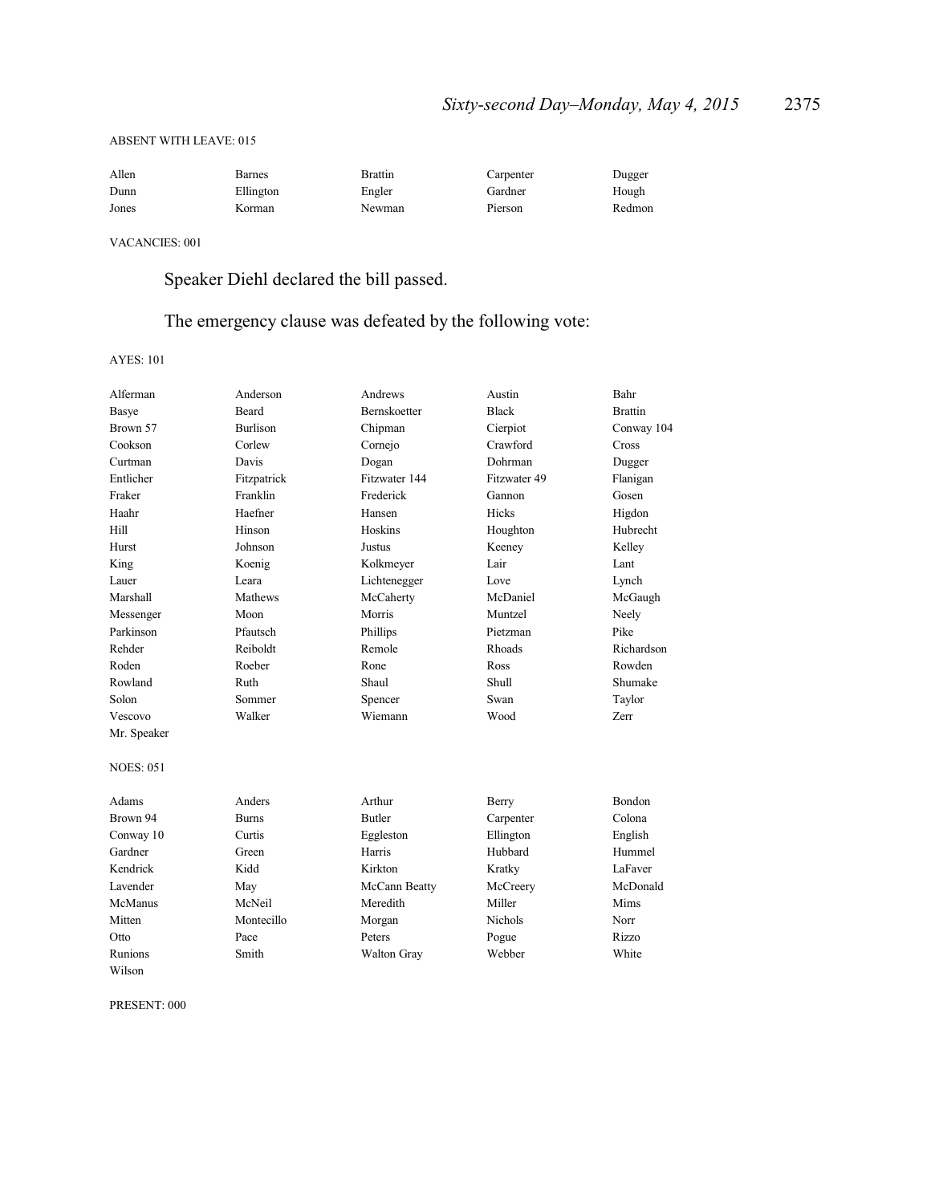ABSENT WITH LEAVE: 015

| | | | | |
|---|---|---|---|---|
| Allen | Barnes | Brattin | Carpenter | Dugger |
| Dunn | Ellington | Engler | Gardner | Hough |
| Jones | Korman | Newman | Pierson | Redmon |

VACANCIES: 001

Speaker Diehl declared the bill passed.

The emergency clause was defeated by the following vote:

AYES: 101

| | | | | |
|---|---|---|---|---|
| Alferman | Anderson | Andrews | Austin | Bahr |
| Basye | Beard | Bernskoetter | Black | Brattin |
| Brown 57 | Burlison | Chipman | Cierpiot | Conway 104 |
| Cookson | Corlew | Cornejo | Crawford | Cross |
| Curtman | Davis | Dogan | Dohrman | Dugger |
| Entlicher | Fitzpatrick | Fitzwater 144 | Fitzwater 49 | Flanigan |
| Fraker | Franklin | Frederick | Gannon | Gosen |
| Haahr | Haefner | Hansen | Hicks | Higdon |
| Hill | Hinson | Hoskins | Houghton | Hubrecht |
| Hurst | Johnson | Justus | Keeney | Kelley |
| King | Koenig | Kolkmeyer | Lair | Lant |
| Lauer | Leara | Lichtenegger | Love | Lynch |
| Marshall | Mathews | McCaherty | McDaniel | McGaugh |
| Messenger | Moon | Morris | Muntzel | Neely |
| Parkinson | Pfautsch | Phillips | Pietzman | Pike |
| Rehder | Reiboldt | Remole | Rhoads | Richardson |
| Roden | Roeber | Rone | Ross | Rowden |
| Rowland | Ruth | Shaul | Shull | Shumake |
| Solon | Sommer | Spencer | Swan | Taylor |
| Vescovo | Walker | Wiemann | Wood | Zerr |
| Mr. Speaker | | | | |

NOES: 051

| | | | | |
|---|---|---|---|---|
| Adams | Anders | Arthur | Berry | Bondon |
| Brown 94 | Burns | Butler | Carpenter | Colona |
| Conway 10 | Curtis | Eggleston | Ellington | English |
| Gardner | Green | Harris | Hubbard | Hummel |
| Kendrick | Kidd | Kirkton | Kratky | LaFaver |
| Lavender | May | McCann Beatty | McCreery | McDonald |
| McManus | McNeil | Meredith | Miller | Mims |
| Mitten | Montecillo | Morgan | Nichols | Norr |
| Otto | Pace | Peters | Pogue | Rizzo |
| Runions | Smith | Walton Gray | Webber | White |
| Wilson | | | | |

PRESENT: 000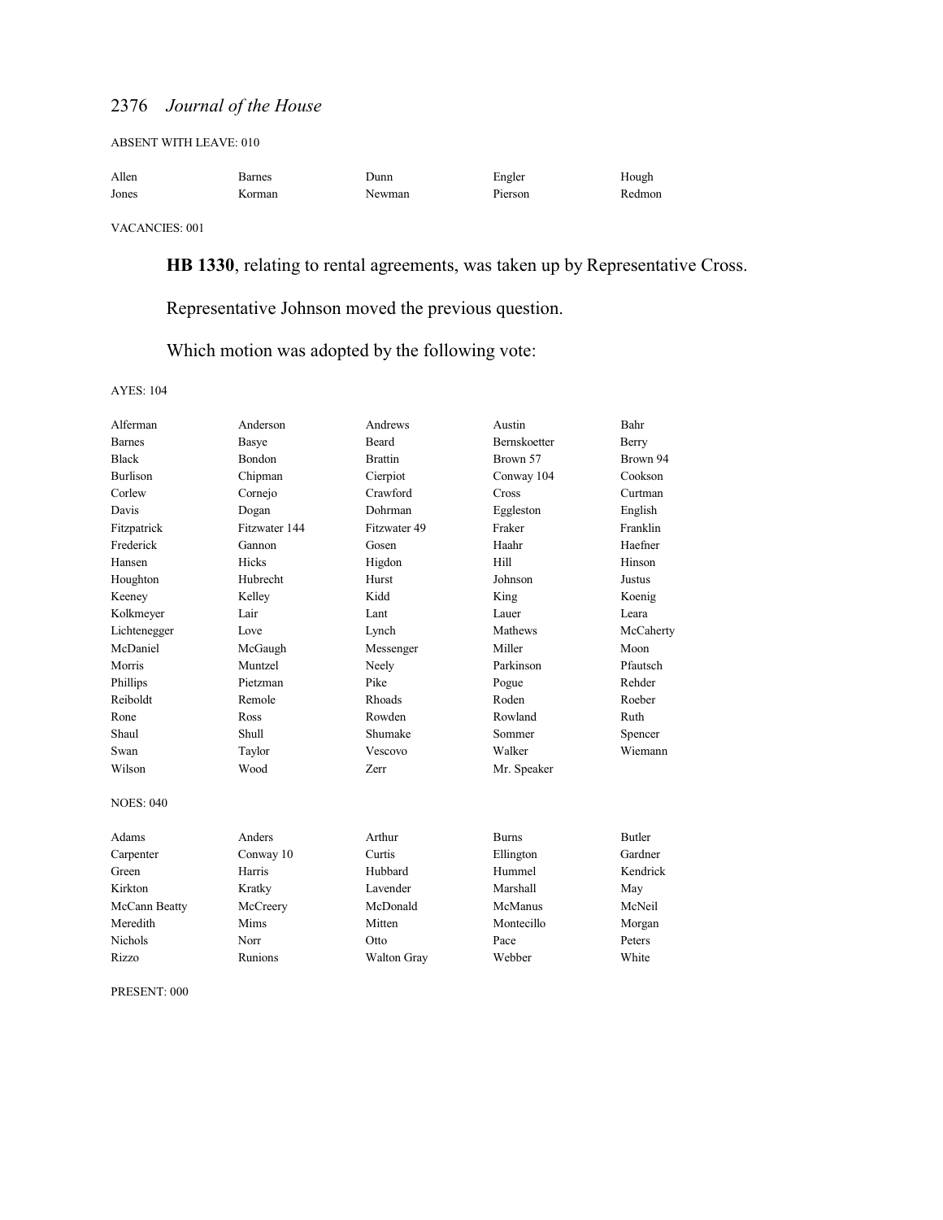ABSENT WITH LEAVE: 010

| | | | | |
|---|---|---|---|---|
| Allen | Barnes | Dunn | Engler | Hough |
| Jones | Korman | Newman | Pierson | Redmon |

VACANCIES: 001

**HB 1330**, relating to rental agreements, was taken up by Representative Cross.

Representative Johnson moved the previous question.

Which motion was adopted by the following vote:

AYES: 104

| | | | | |
|---|---|---|---|---|
| Alferman | Anderson | Andrews | Austin | Bahr |
| Barnes | Basye | Beard | Bernskoetter | Berry |
| Black | Bondon | Brattin | Brown 57 | Brown 94 |
| Burlison | Chipman | Cierpiot | Conway 104 | Cookson |
| Corlew | Cornejo | Crawford | Cross | Curtman |
| Davis | Dogan | Dohrman | Eggleston | English |
| Fitzpatrick | Fitzwater 144 | Fitzwater 49 | Fraker | Franklin |
| Frederick | Gannon | Gosen | Haahr | Haefner |
| Hansen | Hicks | Higdon | Hill | Hinson |
| Houghton | Hubrecht | Hurst | Johnson | Justus |
| Keeney | Kelley | Kidd | King | Koenig |
| Kolkmeyer | Lair | Lant | Lauer | Leara |
| Lichtenegger | Love | Lynch | Mathews | McCaherty |
| McDaniel | McGaugh | Messenger | Miller | Moon |
| Morris | Muntzel | Neely | Parkinson | Pfautsch |
| Phillips | Pietzman | Pike | Pogue | Rehder |
| Reiboldt | Remole | Rhoads | Roden | Roeber |
| Rone | Ross | Rowden | Rowland | Ruth |
| Shaul | Shull | Shumake | Sommer | Spencer |
| Swan | Taylor | Vescovo | Walker | Wiemann |
| Wilson | Wood | Zerr | Mr. Speaker | |

NOES: 040

| | | | | |
|---|---|---|---|---|
| Adams | Anders | Arthur | Burns | Butler |
| Carpenter | Conway 10 | Curtis | Ellington | Gardner |
| Green | Harris | Hubbard | Hummel | Kendrick |
| Kirkton | Kratky | Lavender | Marshall | May |
| McCann Beatty | McCreery | McDonald | McManus | McNeil |
| Meredith | Mims | Mitten | Montecillo | Morgan |
| Nichols | Norr | Otto | Pace | Peters |
| Rizzo | Runions | Walton Gray | Webber | White |

PRESENT: 000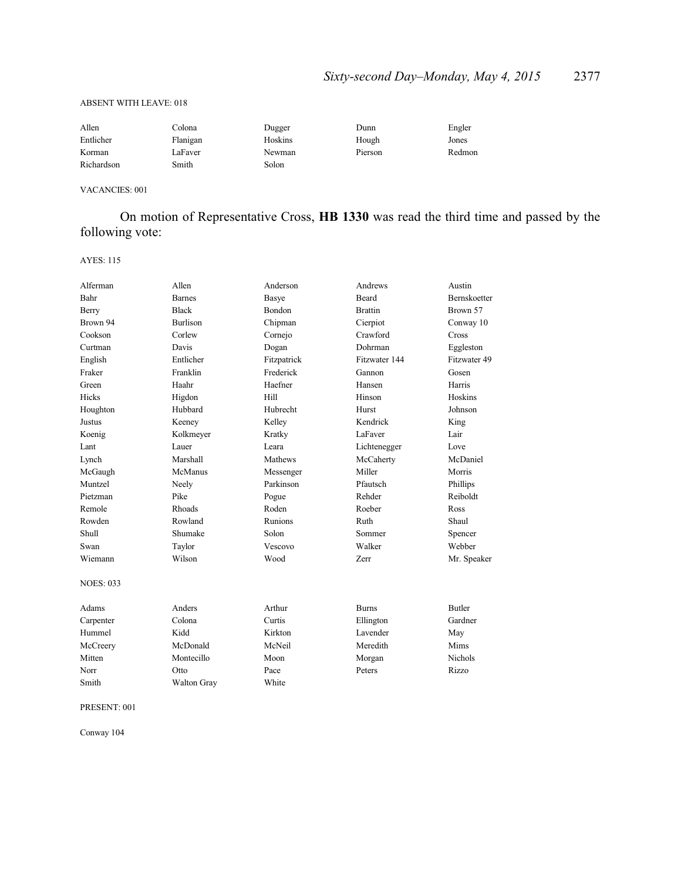ABSENT WITH LEAVE: 018

| | | | | |
|---|---|---|---|---|
| Allen | Colona | Dugger | Dunn | Engler |
| Entlicher | Flanigan | Hoskins | Hough | Jones |
| Korman | LaFaver | Newman | Pierson | Redmon |
| Richardson | Smith | Solon | | |

VACANCIES: 001

On motion of Representative Cross, **HB 1330** was read the third time and passed by the following vote:

AYES: 115

| | | | | |
|---|---|---|---|---|
| Alferman | Allen | Anderson | Andrews | Austin |
| Bahr | Barnes | Basye | Beard | Bernskoetter |
| Berry | Black | Bondon | Brattin | Brown 57 |
| Brown 94 | Burlison | Chipman | Cierpiot | Conway 10 |
| Cookson | Corlew | Cornejo | Crawford | Cross |
| Curtman | Davis | Dogan | Dohrman | Eggleston |
| English | Entlicher | Fitzpatrick | Fitzwater 144 | Fitzwater 49 |
| Fraker | Franklin | Frederick | Gannon | Gosen |
| Green | Haahr | Haefner | Hansen | Harris |
| Hicks | Higdon | Hill | Hinson | Hoskins |
| Houghton | Hubbard | Hubrecht | Hurst | Johnson |
| Justus | Keeney | Kelley | Kendrick | King |
| Koenig | Kolkmeyer | Kratky | LaFaver | Lair |
| Lant | Lauer | Leara | Lichtenegger | Love |
| Lynch | Marshall | Mathews | McCaherty | McDaniel |
| McGaugh | McManus | Messenger | Miller | Morris |
| Muntzel | Neely | Parkinson | Pfautsch | Phillips |
| Pietzman | Pike | Pogue | Rehder | Reiboldt |
| Remole | Rhoads | Roden | Roeber | Ross |
| Rowden | Rowland | Runions | Ruth | Shaul |
| Shull | Shumake | Solon | Sommer | Spencer |
| Swan | Taylor | Vescovo | Walker | Webber |
| Wiemann | Wilson | Wood | Zerr | Mr. Speaker |

NOES: 033

| | | | | |
|---|---|---|---|---|
| Adams | Anders | Arthur | Burns | Butler |
| Carpenter | Colona | Curtis | Ellington | Gardner |
| Hummel | Kidd | Kirkton | Lavender | May |
| McCreery | McDonald | McNeil | Meredith | Mims |
| Mitten | Montecillo | Moon | Morgan | Nichols |
| Norr | Otto | Pace | Peters | Rizzo |
| Smith | Walton Gray | White | | |

PRESENT: 001

Conway 104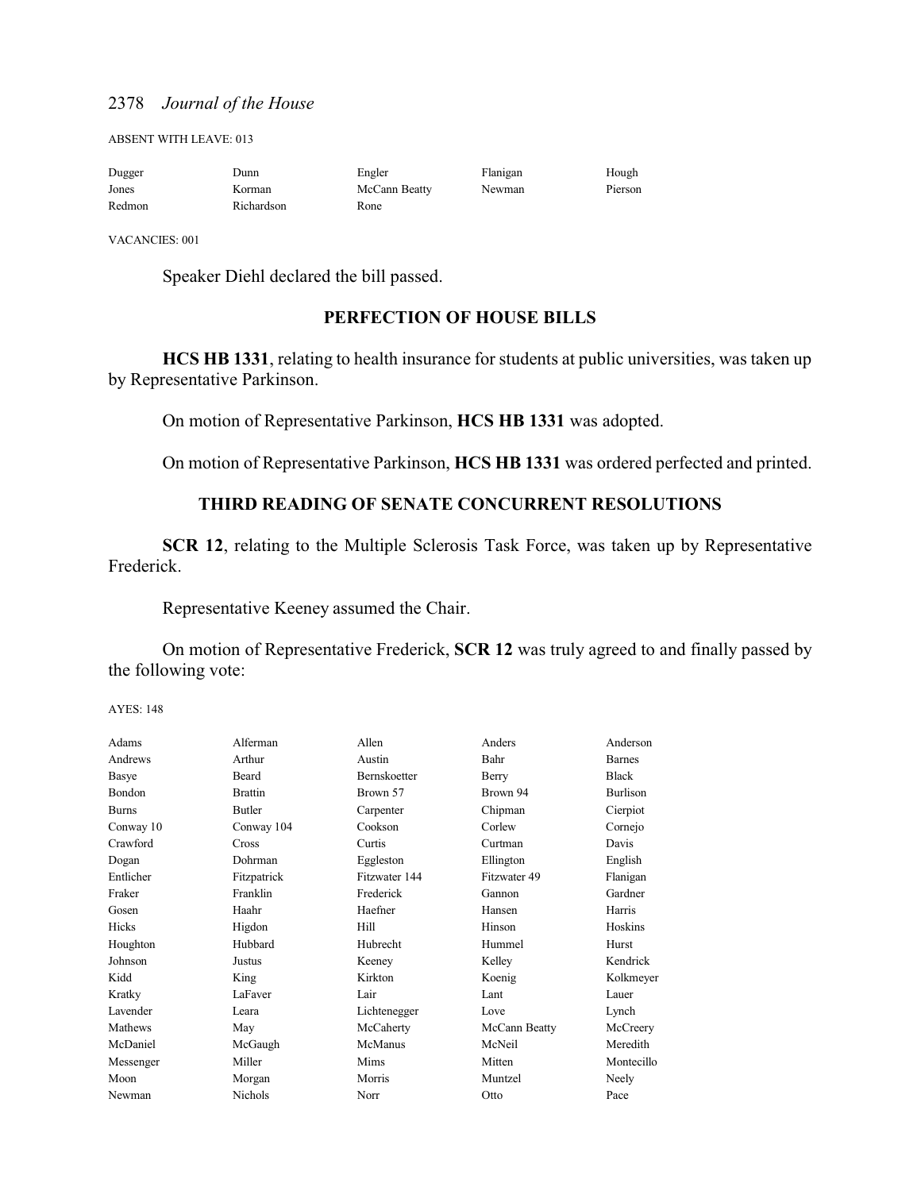ABSENT WITH LEAVE: 013

| | | | | |
|---|---|---|---|---|
| Dugger | Dunn | Engler | Flanigan | Hough |
| Jones | Korman | McCann Beatty | Newman | Pierson |
| Redmon | Richardson | Rone | | |

VACANCIES: 001

Speaker Diehl declared the bill passed.

## PERFECTION OF HOUSE BILLS

**HCS HB 1331**, relating to health insurance for students at public universities, was taken up by Representative Parkinson.

On motion of Representative Parkinson, **HCS HB 1331** was adopted.

On motion of Representative Parkinson, **HCS HB 1331** was ordered perfected and printed.

## THIRD READING OF SENATE CONCURRENT RESOLUTIONS

**SCR 12**, relating to the Multiple Sclerosis Task Force, was taken up by Representative Frederick.

Representative Keeney assumed the Chair.

On motion of Representative Frederick, **SCR 12** was truly agreed to and finally passed by the following vote:

AYES: 148

| | | | | |
|---|---|---|---|---|
| Adams | Alferman | Allen | Anders | Anderson |
| Andrews | Arthur | Austin | Bahr | Barnes |
| Basye | Beard | Bernskoetter | Berry | Black |
| Bondon | Brattin | Brown 57 | Brown 94 | Burlison |
| Burns | Butler | Carpenter | Chipman | Cierpiot |
| Conway 10 | Conway 104 | Cookson | Corlew | Cornejo |
| Crawford | Cross | Curtis | Curtman | Davis |
| Dogan | Dohrman | Eggleston | Ellington | English |
| Entlicher | Fitzpatrick | Fitzwater 144 | Fitzwater 49 | Flanigan |
| Fraker | Franklin | Frederick | Gannon | Gardner |
| Gosen | Haahr | Haefner | Hansen | Harris |
| Hicks | Higdon | Hill | Hinson | Hoskins |
| Houghton | Hubbard | Hubrecht | Hummel | Hurst |
| Johnson | Justus | Keeney | Kelley | Kendrick |
| Kidd | King | Kirkton | Koenig | Kolkmeyer |
| Kratky | LaFaver | Lair | Lant | Lauer |
| Lavender | Leara | Lichtenegger | Love | Lynch |
| Mathews | May | McCaherty | McCann Beatty | McCreery |
| McDaniel | McGaugh | McManus | McNeil | Meredith |
| Messenger | Miller | Mims | Mitten | Montecillo |
| Moon | Morgan | Morris | Muntzel | Neely |
| Newman | Nichols | Norr | Otto | Pace |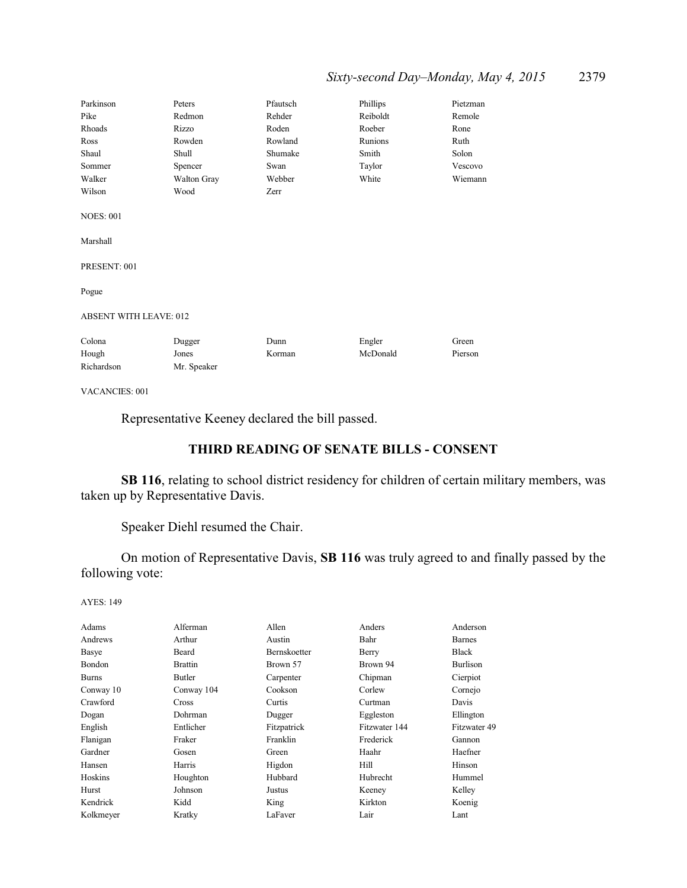| | | | | |
|---|---|---|---|---|
| Parkinson | Peters | Pfautsch | Phillips | Pietzman |
| Pike | Redmon | Rehder | Reiboldt | Remole |
| Rhoads | Rizzo | Roden | Roeber | Rone |
| Ross | Rowden | Rowland | Runions | Ruth |
| Shaul | Shull | Shumake | Smith | Solon |
| Sommer | Spencer | Swan | Taylor | Vescovo |
| Walker | Walton Gray | Webber | White | Wiemann |
| Wilson | Wood | Zerr | | |

NOES: 001

Marshall

PRESENT: 001

Pogue

ABSENT WITH LEAVE: 012

| | | | | |
|---|---|---|---|---|
| Colona | Dugger | Dunn | Engler | Green |
| Hough | Jones | Korman | McDonald | Pierson |
| Richardson | Mr. Speaker | | | |

VACANCIES: 001

Representative Keeney declared the bill passed.

## THIRD READING OF SENATE BILLS - CONSENT

**SB 116**, relating to school district residency for children of certain military members, was taken up by Representative Davis.

Speaker Diehl resumed the Chair.

On motion of Representative Davis, **SB 116** was truly agreed to and finally passed by the following vote:

AYES: 149

| | | | | |
|---|---|---|---|---|
| Adams | Alferman | Allen | Anders | Anderson |
| Andrews | Arthur | Austin | Bahr | Barnes |
| Basye | Beard | Bernskoetter | Berry | Black |
| Bondon | Brattin | Brown 57 | Brown 94 | Burlison |
| Burns | Butler | Carpenter | Chipman | Cierpiot |
| Conway 10 | Conway 104 | Cookson | Corlew | Cornejo |
| Crawford | Cross | Curtis | Curtman | Davis |
| Dogan | Dohrman | Dugger | Eggleston | Ellington |
| English | Entlicher | Fitzpatrick | Fitzwater 144 | Fitzwater 49 |
| Flanigan | Fraker | Franklin | Frederick | Gannon |
| Gardner | Gosen | Green | Haahr | Haefner |
| Hansen | Harris | Higdon | Hill | Hinson |
| Hoskins | Houghton | Hubbard | Hubrecht | Hummel |
| Hurst | Johnson | Justus | Keeney | Kelley |
| Kendrick | Kidd | King | Kirkton | Koenig |
| Kolkmeyer | Kratky | LaFaver | Lair | Lant |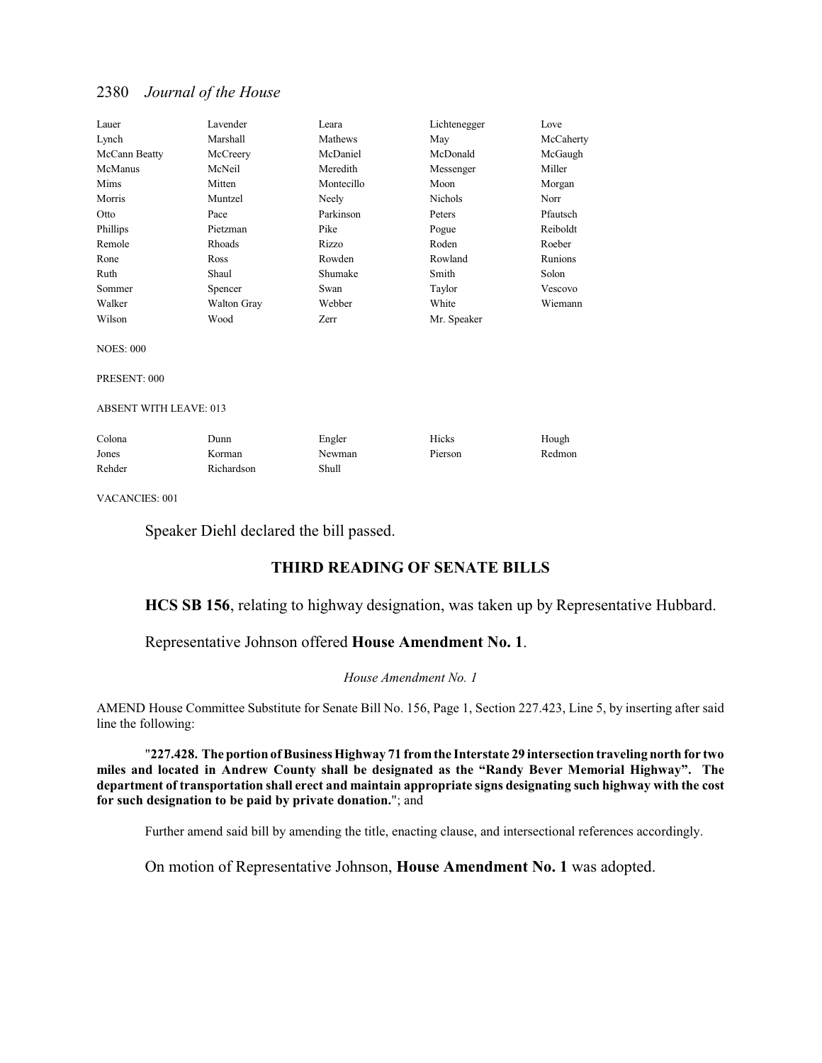| Lauer | Lavender | Leara | Lichtenegger | Love |
|---|---|---|---|---|
| Lynch | Marshall | Mathews | May | McCaherty |
| McCann Beatty | McCreery | McDaniel | McDonald | McGaugh |
| McManus | McNeil | Meredith | Messenger | Miller |
| Mims | Mitten | Montecillo | Moon | Morgan |
| Morris | Muntzel | Neely | Nichols | Norr |
| Otto | Pace | Parkinson | Peters | Pfautsch |
| Phillips | Pietzman | Pike | Pogue | Reiboldt |
| Remole | Rhoads | Rizzo | Roden | Roeber |
| Rone | Ross | Rowden | Rowland | Runions |
| Ruth | Shaul | Shumake | Smith | Solon |
| Sommer | Spencer | Swan | Taylor | Vescovo |
| Walker | Walton Gray | Webber | White | Wiemann |
| Wilson | Wood | Zerr | Mr. Speaker | |

NOES: 000

PRESENT: 000

ABSENT WITH LEAVE: 013

| Colona | Dunn | Engler | Hicks | Hough |
|---|---|---|---|---|
| Jones | Korman | Newman | Pierson | Redmon |
| Rehder | Richardson | Shull | | |

VACANCIES: 001

Speaker Diehl declared the bill passed.

## THIRD READING OF SENATE BILLS

**HCS SB 156**, relating to highway designation, was taken up by Representative Hubbard.

Representative Johnson offered **House Amendment No. 1**.

*House Amendment No. 1*

AMEND House Committee Substitute for Senate Bill No. 156, Page 1, Section 227.423, Line 5, by inserting after said line the following:

"**227.428. The portion of Business Highway 71 from the Interstate 29 intersection traveling north for two miles and located in Andrew County shall be designated as the "Randy Bever Memorial Highway". The department of transportation shall erect and maintain appropriate signs designating such highway with the cost for such designation to be paid by private donation.**"; and

Further amend said bill by amending the title, enacting clause, and intersectional references accordingly.

On motion of Representative Johnson, **House Amendment No. 1** was adopted.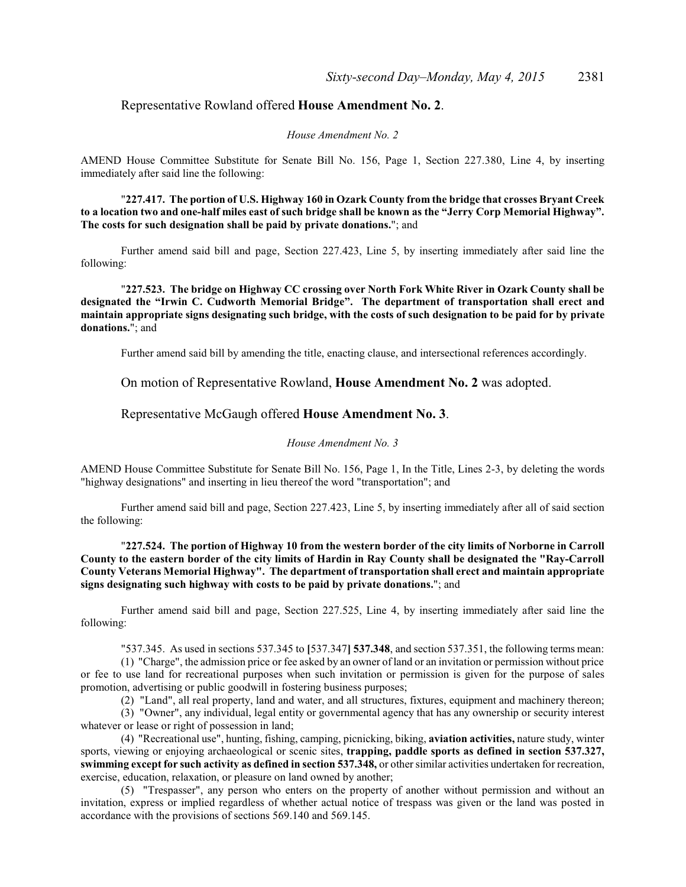Representative Rowland offered **House Amendment No. 2**.

*House Amendment No. 2*

AMEND House Committee Substitute for Senate Bill No. 156, Page 1, Section 227.380, Line 4, by inserting immediately after said line the following:

"**227.417. The portion of U.S. Highway 160 in Ozark County from the bridge that crosses Bryant Creek to a location two and one-half miles east of such bridge shall be known as the "Jerry Corp Memorial Highway". The costs for such designation shall be paid by private donations.**"; and

Further amend said bill and page, Section 227.423, Line 5, by inserting immediately after said line the following:

"**227.523. The bridge on Highway CC crossing over North Fork White River in Ozark County shall be designated the "Irwin C. Cudworth Memorial Bridge". The department of transportation shall erect and maintain appropriate signs designating such bridge, with the costs of such designation to be paid for by private donations.**"; and

Further amend said bill by amending the title, enacting clause, and intersectional references accordingly.

On motion of Representative Rowland, **House Amendment No. 2** was adopted.

Representative McGaugh offered **House Amendment No. 3**.

*House Amendment No. 3*

AMEND House Committee Substitute for Senate Bill No. 156, Page 1, In the Title, Lines 2-3, by deleting the words "highway designations" and inserting in lieu thereof the word "transportation"; and

Further amend said bill and page, Section 227.423, Line 5, by inserting immediately after all of said section the following:

"**227.524. The portion of Highway 10 from the western border of the city limits of Norborne in Carroll County to the eastern border of the city limits of Hardin in Ray County shall be designated the "Ray-Carroll County Veterans Memorial Highway". The department of transportation shall erect and maintain appropriate signs designating such highway with costs to be paid by private donations.**"; and

Further amend said bill and page, Section 227.525, Line 4, by inserting immediately after said line the following:

"537.345. As used in sections 537.345 to **[**537.347**]** **537.348**, and section 537.351, the following terms mean:

(1) "Charge", the admission price or fee asked by an owner of land or an invitation or permission without price or fee to use land for recreational purposes when such invitation or permission is given for the purpose of sales promotion, advertising or public goodwill in fostering business purposes;

(2) "Land", all real property, land and water, and all structures, fixtures, equipment and machinery thereon;

(3) "Owner", any individual, legal entity or governmental agency that has any ownership or security interest whatever or lease or right of possession in land;

(4) "Recreational use", hunting, fishing, camping, picnicking, biking, **aviation activities,** nature study, winter sports, viewing or enjoying archaeological or scenic sites, **trapping, paddle sports as defined in section 537.327, swimming except for such activity as defined in section 537.348,** or other similar activities undertaken for recreation, exercise, education, relaxation, or pleasure on land owned by another;

(5) "Trespasser", any person who enters on the property of another without permission and without an invitation, express or implied regardless of whether actual notice of trespass was given or the land was posted in accordance with the provisions of sections 569.140 and 569.145.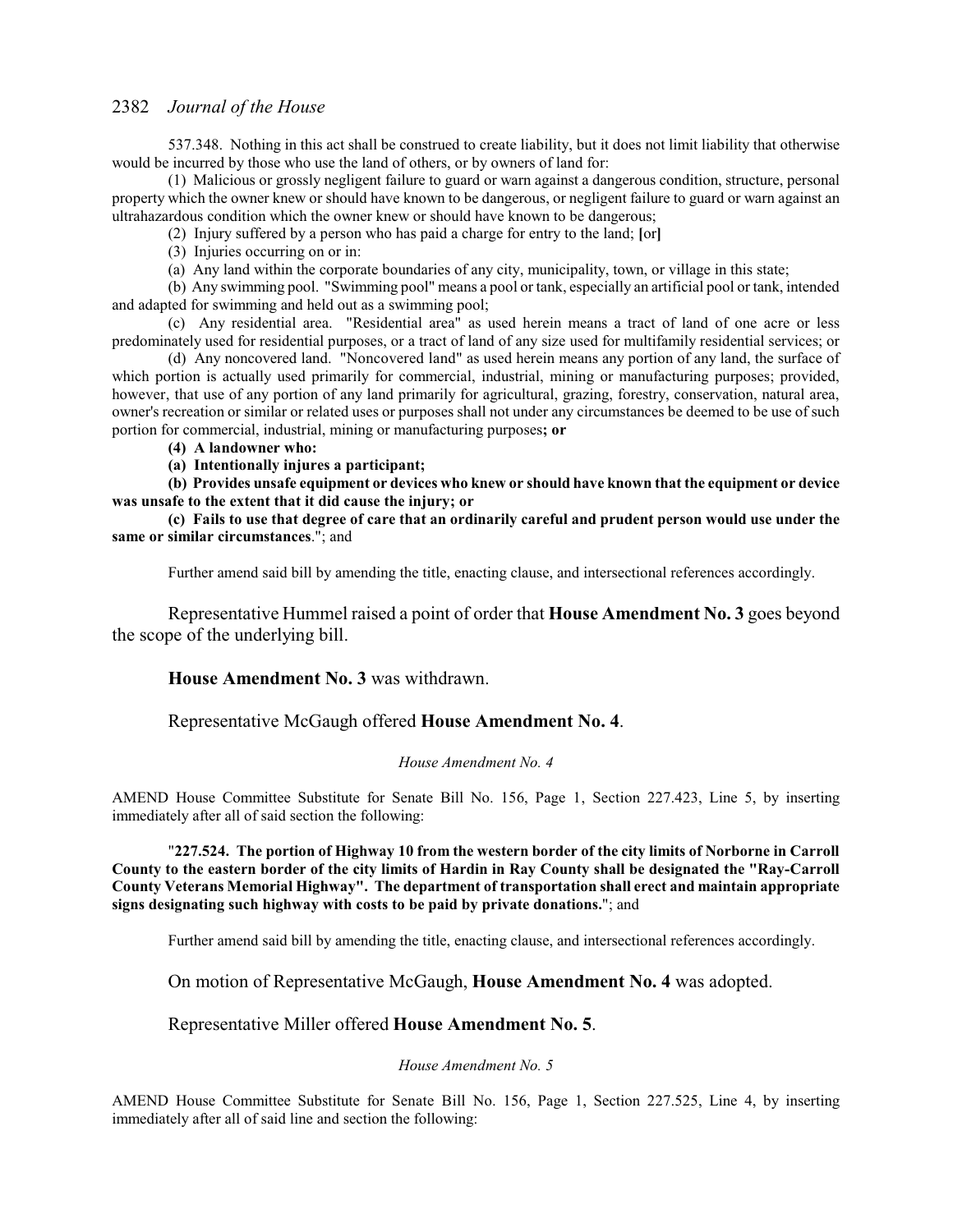537.348. Nothing in this act shall be construed to create liability, but it does not limit liability that otherwise would be incurred by those who use the land of others, or by owners of land for:

(1) Malicious or grossly negligent failure to guard or warn against a dangerous condition, structure, personal property which the owner knew or should have known to be dangerous, or negligent failure to guard or warn against an ultrahazardous condition which the owner knew or should have known to be dangerous;

(2) Injury suffered by a person who has paid a charge for entry to the land; [or]

(3) Injuries occurring on or in:

(a) Any land within the corporate boundaries of any city, municipality, town, or village in this state;

(b) Any swimming pool. "Swimming pool" means a pool or tank, especially an artificial pool or tank, intended and adapted for swimming and held out as a swimming pool;

(c) Any residential area. "Residential area" as used herein means a tract of land of one acre or less predominately used for residential purposes, or a tract of land of any size used for multifamily residential services; or

(d) Any noncovered land. "Noncovered land" as used herein means any portion of any land, the surface of which portion is actually used primarily for commercial, industrial, mining or manufacturing purposes; provided, however, that use of any portion of any land primarily for agricultural, grazing, forestry, conservation, natural area, owner's recreation or similar or related uses or purposes shall not under any circumstances be deemed to be use of such portion for commercial, industrial, mining or manufacturing purposes**; or**

**(4) A landowner who:**

**(a) Intentionally injures a participant;**

**(b) Provides unsafe equipment or devices who knew or should have known that the equipment or device was unsafe to the extent that it did cause the injury; or**

**(c) Fails to use that degree of care that an ordinarily careful and prudent person would use under the same or similar circumstances**."; and

Further amend said bill by amending the title, enacting clause, and intersectional references accordingly.

Representative Hummel raised a point of order that **House Amendment No. 3** goes beyond the scope of the underlying bill.

**House Amendment No. 3** was withdrawn.

Representative McGaugh offered **House Amendment No. 4**.

*House Amendment No. 4*

AMEND House Committee Substitute for Senate Bill No. 156, Page 1, Section 227.423, Line 5, by inserting immediately after all of said section the following:

"**227.524. The portion of Highway 10 from the western border of the city limits of Norborne in Carroll County to the eastern border of the city limits of Hardin in Ray County shall be designated the "Ray-Carroll County Veterans Memorial Highway". The department of transportation shall erect and maintain appropriate signs designating such highway with costs to be paid by private donations.**"; and

Further amend said bill by amending the title, enacting clause, and intersectional references accordingly.

On motion of Representative McGaugh, **House Amendment No. 4** was adopted.

Representative Miller offered **House Amendment No. 5**.

*House Amendment No. 5*

AMEND House Committee Substitute for Senate Bill No. 156, Page 1, Section 227.525, Line 4, by inserting immediately after all of said line and section the following: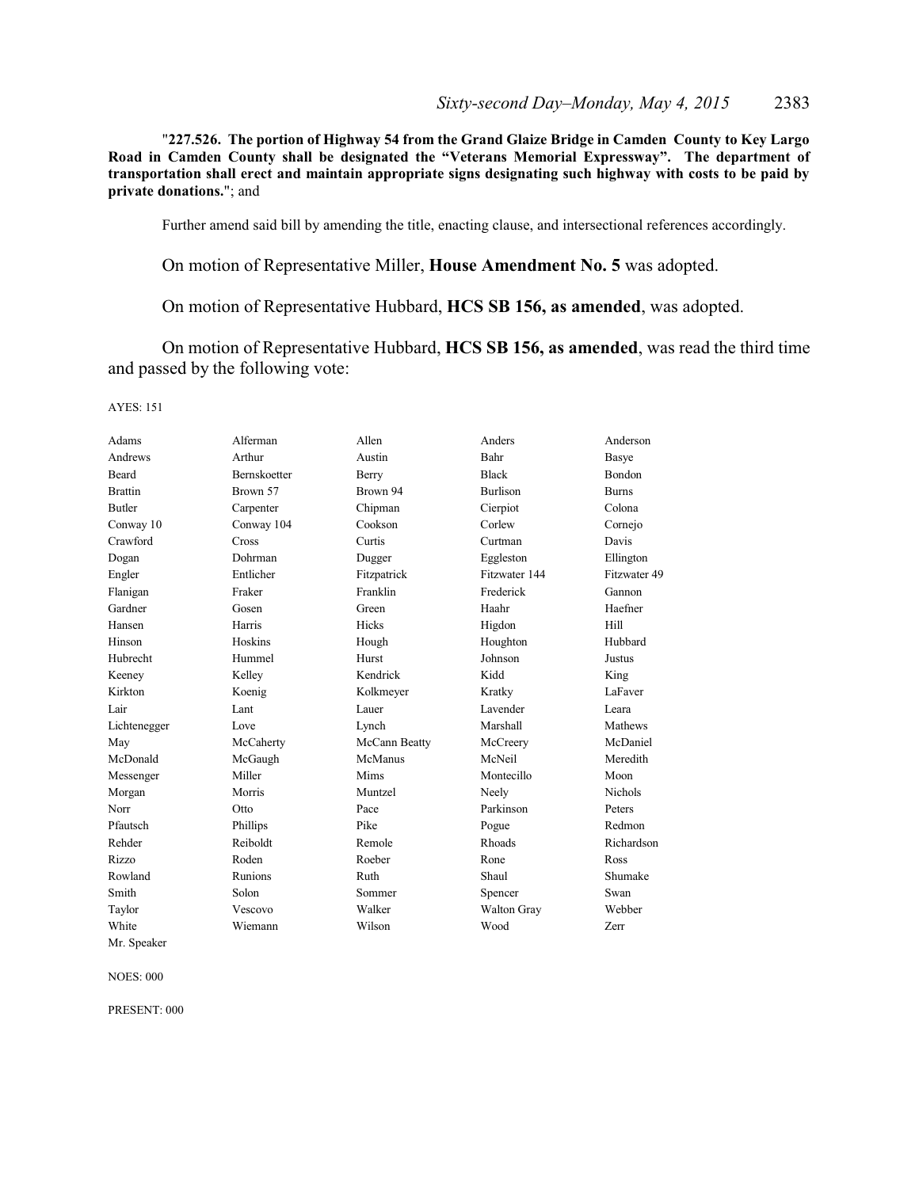"**227.526. The portion of Highway 54 from the Grand Glaize Bridge in Camden County to Key Largo Road in Camden County shall be designated the "Veterans Memorial Expressway". The department of transportation shall erect and maintain appropriate signs designating such highway with costs to be paid by private donations.**"; and

Further amend said bill by amending the title, enacting clause, and intersectional references accordingly.

On motion of Representative Miller, **House Amendment No. 5** was adopted.

On motion of Representative Hubbard, **HCS SB 156, as amended**, was adopted.

On motion of Representative Hubbard, **HCS SB 156, as amended**, was read the third time and passed by the following vote:

AYES: 151

| | | | | |
|---|---|---|---|---|
| Adams | Alferman | Allen | Anders | Anderson |
| Andrews | Arthur | Austin | Bahr | Basye |
| Beard | Bernskoetter | Berry | Black | Bondon |
| Brattin | Brown 57 | Brown 94 | Burlison | Burns |
| Butler | Carpenter | Chipman | Cierpiot | Colona |
| Conway 10 | Conway 104 | Cookson | Corlew | Cornejo |
| Crawford | Cross | Curtis | Curtman | Davis |
| Dogan | Dohrman | Dugger | Eggleston | Ellington |
| Engler | Entlicher | Fitzpatrick | Fitzwater 144 | Fitzwater 49 |
| Flanigan | Fraker | Franklin | Frederick | Gannon |
| Gardner | Gosen | Green | Haahr | Haefner |
| Hansen | Harris | Hicks | Higdon | Hill |
| Hinson | Hoskins | Hough | Houghton | Hubbard |
| Hubrecht | Hummel | Hurst | Johnson | Justus |
| Keeney | Kelley | Kendrick | Kidd | King |
| Kirkton | Koenig | Kolkmeyer | Kratky | LaFaver |
| Lair | Lant | Lauer | Lavender | Leara |
| Lichtenegger | Love | Lynch | Marshall | Mathews |
| May | McCaherty | McCann Beatty | McCreery | McDaniel |
| McDonald | McGaugh | McManus | McNeil | Meredith |
| Messenger | Miller | Mims | Montecillo | Moon |
| Morgan | Morris | Muntzel | Neely | Nichols |
| Norr | Otto | Pace | Parkinson | Peters |
| Pfautsch | Phillips | Pike | Pogue | Redmon |
| Rehder | Reiboldt | Remole | Rhoads | Richardson |
| Rizzo | Roden | Roeber | Rone | Ross |
| Rowland | Runions | Ruth | Shaul | Shumake |
| Smith | Solon | Sommer | Spencer | Swan |
| Taylor | Vescovo | Walker | Walton Gray | Webber |
| White | Wiemann | Wilson | Wood | Zerr |
| Mr. Speaker | | | | |

NOES: 000

PRESENT: 000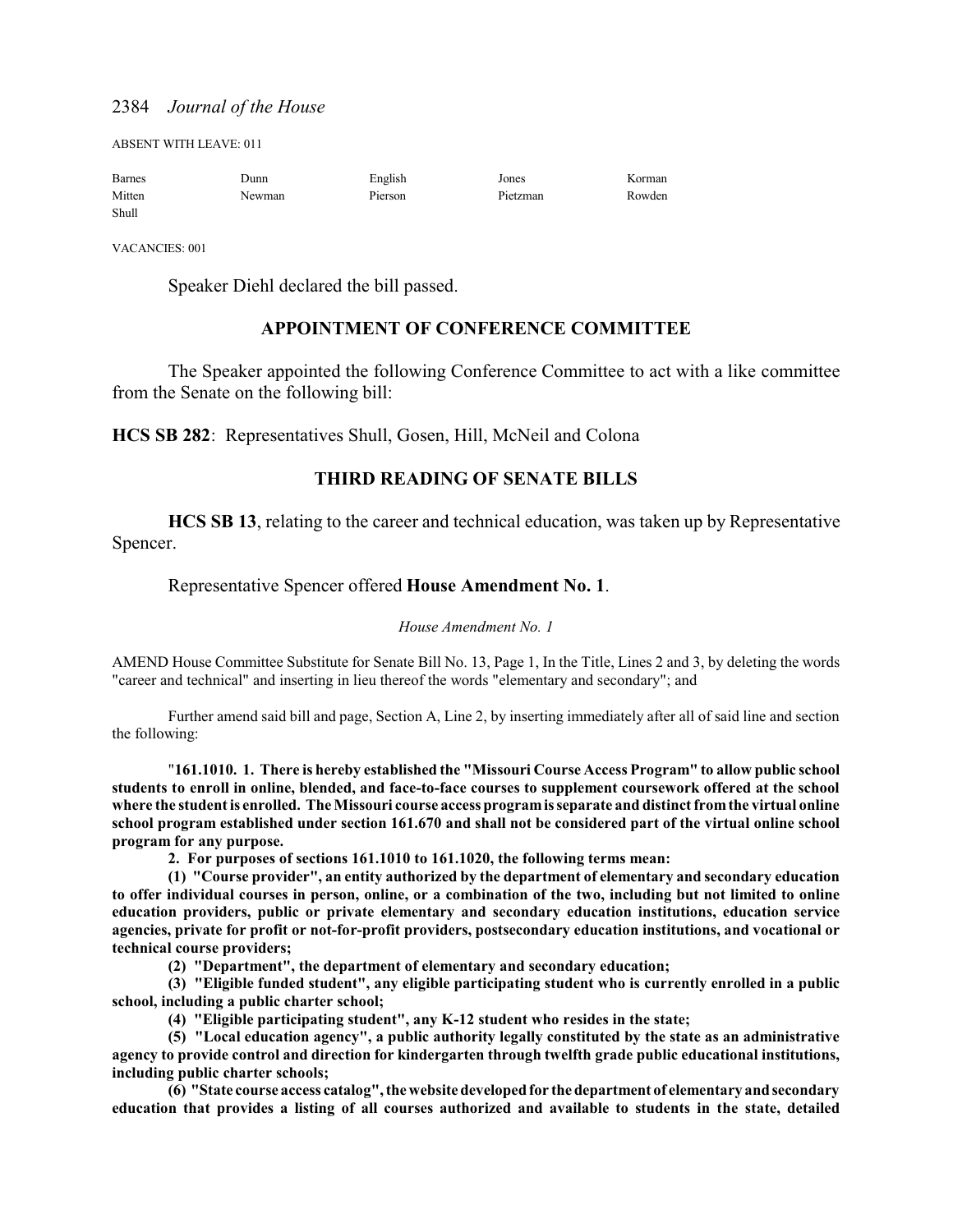ABSENT WITH LEAVE: 011

| | | | | |
|---|---|---|---|---|
| Barnes | Dunn | English | Jones | Korman |
| Mitten | Newman | Pierson | Pietzman | Rowden |
| Shull | | | | |

VACANCIES: 001

Speaker Diehl declared the bill passed.

## APPOINTMENT OF CONFERENCE COMMITTEE

The Speaker appointed the following Conference Committee to act with a like committee from the Senate on the following bill:

**HCS SB 282**: Representatives Shull, Gosen, Hill, McNeil and Colona

## THIRD READING OF SENATE BILLS

**HCS SB 13**, relating to the career and technical education, was taken up by Representative Spencer.

Representative Spencer offered **House Amendment No. 1**.

*House Amendment No. 1*

AMEND House Committee Substitute for Senate Bill No. 13, Page 1, In the Title, Lines 2 and 3, by deleting the words "career and technical" and inserting in lieu thereof the words "elementary and secondary"; and

Further amend said bill and page, Section A, Line 2, by inserting immediately after all of said line and section the following:

"**161.1010. 1. There is hereby established the "Missouri Course Access Program" to allow public school students to enroll in online, blended, and face-to-face courses to supplement coursework offered at the school where the student is enrolled. The Missouri course access program is separate and distinct from the virtual online school program established under section 161.670 and shall not be considered part of the virtual online school program for any purpose.**

**2. For purposes of sections 161.1010 to 161.1020, the following terms mean:**

**(1) "Course provider", an entity authorized by the department of elementary and secondary education to offer individual courses in person, online, or a combination of the two, including but not limited to online education providers, public or private elementary and secondary education institutions, education service agencies, private for profit or not-for-profit providers, postsecondary education institutions, and vocational or technical course providers;**

**(2) "Department", the department of elementary and secondary education;**

**(3) "Eligible funded student", any eligible participating student who is currently enrolled in a public school, including a public charter school;**

**(4) "Eligible participating student", any K-12 student who resides in the state;**

**(5) "Local education agency", a public authority legally constituted by the state as an administrative agency to provide control and direction for kindergarten through twelfth grade public educational institutions, including public charter schools;**

**(6) "State course access catalog", the website developed for the department of elementary and secondary education that provides a listing of all courses authorized and available to students in the state, detailed**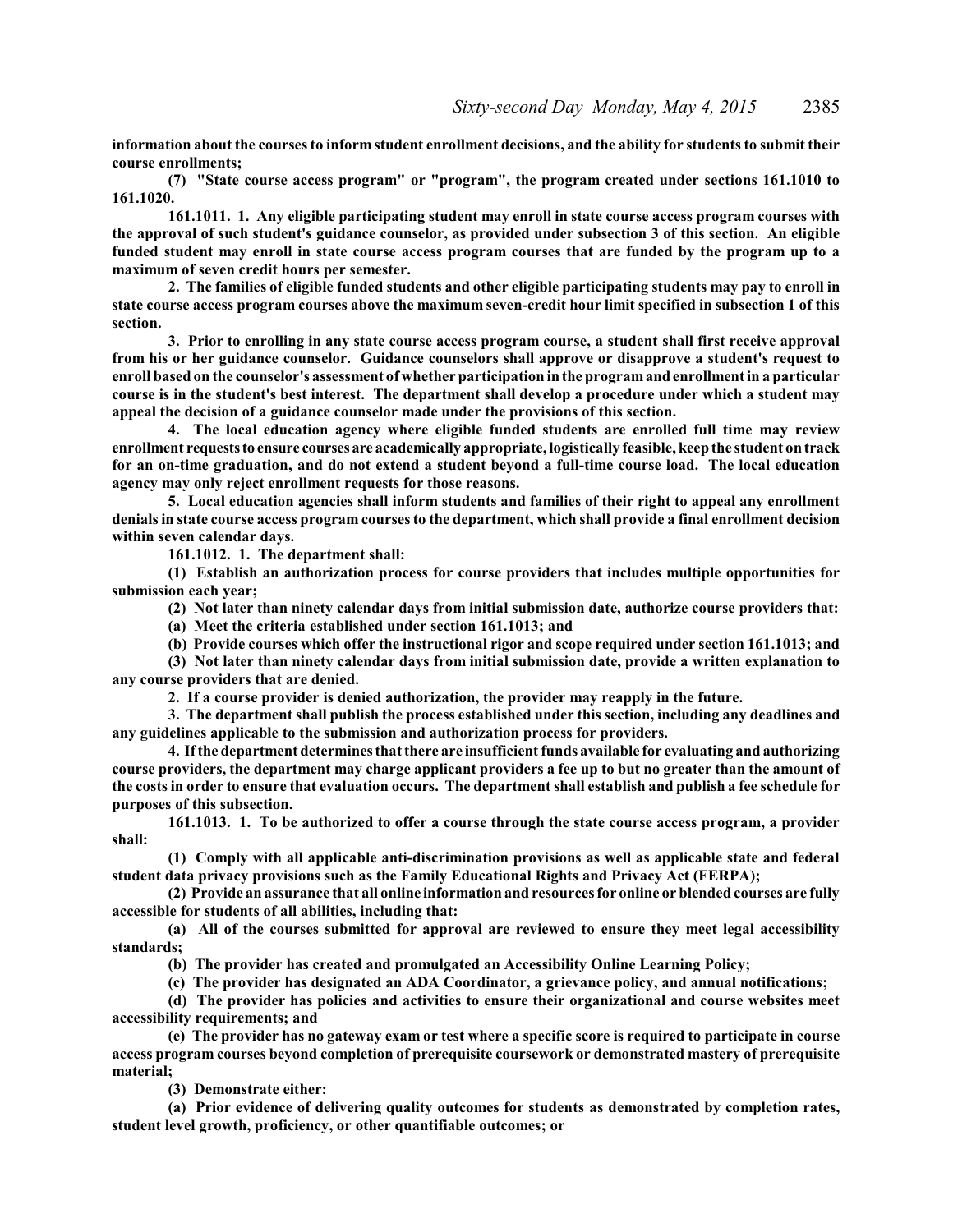**information about the courses to inform student enrollment decisions, and the ability for students to submit their course enrollments;**

**(7) "State course access program" or "program", the program created under sections 161.1010 to 161.1020.**

**161.1011. 1. Any eligible participating student may enroll in state course access program courses with the approval of such student's guidance counselor, as provided under subsection 3 of this section. An eligible funded student may enroll in state course access program courses that are funded by the program up to a maximum of seven credit hours per semester.**

**2. The families of eligible funded students and other eligible participating students may pay to enroll in state course access program courses above the maximum seven-credit hour limit specified in subsection 1 of this section.**

**3. Prior to enrolling in any state course access program course, a student shall first receive approval from his or her guidance counselor. Guidance counselors shall approve or disapprove a student's request to enroll based on the counselor's assessment of whether participation in the program and enrollment in a particular course is in the student's best interest. The department shall develop a procedure under which a student may appeal the decision of a guidance counselor made under the provisions of this section.**

**4. The local education agency where eligible funded students are enrolled full time may review enrollment requests to ensure courses are academically appropriate, logistically feasible, keep the student on track for an on-time graduation, and do not extend a student beyond a full-time course load. The local education agency may only reject enrollment requests for those reasons.**

**5. Local education agencies shall inform students and families of their right to appeal any enrollment denials in state course access program courses to the department, which shall provide a final enrollment decision within seven calendar days.**

**161.1012. 1. The department shall:**

**(1) Establish an authorization process for course providers that includes multiple opportunities for submission each year;**

**(2) Not later than ninety calendar days from initial submission date, authorize course providers that:**

**(a) Meet the criteria established under section 161.1013; and**

**(b) Provide courses which offer the instructional rigor and scope required under section 161.1013; and**

**(3) Not later than ninety calendar days from initial submission date, provide a written explanation to any course providers that are denied.**

**2. If a course provider is denied authorization, the provider may reapply in the future.**

**3. The department shall publish the process established under this section, including any deadlines and any guidelines applicable to the submission and authorization process for providers.**

**4. If the department determines that there are insufficient funds available for evaluating and authorizing course providers, the department may charge applicant providers a fee up to but no greater than the amount of the costs in order to ensure that evaluation occurs. The department shall establish and publish a fee schedule for purposes of this subsection.**

**161.1013. 1. To be authorized to offer a course through the state course access program, a provider shall:**

**(1) Comply with all applicable anti-discrimination provisions as well as applicable state and federal student data privacy provisions such as the Family Educational Rights and Privacy Act (FERPA);**

**(2) Provide an assurance that all online information and resources for online or blended courses are fully accessible for students of all abilities, including that:**

**(a) All of the courses submitted for approval are reviewed to ensure they meet legal accessibility standards;**

**(b) The provider has created and promulgated an Accessibility Online Learning Policy;**

**(c) The provider has designated an ADA Coordinator, a grievance policy, and annual notifications;**

**(d) The provider has policies and activities to ensure their organizational and course websites meet accessibility requirements; and**

**(e) The provider has no gateway exam or test where a specific score is required to participate in course access program courses beyond completion of prerequisite coursework or demonstrated mastery of prerequisite material;**

**(3) Demonstrate either:**

**(a) Prior evidence of delivering quality outcomes for students as demonstrated by completion rates, student level growth, proficiency, or other quantifiable outcomes; or**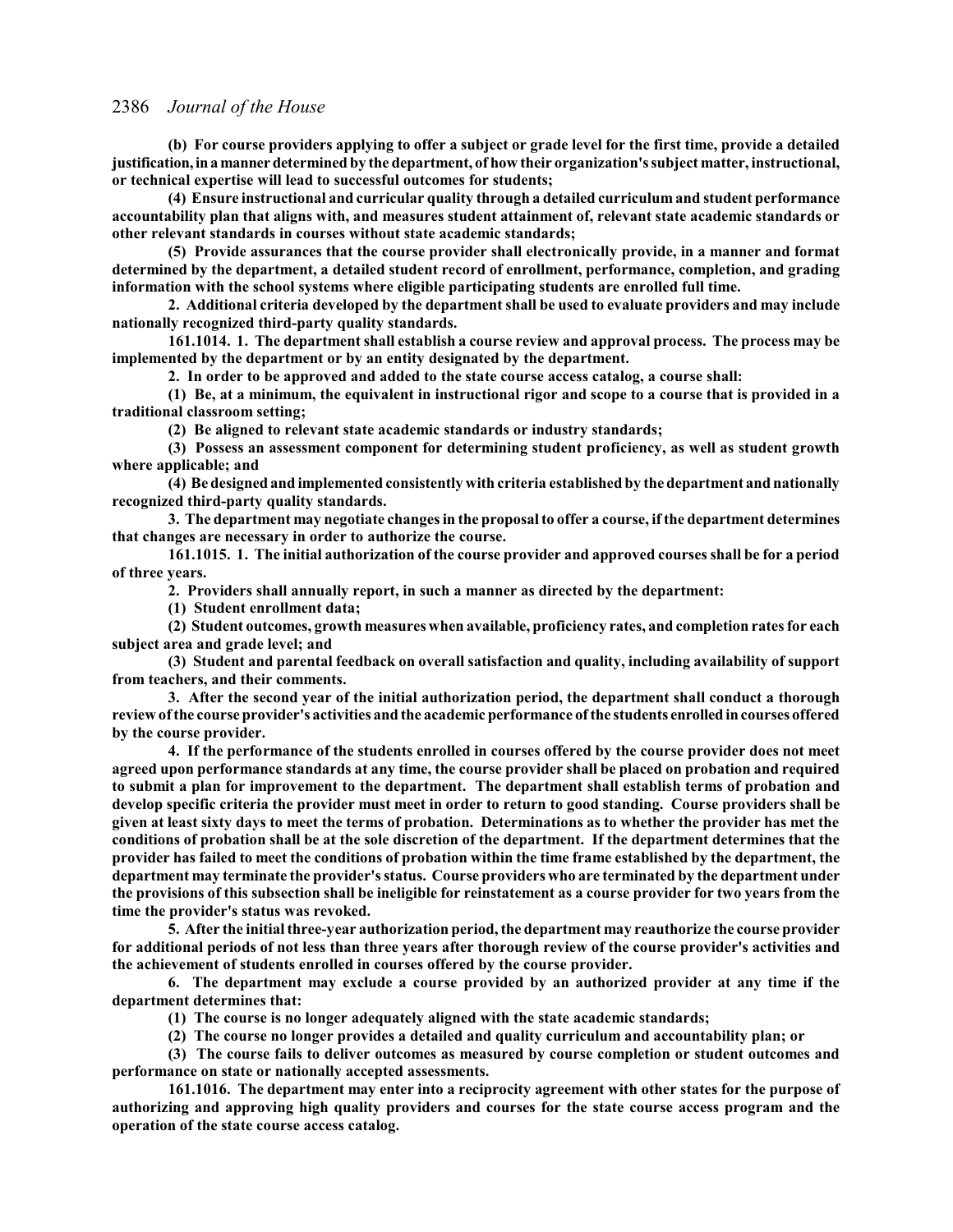**(b) For course providers applying to offer a subject or grade level for the first time, provide a detailed justification, in a manner determined by the department, of how their organization's subject matter, instructional, or technical expertise will lead to successful outcomes for students;**

**(4) Ensure instructional and curricular quality through a detailed curriculum and student performance accountability plan that aligns with, and measures student attainment of, relevant state academic standards or other relevant standards in courses without state academic standards;**

**(5) Provide assurances that the course provider shall electronically provide, in a manner and format determined by the department, a detailed student record of enrollment, performance, completion, and grading information with the school systems where eligible participating students are enrolled full time.**

**2. Additional criteria developed by the department shall be used to evaluate providers and may include nationally recognized third-party quality standards.**

**161.1014. 1. The department shall establish a course review and approval process. The process may be implemented by the department or by an entity designated by the department.**

**2. In order to be approved and added to the state course access catalog, a course shall:**

**(1) Be, at a minimum, the equivalent in instructional rigor and scope to a course that is provided in a traditional classroom setting;**

**(2) Be aligned to relevant state academic standards or industry standards;**

**(3) Possess an assessment component for determining student proficiency, as well as student growth where applicable; and**

**(4) Be designed and implemented consistently with criteria established by the department and nationally recognized third-party quality standards.**

**3. The department may negotiate changes in the proposal to offer a course, if the department determines that changes are necessary in order to authorize the course.**

**161.1015. 1. The initial authorization of the course provider and approved courses shall be for a period of three years.**

**2. Providers shall annually report, in such a manner as directed by the department:**

**(1) Student enrollment data;**

**(2) Student outcomes, growth measures when available, proficiency rates, and completion rates for each subject area and grade level; and**

**(3) Student and parental feedback on overall satisfaction and quality, including availability of support from teachers, and their comments.**

**3. After the second year of the initial authorization period, the department shall conduct a thorough review of the course provider's activities and the academic performance of the students enrolled in courses offered by the course provider.**

**4. If the performance of the students enrolled in courses offered by the course provider does not meet agreed upon performance standards at any time, the course provider shall be placed on probation and required to submit a plan for improvement to the department. The department shall establish terms of probation and develop specific criteria the provider must meet in order to return to good standing. Course providers shall be given at least sixty days to meet the terms of probation. Determinations as to whether the provider has met the conditions of probation shall be at the sole discretion of the department. If the department determines that the provider has failed to meet the conditions of probation within the time frame established by the department, the department may terminate the provider's status. Course providers who are terminated by the department under the provisions of this subsection shall be ineligible for reinstatement as a course provider for two years from the time the provider's status was revoked.**

**5. After the initial three-year authorization period, the department may reauthorize the course provider for additional periods of not less than three years after thorough review of the course provider's activities and the achievement of students enrolled in courses offered by the course provider.**

**6. The department may exclude a course provided by an authorized provider at any time if the department determines that:**

**(1) The course is no longer adequately aligned with the state academic standards;**

**(2) The course no longer provides a detailed and quality curriculum and accountability plan; or**

**(3) The course fails to deliver outcomes as measured by course completion or student outcomes and performance on state or nationally accepted assessments.**

**161.1016. The department may enter into a reciprocity agreement with other states for the purpose of authorizing and approving high quality providers and courses for the state course access program and the operation of the state course access catalog.**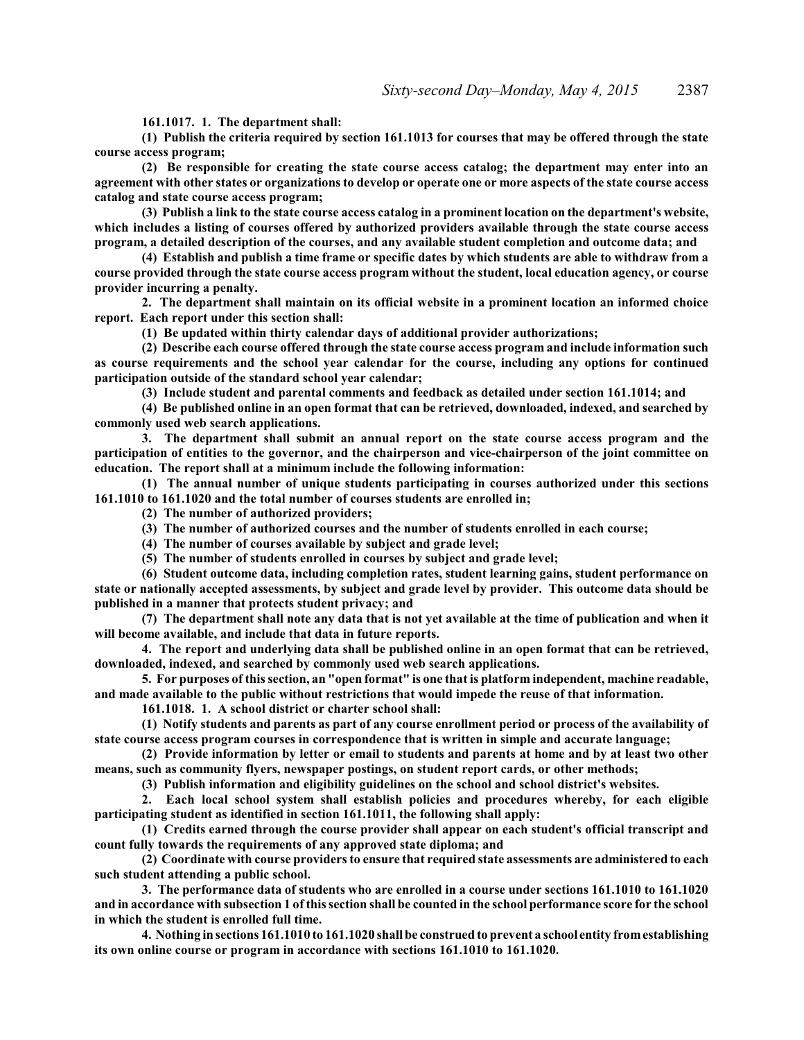**161.1017. 1. The department shall:**

**(1) Publish the criteria required by section 161.1013 for courses that may be offered through the state course access program;**

**(2) Be responsible for creating the state course access catalog; the department may enter into an agreement with other states or organizations to develop or operate one or more aspects of the state course access catalog and state course access program;**

**(3) Publish a link to the state course access catalog in a prominent location on the department's website, which includes a listing of courses offered by authorized providers available through the state course access program, a detailed description of the courses, and any available student completion and outcome data; and**

**(4) Establish and publish a time frame or specific dates by which students are able to withdraw from a course provided through the state course access program without the student, local education agency, or course provider incurring a penalty.**

**2. The department shall maintain on its official website in a prominent location an informed choice report. Each report under this section shall:**

**(1) Be updated within thirty calendar days of additional provider authorizations;**

**(2) Describe each course offered through the state course access program and include information such as course requirements and the school year calendar for the course, including any options for continued participation outside of the standard school year calendar;**

**(3) Include student and parental comments and feedback as detailed under section 161.1014; and**

**(4) Be published online in an open format that can be retrieved, downloaded, indexed, and searched by commonly used web search applications.**

**3. The department shall submit an annual report on the state course access program and the participation of entities to the governor, and the chairperson and vice-chairperson of the joint committee on education. The report shall at a minimum include the following information:**

**(1) The annual number of unique students participating in courses authorized under this sections 161.1010 to 161.1020 and the total number of courses students are enrolled in;**

**(2) The number of authorized providers;**

**(3) The number of authorized courses and the number of students enrolled in each course;**

**(4) The number of courses available by subject and grade level;**

**(5) The number of students enrolled in courses by subject and grade level;**

**(6) Student outcome data, including completion rates, student learning gains, student performance on state or nationally accepted assessments, by subject and grade level by provider. This outcome data should be published in a manner that protects student privacy; and**

**(7) The department shall note any data that is not yet available at the time of publication and when it will become available, and include that data in future reports.**

**4. The report and underlying data shall be published online in an open format that can be retrieved, downloaded, indexed, and searched by commonly used web search applications.**

**5. For purposes of this section, an "open format" is one that is platform independent, machine readable, and made available to the public without restrictions that would impede the reuse of that information.**

**161.1018. 1. A school district or charter school shall:**

**(1) Notify students and parents as part of any course enrollment period or process of the availability of state course access program courses in correspondence that is written in simple and accurate language;**

**(2) Provide information by letter or email to students and parents at home and by at least two other means, such as community flyers, newspaper postings, on student report cards, or other methods;**

**(3) Publish information and eligibility guidelines on the school and school district's websites.**

**2. Each local school system shall establish policies and procedures whereby, for each eligible participating student as identified in section 161.1011, the following shall apply:**

**(1) Credits earned through the course provider shall appear on each student's official transcript and count fully towards the requirements of any approved state diploma; and**

**(2) Coordinate with course providers to ensure that required state assessments are administered to each such student attending a public school.**

**3. The performance data of students who are enrolled in a course under sections 161.1010 to 161.1020 and in accordance with subsection 1 of this section shall be counted in the school performance score for the school in which the student is enrolled full time.**

**4. Nothing in sections 161.1010 to 161.1020 shall be construed to prevent a school entity from establishing its own online course or program in accordance with sections 161.1010 to 161.1020.**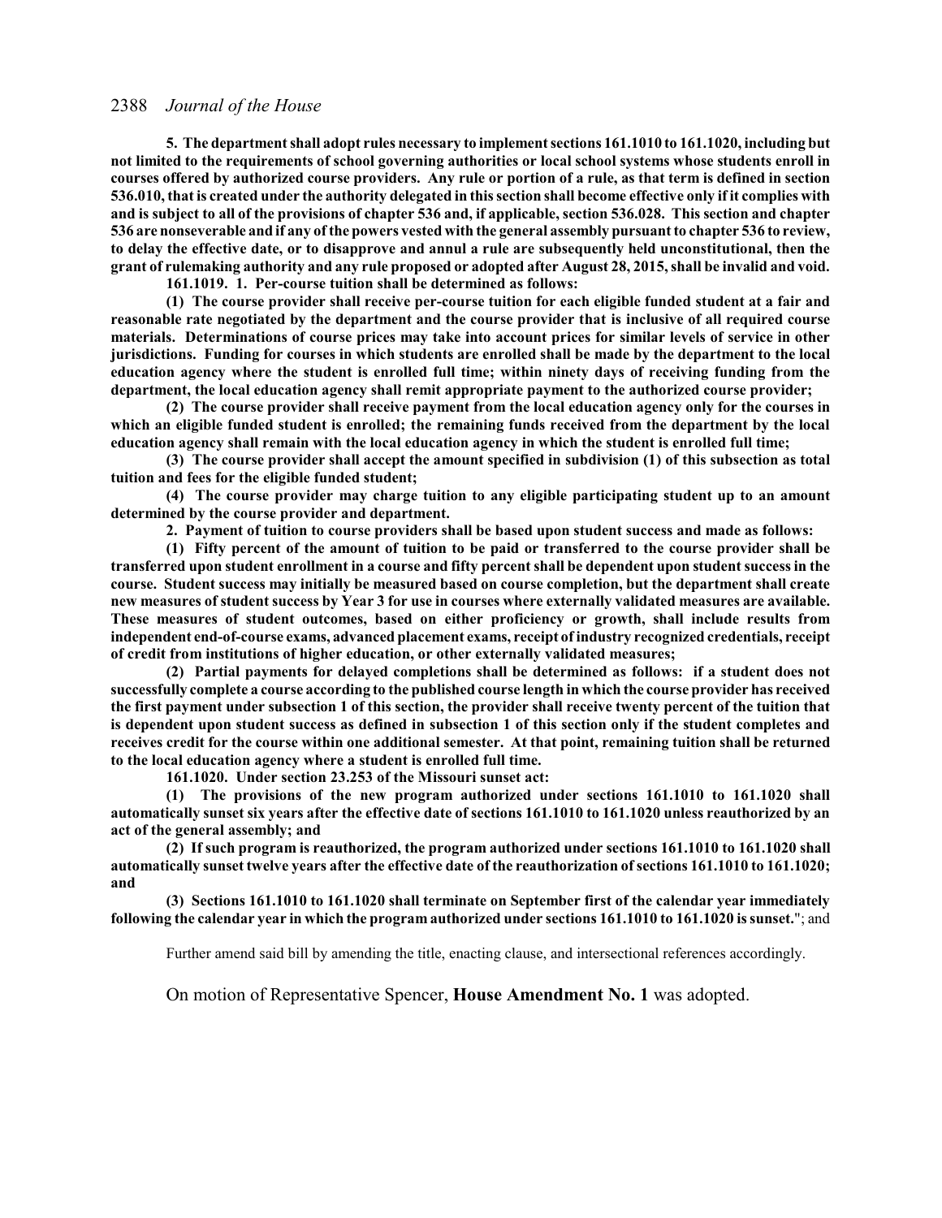**5. The department shall adopt rules necessary to implement sections 161.1010 to 161.1020, including but not limited to the requirements of school governing authorities or local school systems whose students enroll in courses offered by authorized course providers. Any rule or portion of a rule, as that term is defined in section 536.010, that is created under the authority delegated in this section shall become effective only if it complies with and is subject to all of the provisions of chapter 536 and, if applicable, section 536.028. This section and chapter 536 are nonseverable and if any of the powers vested with the general assembly pursuant to chapter 536 to review, to delay the effective date, or to disapprove and annul a rule are subsequently held unconstitutional, then the grant of rulemaking authority and any rule proposed or adopted after August 28, 2015, shall be invalid and void.**

**161.1019. 1. Per-course tuition shall be determined as follows:**

**(1) The course provider shall receive per-course tuition for each eligible funded student at a fair and reasonable rate negotiated by the department and the course provider that is inclusive of all required course materials. Determinations of course prices may take into account prices for similar levels of service in other jurisdictions. Funding for courses in which students are enrolled shall be made by the department to the local education agency where the student is enrolled full time; within ninety days of receiving funding from the department, the local education agency shall remit appropriate payment to the authorized course provider;**

**(2) The course provider shall receive payment from the local education agency only for the courses in which an eligible funded student is enrolled; the remaining funds received from the department by the local education agency shall remain with the local education agency in which the student is enrolled full time;**

**(3) The course provider shall accept the amount specified in subdivision (1) of this subsection as total tuition and fees for the eligible funded student;**

**(4) The course provider may charge tuition to any eligible participating student up to an amount determined by the course provider and department.**

**2. Payment of tuition to course providers shall be based upon student success and made as follows:**

**(1) Fifty percent of the amount of tuition to be paid or transferred to the course provider shall be transferred upon student enrollment in a course and fifty percent shall be dependent upon student success in the course. Student success may initially be measured based on course completion, but the department shall create new measures of student success by Year 3 for use in courses where externally validated measures are available. These measures of student outcomes, based on either proficiency or growth, shall include results from independent end-of-course exams, advanced placement exams, receipt of industry recognized credentials, receipt of credit from institutions of higher education, or other externally validated measures;**

**(2) Partial payments for delayed completions shall be determined as follows: if a student does not successfully complete a course according to the published course length in which the course provider has received the first payment under subsection 1 of this section, the provider shall receive twenty percent of the tuition that is dependent upon student success as defined in subsection 1 of this section only if the student completes and receives credit for the course within one additional semester. At that point, remaining tuition shall be returned to the local education agency where a student is enrolled full time.**

**161.1020. Under section 23.253 of the Missouri sunset act:**

**(1) The provisions of the new program authorized under sections 161.1010 to 161.1020 shall automatically sunset six years after the effective date of sections 161.1010 to 161.1020 unless reauthorized by an act of the general assembly; and**

**(2) If such program is reauthorized, the program authorized under sections 161.1010 to 161.1020 shall automatically sunset twelve years after the effective date of the reauthorization of sections 161.1010 to 161.1020; and**

**(3) Sections 161.1010 to 161.1020 shall terminate on September first of the calendar year immediately following the calendar year in which the program authorized under sections 161.1010 to 161.1020 is sunset.**"; and

Further amend said bill by amending the title, enacting clause, and intersectional references accordingly.

On motion of Representative Spencer, **House Amendment No. 1** was adopted.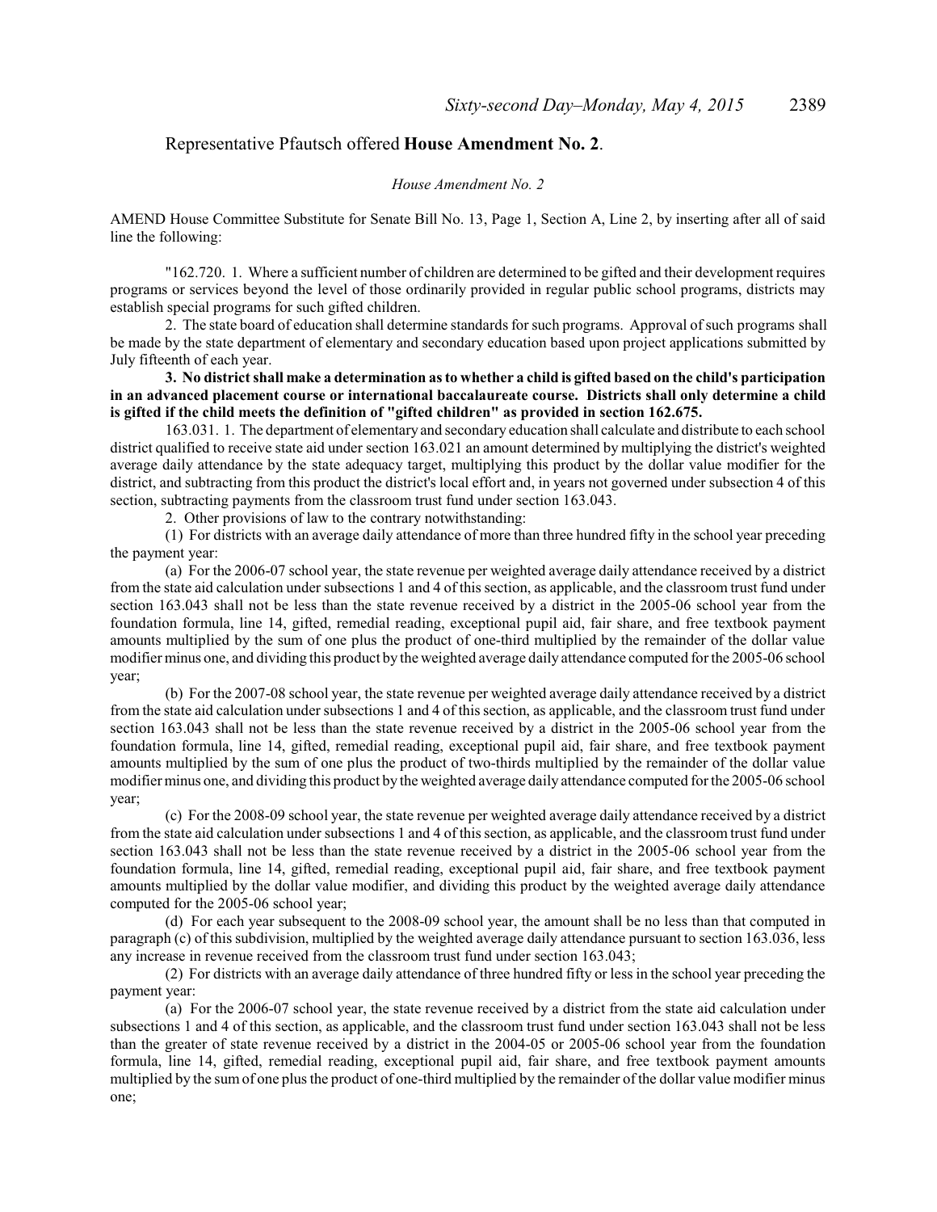Representative Pfautsch offered **House Amendment No. 2**.

*House Amendment No. 2*

AMEND House Committee Substitute for Senate Bill No. 13, Page 1, Section A, Line 2, by inserting after all of said line the following:

"162.720. 1. Where a sufficient number of children are determined to be gifted and their development requires programs or services beyond the level of those ordinarily provided in regular public school programs, districts may establish special programs for such gifted children.

2. The state board of education shall determine standards for such programs. Approval of such programs shall be made by the state department of elementary and secondary education based upon project applications submitted by July fifteenth of each year.

**3. No district shall make a determination as to whether a child is gifted based on the child's participation in an advanced placement course or international baccalaureate course. Districts shall only determine a child is gifted if the child meets the definition of "gifted children" as provided in section 162.675.**

163.031. 1. The department of elementary and secondary education shall calculate and distribute to each school district qualified to receive state aid under section 163.021 an amount determined by multiplying the district's weighted average daily attendance by the state adequacy target, multiplying this product by the dollar value modifier for the district, and subtracting from this product the district's local effort and, in years not governed under subsection 4 of this section, subtracting payments from the classroom trust fund under section 163.043.

2. Other provisions of law to the contrary notwithstanding:

(1) For districts with an average daily attendance of more than three hundred fifty in the school year preceding the payment year:

(a) For the 2006-07 school year, the state revenue per weighted average daily attendance received by a district from the state aid calculation under subsections 1 and 4 of this section, as applicable, and the classroom trust fund under section 163.043 shall not be less than the state revenue received by a district in the 2005-06 school year from the foundation formula, line 14, gifted, remedial reading, exceptional pupil aid, fair share, and free textbook payment amounts multiplied by the sum of one plus the product of one-third multiplied by the remainder of the dollar value modifier minus one, and dividing this product by the weighted average daily attendance computed for the 2005-06 school year;

(b) For the 2007-08 school year, the state revenue per weighted average daily attendance received by a district from the state aid calculation under subsections 1 and 4 of this section, as applicable, and the classroom trust fund under section 163.043 shall not be less than the state revenue received by a district in the 2005-06 school year from the foundation formula, line 14, gifted, remedial reading, exceptional pupil aid, fair share, and free textbook payment amounts multiplied by the sum of one plus the product of two-thirds multiplied by the remainder of the dollar value modifier minus one, and dividing this product by the weighted average daily attendance computed for the 2005-06 school year;

(c) For the 2008-09 school year, the state revenue per weighted average daily attendance received by a district from the state aid calculation under subsections 1 and 4 of this section, as applicable, and the classroom trust fund under section 163.043 shall not be less than the state revenue received by a district in the 2005-06 school year from the foundation formula, line 14, gifted, remedial reading, exceptional pupil aid, fair share, and free textbook payment amounts multiplied by the dollar value modifier, and dividing this product by the weighted average daily attendance computed for the 2005-06 school year;

(d) For each year subsequent to the 2008-09 school year, the amount shall be no less than that computed in paragraph (c) of this subdivision, multiplied by the weighted average daily attendance pursuant to section 163.036, less any increase in revenue received from the classroom trust fund under section 163.043;

(2) For districts with an average daily attendance of three hundred fifty or less in the school year preceding the payment year:

(a) For the 2006-07 school year, the state revenue received by a district from the state aid calculation under subsections 1 and 4 of this section, as applicable, and the classroom trust fund under section 163.043 shall not be less than the greater of state revenue received by a district in the 2004-05 or 2005-06 school year from the foundation formula, line 14, gifted, remedial reading, exceptional pupil aid, fair share, and free textbook payment amounts multiplied by the sum of one plus the product of one-third multiplied by the remainder of the dollar value modifier minus one;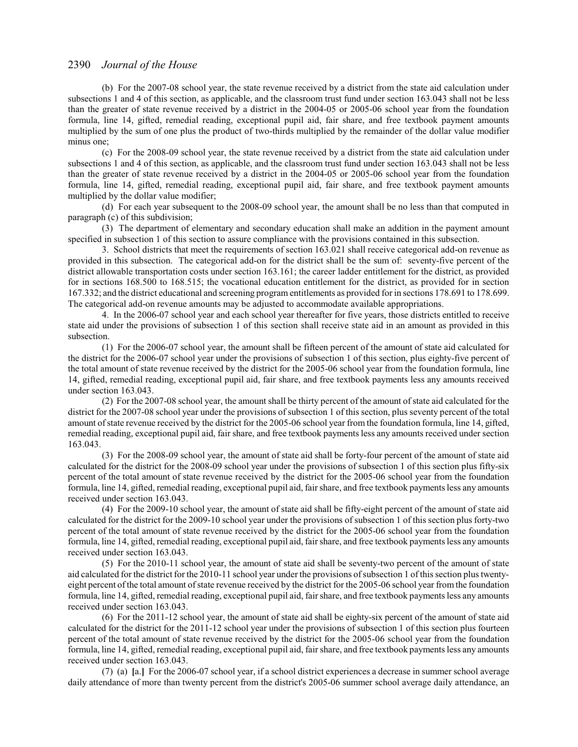(b) For the 2007-08 school year, the state revenue received by a district from the state aid calculation under subsections 1 and 4 of this section, as applicable, and the classroom trust fund under section 163.043 shall not be less than the greater of state revenue received by a district in the 2004-05 or 2005-06 school year from the foundation formula, line 14, gifted, remedial reading, exceptional pupil aid, fair share, and free textbook payment amounts multiplied by the sum of one plus the product of two-thirds multiplied by the remainder of the dollar value modifier minus one;

(c) For the 2008-09 school year, the state revenue received by a district from the state aid calculation under subsections 1 and 4 of this section, as applicable, and the classroom trust fund under section 163.043 shall not be less than the greater of state revenue received by a district in the 2004-05 or 2005-06 school year from the foundation formula, line 14, gifted, remedial reading, exceptional pupil aid, fair share, and free textbook payment amounts multiplied by the dollar value modifier;

(d) For each year subsequent to the 2008-09 school year, the amount shall be no less than that computed in paragraph (c) of this subdivision;

(3) The department of elementary and secondary education shall make an addition in the payment amount specified in subsection 1 of this section to assure compliance with the provisions contained in this subsection.

3. School districts that meet the requirements of section 163.021 shall receive categorical add-on revenue as provided in this subsection. The categorical add-on for the district shall be the sum of: seventy-five percent of the district allowable transportation costs under section 163.161; the career ladder entitlement for the district, as provided for in sections 168.500 to 168.515; the vocational education entitlement for the district, as provided for in section 167.332; and the district educational and screening program entitlements as provided for in sections 178.691 to 178.699. The categorical add-on revenue amounts may be adjusted to accommodate available appropriations.

4. In the 2006-07 school year and each school year thereafter for five years, those districts entitled to receive state aid under the provisions of subsection 1 of this section shall receive state aid in an amount as provided in this subsection.

(1) For the 2006-07 school year, the amount shall be fifteen percent of the amount of state aid calculated for the district for the 2006-07 school year under the provisions of subsection 1 of this section, plus eighty-five percent of the total amount of state revenue received by the district for the 2005-06 school year from the foundation formula, line 14, gifted, remedial reading, exceptional pupil aid, fair share, and free textbook payments less any amounts received under section 163.043.

(2) For the 2007-08 school year, the amount shall be thirty percent of the amount of state aid calculated for the district for the 2007-08 school year under the provisions of subsection 1 of this section, plus seventy percent of the total amount of state revenue received by the district for the 2005-06 school year from the foundation formula, line 14, gifted, remedial reading, exceptional pupil aid, fair share, and free textbook payments less any amounts received under section 163.043.

(3) For the 2008-09 school year, the amount of state aid shall be forty-four percent of the amount of state aid calculated for the district for the 2008-09 school year under the provisions of subsection 1 of this section plus fifty-six percent of the total amount of state revenue received by the district for the 2005-06 school year from the foundation formula, line 14, gifted, remedial reading, exceptional pupil aid, fair share, and free textbook payments less any amounts received under section 163.043.

(4) For the 2009-10 school year, the amount of state aid shall be fifty-eight percent of the amount of state aid calculated for the district for the 2009-10 school year under the provisions of subsection 1 of this section plus forty-two percent of the total amount of state revenue received by the district for the 2005-06 school year from the foundation formula, line 14, gifted, remedial reading, exceptional pupil aid, fair share, and free textbook payments less any amounts received under section 163.043.

(5) For the 2010-11 school year, the amount of state aid shall be seventy-two percent of the amount of state aid calculated for the district for the 2010-11 school year under the provisions of subsection 1 of this section plus twenty-eight percent of the total amount of state revenue received by the district for the 2005-06 school year from the foundation formula, line 14, gifted, remedial reading, exceptional pupil aid, fair share, and free textbook payments less any amounts received under section 163.043.

(6) For the 2011-12 school year, the amount of state aid shall be eighty-six percent of the amount of state aid calculated for the district for the 2011-12 school year under the provisions of subsection 1 of this section plus fourteen percent of the total amount of state revenue received by the district for the 2005-06 school year from the foundation formula, line 14, gifted, remedial reading, exceptional pupil aid, fair share, and free textbook payments less any amounts received under section 163.043.

(7) (a) [a.] For the 2006-07 school year, if a school district experiences a decrease in summer school average daily attendance of more than twenty percent from the district's 2005-06 summer school average daily attendance, an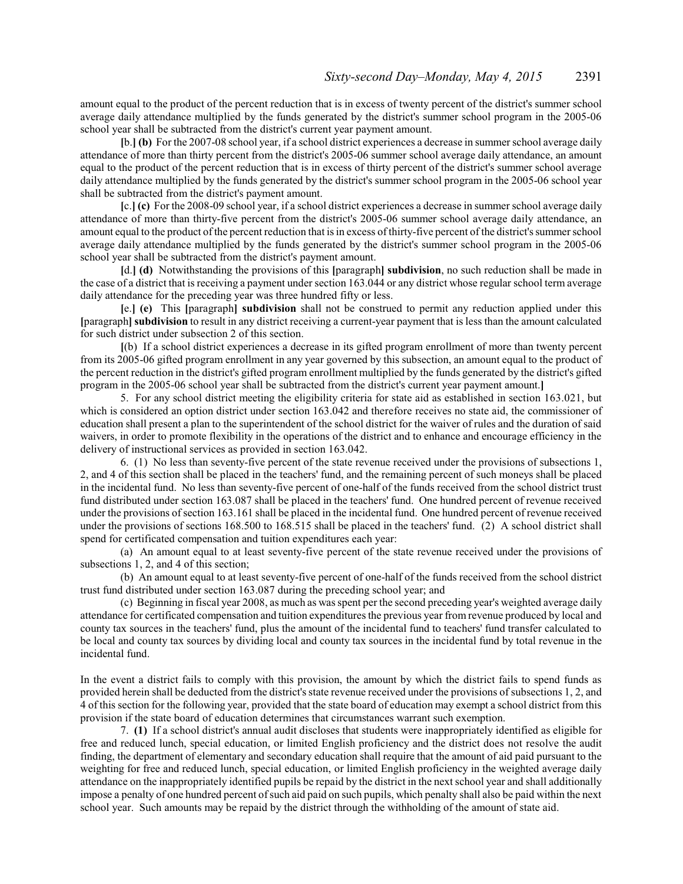amount equal to the product of the percent reduction that is in excess of twenty percent of the district's summer school average daily attendance multiplied by the funds generated by the district's summer school program in the 2005-06 school year shall be subtracted from the district's current year payment amount.

[b.] **(b)** For the 2007-08 school year, if a school district experiences a decrease in summer school average daily attendance of more than thirty percent from the district's 2005-06 summer school average daily attendance, an amount equal to the product of the percent reduction that is in excess of thirty percent of the district's summer school average daily attendance multiplied by the funds generated by the district's summer school program in the 2005-06 school year shall be subtracted from the district's payment amount.

[c.] **(c)** For the 2008-09 school year, if a school district experiences a decrease in summer school average daily attendance of more than thirty-five percent from the district's 2005-06 summer school average daily attendance, an amount equal to the product of the percent reduction that is in excess of thirty-five percent of the district's summer school average daily attendance multiplied by the funds generated by the district's summer school program in the 2005-06 school year shall be subtracted from the district's payment amount.

[d.] **(d)** Notwithstanding the provisions of this [paragraph] **subdivision**, no such reduction shall be made in the case of a district that is receiving a payment under section 163.044 or any district whose regular school term average daily attendance for the preceding year was three hundred fifty or less.

[e.] **(e)** This [paragraph] **subdivision** shall not be construed to permit any reduction applied under this [paragraph] **subdivision** to result in any district receiving a current-year payment that is less than the amount calculated for such district under subsection 2 of this section.

[(b) If a school district experiences a decrease in its gifted program enrollment of more than twenty percent from its 2005-06 gifted program enrollment in any year governed by this subsection, an amount equal to the product of the percent reduction in the district's gifted program enrollment multiplied by the funds generated by the district's gifted program in the 2005-06 school year shall be subtracted from the district's current year payment amount.]

5. For any school district meeting the eligibility criteria for state aid as established in section 163.021, but which is considered an option district under section 163.042 and therefore receives no state aid, the commissioner of education shall present a plan to the superintendent of the school district for the waiver of rules and the duration of said waivers, in order to promote flexibility in the operations of the district and to enhance and encourage efficiency in the delivery of instructional services as provided in section 163.042.

6. (1) No less than seventy-five percent of the state revenue received under the provisions of subsections 1, 2, and 4 of this section shall be placed in the teachers' fund, and the remaining percent of such moneys shall be placed in the incidental fund. No less than seventy-five percent of one-half of the funds received from the school district trust fund distributed under section 163.087 shall be placed in the teachers' fund. One hundred percent of revenue received under the provisions of section 163.161 shall be placed in the incidental fund. One hundred percent of revenue received under the provisions of sections 168.500 to 168.515 shall be placed in the teachers' fund. (2) A school district shall spend for certificated compensation and tuition expenditures each year:

(a) An amount equal to at least seventy-five percent of the state revenue received under the provisions of subsections 1, 2, and 4 of this section;

(b) An amount equal to at least seventy-five percent of one-half of the funds received from the school district trust fund distributed under section 163.087 during the preceding school year; and

(c) Beginning in fiscal year 2008, as much as was spent per the second preceding year's weighted average daily attendance for certificated compensation and tuition expenditures the previous year from revenue produced by local and county tax sources in the teachers' fund, plus the amount of the incidental fund to teachers' fund transfer calculated to be local and county tax sources by dividing local and county tax sources in the incidental fund by total revenue in the incidental fund.

In the event a district fails to comply with this provision, the amount by which the district fails to spend funds as provided herein shall be deducted from the district's state revenue received under the provisions of subsections 1, 2, and 4 of this section for the following year, provided that the state board of education may exempt a school district from this provision if the state board of education determines that circumstances warrant such exemption.

7. **(1)** If a school district's annual audit discloses that students were inappropriately identified as eligible for free and reduced lunch, special education, or limited English proficiency and the district does not resolve the audit finding, the department of elementary and secondary education shall require that the amount of aid paid pursuant to the weighting for free and reduced lunch, special education, or limited English proficiency in the weighted average daily attendance on the inappropriately identified pupils be repaid by the district in the next school year and shall additionally impose a penalty of one hundred percent of such aid paid on such pupils, which penalty shall also be paid within the next school year. Such amounts may be repaid by the district through the withholding of the amount of state aid.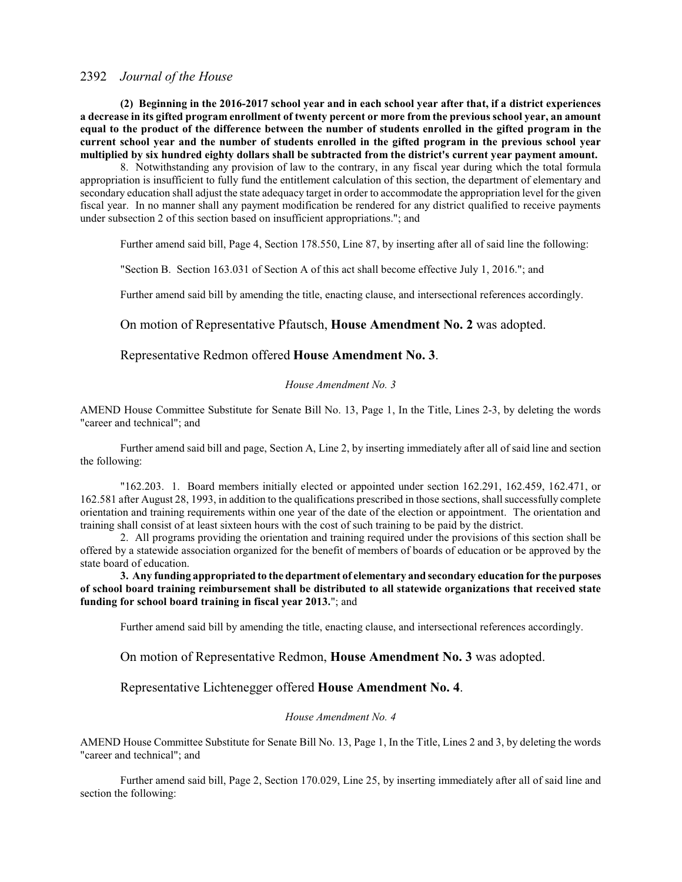**(2) Beginning in the 2016-2017 school year and in each school year after that, if a district experiences a decrease in its gifted program enrollment of twenty percent or more from the previous school year, an amount equal to the product of the difference between the number of students enrolled in the gifted program in the current school year and the number of students enrolled in the gifted program in the previous school year multiplied by six hundred eighty dollars shall be subtracted from the district's current year payment amount.**

8. Notwithstanding any provision of law to the contrary, in any fiscal year during which the total formula appropriation is insufficient to fully fund the entitlement calculation of this section, the department of elementary and secondary education shall adjust the state adequacy target in order to accommodate the appropriation level for the given fiscal year. In no manner shall any payment modification be rendered for any district qualified to receive payments under subsection 2 of this section based on insufficient appropriations."; and

Further amend said bill, Page 4, Section 178.550, Line 87, by inserting after all of said line the following:

"Section B. Section 163.031 of Section A of this act shall become effective July 1, 2016."; and

Further amend said bill by amending the title, enacting clause, and intersectional references accordingly.

On motion of Representative Pfautsch, **House Amendment No. 2** was adopted.

Representative Redmon offered **House Amendment No. 3**.

*House Amendment No. 3*

AMEND House Committee Substitute for Senate Bill No. 13, Page 1, In the Title, Lines 2-3, by deleting the words "career and technical"; and

Further amend said bill and page, Section A, Line 2, by inserting immediately after all of said line and section the following:

"162.203. 1. Board members initially elected or appointed under section 162.291, 162.459, 162.471, or 162.581 after August 28, 1993, in addition to the qualifications prescribed in those sections, shall successfully complete orientation and training requirements within one year of the date of the election or appointment. The orientation and training shall consist of at least sixteen hours with the cost of such training to be paid by the district.

2. All programs providing the orientation and training required under the provisions of this section shall be offered by a statewide association organized for the benefit of members of boards of education or be approved by the state board of education.

**3. Any funding appropriated to the department of elementary and secondary education for the purposes of school board training reimbursement shall be distributed to all statewide organizations that received state funding for school board training in fiscal year 2013.**"; and

Further amend said bill by amending the title, enacting clause, and intersectional references accordingly.

On motion of Representative Redmon, **House Amendment No. 3** was adopted.

Representative Lichtenegger offered **House Amendment No. 4**.

*House Amendment No. 4*

AMEND House Committee Substitute for Senate Bill No. 13, Page 1, In the Title, Lines 2 and 3, by deleting the words "career and technical"; and

Further amend said bill, Page 2, Section 170.029, Line 25, by inserting immediately after all of said line and section the following: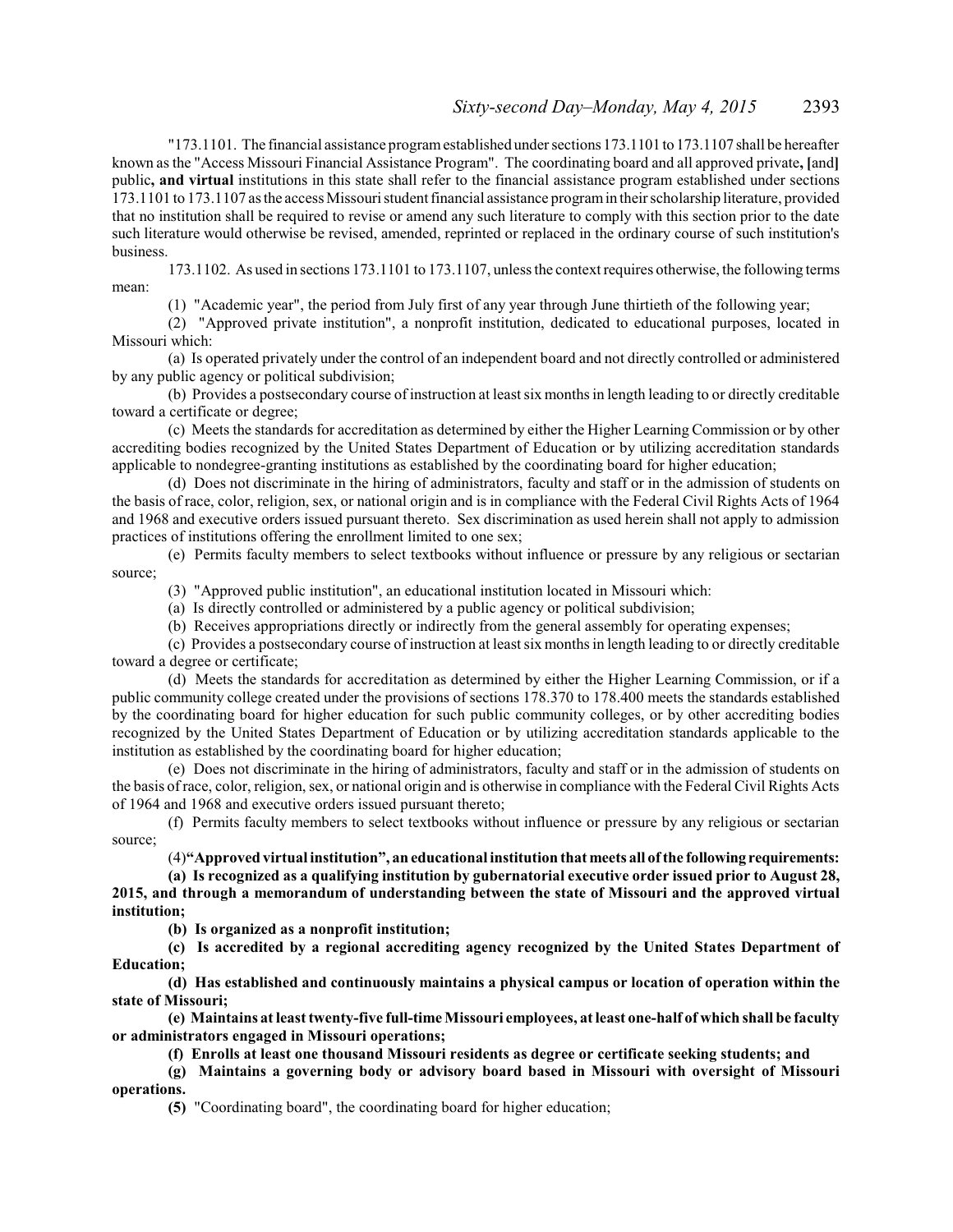"173.1101. The financial assistance program established under sections 173.1101 to 173.1107 shall be hereafter known as the "Access Missouri Financial Assistance Program". The coordinating board and all approved private**,** [and] public**, and virtual** institutions in this state shall refer to the financial assistance program established under sections 173.1101 to 173.1107 as the access Missouri student financial assistance program in their scholarship literature, provided that no institution shall be required to revise or amend any such literature to comply with this section prior to the date such literature would otherwise be revised, amended, reprinted or replaced in the ordinary course of such institution's business.

173.1102. As used in sections 173.1101 to 173.1107, unless the context requires otherwise, the following terms mean:

(1) "Academic year", the period from July first of any year through June thirtieth of the following year;

(2) "Approved private institution", a nonprofit institution, dedicated to educational purposes, located in Missouri which:

(a) Is operated privately under the control of an independent board and not directly controlled or administered by any public agency or political subdivision;

(b) Provides a postsecondary course of instruction at least six months in length leading to or directly creditable toward a certificate or degree;

(c) Meets the standards for accreditation as determined by either the Higher Learning Commission or by other accrediting bodies recognized by the United States Department of Education or by utilizing accreditation standards applicable to nondegree-granting institutions as established by the coordinating board for higher education;

(d) Does not discriminate in the hiring of administrators, faculty and staff or in the admission of students on the basis of race, color, religion, sex, or national origin and is in compliance with the Federal Civil Rights Acts of 1964 and 1968 and executive orders issued pursuant thereto. Sex discrimination as used herein shall not apply to admission practices of institutions offering the enrollment limited to one sex;

(e) Permits faculty members to select textbooks without influence or pressure by any religious or sectarian source;

(3) "Approved public institution", an educational institution located in Missouri which:

(a) Is directly controlled or administered by a public agency or political subdivision;

(b) Receives appropriations directly or indirectly from the general assembly for operating expenses;

(c) Provides a postsecondary course of instruction at least six months in length leading to or directly creditable toward a degree or certificate;

(d) Meets the standards for accreditation as determined by either the Higher Learning Commission, or if a public community college created under the provisions of sections 178.370 to 178.400 meets the standards established by the coordinating board for higher education for such public community colleges, or by other accrediting bodies recognized by the United States Department of Education or by utilizing accreditation standards applicable to the institution as established by the coordinating board for higher education;

(e) Does not discriminate in the hiring of administrators, faculty and staff or in the admission of students on the basis of race, color, religion, sex, or national origin and is otherwise in compliance with the Federal Civil Rights Acts of 1964 and 1968 and executive orders issued pursuant thereto;

(f) Permits faculty members to select textbooks without influence or pressure by any religious or sectarian source;

(4)**"Approved virtual institution", an educational institution that meets all of the following requirements:**

**(a) Is recognized as a qualifying institution by gubernatorial executive order issued prior to August 28, 2015, and through a memorandum of understanding between the state of Missouri and the approved virtual institution;**

**(b) Is organized as a nonprofit institution;**

**(c) Is accredited by a regional accrediting agency recognized by the United States Department of Education;**

**(d) Has established and continuously maintains a physical campus or location of operation within the state of Missouri;**

**(e) Maintains at least twenty-five full-time Missouri employees, at least one-half of which shall be faculty or administrators engaged in Missouri operations;**

**(f) Enrolls at least one thousand Missouri residents as degree or certificate seeking students; and**

**(g) Maintains a governing body or advisory board based in Missouri with oversight of Missouri operations.**

**(5)** "Coordinating board", the coordinating board for higher education;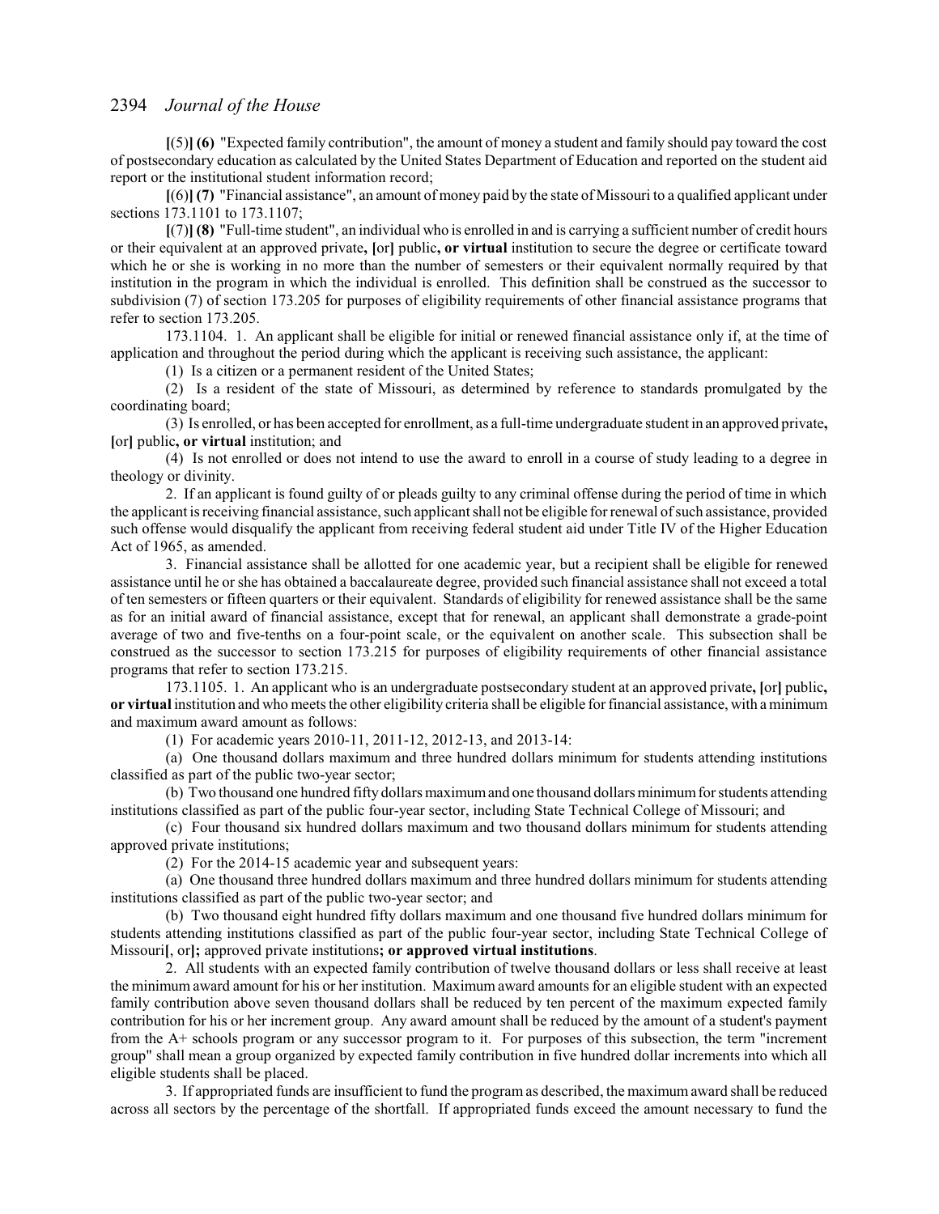[(5)] **(6)** "Expected family contribution", the amount of money a student and family should pay toward the cost of postsecondary education as calculated by the United States Department of Education and reported on the student aid report or the institutional student information record;

[(6)] **(7)** "Financial assistance", an amount of money paid by the state of Missouri to a qualified applicant under sections 173.1101 to 173.1107;

[(7)] **(8)** "Full-time student", an individual who is enrolled in and is carrying a sufficient number of credit hours or their equivalent at an approved private**,** [or] public**, or virtual** institution to secure the degree or certificate toward which he or she is working in no more than the number of semesters or their equivalent normally required by that institution in the program in which the individual is enrolled. This definition shall be construed as the successor to subdivision (7) of section 173.205 for purposes of eligibility requirements of other financial assistance programs that refer to section 173.205.

173.1104. 1. An applicant shall be eligible for initial or renewed financial assistance only if, at the time of application and throughout the period during which the applicant is receiving such assistance, the applicant:

(1) Is a citizen or a permanent resident of the United States;

(2) Is a resident of the state of Missouri, as determined by reference to standards promulgated by the coordinating board;

(3) Is enrolled, or has been accepted for enrollment, as a full-time undergraduate student in an approved private**,** [or] public**, or virtual** institution; and

(4) Is not enrolled or does not intend to use the award to enroll in a course of study leading to a degree in theology or divinity.

2. If an applicant is found guilty of or pleads guilty to any criminal offense during the period of time in which the applicant is receiving financial assistance, such applicant shall not be eligible for renewal of such assistance, provided such offense would disqualify the applicant from receiving federal student aid under Title IV of the Higher Education Act of 1965, as amended.

3. Financial assistance shall be allotted for one academic year, but a recipient shall be eligible for renewed assistance until he or she has obtained a baccalaureate degree, provided such financial assistance shall not exceed a total of ten semesters or fifteen quarters or their equivalent. Standards of eligibility for renewed assistance shall be the same as for an initial award of financial assistance, except that for renewal, an applicant shall demonstrate a grade-point average of two and five-tenths on a four-point scale, or the equivalent on another scale. This subsection shall be construed as the successor to section 173.215 for purposes of eligibility requirements of other financial assistance programs that refer to section 173.215.

173.1105. 1. An applicant who is an undergraduate postsecondary student at an approved private**,** [or] public**, or virtual** institution and who meets the other eligibility criteria shall be eligible for financial assistance, with a minimum and maximum award amount as follows:

(1) For academic years 2010-11, 2011-12, 2012-13, and 2013-14:

(a) One thousand dollars maximum and three hundred dollars minimum for students attending institutions classified as part of the public two-year sector;

(b) Two thousand one hundred fifty dollars maximum and one thousand dollars minimum for students attending institutions classified as part of the public four-year sector, including State Technical College of Missouri; and

(c) Four thousand six hundred dollars maximum and two thousand dollars minimum for students attending approved private institutions;

(2) For the 2014-15 academic year and subsequent years:

(a) One thousand three hundred dollars maximum and three hundred dollars minimum for students attending institutions classified as part of the public two-year sector; and

(b) Two thousand eight hundred fifty dollars maximum and one thousand five hundred dollars minimum for students attending institutions classified as part of the public four-year sector, including State Technical College of Missouri[, or]**;** approved private institutions**; or approved virtual institutions**.

2. All students with an expected family contribution of twelve thousand dollars or less shall receive at least the minimum award amount for his or her institution. Maximum award amounts for an eligible student with an expected family contribution above seven thousand dollars shall be reduced by ten percent of the maximum expected family contribution for his or her increment group. Any award amount shall be reduced by the amount of a student's payment from the A+ schools program or any successor program to it. For purposes of this subsection, the term "increment group" shall mean a group organized by expected family contribution in five hundred dollar increments into which all eligible students shall be placed.

3. If appropriated funds are insufficient to fund the program as described, the maximum award shall be reduced across all sectors by the percentage of the shortfall. If appropriated funds exceed the amount necessary to fund the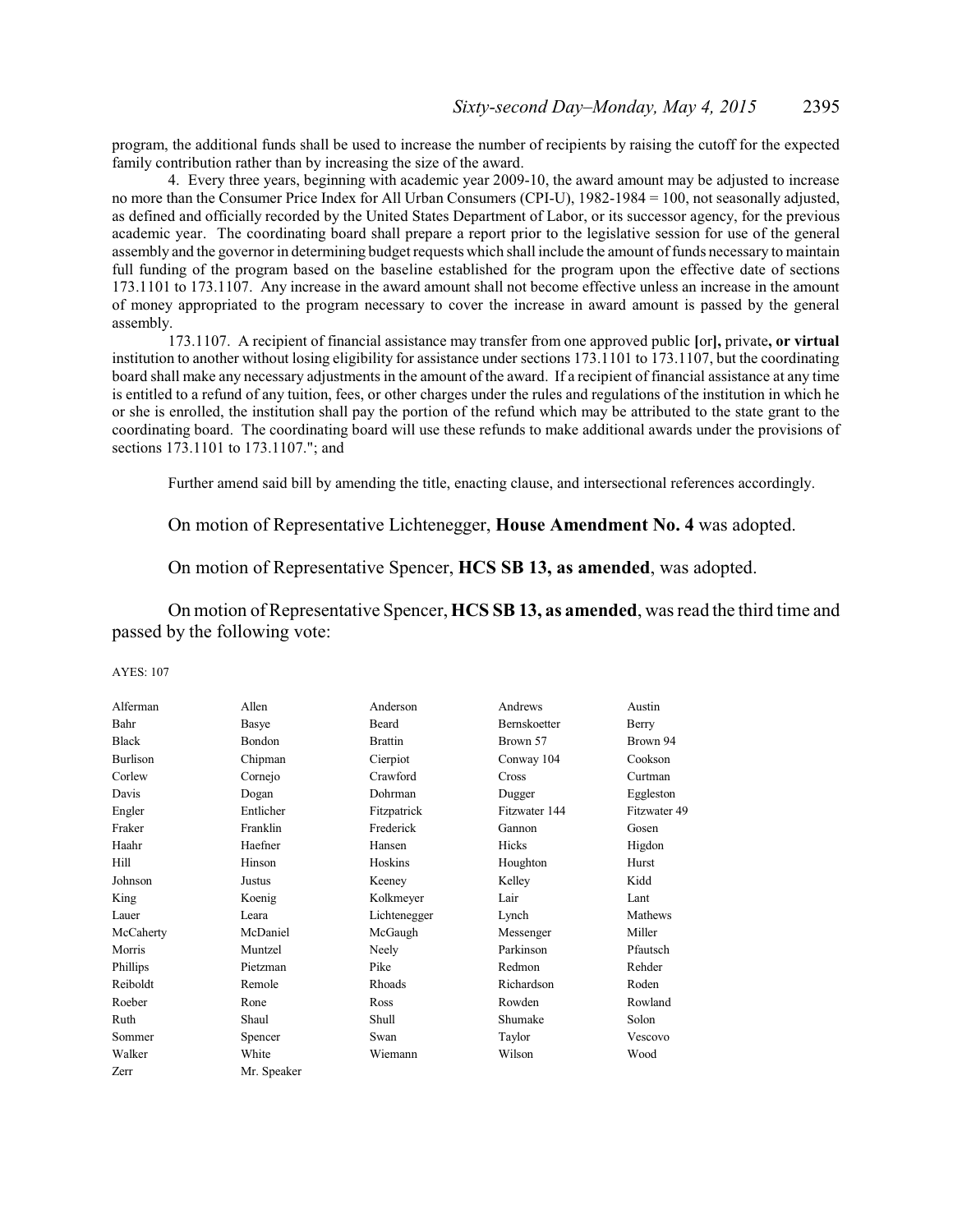program, the additional funds shall be used to increase the number of recipients by raising the cutoff for the expected family contribution rather than by increasing the size of the award.

4. Every three years, beginning with academic year 2009-10, the award amount may be adjusted to increase no more than the Consumer Price Index for All Urban Consumers (CPI-U), 1982-1984 = 100, not seasonally adjusted, as defined and officially recorded by the United States Department of Labor, or its successor agency, for the previous academic year. The coordinating board shall prepare a report prior to the legislative session for use of the general assembly and the governor in determining budget requests which shall include the amount of funds necessary to maintain full funding of the program based on the baseline established for the program upon the effective date of sections 173.1101 to 173.1107. Any increase in the award amount shall not become effective unless an increase in the amount of money appropriated to the program necessary to cover the increase in award amount is passed by the general assembly.

173.1107. A recipient of financial assistance may transfer from one approved public **[**or**]**, private**, or virtual** institution to another without losing eligibility for assistance under sections 173.1101 to 173.1107, but the coordinating board shall make any necessary adjustments in the amount of the award. If a recipient of financial assistance at any time is entitled to a refund of any tuition, fees, or other charges under the rules and regulations of the institution in which he or she is enrolled, the institution shall pay the portion of the refund which may be attributed to the state grant to the coordinating board. The coordinating board will use these refunds to make additional awards under the provisions of sections 173.1101 to 173.1107."; and

Further amend said bill by amending the title, enacting clause, and intersectional references accordingly.

On motion of Representative Lichtenegger, **House Amendment No. 4** was adopted.

On motion of Representative Spencer, **HCS SB 13, as amended**, was adopted.

On motion of Representative Spencer, **HCS SB 13, as amended**, was read the third time and passed by the following vote:

AYES: 107

| | | | | |
|---|---|---|---|---|
| Alferman | Allen | Anderson | Andrews | Austin |
| Bahr | Basye | Beard | Bernskoetter | Berry |
| Black | Bondon | Brattin | Brown 57 | Brown 94 |
| Burlison | Chipman | Cierpiot | Conway 104 | Cookson |
| Corlew | Cornejo | Crawford | Cross | Curtman |
| Davis | Dogan | Dohrman | Dugger | Eggleston |
| Engler | Entlicher | Fitzpatrick | Fitzwater 144 | Fitzwater 49 |
| Fraker | Franklin | Frederick | Gannon | Gosen |
| Haahr | Haefner | Hansen | Hicks | Higdon |
| Hill | Hinson | Hoskins | Houghton | Hurst |
| Johnson | Justus | Keeney | Kelley | Kidd |
| King | Koenig | Kolkmeyer | Lair | Lant |
| Lauer | Leara | Lichtenegger | Lynch | Mathews |
| McCaherty | McDaniel | McGaugh | Messenger | Miller |
| Morris | Muntzel | Neely | Parkinson | Pfautsch |
| Phillips | Pietzman | Pike | Redmon | Rehder |
| Reiboldt | Remole | Rhoads | Richardson | Roden |
| Roeber | Rone | Ross | Rowden | Rowland |
| Ruth | Shaul | Shull | Shumake | Solon |
| Sommer | Spencer | Swan | Taylor | Vescovo |
| Walker | White | Wiemann | Wilson | Wood |
| Zerr | Mr. Speaker | | | |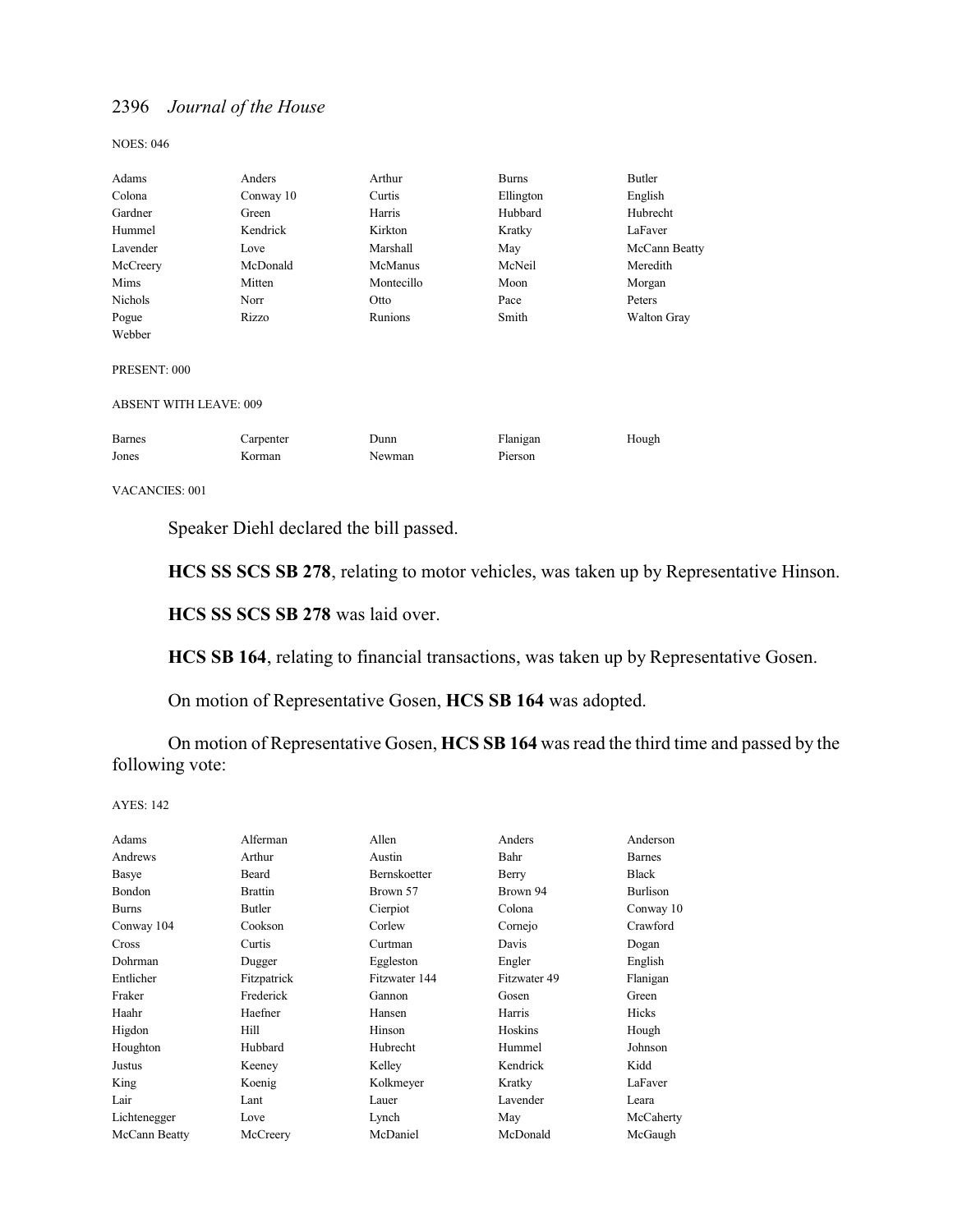NOES: 046

| | | | | |
|---|---|---|---|---|
| Adams | Anders | Arthur | Burns | Butler |
| Colona | Conway 10 | Curtis | Ellington | English |
| Gardner | Green | Harris | Hubbard | Hubrecht |
| Hummel | Kendrick | Kirkton | Kratky | LaFaver |
| Lavender | Love | Marshall | May | McCann Beatty |
| McCreery | McDonald | McManus | McNeil | Meredith |
| Mims | Mitten | Montecillo | Moon | Morgan |
| Nichols | Norr | Otto | Pace | Peters |
| Pogue | Rizzo | Runions | Smith | Walton Gray |
| Webber | | | | |

PRESENT: 000

ABSENT WITH LEAVE: 009

| | | | | |
|---|---|---|---|---|
| Barnes | Carpenter | Dunn | Flanigan | Hough |
| Jones | Korman | Newman | Pierson | |

VACANCIES: 001

Speaker Diehl declared the bill passed.

**HCS SS SCS SB 278**, relating to motor vehicles, was taken up by Representative Hinson.

**HCS SS SCS SB 278** was laid over.

**HCS SB 164**, relating to financial transactions, was taken up by Representative Gosen.

On motion of Representative Gosen, **HCS SB 164** was adopted.

On motion of Representative Gosen, **HCS SB 164** was read the third time and passed by the following vote:

AYES: 142

| | | | | |
|---|---|---|---|---|
| Adams | Alferman | Allen | Anders | Anderson |
| Andrews | Arthur | Austin | Bahr | Barnes |
| Basye | Beard | Bernskoetter | Berry | Black |
| Bondon | Brattin | Brown 57 | Brown 94 | Burlison |
| Burns | Butler | Cierpiot | Colona | Conway 10 |
| Conway 104 | Cookson | Corlew | Cornejo | Crawford |
| Cross | Curtis | Curtman | Davis | Dogan |
| Dohrman | Dugger | Eggleston | Engler | English |
| Entlicher | Fitzpatrick | Fitzwater 144 | Fitzwater 49 | Flanigan |
| Fraker | Frederick | Gannon | Gosen | Green |
| Haahr | Haefner | Hansen | Harris | Hicks |
| Higdon | Hill | Hinson | Hoskins | Hough |
| Houghton | Hubbard | Hubrecht | Hummel | Johnson |
| Justus | Keeney | Kelley | Kendrick | Kidd |
| King | Koenig | Kolkmeyer | Kratky | LaFaver |
| Lair | Lant | Lauer | Lavender | Leara |
| Lichtenegger | Love | Lynch | May | McCaherty |
| McCann Beatty | McCreery | McDaniel | McDonald | McGaugh |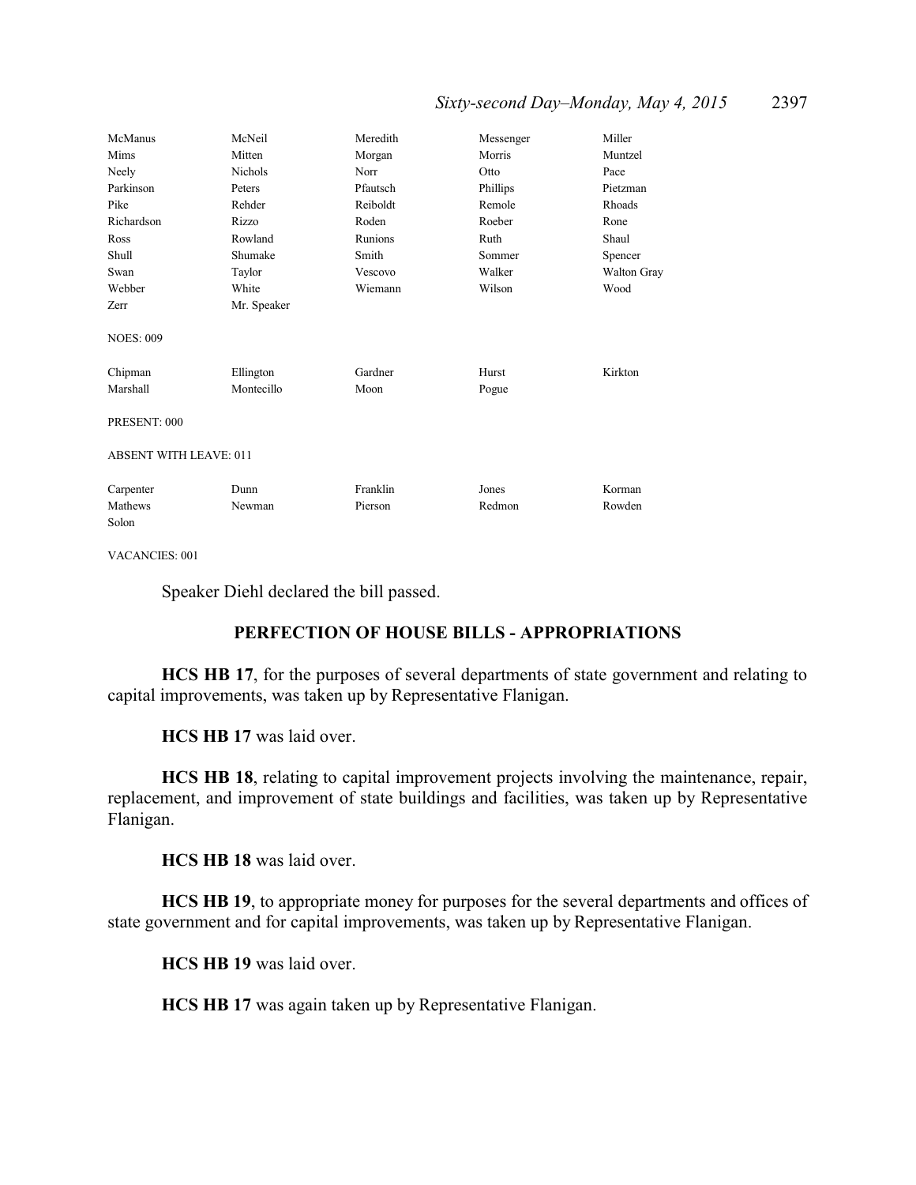| | | | | |
|---|---|---|---|---|
| McManus | McNeil | Meredith | Messenger | Miller |
| Mims | Mitten | Morgan | Morris | Muntzel |
| Neely | Nichols | Norr | Otto | Pace |
| Parkinson | Peters | Pfautsch | Phillips | Pietzman |
| Pike | Rehder | Reiboldt | Remole | Rhoads |
| Richardson | Rizzo | Roden | Roeber | Rone |
| Ross | Rowland | Runions | Ruth | Shaul |
| Shull | Shumake | Smith | Sommer | Spencer |
| Swan | Taylor | Vescovo | Walker | Walton Gray |
| Webber | White | Wiemann | Wilson | Wood |
| Zerr | Mr. Speaker | | | |

NOES: 009

| | | | | |
|---|---|---|---|---|
| Chipman | Ellington | Gardner | Hurst | Kirkton |
| Marshall | Montecillo | Moon | Pogue | |

PRESENT: 000

ABSENT WITH LEAVE: 011

| | | | | |
|---|---|---|---|---|
| Carpenter | Dunn | Franklin | Jones | Korman |
| Mathews | Newman | Pierson | Redmon | Rowden |
| Solon | | | | |

VACANCIES: 001

Speaker Diehl declared the bill passed.

## PERFECTION OF HOUSE BILLS - APPROPRIATIONS

**HCS HB 17**, for the purposes of several departments of state government and relating to capital improvements, was taken up by Representative Flanigan.

**HCS HB 17** was laid over.

**HCS HB 18**, relating to capital improvement projects involving the maintenance, repair, replacement, and improvement of state buildings and facilities, was taken up by Representative Flanigan.

**HCS HB 18** was laid over.

**HCS HB 19**, to appropriate money for purposes for the several departments and offices of state government and for capital improvements, was taken up by Representative Flanigan.

**HCS HB 19** was laid over.

**HCS HB 17** was again taken up by Representative Flanigan.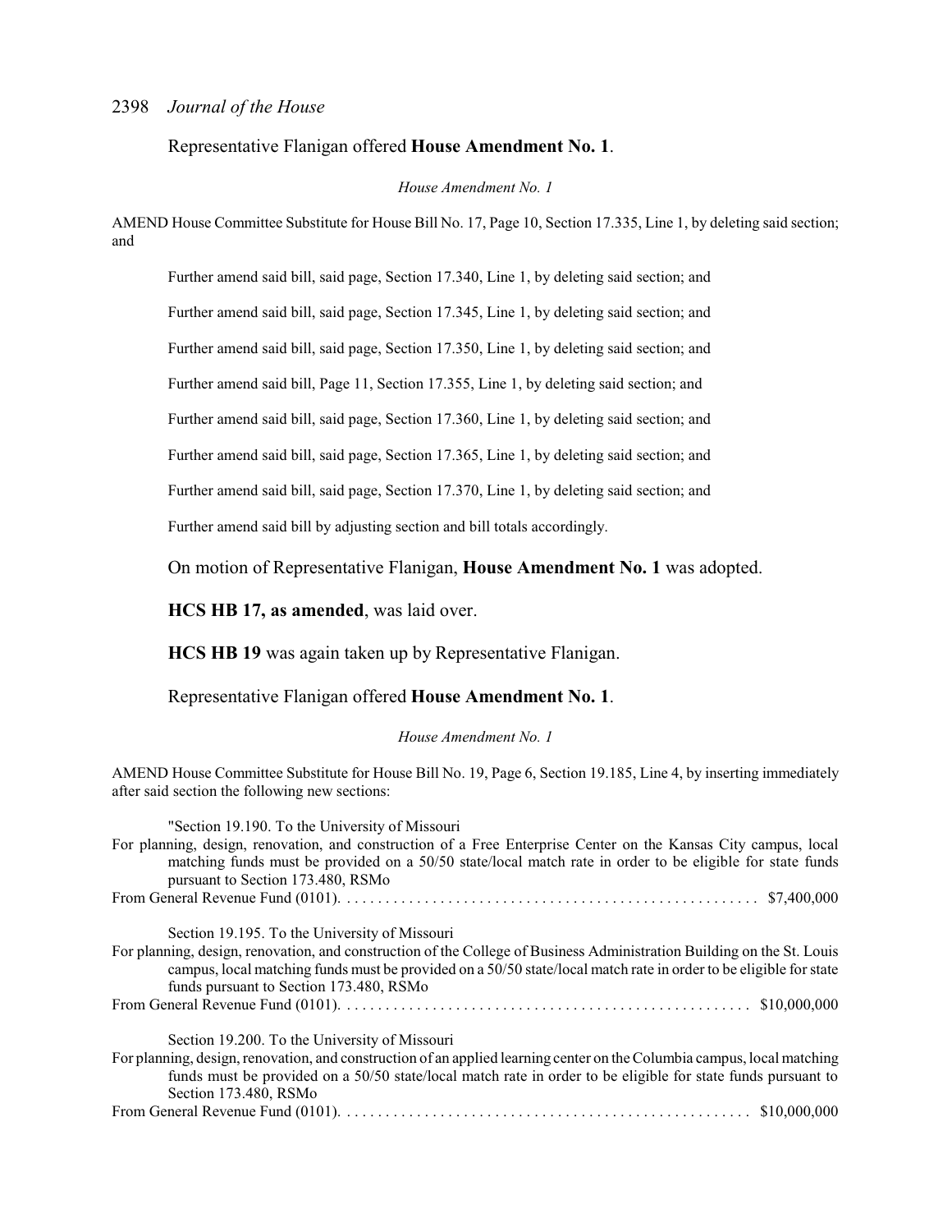Representative Flanigan offered **House Amendment No. 1**.

*House Amendment No. 1*

AMEND House Committee Substitute for House Bill No. 17, Page 10, Section 17.335, Line 1, by deleting said section; and

Further amend said bill, said page, Section 17.340, Line 1, by deleting said section; and

Further amend said bill, said page, Section 17.345, Line 1, by deleting said section; and

Further amend said bill, said page, Section 17.350, Line 1, by deleting said section; and

Further amend said bill, Page 11, Section 17.355, Line 1, by deleting said section; and

Further amend said bill, said page, Section 17.360, Line 1, by deleting said section; and

Further amend said bill, said page, Section 17.365, Line 1, by deleting said section; and

Further amend said bill, said page, Section 17.370, Line 1, by deleting said section; and

Further amend said bill by adjusting section and bill totals accordingly.

On motion of Representative Flanigan, **House Amendment No. 1** was adopted.

**HCS HB 17, as amended**, was laid over.

**HCS HB 19** was again taken up by Representative Flanigan.

Representative Flanigan offered **House Amendment No. 1**.

*House Amendment No. 1*

AMEND House Committee Substitute for House Bill No. 19, Page 6, Section 19.185, Line 4, by inserting immediately after said section the following new sections:

"Section 19.190. To the University of Missouri

For planning, design, renovation, and construction of a Free Enterprise Center on the Kansas City campus, local matching funds must be provided on a 50/50 state/local match rate in order to be eligible for state funds pursuant to Section 173.480, RSMo

From General Revenue Fund (0101). . . . . . . . . . . . . . . . . . . . . . . . . . . . . . . . . . . . . . . . . . . . . . . . . . . . $7,400,000

Section 19.195. To the University of Missouri

For planning, design, renovation, and construction of the College of Business Administration Building on the St. Louis campus, local matching funds must be provided on a 50/50 state/local match rate in order to be eligible for state funds pursuant to Section 173.480, RSMo

From General Revenue Fund (0101). . . . . . . . . . . . . . . . . . . . . . . . . . . . . . . . . . . . . . . . . . . . . . . . . . . . $10,000,000

Section 19.200. To the University of Missouri

For planning, design, renovation, and construction of an applied learning center on the Columbia campus, local matching funds must be provided on a 50/50 state/local match rate in order to be eligible for state funds pursuant to Section 173.480, RSMo

From General Revenue Fund (0101). . . . . . . . . . . . . . . . . . . . . . . . . . . . . . . . . . . . . . . . . . . . . . . . . . . $10,000,000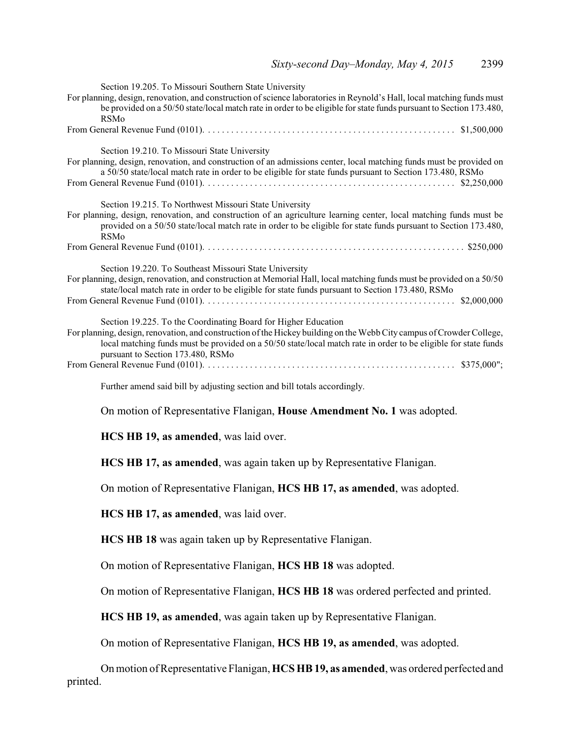Section 19.205. To Missouri Southern State University

For planning, design, renovation, and construction of science laboratories in Reynold's Hall, local matching funds must be provided on a 50/50 state/local match rate in order to be eligible for state funds pursuant to Section 173.480, RSMo

From General Revenue Fund (0101). . . . . . . . . . . . . . . . . . . . . . . . . . . . . . . . . . . . . . . . . . . . . . . . . . . . $1,500,000

Section 19.210. To Missouri State University

For planning, design, renovation, and construction of an admissions center, local matching funds must be provided on a 50/50 state/local match rate in order to be eligible for state funds pursuant to Section 173.480, RSMo

From General Revenue Fund (0101). . . . . . . . . . . . . . . . . . . . . . . . . . . . . . . . . . . . . . . . . . . . . . . . . . . . $2,250,000

Section 19.215. To Northwest Missouri State University

For planning, design, renovation, and construction of an agriculture learning center, local matching funds must be provided on a 50/50 state/local match rate in order to be eligible for state funds pursuant to Section 173.480, RSMo

From General Revenue Fund (0101). . . . . . . . . . . . . . . . . . . . . . . . . . . . . . . . . . . . . . . . . . . . . . . . . . . . . . $250,000

Section 19.220. To Southeast Missouri State University

For planning, design, renovation, and construction at Memorial Hall, local matching funds must be provided on a 50/50 state/local match rate in order to be eligible for state funds pursuant to Section 173.480, RSMo

From General Revenue Fund (0101). . . . . . . . . . . . . . . . . . . . . . . . . . . . . . . . . . . . . . . . . . . . . . . . . . . . $2,000,000

Section 19.225. To the Coordinating Board for Higher Education

For planning, design, renovation, and construction of the Hickey building on the Webb City campus of Crowder College, local matching funds must be provided on a 50/50 state/local match rate in order to be eligible for state funds pursuant to Section 173.480, RSMo

From General Revenue Fund (0101). . . . . . . . . . . . . . . . . . . . . . . . . . . . . . . . . . . . . . . . . . . . . . . . . . . . $375,000";

Further amend said bill by adjusting section and bill totals accordingly.

On motion of Representative Flanigan, **House Amendment No. 1** was adopted.

**HCS HB 19, as amended**, was laid over.

**HCS HB 17, as amended**, was again taken up by Representative Flanigan.

On motion of Representative Flanigan, **HCS HB 17, as amended**, was adopted.

**HCS HB 17, as amended**, was laid over.

**HCS HB 18** was again taken up by Representative Flanigan.

On motion of Representative Flanigan, **HCS HB 18** was adopted.

On motion of Representative Flanigan, **HCS HB 18** was ordered perfected and printed.

**HCS HB 19, as amended**, was again taken up by Representative Flanigan.

On motion of Representative Flanigan, **HCS HB 19, as amended**, was adopted.

On motion of Representative Flanigan, **HCS HB 19, as amended**, was ordered perfected and printed.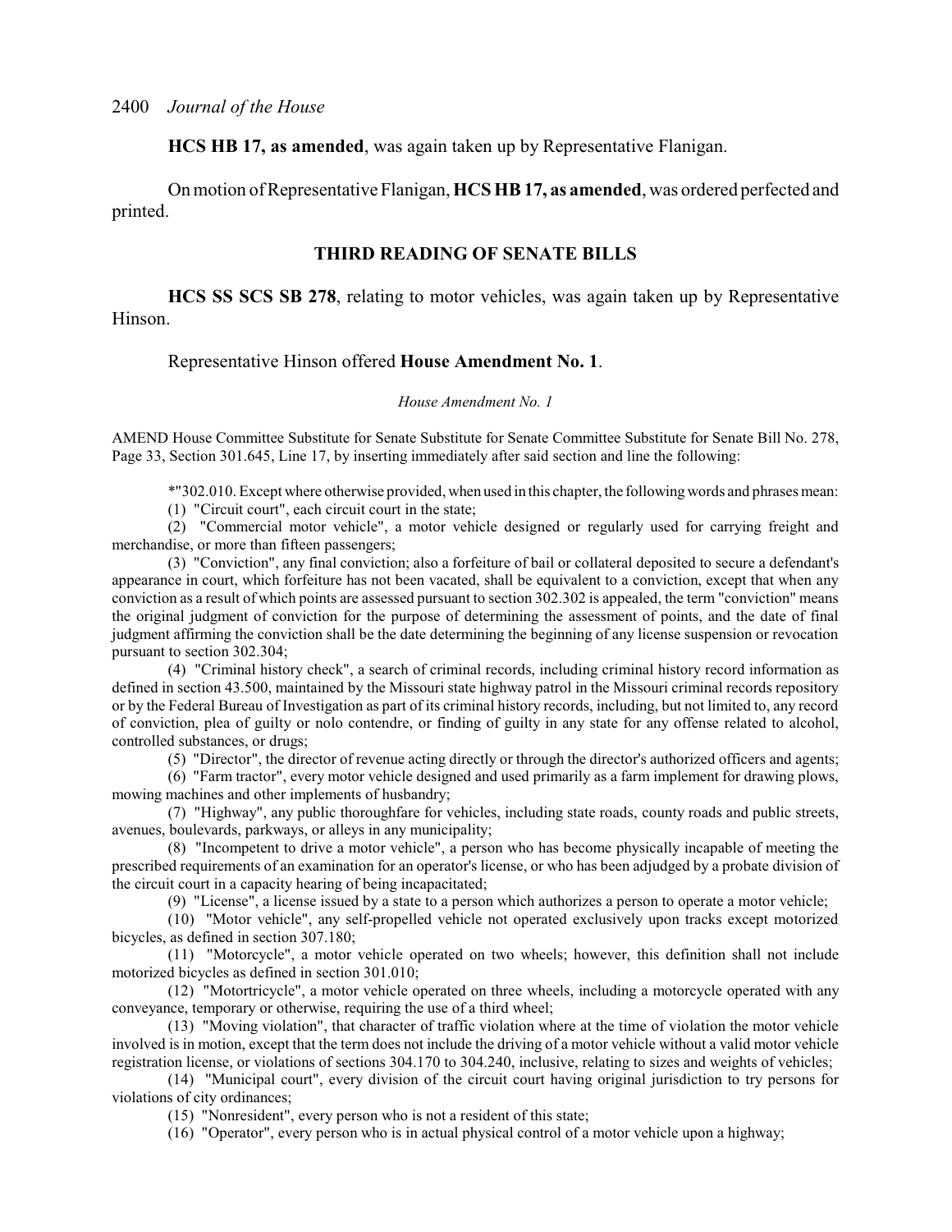**HCS HB 17, as amended**, was again taken up by Representative Flanigan.

On motion of Representative Flanigan, **HCS HB 17, as amended**, was ordered perfected and printed.

## THIRD READING OF SENATE BILLS

**HCS SS SCS SB 278**, relating to motor vehicles, was again taken up by Representative Hinson.

Representative Hinson offered **House Amendment No. 1**.

*House Amendment No. 1*

AMEND House Committee Substitute for Senate Substitute for Senate Committee Substitute for Senate Bill No. 278, Page 33, Section 301.645, Line 17, by inserting immediately after said section and line the following:

*"302.010. Except where otherwise provided, when used in this chapter, the following words and phrases mean:

(1) "Circuit court", each circuit court in the state;

(2) "Commercial motor vehicle", a motor vehicle designed or regularly used for carrying freight and merchandise, or more than fifteen passengers;

(3) "Conviction", any final conviction; also a forfeiture of bail or collateral deposited to secure a defendant's appearance in court, which forfeiture has not been vacated, shall be equivalent to a conviction, except that when any conviction as a result of which points are assessed pursuant to section 302.302 is appealed, the term "conviction" means the original judgment of conviction for the purpose of determining the assessment of points, and the date of final judgment affirming the conviction shall be the date determining the beginning of any license suspension or revocation pursuant to section 302.304;

(4) "Criminal history check", a search of criminal records, including criminal history record information as defined in section 43.500, maintained by the Missouri state highway patrol in the Missouri criminal records repository or by the Federal Bureau of Investigation as part of its criminal history records, including, but not limited to, any record of conviction, plea of guilty or nolo contendre, or finding of guilty in any state for any offense related to alcohol, controlled substances, or drugs;

(5) "Director", the director of revenue acting directly or through the director's authorized officers and agents;

(6) "Farm tractor", every motor vehicle designed and used primarily as a farm implement for drawing plows, mowing machines and other implements of husbandry;

(7) "Highway", any public thoroughfare for vehicles, including state roads, county roads and public streets, avenues, boulevards, parkways, or alleys in any municipality;

(8) "Incompetent to drive a motor vehicle", a person who has become physically incapable of meeting the prescribed requirements of an examination for an operator's license, or who has been adjudged by a probate division of the circuit court in a capacity hearing of being incapacitated;

(9) "License", a license issued by a state to a person which authorizes a person to operate a motor vehicle;

(10) "Motor vehicle", any self-propelled vehicle not operated exclusively upon tracks except motorized bicycles, as defined in section 307.180;

(11) "Motorcycle", a motor vehicle operated on two wheels; however, this definition shall not include motorized bicycles as defined in section 301.010;

(12) "Motortricycle", a motor vehicle operated on three wheels, including a motorcycle operated with any conveyance, temporary or otherwise, requiring the use of a third wheel;

(13) "Moving violation", that character of traffic violation where at the time of violation the motor vehicle involved is in motion, except that the term does not include the driving of a motor vehicle without a valid motor vehicle registration license, or violations of sections 304.170 to 304.240, inclusive, relating to sizes and weights of vehicles;

(14) "Municipal court", every division of the circuit court having original jurisdiction to try persons for violations of city ordinances;

(15) "Nonresident", every person who is not a resident of this state;

(16) "Operator", every person who is in actual physical control of a motor vehicle upon a highway;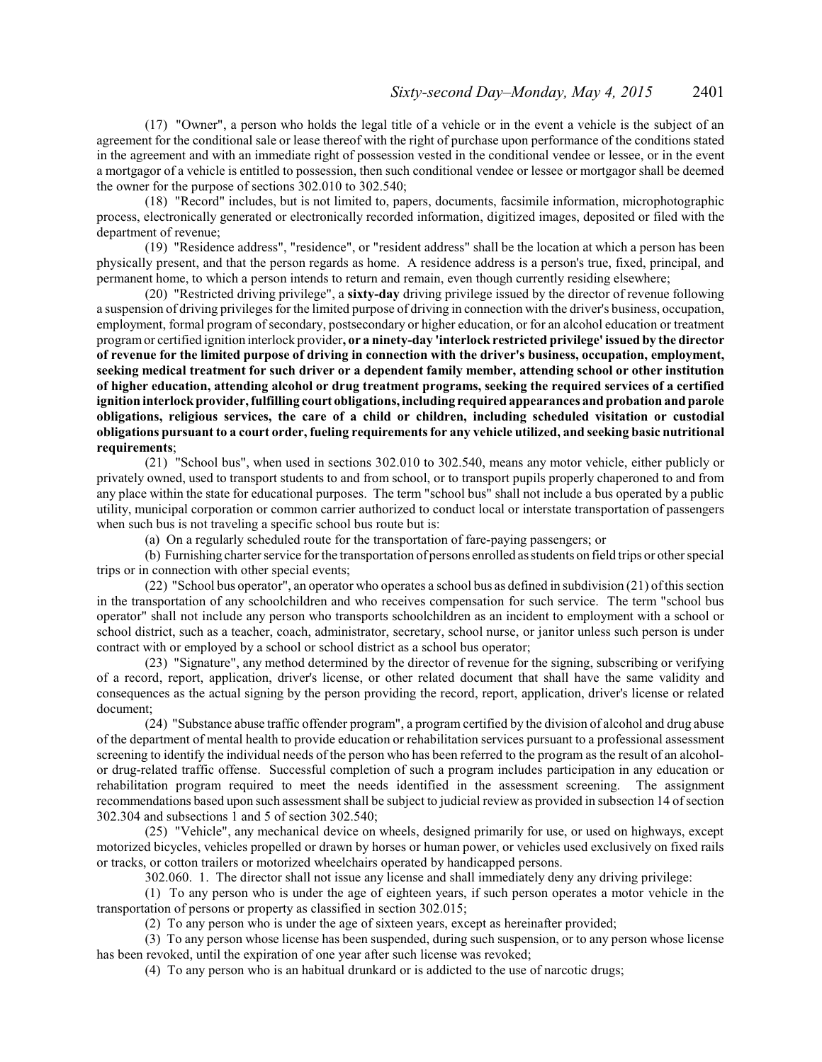(17) "Owner", a person who holds the legal title of a vehicle or in the event a vehicle is the subject of an agreement for the conditional sale or lease thereof with the right of purchase upon performance of the conditions stated in the agreement and with an immediate right of possession vested in the conditional vendee or lessee, or in the event a mortgagor of a vehicle is entitled to possession, then such conditional vendee or lessee or mortgagor shall be deemed the owner for the purpose of sections 302.010 to 302.540;

(18) "Record" includes, but is not limited to, papers, documents, facsimile information, microphotographic process, electronically generated or electronically recorded information, digitized images, deposited or filed with the department of revenue;

(19) "Residence address", "residence", or "resident address" shall be the location at which a person has been physically present, and that the person regards as home. A residence address is a person's true, fixed, principal, and permanent home, to which a person intends to return and remain, even though currently residing elsewhere;

(20) "Restricted driving privilege", a **sixty-day** driving privilege issued by the director of revenue following a suspension of driving privileges for the limited purpose of driving in connection with the driver's business, occupation, employment, formal program of secondary, postsecondary or higher education, or for an alcohol education or treatment program or certified ignition interlock provider**, or a ninety-day 'interlock restricted privilege' issued by the director of revenue for the limited purpose of driving in connection with the driver's business, occupation, employment, seeking medical treatment for such driver or a dependent family member, attending school or other institution of higher education, attending alcohol or drug treatment programs, seeking the required services of a certified ignition interlock provider, fulfilling court obligations, including required appearances and probation and parole obligations, religious services, the care of a child or children, including scheduled visitation or custodial obligations pursuant to a court order, fueling requirements for any vehicle utilized, and seeking basic nutritional requirements**;

(21) "School bus", when used in sections 302.010 to 302.540, means any motor vehicle, either publicly or privately owned, used to transport students to and from school, or to transport pupils properly chaperoned to and from any place within the state for educational purposes. The term "school bus" shall not include a bus operated by a public utility, municipal corporation or common carrier authorized to conduct local or interstate transportation of passengers when such bus is not traveling a specific school bus route but is:

(a) On a regularly scheduled route for the transportation of fare-paying passengers; or

(b) Furnishing charter service for the transportation of persons enrolled as students on field trips or other special trips or in connection with other special events;

(22) "School bus operator", an operator who operates a school bus as defined in subdivision (21) of this section in the transportation of any schoolchildren and who receives compensation for such service. The term "school bus operator" shall not include any person who transports schoolchildren as an incident to employment with a school or school district, such as a teacher, coach, administrator, secretary, school nurse, or janitor unless such person is under contract with or employed by a school or school district as a school bus operator;

(23) "Signature", any method determined by the director of revenue for the signing, subscribing or verifying of a record, report, application, driver's license, or other related document that shall have the same validity and consequences as the actual signing by the person providing the record, report, application, driver's license or related document;

(24) "Substance abuse traffic offender program", a program certified by the division of alcohol and drug abuse of the department of mental health to provide education or rehabilitation services pursuant to a professional assessment screening to identify the individual needs of the person who has been referred to the program as the result of an alcohol- or drug-related traffic offense. Successful completion of such a program includes participation in any education or rehabilitation program required to meet the needs identified in the assessment screening. The assignment recommendations based upon such assessment shall be subject to judicial review as provided in subsection 14 of section 302.304 and subsections 1 and 5 of section 302.540;

(25) "Vehicle", any mechanical device on wheels, designed primarily for use, or used on highways, except motorized bicycles, vehicles propelled or drawn by horses or human power, or vehicles used exclusively on fixed rails or tracks, or cotton trailers or motorized wheelchairs operated by handicapped persons.

302.060. 1. The director shall not issue any license and shall immediately deny any driving privilege:

(1) To any person who is under the age of eighteen years, if such person operates a motor vehicle in the transportation of persons or property as classified in section 302.015;

(2) To any person who is under the age of sixteen years, except as hereinafter provided;

(3) To any person whose license has been suspended, during such suspension, or to any person whose license has been revoked, until the expiration of one year after such license was revoked;

(4) To any person who is an habitual drunkard or is addicted to the use of narcotic drugs;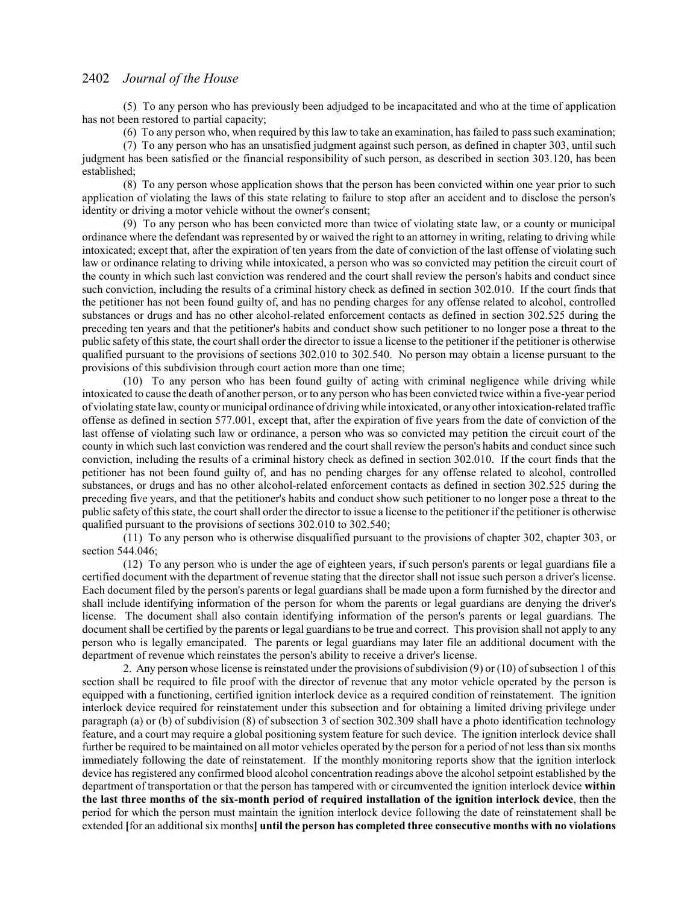(5) To any person who has previously been adjudged to be incapacitated and who at the time of application has not been restored to partial capacity;

(6) To any person who, when required by this law to take an examination, has failed to pass such examination;

(7) To any person who has an unsatisfied judgment against such person, as defined in chapter 303, until such judgment has been satisfied or the financial responsibility of such person, as described in section 303.120, has been established;

(8) To any person whose application shows that the person has been convicted within one year prior to such application of violating the laws of this state relating to failure to stop after an accident and to disclose the person's identity or driving a motor vehicle without the owner's consent;

(9) To any person who has been convicted more than twice of violating state law, or a county or municipal ordinance where the defendant was represented by or waived the right to an attorney in writing, relating to driving while intoxicated; except that, after the expiration of ten years from the date of conviction of the last offense of violating such law or ordinance relating to driving while intoxicated, a person who was so convicted may petition the circuit court of the county in which such last conviction was rendered and the court shall review the person's habits and conduct since such conviction, including the results of a criminal history check as defined in section 302.010. If the court finds that the petitioner has not been found guilty of, and has no pending charges for any offense related to alcohol, controlled substances or drugs and has no other alcohol-related enforcement contacts as defined in section 302.525 during the preceding ten years and that the petitioner's habits and conduct show such petitioner to no longer pose a threat to the public safety of this state, the court shall order the director to issue a license to the petitioner if the petitioner is otherwise qualified pursuant to the provisions of sections 302.010 to 302.540. No person may obtain a license pursuant to the provisions of this subdivision through court action more than one time;

(10) To any person who has been found guilty of acting with criminal negligence while driving while intoxicated to cause the death of another person, or to any person who has been convicted twice within a five-year period of violating state law, county or municipal ordinance of driving while intoxicated, or any other intoxication-related traffic offense as defined in section 577.001, except that, after the expiration of five years from the date of conviction of the last offense of violating such law or ordinance, a person who was so convicted may petition the circuit court of the county in which such last conviction was rendered and the court shall review the person's habits and conduct since such conviction, including the results of a criminal history check as defined in section 302.010. If the court finds that the petitioner has not been found guilty of, and has no pending charges for any offense related to alcohol, controlled substances, or drugs and has no other alcohol-related enforcement contacts as defined in section 302.525 during the preceding five years, and that the petitioner's habits and conduct show such petitioner to no longer pose a threat to the public safety of this state, the court shall order the director to issue a license to the petitioner if the petitioner is otherwise qualified pursuant to the provisions of sections 302.010 to 302.540;

(11) To any person who is otherwise disqualified pursuant to the provisions of chapter 302, chapter 303, or section 544.046;

(12) To any person who is under the age of eighteen years, if such person's parents or legal guardians file a certified document with the department of revenue stating that the director shall not issue such person a driver's license. Each document filed by the person's parents or legal guardians shall be made upon a form furnished by the director and shall include identifying information of the person for whom the parents or legal guardians are denying the driver's license. The document shall also contain identifying information of the person's parents or legal guardians. The document shall be certified by the parents or legal guardians to be true and correct. This provision shall not apply to any person who is legally emancipated. The parents or legal guardians may later file an additional document with the department of revenue which reinstates the person's ability to receive a driver's license.

2. Any person whose license is reinstated under the provisions of subdivision (9) or (10) of subsection 1 of this section shall be required to file proof with the director of revenue that any motor vehicle operated by the person is equipped with a functioning, certified ignition interlock device as a required condition of reinstatement. The ignition interlock device required for reinstatement under this subsection and for obtaining a limited driving privilege under paragraph (a) or (b) of subdivision (8) of subsection 3 of section 302.309 shall have a photo identification technology feature, and a court may require a global positioning system feature for such device. The ignition interlock device shall further be required to be maintained on all motor vehicles operated by the person for a period of not less than six months immediately following the date of reinstatement. If the monthly monitoring reports show that the ignition interlock device has registered any confirmed blood alcohol concentration readings above the alcohol setpoint established by the department of transportation or that the person has tampered with or circumvented the ignition interlock device **within the last three months of the six-month period of required installation of the ignition interlock device**, then the period for which the person must maintain the ignition interlock device following the date of reinstatement shall be extended **[**for an additional six months**] until the person has completed three consecutive months with no violations**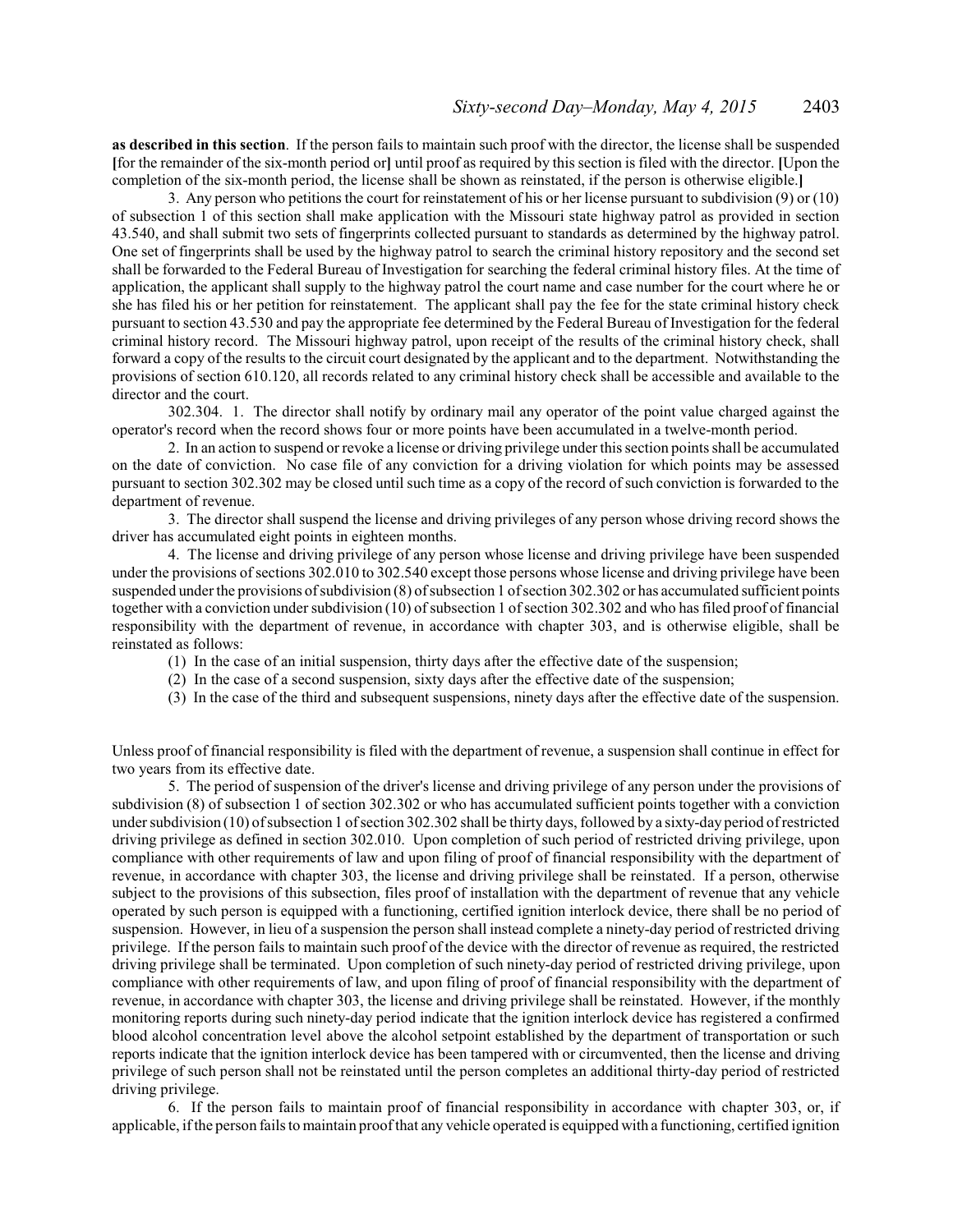**as described in this section**. If the person fails to maintain such proof with the director, the license shall be suspended **[**for the remainder of the six-month period or**]** until proof as required by this section is filed with the director. **[**Upon the completion of the six-month period, the license shall be shown as reinstated, if the person is otherwise eligible.**]**

3. Any person who petitions the court for reinstatement of his or her license pursuant to subdivision (9) or (10) of subsection 1 of this section shall make application with the Missouri state highway patrol as provided in section 43.540, and shall submit two sets of fingerprints collected pursuant to standards as determined by the highway patrol. One set of fingerprints shall be used by the highway patrol to search the criminal history repository and the second set shall be forwarded to the Federal Bureau of Investigation for searching the federal criminal history files. At the time of application, the applicant shall supply to the highway patrol the court name and case number for the court where he or she has filed his or her petition for reinstatement. The applicant shall pay the fee for the state criminal history check pursuant to section 43.530 and pay the appropriate fee determined by the Federal Bureau of Investigation for the federal criminal history record. The Missouri highway patrol, upon receipt of the results of the criminal history check, shall forward a copy of the results to the circuit court designated by the applicant and to the department. Notwithstanding the provisions of section 610.120, all records related to any criminal history check shall be accessible and available to the director and the court.

302.304. 1. The director shall notify by ordinary mail any operator of the point value charged against the operator's record when the record shows four or more points have been accumulated in a twelve-month period.

2. In an action to suspend or revoke a license or driving privilege under this section points shall be accumulated on the date of conviction. No case file of any conviction for a driving violation for which points may be assessed pursuant to section 302.302 may be closed until such time as a copy of the record of such conviction is forwarded to the department of revenue.

3. The director shall suspend the license and driving privileges of any person whose driving record shows the driver has accumulated eight points in eighteen months.

4. The license and driving privilege of any person whose license and driving privilege have been suspended under the provisions of sections 302.010 to 302.540 except those persons whose license and driving privilege have been suspended under the provisions of subdivision (8) of subsection 1 of section 302.302 or has accumulated sufficient points together with a conviction under subdivision (10) of subsection 1 of section 302.302 and who has filed proof of financial responsibility with the department of revenue, in accordance with chapter 303, and is otherwise eligible, shall be reinstated as follows:

(1) In the case of an initial suspension, thirty days after the effective date of the suspension;

(2) In the case of a second suspension, sixty days after the effective date of the suspension;

(3) In the case of the third and subsequent suspensions, ninety days after the effective date of the suspension.

Unless proof of financial responsibility is filed with the department of revenue, a suspension shall continue in effect for two years from its effective date.

5. The period of suspension of the driver's license and driving privilege of any person under the provisions of subdivision (8) of subsection 1 of section 302.302 or who has accumulated sufficient points together with a conviction under subdivision (10) of subsection 1 of section 302.302 shall be thirty days, followed by a sixty-day period of restricted driving privilege as defined in section 302.010. Upon completion of such period of restricted driving privilege, upon compliance with other requirements of law and upon filing of proof of financial responsibility with the department of revenue, in accordance with chapter 303, the license and driving privilege shall be reinstated. If a person, otherwise subject to the provisions of this subsection, files proof of installation with the department of revenue that any vehicle operated by such person is equipped with a functioning, certified ignition interlock device, there shall be no period of suspension. However, in lieu of a suspension the person shall instead complete a ninety-day period of restricted driving privilege. If the person fails to maintain such proof of the device with the director of revenue as required, the restricted driving privilege shall be terminated. Upon completion of such ninety-day period of restricted driving privilege, upon compliance with other requirements of law, and upon filing of proof of financial responsibility with the department of revenue, in accordance with chapter 303, the license and driving privilege shall be reinstated. However, if the monthly monitoring reports during such ninety-day period indicate that the ignition interlock device has registered a confirmed blood alcohol concentration level above the alcohol setpoint established by the department of transportation or such reports indicate that the ignition interlock device has been tampered with or circumvented, then the license and driving privilege of such person shall not be reinstated until the person completes an additional thirty-day period of restricted driving privilege.

6. If the person fails to maintain proof of financial responsibility in accordance with chapter 303, or, if applicable, if the person fails to maintain proof that any vehicle operated is equipped with a functioning, certified ignition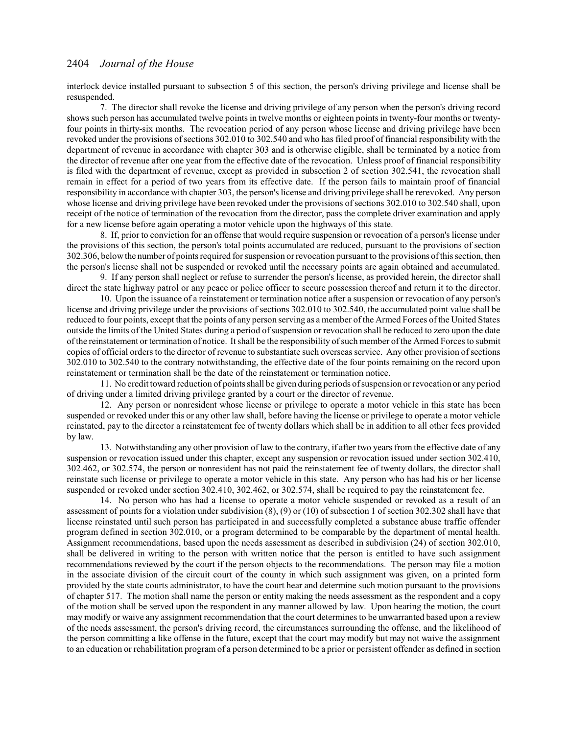interlock device installed pursuant to subsection 5 of this section, the person's driving privilege and license shall be resuspended.

7. The director shall revoke the license and driving privilege of any person when the person's driving record shows such person has accumulated twelve points in twelve months or eighteen points in twenty-four months or twenty-four points in thirty-six months. The revocation period of any person whose license and driving privilege have been revoked under the provisions of sections 302.010 to 302.540 and who has filed proof of financial responsibility with the department of revenue in accordance with chapter 303 and is otherwise eligible, shall be terminated by a notice from the director of revenue after one year from the effective date of the revocation. Unless proof of financial responsibility is filed with the department of revenue, except as provided in subsection 2 of section 302.541, the revocation shall remain in effect for a period of two years from its effective date. If the person fails to maintain proof of financial responsibility in accordance with chapter 303, the person's license and driving privilege shall be rerevoked. Any person whose license and driving privilege have been revoked under the provisions of sections 302.010 to 302.540 shall, upon receipt of the notice of termination of the revocation from the director, pass the complete driver examination and apply for a new license before again operating a motor vehicle upon the highways of this state.

8. If, prior to conviction for an offense that would require suspension or revocation of a person's license under the provisions of this section, the person's total points accumulated are reduced, pursuant to the provisions of section 302.306, below the number of points required for suspension or revocation pursuant to the provisions of this section, then the person's license shall not be suspended or revoked until the necessary points are again obtained and accumulated.

9. If any person shall neglect or refuse to surrender the person's license, as provided herein, the director shall direct the state highway patrol or any peace or police officer to secure possession thereof and return it to the director.

10. Upon the issuance of a reinstatement or termination notice after a suspension or revocation of any person's license and driving privilege under the provisions of sections 302.010 to 302.540, the accumulated point value shall be reduced to four points, except that the points of any person serving as a member of the Armed Forces of the United States outside the limits of the United States during a period of suspension or revocation shall be reduced to zero upon the date of the reinstatement or termination of notice. It shall be the responsibility of such member of the Armed Forces to submit copies of official orders to the director of revenue to substantiate such overseas service. Any other provision of sections 302.010 to 302.540 to the contrary notwithstanding, the effective date of the four points remaining on the record upon reinstatement or termination shall be the date of the reinstatement or termination notice.

11. No credit toward reduction of points shall be given during periods of suspension or revocation or any period of driving under a limited driving privilege granted by a court or the director of revenue.

12. Any person or nonresident whose license or privilege to operate a motor vehicle in this state has been suspended or revoked under this or any other law shall, before having the license or privilege to operate a motor vehicle reinstated, pay to the director a reinstatement fee of twenty dollars which shall be in addition to all other fees provided by law.

13. Notwithstanding any other provision of law to the contrary, if after two years from the effective date of any suspension or revocation issued under this chapter, except any suspension or revocation issued under section 302.410, 302.462, or 302.574, the person or nonresident has not paid the reinstatement fee of twenty dollars, the director shall reinstate such license or privilege to operate a motor vehicle in this state. Any person who has had his or her license suspended or revoked under section 302.410, 302.462, or 302.574, shall be required to pay the reinstatement fee.

14. No person who has had a license to operate a motor vehicle suspended or revoked as a result of an assessment of points for a violation under subdivision (8), (9) or (10) of subsection 1 of section 302.302 shall have that license reinstated until such person has participated in and successfully completed a substance abuse traffic offender program defined in section 302.010, or a program determined to be comparable by the department of mental health. Assignment recommendations, based upon the needs assessment as described in subdivision (24) of section 302.010, shall be delivered in writing to the person with written notice that the person is entitled to have such assignment recommendations reviewed by the court if the person objects to the recommendations. The person may file a motion in the associate division of the circuit court of the county in which such assignment was given, on a printed form provided by the state courts administrator, to have the court hear and determine such motion pursuant to the provisions of chapter 517. The motion shall name the person or entity making the needs assessment as the respondent and a copy of the motion shall be served upon the respondent in any manner allowed by law. Upon hearing the motion, the court may modify or waive any assignment recommendation that the court determines to be unwarranted based upon a review of the needs assessment, the person's driving record, the circumstances surrounding the offense, and the likelihood of the person committing a like offense in the future, except that the court may modify but may not waive the assignment to an education or rehabilitation program of a person determined to be a prior or persistent offender as defined in section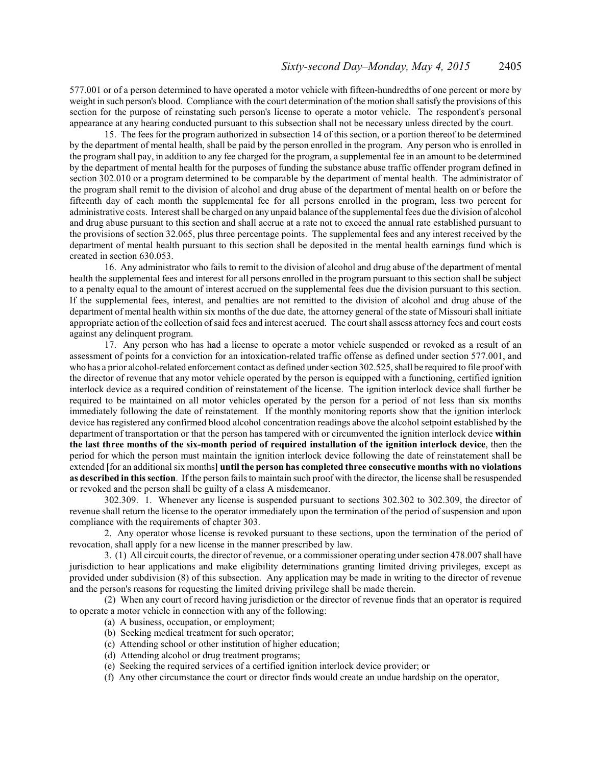577.001 or of a person determined to have operated a motor vehicle with fifteen-hundredths of one percent or more by weight in such person's blood. Compliance with the court determination of the motion shall satisfy the provisions of this section for the purpose of reinstating such person's license to operate a motor vehicle. The respondent's personal appearance at any hearing conducted pursuant to this subsection shall not be necessary unless directed by the court.

15. The fees for the program authorized in subsection 14 of this section, or a portion thereof to be determined by the department of mental health, shall be paid by the person enrolled in the program. Any person who is enrolled in the program shall pay, in addition to any fee charged for the program, a supplemental fee in an amount to be determined by the department of mental health for the purposes of funding the substance abuse traffic offender program defined in section 302.010 or a program determined to be comparable by the department of mental health. The administrator of the program shall remit to the division of alcohol and drug abuse of the department of mental health on or before the fifteenth day of each month the supplemental fee for all persons enrolled in the program, less two percent for administrative costs. Interest shall be charged on any unpaid balance of the supplemental fees due the division of alcohol and drug abuse pursuant to this section and shall accrue at a rate not to exceed the annual rate established pursuant to the provisions of section 32.065, plus three percentage points. The supplemental fees and any interest received by the department of mental health pursuant to this section shall be deposited in the mental health earnings fund which is created in section 630.053.

16. Any administrator who fails to remit to the division of alcohol and drug abuse of the department of mental health the supplemental fees and interest for all persons enrolled in the program pursuant to this section shall be subject to a penalty equal to the amount of interest accrued on the supplemental fees due the division pursuant to this section. If the supplemental fees, interest, and penalties are not remitted to the division of alcohol and drug abuse of the department of mental health within six months of the due date, the attorney general of the state of Missouri shall initiate appropriate action of the collection of said fees and interest accrued. The court shall assess attorney fees and court costs against any delinquent program.

17. Any person who has had a license to operate a motor vehicle suspended or revoked as a result of an assessment of points for a conviction for an intoxication-related traffic offense as defined under section 577.001, and who has a prior alcohol-related enforcement contact as defined under section 302.525, shall be required to file proof with the director of revenue that any motor vehicle operated by the person is equipped with a functioning, certified ignition interlock device as a required condition of reinstatement of the license. The ignition interlock device shall further be required to be maintained on all motor vehicles operated by the person for a period of not less than six months immediately following the date of reinstatement. If the monthly monitoring reports show that the ignition interlock device has registered any confirmed blood alcohol concentration readings above the alcohol setpoint established by the department of transportation or that the person has tampered with or circumvented the ignition interlock device **within the last three months of the six-month period of required installation of the ignition interlock device**, then the period for which the person must maintain the ignition interlock device following the date of reinstatement shall be extended **[**for an additional six months**] until the person has completed three consecutive months with no violations as described in this section**. If the person fails to maintain such proof with the director, the license shall be resuspended or revoked and the person shall be guilty of a class A misdemeanor.

302.309. 1. Whenever any license is suspended pursuant to sections 302.302 to 302.309, the director of revenue shall return the license to the operator immediately upon the termination of the period of suspension and upon compliance with the requirements of chapter 303.

2. Any operator whose license is revoked pursuant to these sections, upon the termination of the period of revocation, shall apply for a new license in the manner prescribed by law.

3. (1) All circuit courts, the director of revenue, or a commissioner operating under section 478.007 shall have jurisdiction to hear applications and make eligibility determinations granting limited driving privileges, except as provided under subdivision (8) of this subsection. Any application may be made in writing to the director of revenue and the person's reasons for requesting the limited driving privilege shall be made therein.

(2) When any court of record having jurisdiction or the director of revenue finds that an operator is required to operate a motor vehicle in connection with any of the following:

(a) A business, occupation, or employment;

(b) Seeking medical treatment for such operator;

(c) Attending school or other institution of higher education;

(d) Attending alcohol or drug treatment programs;

(e) Seeking the required services of a certified ignition interlock device provider; or

(f) Any other circumstance the court or director finds would create an undue hardship on the operator,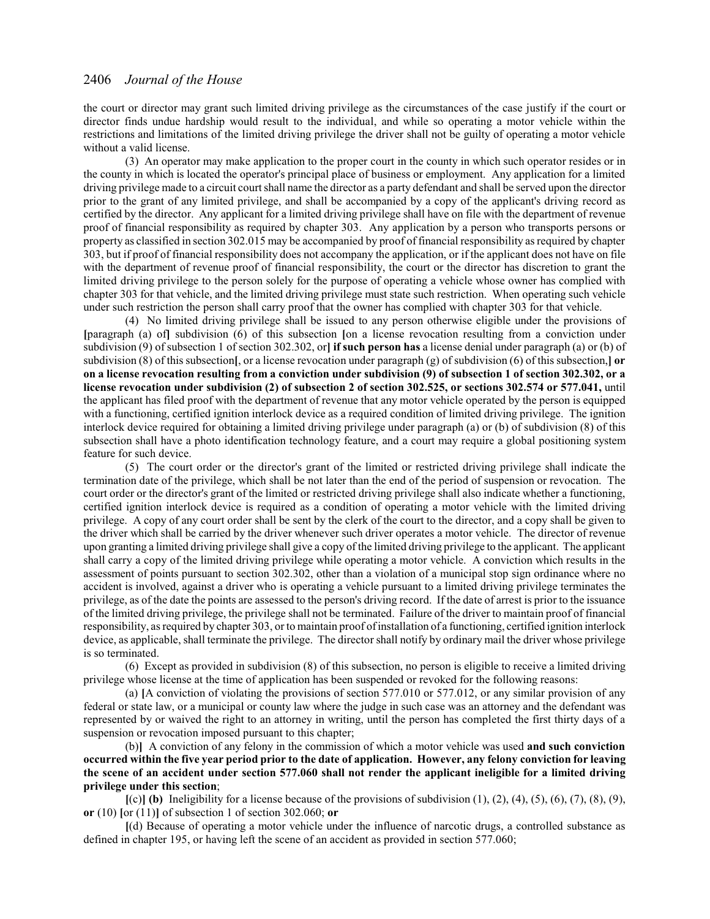the court or director may grant such limited driving privilege as the circumstances of the case justify if the court or director finds undue hardship would result to the individual, and while so operating a motor vehicle within the restrictions and limitations of the limited driving privilege the driver shall not be guilty of operating a motor vehicle without a valid license.

(3) An operator may make application to the proper court in the county in which such operator resides or in the county in which is located the operator's principal place of business or employment. Any application for a limited driving privilege made to a circuit court shall name the director as a party defendant and shall be served upon the director prior to the grant of any limited privilege, and shall be accompanied by a copy of the applicant's driving record as certified by the director. Any applicant for a limited driving privilege shall have on file with the department of revenue proof of financial responsibility as required by chapter 303. Any application by a person who transports persons or property as classified in section 302.015 may be accompanied by proof of financial responsibility as required by chapter 303, but if proof of financial responsibility does not accompany the application, or if the applicant does not have on file with the department of revenue proof of financial responsibility, the court or the director has discretion to grant the limited driving privilege to the person solely for the purpose of operating a vehicle whose owner has complied with chapter 303 for that vehicle, and the limited driving privilege must state such restriction. When operating such vehicle under such restriction the person shall carry proof that the owner has complied with chapter 303 for that vehicle.

(4) No limited driving privilege shall be issued to any person otherwise eligible under the provisions of **[**paragraph (a) of**]** subdivision (6) of this subsection **[**on a license revocation resulting from a conviction under subdivision (9) of subsection 1 of section 302.302, or**] if such person has** a license denial under paragraph (a) or (b) of subdivision (8) of this subsection**[**, or a license revocation under paragraph (g) of subdivision (6) of this subsection,**] or on a license revocation resulting from a conviction under subdivision (9) of subsection 1 of section 302.302, or a license revocation under subdivision (2) of subsection 2 of section 302.525, or sections 302.574 or 577.041,** until the applicant has filed proof with the department of revenue that any motor vehicle operated by the person is equipped with a functioning, certified ignition interlock device as a required condition of limited driving privilege. The ignition interlock device required for obtaining a limited driving privilege under paragraph (a) or (b) of subdivision (8) of this subsection shall have a photo identification technology feature, and a court may require a global positioning system feature for such device.

(5) The court order or the director's grant of the limited or restricted driving privilege shall indicate the termination date of the privilege, which shall be not later than the end of the period of suspension or revocation. The court order or the director's grant of the limited or restricted driving privilege shall also indicate whether a functioning, certified ignition interlock device is required as a condition of operating a motor vehicle with the limited driving privilege. A copy of any court order shall be sent by the clerk of the court to the director, and a copy shall be given to the driver which shall be carried by the driver whenever such driver operates a motor vehicle. The director of revenue upon granting a limited driving privilege shall give a copy of the limited driving privilege to the applicant. The applicant shall carry a copy of the limited driving privilege while operating a motor vehicle. A conviction which results in the assessment of points pursuant to section 302.302, other than a violation of a municipal stop sign ordinance where no accident is involved, against a driver who is operating a vehicle pursuant to a limited driving privilege terminates the privilege, as of the date the points are assessed to the person's driving record. If the date of arrest is prior to the issuance of the limited driving privilege, the privilege shall not be terminated. Failure of the driver to maintain proof of financial responsibility, as required by chapter 303, or to maintain proof of installation of a functioning, certified ignition interlock device, as applicable, shall terminate the privilege. The director shall notify by ordinary mail the driver whose privilege is so terminated.

(6) Except as provided in subdivision (8) of this subsection, no person is eligible to receive a limited driving privilege whose license at the time of application has been suspended or revoked for the following reasons:

(a) **[**A conviction of violating the provisions of section 577.010 or 577.012, or any similar provision of any federal or state law, or a municipal or county law where the judge in such case was an attorney and the defendant was represented by or waived the right to an attorney in writing, until the person has completed the first thirty days of a suspension or revocation imposed pursuant to this chapter;

(b)**]** A conviction of any felony in the commission of which a motor vehicle was used **and such conviction occurred within the five year period prior to the date of application. However, any felony conviction for leaving the scene of an accident under section 577.060 shall not render the applicant ineligible for a limited driving privilege under this section**;

**[**(c)**] (b)** Ineligibility for a license because of the provisions of subdivision (1), (2), (4), (5), (6), (7), (8), (9), **or** (10) **[**or (11)**]** of subsection 1 of section 302.060; **or**

**[**(d) Because of operating a motor vehicle under the influence of narcotic drugs, a controlled substance as defined in chapter 195, or having left the scene of an accident as provided in section 577.060;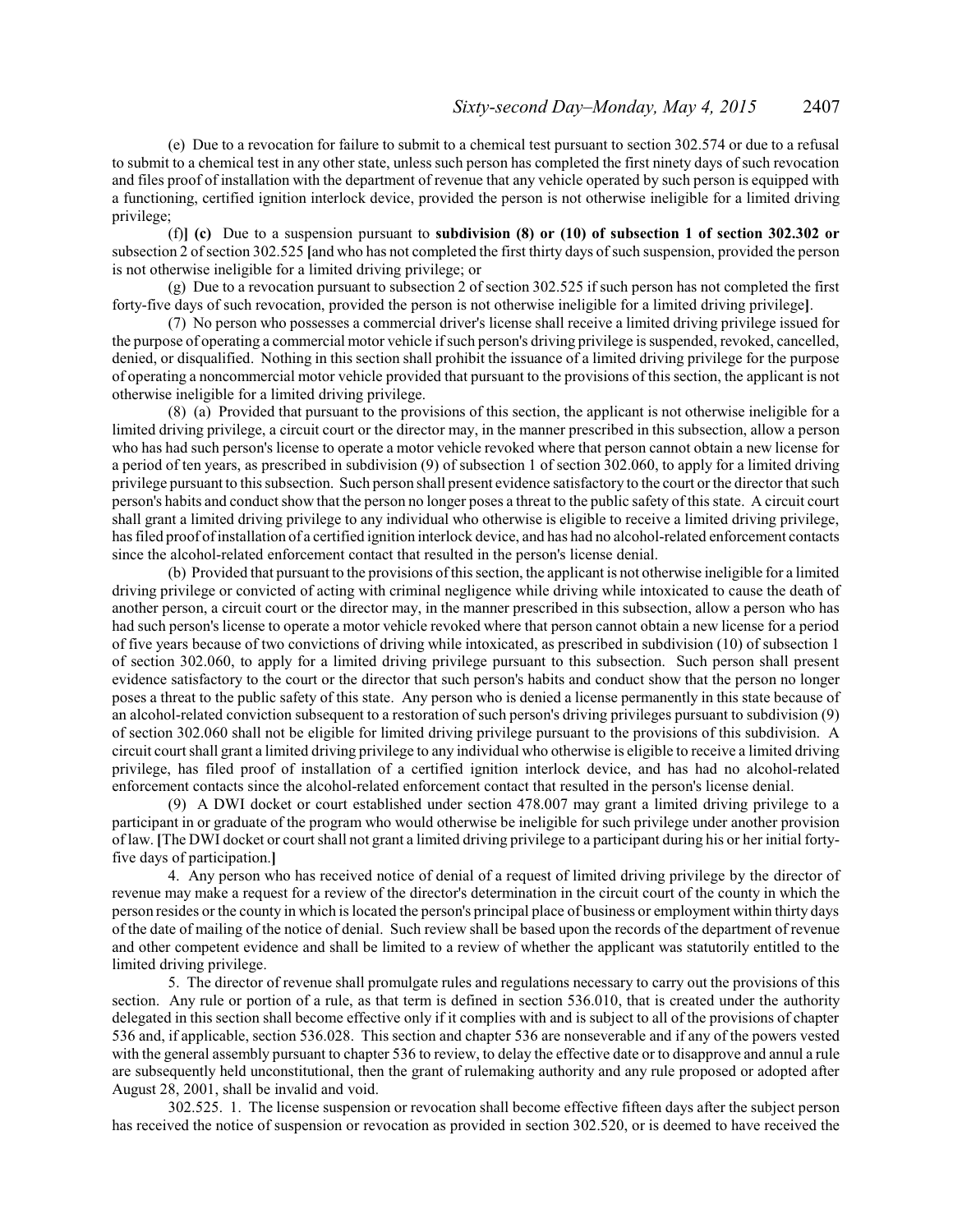(e) Due to a revocation for failure to submit to a chemical test pursuant to section 302.574 or due to a refusal to submit to a chemical test in any other state, unless such person has completed the first ninety days of such revocation and files proof of installation with the department of revenue that any vehicle operated by such person is equipped with a functioning, certified ignition interlock device, provided the person is not otherwise ineligible for a limited driving privilege;

(f)**] (c)** Due to a suspension pursuant to **subdivision (8) or (10) of subsection 1 of section 302.302 or** subsection 2 of section 302.525 **[**and who has not completed the first thirty days of such suspension, provided the person is not otherwise ineligible for a limited driving privilege; or

(g) Due to a revocation pursuant to subsection 2 of section 302.525 if such person has not completed the first forty-five days of such revocation, provided the person is not otherwise ineligible for a limited driving privilege**]**.

(7) No person who possesses a commercial driver's license shall receive a limited driving privilege issued for the purpose of operating a commercial motor vehicle if such person's driving privilege is suspended, revoked, cancelled, denied, or disqualified. Nothing in this section shall prohibit the issuance of a limited driving privilege for the purpose of operating a noncommercial motor vehicle provided that pursuant to the provisions of this section, the applicant is not otherwise ineligible for a limited driving privilege.

(8) (a) Provided that pursuant to the provisions of this section, the applicant is not otherwise ineligible for a limited driving privilege, a circuit court or the director may, in the manner prescribed in this subsection, allow a person who has had such person's license to operate a motor vehicle revoked where that person cannot obtain a new license for a period of ten years, as prescribed in subdivision (9) of subsection 1 of section 302.060, to apply for a limited driving privilege pursuant to this subsection. Such person shall present evidence satisfactory to the court or the director that such person's habits and conduct show that the person no longer poses a threat to the public safety of this state. A circuit court shall grant a limited driving privilege to any individual who otherwise is eligible to receive a limited driving privilege, has filed proof of installation of a certified ignition interlock device, and has had no alcohol-related enforcement contacts since the alcohol-related enforcement contact that resulted in the person's license denial.

(b) Provided that pursuant to the provisions of this section, the applicant is not otherwise ineligible for a limited driving privilege or convicted of acting with criminal negligence while driving while intoxicated to cause the death of another person, a circuit court or the director may, in the manner prescribed in this subsection, allow a person who has had such person's license to operate a motor vehicle revoked where that person cannot obtain a new license for a period of five years because of two convictions of driving while intoxicated, as prescribed in subdivision (10) of subsection 1 of section 302.060, to apply for a limited driving privilege pursuant to this subsection. Such person shall present evidence satisfactory to the court or the director that such person's habits and conduct show that the person no longer poses a threat to the public safety of this state. Any person who is denied a license permanently in this state because of an alcohol-related conviction subsequent to a restoration of such person's driving privileges pursuant to subdivision (9) of section 302.060 shall not be eligible for limited driving privilege pursuant to the provisions of this subdivision. A circuit court shall grant a limited driving privilege to any individual who otherwise is eligible to receive a limited driving privilege, has filed proof of installation of a certified ignition interlock device, and has had no alcohol-related enforcement contacts since the alcohol-related enforcement contact that resulted in the person's license denial.

(9) A DWI docket or court established under section 478.007 may grant a limited driving privilege to a participant in or graduate of the program who would otherwise be ineligible for such privilege under another provision of law. **[**The DWI docket or court shall not grant a limited driving privilege to a participant during his or her initial forty-five days of participation.**]**

4. Any person who has received notice of denial of a request of limited driving privilege by the director of revenue may make a request for a review of the director's determination in the circuit court of the county in which the person resides or the county in which is located the person's principal place of business or employment within thirty days of the date of mailing of the notice of denial. Such review shall be based upon the records of the department of revenue and other competent evidence and shall be limited to a review of whether the applicant was statutorily entitled to the limited driving privilege.

5. The director of revenue shall promulgate rules and regulations necessary to carry out the provisions of this section. Any rule or portion of a rule, as that term is defined in section 536.010, that is created under the authority delegated in this section shall become effective only if it complies with and is subject to all of the provisions of chapter 536 and, if applicable, section 536.028. This section and chapter 536 are nonseverable and if any of the powers vested with the general assembly pursuant to chapter 536 to review, to delay the effective date or to disapprove and annul a rule are subsequently held unconstitutional, then the grant of rulemaking authority and any rule proposed or adopted after August 28, 2001, shall be invalid and void.

302.525. 1. The license suspension or revocation shall become effective fifteen days after the subject person has received the notice of suspension or revocation as provided in section 302.520, or is deemed to have received the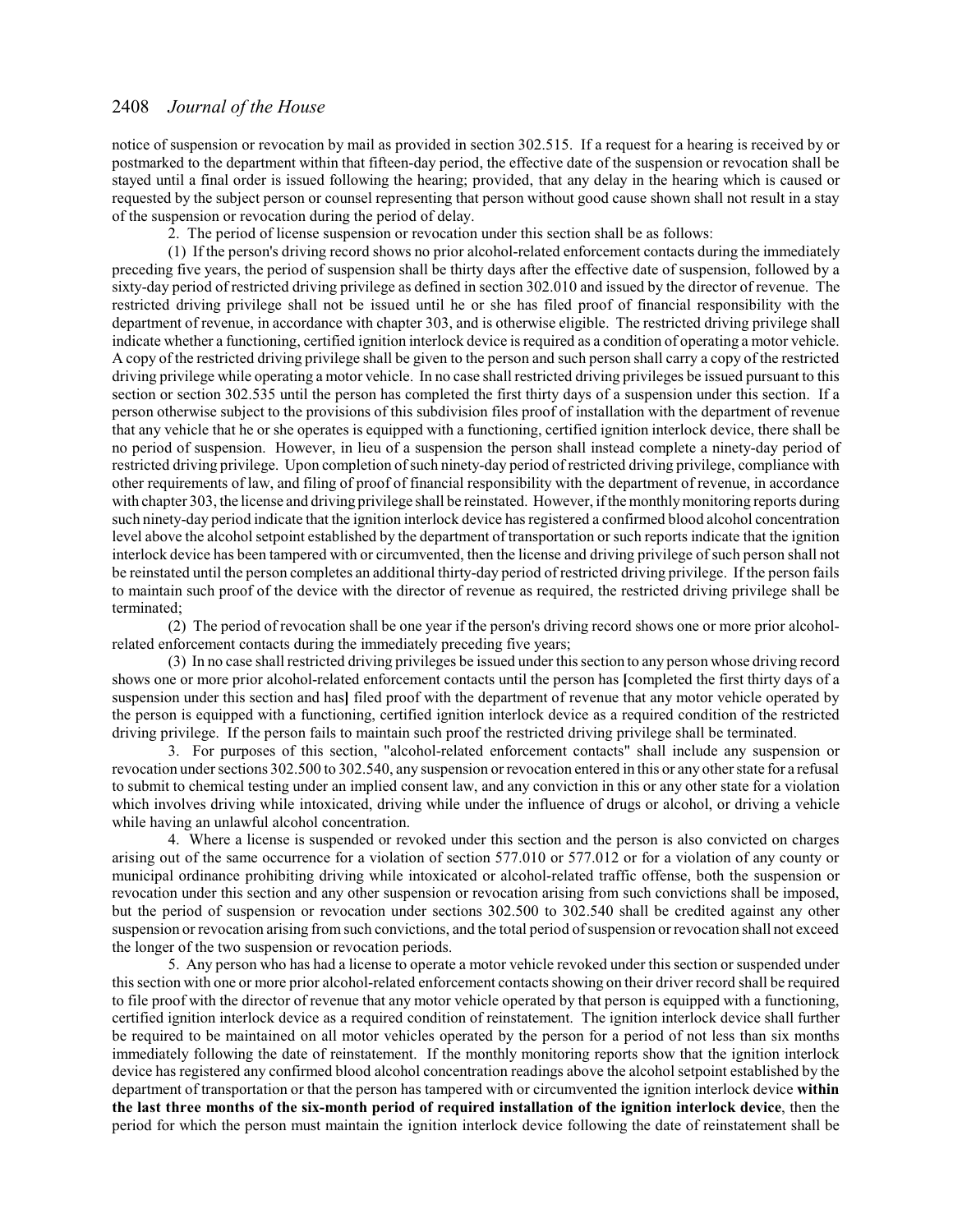notice of suspension or revocation by mail as provided in section 302.515. If a request for a hearing is received by or postmarked to the department within that fifteen-day period, the effective date of the suspension or revocation shall be stayed until a final order is issued following the hearing; provided, that any delay in the hearing which is caused or requested by the subject person or counsel representing that person without good cause shown shall not result in a stay of the suspension or revocation during the period of delay.

2. The period of license suspension or revocation under this section shall be as follows:

(1) If the person's driving record shows no prior alcohol-related enforcement contacts during the immediately preceding five years, the period of suspension shall be thirty days after the effective date of suspension, followed by a sixty-day period of restricted driving privilege as defined in section 302.010 and issued by the director of revenue. The restricted driving privilege shall not be issued until he or she has filed proof of financial responsibility with the department of revenue, in accordance with chapter 303, and is otherwise eligible. The restricted driving privilege shall indicate whether a functioning, certified ignition interlock device is required as a condition of operating a motor vehicle. A copy of the restricted driving privilege shall be given to the person and such person shall carry a copy of the restricted driving privilege while operating a motor vehicle. In no case shall restricted driving privileges be issued pursuant to this section or section 302.535 until the person has completed the first thirty days of a suspension under this section. If a person otherwise subject to the provisions of this subdivision files proof of installation with the department of revenue that any vehicle that he or she operates is equipped with a functioning, certified ignition interlock device, there shall be no period of suspension. However, in lieu of a suspension the person shall instead complete a ninety-day period of restricted driving privilege. Upon completion of such ninety-day period of restricted driving privilege, compliance with other requirements of law, and filing of proof of financial responsibility with the department of revenue, in accordance with chapter 303, the license and driving privilege shall be reinstated. However, if the monthly monitoring reports during such ninety-day period indicate that the ignition interlock device has registered a confirmed blood alcohol concentration level above the alcohol setpoint established by the department of transportation or such reports indicate that the ignition interlock device has been tampered with or circumvented, then the license and driving privilege of such person shall not be reinstated until the person completes an additional thirty-day period of restricted driving privilege. If the person fails to maintain such proof of the device with the director of revenue as required, the restricted driving privilege shall be terminated;

(2) The period of revocation shall be one year if the person's driving record shows one or more prior alcohol-related enforcement contacts during the immediately preceding five years;

(3) In no case shall restricted driving privileges be issued under this section to any person whose driving record shows one or more prior alcohol-related enforcement contacts until the person has **[**completed the first thirty days of a suspension under this section and has**]** filed proof with the department of revenue that any motor vehicle operated by the person is equipped with a functioning, certified ignition interlock device as a required condition of the restricted driving privilege. If the person fails to maintain such proof the restricted driving privilege shall be terminated.

3. For purposes of this section, "alcohol-related enforcement contacts" shall include any suspension or revocation under sections 302.500 to 302.540, any suspension or revocation entered in this or any other state for a refusal to submit to chemical testing under an implied consent law, and any conviction in this or any other state for a violation which involves driving while intoxicated, driving while under the influence of drugs or alcohol, or driving a vehicle while having an unlawful alcohol concentration.

4. Where a license is suspended or revoked under this section and the person is also convicted on charges arising out of the same occurrence for a violation of section 577.010 or 577.012 or for a violation of any county or municipal ordinance prohibiting driving while intoxicated or alcohol-related traffic offense, both the suspension or revocation under this section and any other suspension or revocation arising from such convictions shall be imposed, but the period of suspension or revocation under sections 302.500 to 302.540 shall be credited against any other suspension or revocation arising from such convictions, and the total period of suspension or revocation shall not exceed the longer of the two suspension or revocation periods.

5. Any person who has had a license to operate a motor vehicle revoked under this section or suspended under this section with one or more prior alcohol-related enforcement contacts showing on their driver record shall be required to file proof with the director of revenue that any motor vehicle operated by that person is equipped with a functioning, certified ignition interlock device as a required condition of reinstatement. The ignition interlock device shall further be required to be maintained on all motor vehicles operated by the person for a period of not less than six months immediately following the date of reinstatement. If the monthly monitoring reports show that the ignition interlock device has registered any confirmed blood alcohol concentration readings above the alcohol setpoint established by the department of transportation or that the person has tampered with or circumvented the ignition interlock device **within the last three months of the six-month period of required installation of the ignition interlock device**, then the period for which the person must maintain the ignition interlock device following the date of reinstatement shall be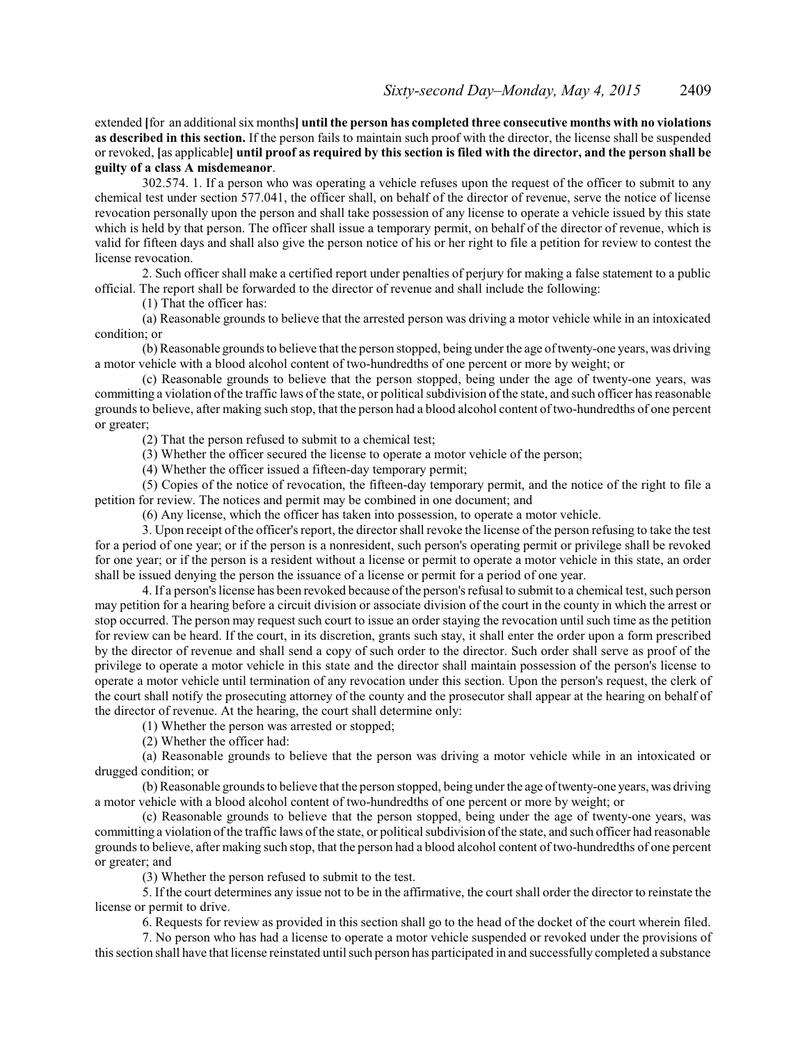extended **[**for an additional six months**] until the person has completed three consecutive months with no violations as described in this section.** If the person fails to maintain such proof with the director, the license shall be suspended or revoked, **[**as applicable**] until proof as required by this section is filed with the director, and the person shall be guilty of a class A misdemeanor**.

302.574. 1. If a person who was operating a vehicle refuses upon the request of the officer to submit to any chemical test under section 577.041, the officer shall, on behalf of the director of revenue, serve the notice of license revocation personally upon the person and shall take possession of any license to operate a vehicle issued by this state which is held by that person. The officer shall issue a temporary permit, on behalf of the director of revenue, which is valid for fifteen days and shall also give the person notice of his or her right to file a petition for review to contest the license revocation.

2. Such officer shall make a certified report under penalties of perjury for making a false statement to a public official. The report shall be forwarded to the director of revenue and shall include the following:

(1) That the officer has:

(a) Reasonable grounds to believe that the arrested person was driving a motor vehicle while in an intoxicated condition; or

(b) Reasonable grounds to believe that the person stopped, being under the age of twenty-one years, was driving a motor vehicle with a blood alcohol content of two-hundredths of one percent or more by weight; or

(c) Reasonable grounds to believe that the person stopped, being under the age of twenty-one years, was committing a violation of the traffic laws of the state, or political subdivision of the state, and such officer has reasonable grounds to believe, after making such stop, that the person had a blood alcohol content of two-hundredths of one percent or greater;

(2) That the person refused to submit to a chemical test;

(3) Whether the officer secured the license to operate a motor vehicle of the person;

(4) Whether the officer issued a fifteen-day temporary permit;

(5) Copies of the notice of revocation, the fifteen-day temporary permit, and the notice of the right to file a petition for review. The notices and permit may be combined in one document; and

(6) Any license, which the officer has taken into possession, to operate a motor vehicle.

3. Upon receipt of the officer's report, the director shall revoke the license of the person refusing to take the test for a period of one year; or if the person is a nonresident, such person's operating permit or privilege shall be revoked for one year; or if the person is a resident without a license or permit to operate a motor vehicle in this state, an order shall be issued denying the person the issuance of a license or permit for a period of one year.

4. If a person's license has been revoked because of the person's refusal to submit to a chemical test, such person may petition for a hearing before a circuit division or associate division of the court in the county in which the arrest or stop occurred. The person may request such court to issue an order staying the revocation until such time as the petition for review can be heard. If the court, in its discretion, grants such stay, it shall enter the order upon a form prescribed by the director of revenue and shall send a copy of such order to the director. Such order shall serve as proof of the privilege to operate a motor vehicle in this state and the director shall maintain possession of the person's license to operate a motor vehicle until termination of any revocation under this section. Upon the person's request, the clerk of the court shall notify the prosecuting attorney of the county and the prosecutor shall appear at the hearing on behalf of the director of revenue. At the hearing, the court shall determine only:

(1) Whether the person was arrested or stopped;

(2) Whether the officer had:

(a) Reasonable grounds to believe that the person was driving a motor vehicle while in an intoxicated or drugged condition; or

(b) Reasonable grounds to believe that the person stopped, being under the age of twenty-one years, was driving a motor vehicle with a blood alcohol content of two-hundredths of one percent or more by weight; or

(c) Reasonable grounds to believe that the person stopped, being under the age of twenty-one years, was committing a violation of the traffic laws of the state, or political subdivision of the state, and such officer had reasonable grounds to believe, after making such stop, that the person had a blood alcohol content of two-hundredths of one percent or greater; and

(3) Whether the person refused to submit to the test.

5. If the court determines any issue not to be in the affirmative, the court shall order the director to reinstate the license or permit to drive.

6. Requests for review as provided in this section shall go to the head of the docket of the court wherein filed.

7. No person who has had a license to operate a motor vehicle suspended or revoked under the provisions of this section shall have that license reinstated until such person has participated in and successfully completed a substance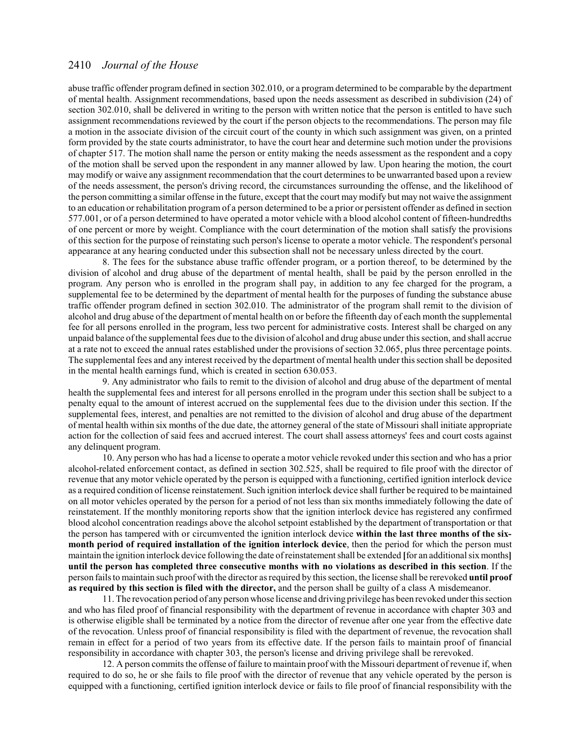abuse traffic offender program defined in section 302.010, or a program determined to be comparable by the department of mental health. Assignment recommendations, based upon the needs assessment as described in subdivision (24) of section 302.010, shall be delivered in writing to the person with written notice that the person is entitled to have such assignment recommendations reviewed by the court if the person objects to the recommendations. The person may file a motion in the associate division of the circuit court of the county in which such assignment was given, on a printed form provided by the state courts administrator, to have the court hear and determine such motion under the provisions of chapter 517. The motion shall name the person or entity making the needs assessment as the respondent and a copy of the motion shall be served upon the respondent in any manner allowed by law. Upon hearing the motion, the court may modify or waive any assignment recommendation that the court determines to be unwarranted based upon a review of the needs assessment, the person's driving record, the circumstances surrounding the offense, and the likelihood of the person committing a similar offense in the future, except that the court may modify but may not waive the assignment to an education or rehabilitation program of a person determined to be a prior or persistent offender as defined in section 577.001, or of a person determined to have operated a motor vehicle with a blood alcohol content of fifteen-hundredths of one percent or more by weight. Compliance with the court determination of the motion shall satisfy the provisions of this section for the purpose of reinstating such person's license to operate a motor vehicle. The respondent's personal appearance at any hearing conducted under this subsection shall not be necessary unless directed by the court.

8. The fees for the substance abuse traffic offender program, or a portion thereof, to be determined by the division of alcohol and drug abuse of the department of mental health, shall be paid by the person enrolled in the program. Any person who is enrolled in the program shall pay, in addition to any fee charged for the program, a supplemental fee to be determined by the department of mental health for the purposes of funding the substance abuse traffic offender program defined in section 302.010. The administrator of the program shall remit to the division of alcohol and drug abuse of the department of mental health on or before the fifteenth day of each month the supplemental fee for all persons enrolled in the program, less two percent for administrative costs. Interest shall be charged on any unpaid balance of the supplemental fees due to the division of alcohol and drug abuse under this section, and shall accrue at a rate not to exceed the annual rates established under the provisions of section 32.065, plus three percentage points. The supplemental fees and any interest received by the department of mental health under this section shall be deposited in the mental health earnings fund, which is created in section 630.053.

9. Any administrator who fails to remit to the division of alcohol and drug abuse of the department of mental health the supplemental fees and interest for all persons enrolled in the program under this section shall be subject to a penalty equal to the amount of interest accrued on the supplemental fees due to the division under this section. If the supplemental fees, interest, and penalties are not remitted to the division of alcohol and drug abuse of the department of mental health within six months of the due date, the attorney general of the state of Missouri shall initiate appropriate action for the collection of said fees and accrued interest. The court shall assess attorneys' fees and court costs against any delinquent program.

10. Any person who has had a license to operate a motor vehicle revoked under this section and who has a prior alcohol-related enforcement contact, as defined in section 302.525, shall be required to file proof with the director of revenue that any motor vehicle operated by the person is equipped with a functioning, certified ignition interlock device as a required condition of license reinstatement. Such ignition interlock device shall further be required to be maintained on all motor vehicles operated by the person for a period of not less than six months immediately following the date of reinstatement. If the monthly monitoring reports show that the ignition interlock device has registered any confirmed blood alcohol concentration readings above the alcohol setpoint established by the department of transportation or that the person has tampered with or circumvented the ignition interlock device **within the last three months of the six-month period of required installation of the ignition interlock device**, then the period for which the person must maintain the ignition interlock device following the date of reinstatement shall be extended **[**for an additional six months**]** **until the person has completed three consecutive months with no violations as described in this section**. If the person fails to maintain such proof with the director as required by this section, the license shall be rerevoked **until proof as required by this section is filed with the director,** and the person shall be guilty of a class A misdemeanor.

11. The revocation period of any person whose license and driving privilege has been revoked under this section and who has filed proof of financial responsibility with the department of revenue in accordance with chapter 303 and is otherwise eligible shall be terminated by a notice from the director of revenue after one year from the effective date of the revocation. Unless proof of financial responsibility is filed with the department of revenue, the revocation shall remain in effect for a period of two years from its effective date. If the person fails to maintain proof of financial responsibility in accordance with chapter 303, the person's license and driving privilege shall be rerevoked.

12. A person commits the offense of failure to maintain proof with the Missouri department of revenue if, when required to do so, he or she fails to file proof with the director of revenue that any vehicle operated by the person is equipped with a functioning, certified ignition interlock device or fails to file proof of financial responsibility with the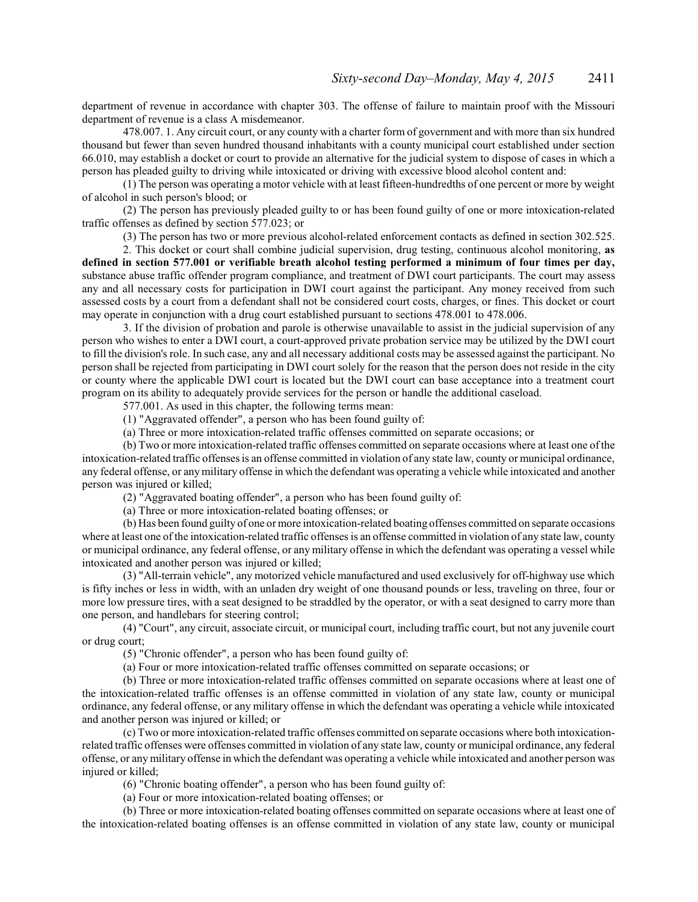department of revenue in accordance with chapter 303. The offense of failure to maintain proof with the Missouri department of revenue is a class A misdemeanor.

478.007. 1. Any circuit court, or any county with a charter form of government and with more than six hundred thousand but fewer than seven hundred thousand inhabitants with a county municipal court established under section 66.010, may establish a docket or court to provide an alternative for the judicial system to dispose of cases in which a person has pleaded guilty to driving while intoxicated or driving with excessive blood alcohol content and:

(1) The person was operating a motor vehicle with at least fifteen-hundredths of one percent or more by weight of alcohol in such person's blood; or

(2) The person has previously pleaded guilty to or has been found guilty of one or more intoxication-related traffic offenses as defined by section 577.023; or

(3) The person has two or more previous alcohol-related enforcement contacts as defined in section 302.525.

2. This docket or court shall combine judicial supervision, drug testing, continuous alcohol monitoring, **as defined in section 577.001 or verifiable breath alcohol testing performed a minimum of four times per day,** substance abuse traffic offender program compliance, and treatment of DWI court participants. The court may assess any and all necessary costs for participation in DWI court against the participant. Any money received from such assessed costs by a court from a defendant shall not be considered court costs, charges, or fines. This docket or court may operate in conjunction with a drug court established pursuant to sections 478.001 to 478.006.

3. If the division of probation and parole is otherwise unavailable to assist in the judicial supervision of any person who wishes to enter a DWI court, a court-approved private probation service may be utilized by the DWI court to fill the division's role. In such case, any and all necessary additional costs may be assessed against the participant. No person shall be rejected from participating in DWI court solely for the reason that the person does not reside in the city or county where the applicable DWI court is located but the DWI court can base acceptance into a treatment court program on its ability to adequately provide services for the person or handle the additional caseload.

577.001. As used in this chapter, the following terms mean:

(1) "Aggravated offender", a person who has been found guilty of:

(a) Three or more intoxication-related traffic offenses committed on separate occasions; or

(b) Two or more intoxication-related traffic offenses committed on separate occasions where at least one of the intoxication-related traffic offenses is an offense committed in violation of any state law, county or municipal ordinance, any federal offense, or any military offense in which the defendant was operating a vehicle while intoxicated and another person was injured or killed;

(2) "Aggravated boating offender", a person who has been found guilty of:

(a) Three or more intoxication-related boating offenses; or

(b) Has been found guilty of one or more intoxication-related boating offenses committed on separate occasions where at least one of the intoxication-related traffic offenses is an offense committed in violation of any state law, county or municipal ordinance, any federal offense, or any military offense in which the defendant was operating a vessel while intoxicated and another person was injured or killed;

(3) "All-terrain vehicle", any motorized vehicle manufactured and used exclusively for off-highway use which is fifty inches or less in width, with an unladen dry weight of one thousand pounds or less, traveling on three, four or more low pressure tires, with a seat designed to be straddled by the operator, or with a seat designed to carry more than one person, and handlebars for steering control;

(4) "Court", any circuit, associate circuit, or municipal court, including traffic court, but not any juvenile court or drug court;

(5) "Chronic offender", a person who has been found guilty of:

(a) Four or more intoxication-related traffic offenses committed on separate occasions; or

(b) Three or more intoxication-related traffic offenses committed on separate occasions where at least one of the intoxication-related traffic offenses is an offense committed in violation of any state law, county or municipal ordinance, any federal offense, or any military offense in which the defendant was operating a vehicle while intoxicated and another person was injured or killed; or

(c) Two or more intoxication-related traffic offenses committed on separate occasions where both intoxication-related traffic offenses were offenses committed in violation of any state law, county or municipal ordinance, any federal offense, or any military offense in which the defendant was operating a vehicle while intoxicated and another person was injured or killed;

(6) "Chronic boating offender", a person who has been found guilty of:

(a) Four or more intoxication-related boating offenses; or

(b) Three or more intoxication-related boating offenses committed on separate occasions where at least one of the intoxication-related boating offenses is an offense committed in violation of any state law, county or municipal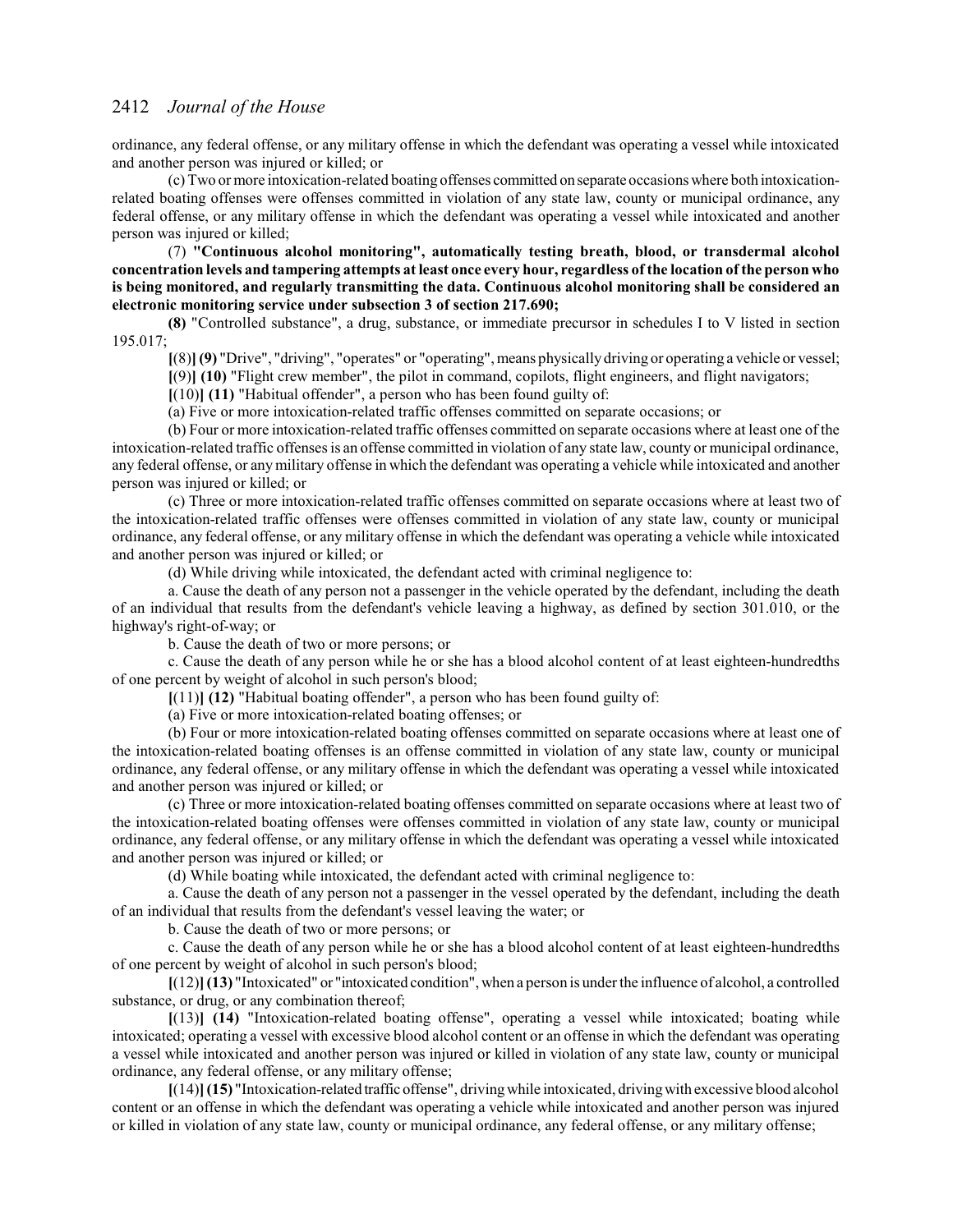ordinance, any federal offense, or any military offense in which the defendant was operating a vessel while intoxicated and another person was injured or killed; or

(c) Two or more intoxication-related boating offenses committed on separate occasions where both intoxication-related boating offenses were offenses committed in violation of any state law, county or municipal ordinance, any federal offense, or any military offense in which the defendant was operating a vessel while intoxicated and another person was injured or killed;

(7) **"Continuous alcohol monitoring", automatically testing breath, blood, or transdermal alcohol concentration levels and tampering attempts at least once every hour, regardless of the location of the person who is being monitored, and regularly transmitting the data. Continuous alcohol monitoring shall be considered an electronic monitoring service under subsection 3 of section 217.690;**

**(8)** "Controlled substance", a drug, substance, or immediate precursor in schedules I to V listed in section 195.017;

**[**(8)**] (9)** "Drive", "driving", "operates" or "operating", means physically driving or operating a vehicle or vessel;

**[**(9)**] (10)** "Flight crew member", the pilot in command, copilots, flight engineers, and flight navigators;

**[**(10)**] (11)** "Habitual offender", a person who has been found guilty of:

(a) Five or more intoxication-related traffic offenses committed on separate occasions; or

(b) Four or more intoxication-related traffic offenses committed on separate occasions where at least one of the intoxication-related traffic offenses is an offense committed in violation of any state law, county or municipal ordinance, any federal offense, or any military offense in which the defendant was operating a vehicle while intoxicated and another person was injured or killed; or

(c) Three or more intoxication-related traffic offenses committed on separate occasions where at least two of the intoxication-related traffic offenses were offenses committed in violation of any state law, county or municipal ordinance, any federal offense, or any military offense in which the defendant was operating a vehicle while intoxicated and another person was injured or killed; or

(d) While driving while intoxicated, the defendant acted with criminal negligence to:

a. Cause the death of any person not a passenger in the vehicle operated by the defendant, including the death of an individual that results from the defendant's vehicle leaving a highway, as defined by section 301.010, or the highway's right-of-way; or

b. Cause the death of two or more persons; or

c. Cause the death of any person while he or she has a blood alcohol content of at least eighteen-hundredths of one percent by weight of alcohol in such person's blood;

**[**(11)**] (12)** "Habitual boating offender", a person who has been found guilty of:

(a) Five or more intoxication-related boating offenses; or

(b) Four or more intoxication-related boating offenses committed on separate occasions where at least one of the intoxication-related boating offenses is an offense committed in violation of any state law, county or municipal ordinance, any federal offense, or any military offense in which the defendant was operating a vessel while intoxicated and another person was injured or killed; or

(c) Three or more intoxication-related boating offenses committed on separate occasions where at least two of the intoxication-related boating offenses were offenses committed in violation of any state law, county or municipal ordinance, any federal offense, or any military offense in which the defendant was operating a vessel while intoxicated and another person was injured or killed; or

(d) While boating while intoxicated, the defendant acted with criminal negligence to:

a. Cause the death of any person not a passenger in the vessel operated by the defendant, including the death of an individual that results from the defendant's vessel leaving the water; or

b. Cause the death of two or more persons; or

c. Cause the death of any person while he or she has a blood alcohol content of at least eighteen-hundredths of one percent by weight of alcohol in such person's blood;

**[**(12)**] (13)** "Intoxicated" or "intoxicated condition", when a person is under the influence of alcohol, a controlled substance, or drug, or any combination thereof;

**[**(13)**] (14)** "Intoxication-related boating offense", operating a vessel while intoxicated; boating while intoxicated; operating a vessel with excessive blood alcohol content or an offense in which the defendant was operating a vessel while intoxicated and another person was injured or killed in violation of any state law, county or municipal ordinance, any federal offense, or any military offense;

**[**(14)**] (15)** "Intoxication-related traffic offense", driving while intoxicated, driving with excessive blood alcohol content or an offense in which the defendant was operating a vehicle while intoxicated and another person was injured or killed in violation of any state law, county or municipal ordinance, any federal offense, or any military offense;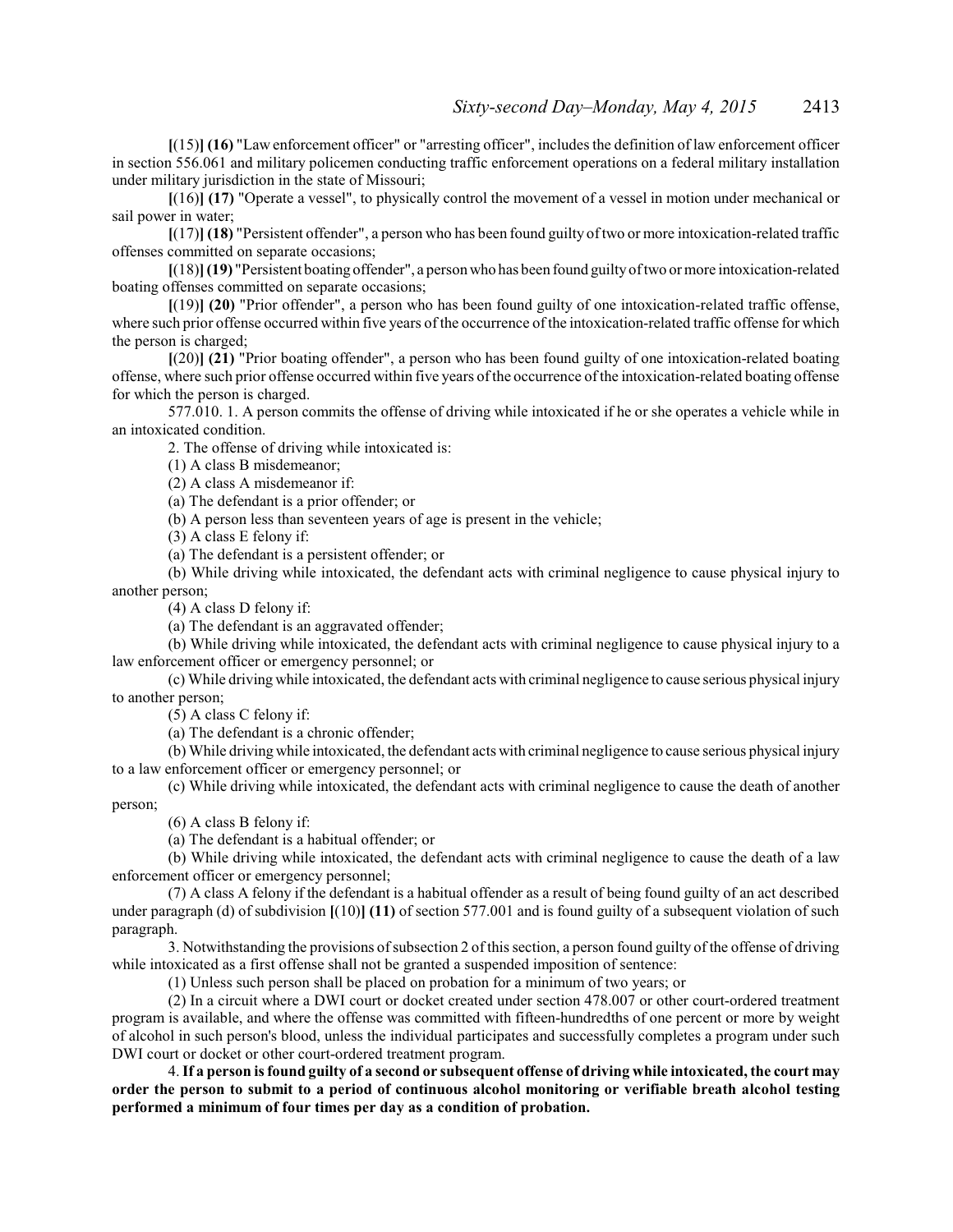**[**(15)**] (16)** "Law enforcement officer" or "arresting officer", includes the definition of law enforcement officer in section 556.061 and military policemen conducting traffic enforcement operations on a federal military installation under military jurisdiction in the state of Missouri;

**[**(16)**] (17)** "Operate a vessel", to physically control the movement of a vessel in motion under mechanical or sail power in water;

**[**(17)**] (18)** "Persistent offender", a person who has been found guilty of two or more intoxication-related traffic offenses committed on separate occasions;

**[**(18)**] (19)** "Persistent boating offender", a person who has been found guilty of two or more intoxication-related boating offenses committed on separate occasions;

**[**(19)**] (20)** "Prior offender", a person who has been found guilty of one intoxication-related traffic offense, where such prior offense occurred within five years of the occurrence of the intoxication-related traffic offense for which the person is charged;

**[**(20)**] (21)** "Prior boating offender", a person who has been found guilty of one intoxication-related boating offense, where such prior offense occurred within five years of the occurrence of the intoxication-related boating offense for which the person is charged.

577.010. 1. A person commits the offense of driving while intoxicated if he or she operates a vehicle while in an intoxicated condition.

2. The offense of driving while intoxicated is:

(1) A class B misdemeanor;

(2) A class A misdemeanor if:

(a) The defendant is a prior offender; or

(b) A person less than seventeen years of age is present in the vehicle;

(3) A class E felony if:

(a) The defendant is a persistent offender; or

(b) While driving while intoxicated, the defendant acts with criminal negligence to cause physical injury to another person;

(4) A class D felony if:

(a) The defendant is an aggravated offender;

(b) While driving while intoxicated, the defendant acts with criminal negligence to cause physical injury to a law enforcement officer or emergency personnel; or

(c) While driving while intoxicated, the defendant acts with criminal negligence to cause serious physical injury to another person;

(5) A class C felony if:

(a) The defendant is a chronic offender;

(b) While driving while intoxicated, the defendant acts with criminal negligence to cause serious physical injury to a law enforcement officer or emergency personnel; or

(c) While driving while intoxicated, the defendant acts with criminal negligence to cause the death of another person;

(6) A class B felony if:

(a) The defendant is a habitual offender; or

(b) While driving while intoxicated, the defendant acts with criminal negligence to cause the death of a law enforcement officer or emergency personnel;

(7) A class A felony if the defendant is a habitual offender as a result of being found guilty of an act described under paragraph (d) of subdivision **[**(10)**] (11)** of section 577.001 and is found guilty of a subsequent violation of such paragraph.

3. Notwithstanding the provisions of subsection 2 of this section, a person found guilty of the offense of driving while intoxicated as a first offense shall not be granted a suspended imposition of sentence:

(1) Unless such person shall be placed on probation for a minimum of two years; or

(2) In a circuit where a DWI court or docket created under section 478.007 or other court-ordered treatment program is available, and where the offense was committed with fifteen-hundredths of one percent or more by weight of alcohol in such person's blood, unless the individual participates and successfully completes a program under such DWI court or docket or other court-ordered treatment program.

4. **If a person is found guilty of a second or subsequent offense of driving while intoxicated, the court may order the person to submit to a period of continuous alcohol monitoring or verifiable breath alcohol testing performed a minimum of four times per day as a condition of probation.**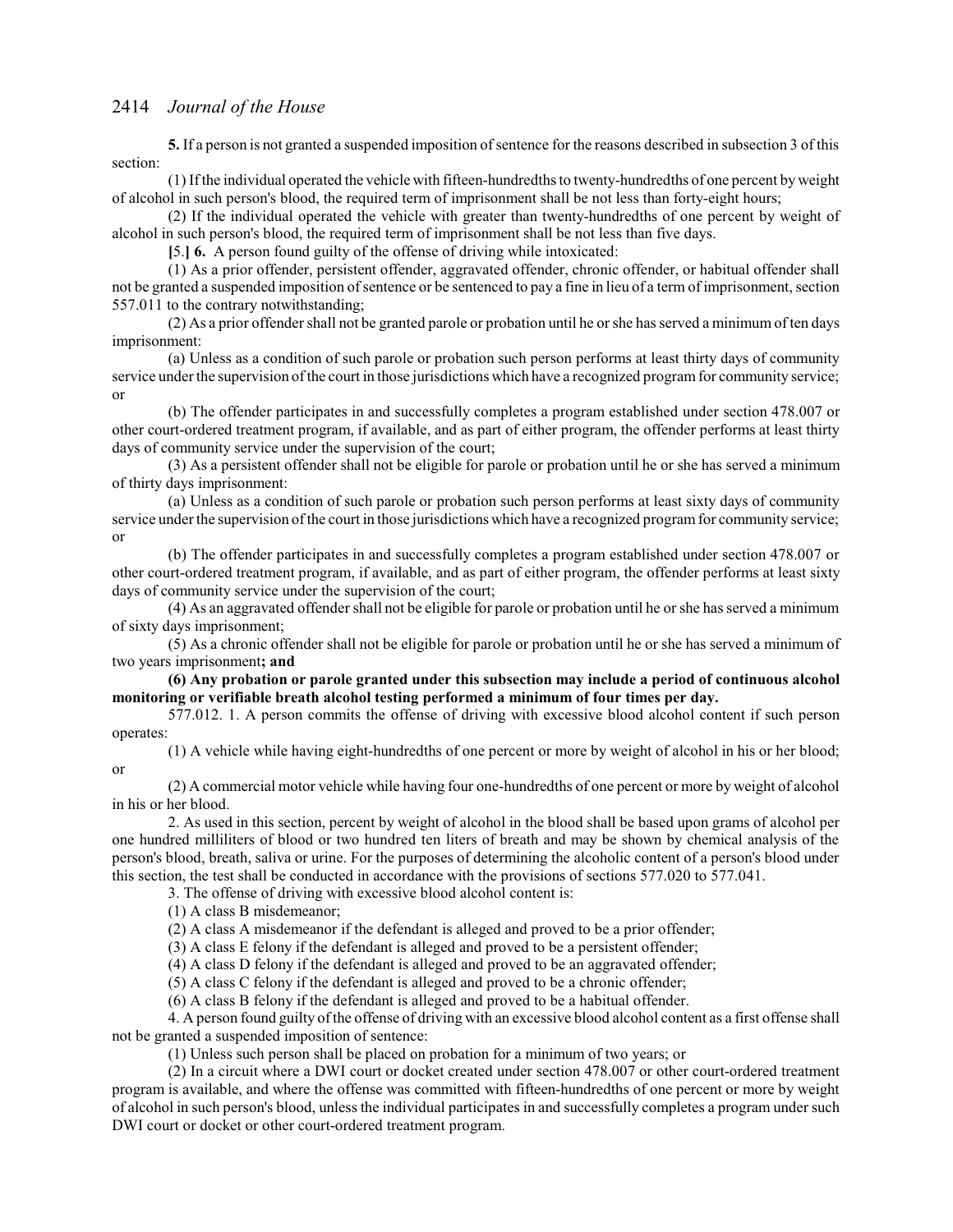**5.** If a person is not granted a suspended imposition of sentence for the reasons described in subsection 3 of this section:

(1) If the individual operated the vehicle with fifteen-hundredths to twenty-hundredths of one percent by weight of alcohol in such person's blood, the required term of imprisonment shall be not less than forty-eight hours;

(2) If the individual operated the vehicle with greater than twenty-hundredths of one percent by weight of alcohol in such person's blood, the required term of imprisonment shall be not less than five days.

**[**5.**] 6.** A person found guilty of the offense of driving while intoxicated:

(1) As a prior offender, persistent offender, aggravated offender, chronic offender, or habitual offender shall not be granted a suspended imposition of sentence or be sentenced to pay a fine in lieu of a term of imprisonment, section 557.011 to the contrary notwithstanding;

(2) As a prior offender shall not be granted parole or probation until he or she has served a minimum of ten days imprisonment:

(a) Unless as a condition of such parole or probation such person performs at least thirty days of community service under the supervision of the court in those jurisdictions which have a recognized program for community service; or

(b) The offender participates in and successfully completes a program established under section 478.007 or other court-ordered treatment program, if available, and as part of either program, the offender performs at least thirty days of community service under the supervision of the court;

(3) As a persistent offender shall not be eligible for parole or probation until he or she has served a minimum of thirty days imprisonment:

(a) Unless as a condition of such parole or probation such person performs at least sixty days of community service under the supervision of the court in those jurisdictions which have a recognized program for community service; or

(b) The offender participates in and successfully completes a program established under section 478.007 or other court-ordered treatment program, if available, and as part of either program, the offender performs at least sixty days of community service under the supervision of the court;

(4) As an aggravated offender shall not be eligible for parole or probation until he or she has served a minimum of sixty days imprisonment;

(5) As a chronic offender shall not be eligible for parole or probation until he or she has served a minimum of two years imprisonment**; and**

**(6) Any probation or parole granted under this subsection may include a period of continuous alcohol monitoring or verifiable breath alcohol testing performed a minimum of four times per day.**

577.012. 1. A person commits the offense of driving with excessive blood alcohol content if such person operates:

(1) A vehicle while having eight-hundredths of one percent or more by weight of alcohol in his or her blood; or

(2) A commercial motor vehicle while having four one-hundredths of one percent or more by weight of alcohol in his or her blood.

2. As used in this section, percent by weight of alcohol in the blood shall be based upon grams of alcohol per one hundred milliliters of blood or two hundred ten liters of breath and may be shown by chemical analysis of the person's blood, breath, saliva or urine. For the purposes of determining the alcoholic content of a person's blood under this section, the test shall be conducted in accordance with the provisions of sections 577.020 to 577.041.

3. The offense of driving with excessive blood alcohol content is:

(1) A class B misdemeanor;

(2) A class A misdemeanor if the defendant is alleged and proved to be a prior offender;

(3) A class E felony if the defendant is alleged and proved to be a persistent offender;

(4) A class D felony if the defendant is alleged and proved to be an aggravated offender;

(5) A class C felony if the defendant is alleged and proved to be a chronic offender;

(6) A class B felony if the defendant is alleged and proved to be a habitual offender.

4. A person found guilty of the offense of driving with an excessive blood alcohol content as a first offense shall not be granted a suspended imposition of sentence:

(1) Unless such person shall be placed on probation for a minimum of two years; or

(2) In a circuit where a DWI court or docket created under section 478.007 or other court-ordered treatment program is available, and where the offense was committed with fifteen-hundredths of one percent or more by weight of alcohol in such person's blood, unless the individual participates in and successfully completes a program under such DWI court or docket or other court-ordered treatment program.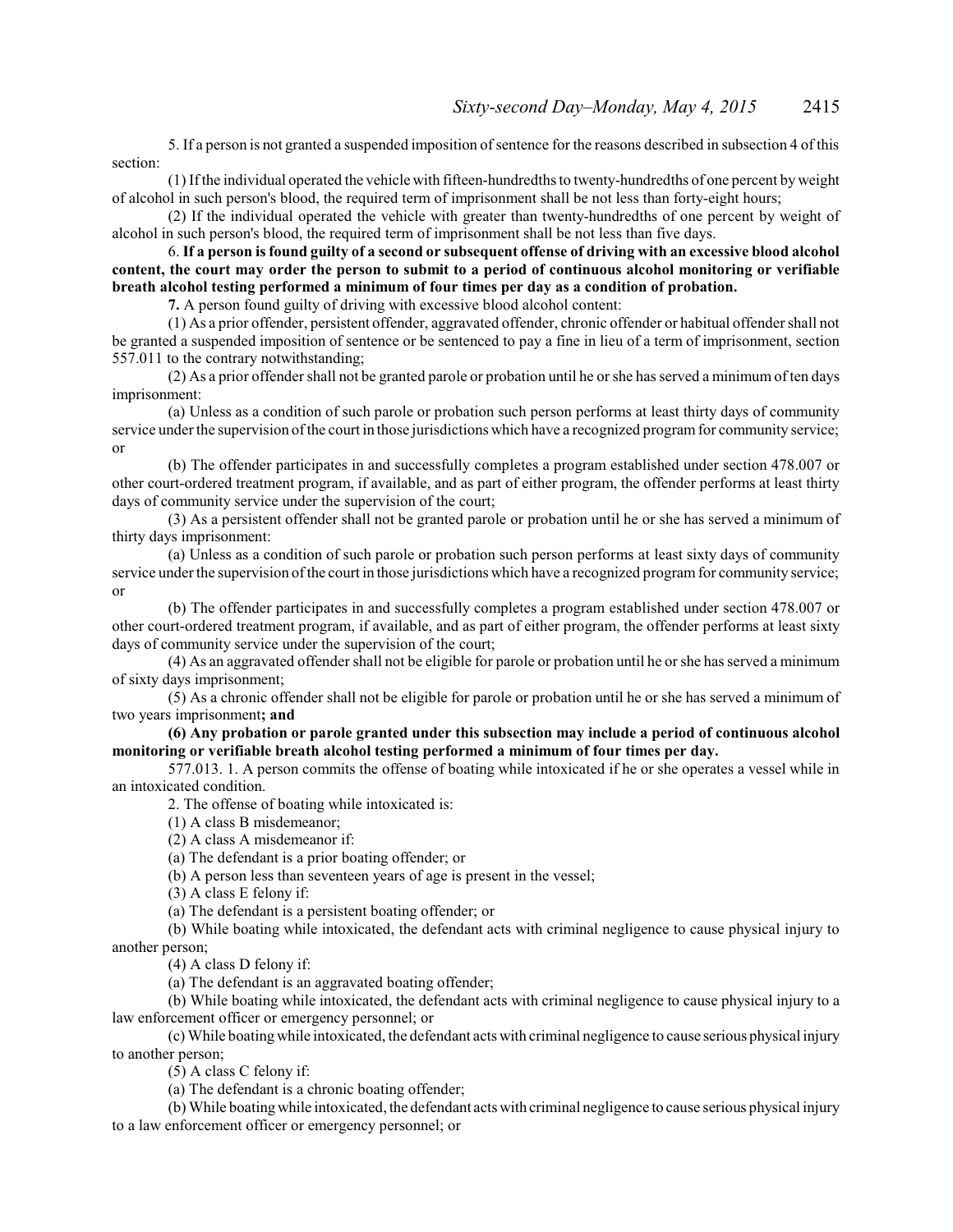5. If a person is not granted a suspended imposition of sentence for the reasons described in subsection 4 of this section:

(1) If the individual operated the vehicle with fifteen-hundredths to twenty-hundredths of one percent by weight of alcohol in such person's blood, the required term of imprisonment shall be not less than forty-eight hours;

(2) If the individual operated the vehicle with greater than twenty-hundredths of one percent by weight of alcohol in such person's blood, the required term of imprisonment shall be not less than five days.

6. **If a person is found guilty of a second or subsequent offense of driving with an excessive blood alcohol content, the court may order the person to submit to a period of continuous alcohol monitoring or verifiable breath alcohol testing performed a minimum of four times per day as a condition of probation.**

**7.** A person found guilty of driving with excessive blood alcohol content:

(1) As a prior offender, persistent offender, aggravated offender, chronic offender or habitual offender shall not be granted a suspended imposition of sentence or be sentenced to pay a fine in lieu of a term of imprisonment, section 557.011 to the contrary notwithstanding;

(2) As a prior offender shall not be granted parole or probation until he or she has served a minimum of ten days imprisonment:

(a) Unless as a condition of such parole or probation such person performs at least thirty days of community service under the supervision of the court in those jurisdictions which have a recognized program for community service; or

(b) The offender participates in and successfully completes a program established under section 478.007 or other court-ordered treatment program, if available, and as part of either program, the offender performs at least thirty days of community service under the supervision of the court;

(3) As a persistent offender shall not be granted parole or probation until he or she has served a minimum of thirty days imprisonment:

(a) Unless as a condition of such parole or probation such person performs at least sixty days of community service under the supervision of the court in those jurisdictions which have a recognized program for community service; or

(b) The offender participates in and successfully completes a program established under section 478.007 or other court-ordered treatment program, if available, and as part of either program, the offender performs at least sixty days of community service under the supervision of the court;

(4) As an aggravated offender shall not be eligible for parole or probation until he or she has served a minimum of sixty days imprisonment;

(5) As a chronic offender shall not be eligible for parole or probation until he or she has served a minimum of two years imprisonment**; and**

**(6) Any probation or parole granted under this subsection may include a period of continuous alcohol monitoring or verifiable breath alcohol testing performed a minimum of four times per day.**

577.013. 1. A person commits the offense of boating while intoxicated if he or she operates a vessel while in an intoxicated condition.

2. The offense of boating while intoxicated is:

(1) A class B misdemeanor;

(2) A class A misdemeanor if:

(a) The defendant is a prior boating offender; or

(b) A person less than seventeen years of age is present in the vessel;

(3) A class E felony if:

(a) The defendant is a persistent boating offender; or

(b) While boating while intoxicated, the defendant acts with criminal negligence to cause physical injury to another person;

(4) A class D felony if:

(a) The defendant is an aggravated boating offender;

(b) While boating while intoxicated, the defendant acts with criminal negligence to cause physical injury to a law enforcement officer or emergency personnel; or

(c) While boating while intoxicated, the defendant acts with criminal negligence to cause serious physical injury to another person;

(5) A class C felony if:

(a) The defendant is a chronic boating offender;

(b) While boating while intoxicated, the defendant acts with criminal negligence to cause serious physical injury to a law enforcement officer or emergency personnel; or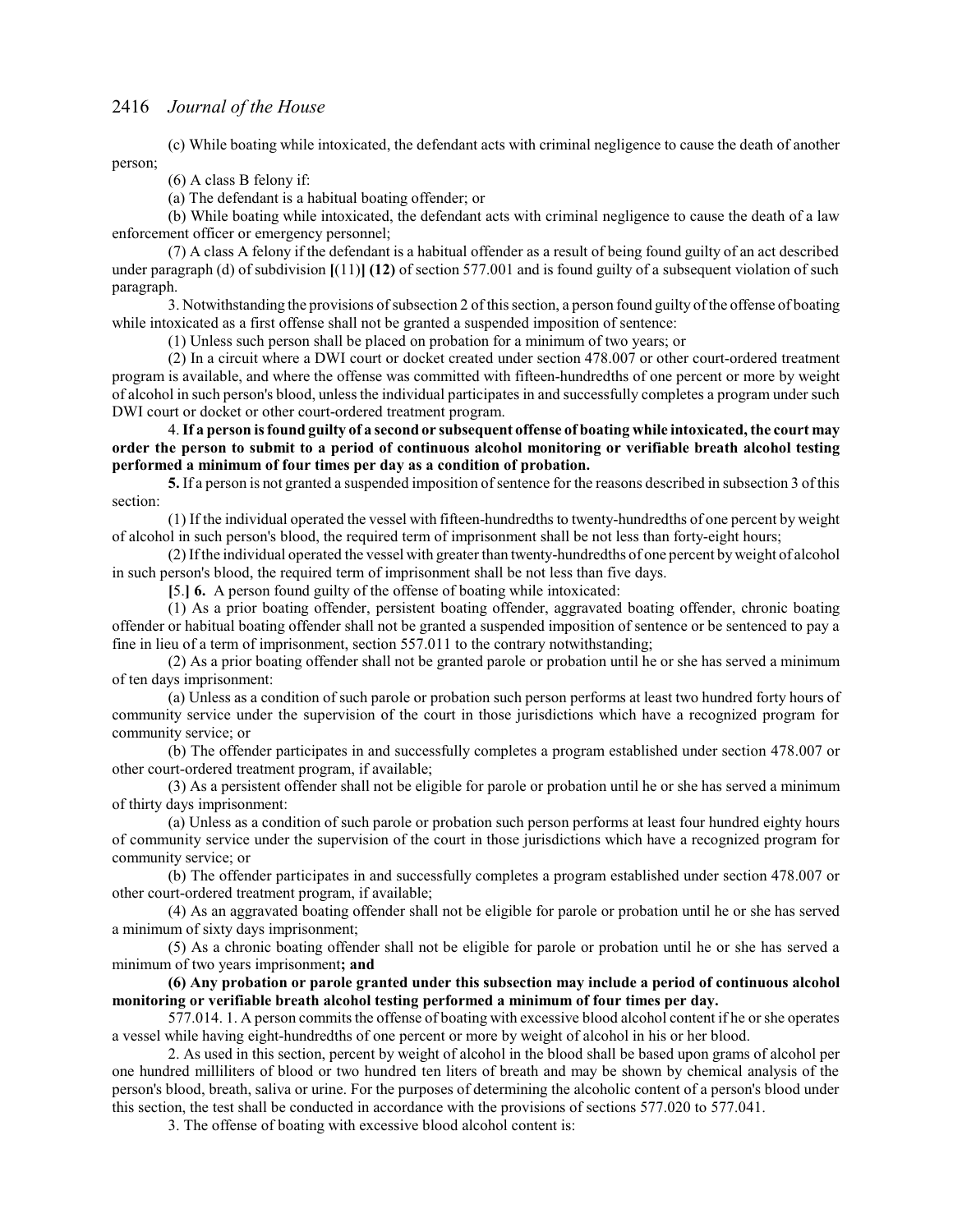(c) While boating while intoxicated, the defendant acts with criminal negligence to cause the death of another person;

(6) A class B felony if:

(a) The defendant is a habitual boating offender; or

(b) While boating while intoxicated, the defendant acts with criminal negligence to cause the death of a law enforcement officer or emergency personnel;

(7) A class A felony if the defendant is a habitual offender as a result of being found guilty of an act described under paragraph (d) of subdivision **[**(11)**] (12)** of section 577.001 and is found guilty of a subsequent violation of such paragraph.

3. Notwithstanding the provisions of subsection 2 of this section, a person found guilty of the offense of boating while intoxicated as a first offense shall not be granted a suspended imposition of sentence:

(1) Unless such person shall be placed on probation for a minimum of two years; or

(2) In a circuit where a DWI court or docket created under section 478.007 or other court-ordered treatment program is available, and where the offense was committed with fifteen-hundredths of one percent or more by weight of alcohol in such person's blood, unless the individual participates in and successfully completes a program under such DWI court or docket or other court-ordered treatment program.

4. **If a person is found guilty of a second or subsequent offense of boating while intoxicated, the court may order the person to submit to a period of continuous alcohol monitoring or verifiable breath alcohol testing performed a minimum of four times per day as a condition of probation.**

**5.** If a person is not granted a suspended imposition of sentence for the reasons described in subsection 3 of this section:

(1) If the individual operated the vessel with fifteen-hundredths to twenty-hundredths of one percent by weight of alcohol in such person's blood, the required term of imprisonment shall be not less than forty-eight hours;

(2) If the individual operated the vessel with greater than twenty-hundredths of one percent by weight of alcohol in such person's blood, the required term of imprisonment shall be not less than five days.

**[**5.**] 6.** A person found guilty of the offense of boating while intoxicated:

(1) As a prior boating offender, persistent boating offender, aggravated boating offender, chronic boating offender or habitual boating offender shall not be granted a suspended imposition of sentence or be sentenced to pay a fine in lieu of a term of imprisonment, section 557.011 to the contrary notwithstanding;

(2) As a prior boating offender shall not be granted parole or probation until he or she has served a minimum of ten days imprisonment:

(a) Unless as a condition of such parole or probation such person performs at least two hundred forty hours of community service under the supervision of the court in those jurisdictions which have a recognized program for community service; or

(b) The offender participates in and successfully completes a program established under section 478.007 or other court-ordered treatment program, if available;

(3) As a persistent offender shall not be eligible for parole or probation until he or she has served a minimum of thirty days imprisonment:

(a) Unless as a condition of such parole or probation such person performs at least four hundred eighty hours of community service under the supervision of the court in those jurisdictions which have a recognized program for community service; or

(b) The offender participates in and successfully completes a program established under section 478.007 or other court-ordered treatment program, if available;

(4) As an aggravated boating offender shall not be eligible for parole or probation until he or she has served a minimum of sixty days imprisonment;

(5) As a chronic boating offender shall not be eligible for parole or probation until he or she has served a minimum of two years imprisonment**; and**

**(6) Any probation or parole granted under this subsection may include a period of continuous alcohol monitoring or verifiable breath alcohol testing performed a minimum of four times per day.**

577.014. 1. A person commits the offense of boating with excessive blood alcohol content if he or she operates a vessel while having eight-hundredths of one percent or more by weight of alcohol in his or her blood.

2. As used in this section, percent by weight of alcohol in the blood shall be based upon grams of alcohol per one hundred milliliters of blood or two hundred ten liters of breath and may be shown by chemical analysis of the person's blood, breath, saliva or urine. For the purposes of determining the alcoholic content of a person's blood under this section, the test shall be conducted in accordance with the provisions of sections 577.020 to 577.041.

3. The offense of boating with excessive blood alcohol content is: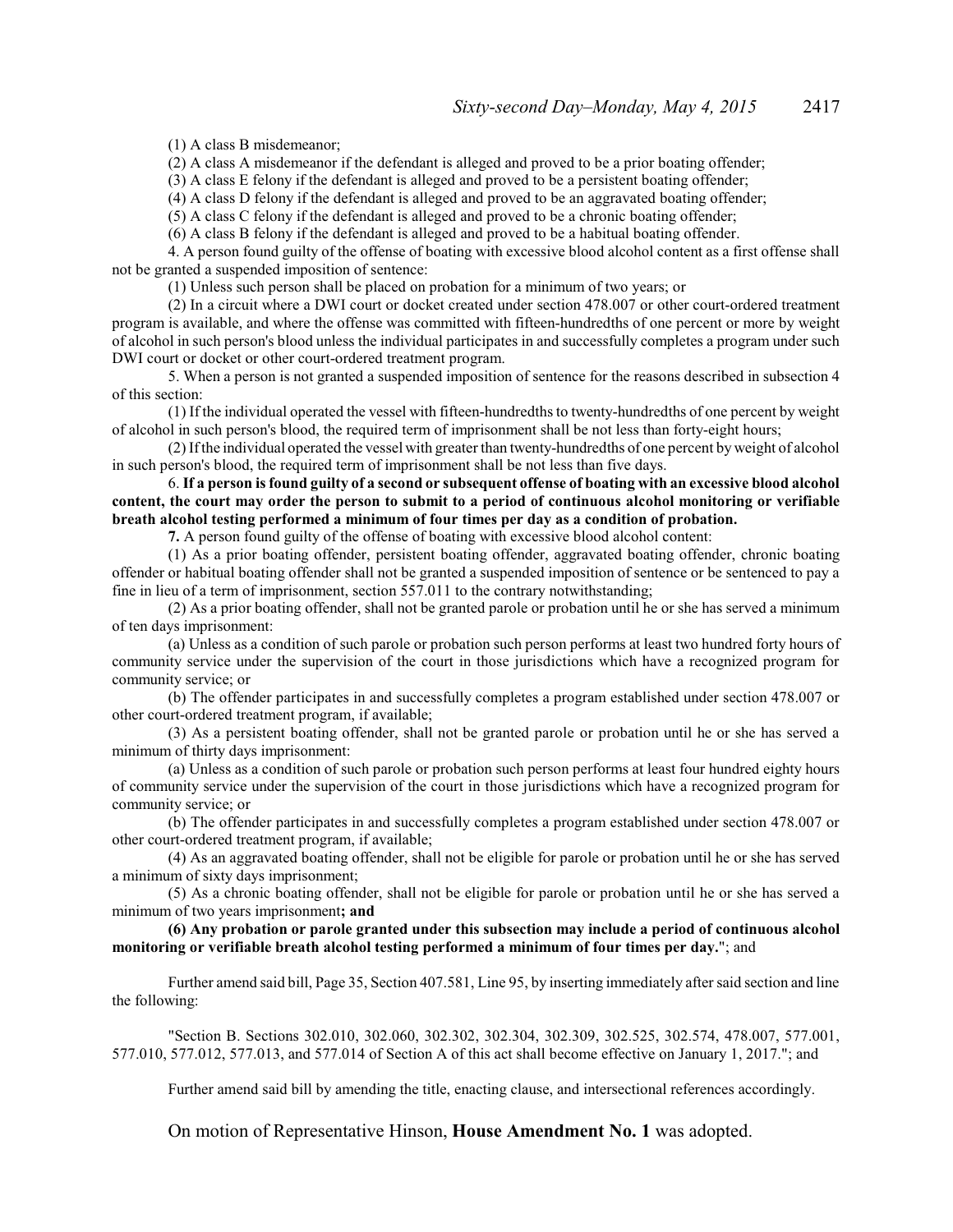(1) A class B misdemeanor;

(2) A class A misdemeanor if the defendant is alleged and proved to be a prior boating offender;

(3) A class E felony if the defendant is alleged and proved to be a persistent boating offender;

(4) A class D felony if the defendant is alleged and proved to be an aggravated boating offender;

(5) A class C felony if the defendant is alleged and proved to be a chronic boating offender;

(6) A class B felony if the defendant is alleged and proved to be a habitual boating offender.

4. A person found guilty of the offense of boating with excessive blood alcohol content as a first offense shall not be granted a suspended imposition of sentence:

(1) Unless such person shall be placed on probation for a minimum of two years; or

(2) In a circuit where a DWI court or docket created under section 478.007 or other court-ordered treatment program is available, and where the offense was committed with fifteen-hundredths of one percent or more by weight of alcohol in such person's blood unless the individual participates in and successfully completes a program under such DWI court or docket or other court-ordered treatment program.

5. When a person is not granted a suspended imposition of sentence for the reasons described in subsection 4 of this section:

(1) If the individual operated the vessel with fifteen-hundredths to twenty-hundredths of one percent by weight of alcohol in such person's blood, the required term of imprisonment shall be not less than forty-eight hours;

(2) If the individual operated the vessel with greater than twenty-hundredths of one percent by weight of alcohol in such person's blood, the required term of imprisonment shall be not less than five days.

6. **If a person is found guilty of a second or subsequent offense of boating with an excessive blood alcohol content, the court may order the person to submit to a period of continuous alcohol monitoring or verifiable breath alcohol testing performed a minimum of four times per day as a condition of probation.**

**7.** A person found guilty of the offense of boating with excessive blood alcohol content:

(1) As a prior boating offender, persistent boating offender, aggravated boating offender, chronic boating offender or habitual boating offender shall not be granted a suspended imposition of sentence or be sentenced to pay a fine in lieu of a term of imprisonment, section 557.011 to the contrary notwithstanding;

(2) As a prior boating offender, shall not be granted parole or probation until he or she has served a minimum of ten days imprisonment:

(a) Unless as a condition of such parole or probation such person performs at least two hundred forty hours of community service under the supervision of the court in those jurisdictions which have a recognized program for community service; or

(b) The offender participates in and successfully completes a program established under section 478.007 or other court-ordered treatment program, if available;

(3) As a persistent boating offender, shall not be granted parole or probation until he or she has served a minimum of thirty days imprisonment:

(a) Unless as a condition of such parole or probation such person performs at least four hundred eighty hours of community service under the supervision of the court in those jurisdictions which have a recognized program for community service; or

(b) The offender participates in and successfully completes a program established under section 478.007 or other court-ordered treatment program, if available;

(4) As an aggravated boating offender, shall not be eligible for parole or probation until he or she has served a minimum of sixty days imprisonment;

(5) As a chronic boating offender, shall not be eligible for parole or probation until he or she has served a minimum of two years imprisonment**; and**

**(6) Any probation or parole granted under this subsection may include a period of continuous alcohol monitoring or verifiable breath alcohol testing performed a minimum of four times per day.**"; and

Further amend said bill, Page 35, Section 407.581, Line 95, by inserting immediately after said section and line the following:

"Section B. Sections 302.010, 302.060, 302.302, 302.304, 302.309, 302.525, 302.574, 478.007, 577.001, 577.010, 577.012, 577.013, and 577.014 of Section A of this act shall become effective on January 1, 2017."; and

Further amend said bill by amending the title, enacting clause, and intersectional references accordingly.

On motion of Representative Hinson, **House Amendment No. 1** was adopted.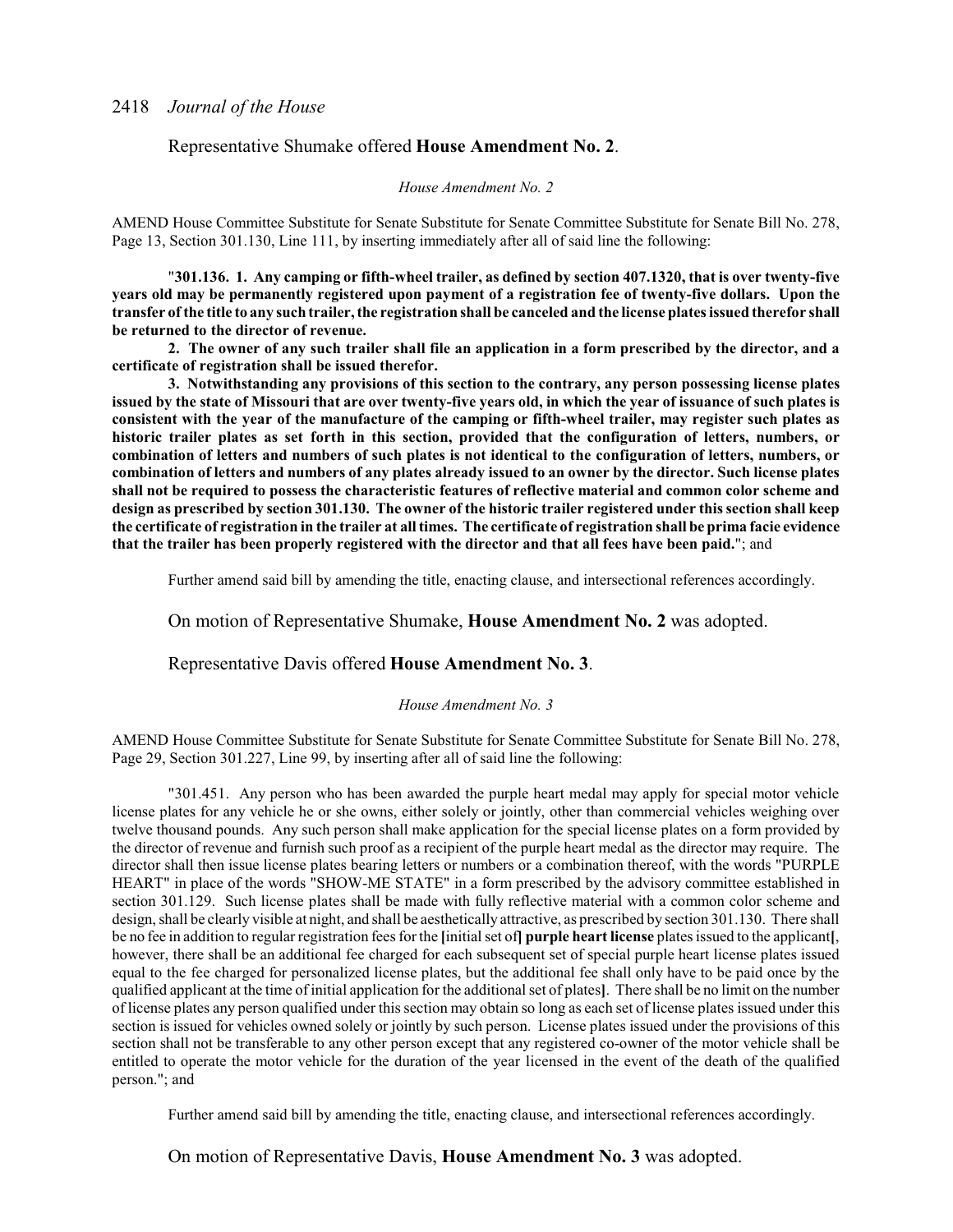Representative Shumake offered **House Amendment No. 2**.

*House Amendment No. 2*

AMEND House Committee Substitute for Senate Substitute for Senate Committee Substitute for Senate Bill No. 278, Page 13, Section 301.130, Line 111, by inserting immediately after all of said line the following:

"**301.136. 1. Any camping or fifth-wheel trailer, as defined by section 407.1320, that is over twenty-five years old may be permanently registered upon payment of a registration fee of twenty-five dollars. Upon the transfer of the title to any such trailer, the registration shall be canceled and the license plates issued therefor shall be returned to the director of revenue.**

**2. The owner of any such trailer shall file an application in a form prescribed by the director, and a certificate of registration shall be issued therefor.**

**3. Notwithstanding any provisions of this section to the contrary, any person possessing license plates issued by the state of Missouri that are over twenty-five years old, in which the year of issuance of such plates is consistent with the year of the manufacture of the camping or fifth-wheel trailer, may register such plates as historic trailer plates as set forth in this section, provided that the configuration of letters, numbers, or combination of letters and numbers of such plates is not identical to the configuration of letters, numbers, or combination of letters and numbers of any plates already issued to an owner by the director. Such license plates shall not be required to possess the characteristic features of reflective material and common color scheme and design as prescribed by section 301.130. The owner of the historic trailer registered under this section shall keep the certificate of registration in the trailer at all times. The certificate of registration shall be prima facie evidence that the trailer has been properly registered with the director and that all fees have been paid.**"; and

Further amend said bill by amending the title, enacting clause, and intersectional references accordingly.

On motion of Representative Shumake, **House Amendment No. 2** was adopted.

Representative Davis offered **House Amendment No. 3**.

*House Amendment No. 3*

AMEND House Committee Substitute for Senate Substitute for Senate Committee Substitute for Senate Bill No. 278, Page 29, Section 301.227, Line 99, by inserting after all of said line the following:

"301.451. Any person who has been awarded the purple heart medal may apply for special motor vehicle license plates for any vehicle he or she owns, either solely or jointly, other than commercial vehicles weighing over twelve thousand pounds. Any such person shall make application for the special license plates on a form provided by the director of revenue and furnish such proof as a recipient of the purple heart medal as the director may require. The director shall then issue license plates bearing letters or numbers or a combination thereof, with the words "PURPLE HEART" in place of the words "SHOW-ME STATE" in a form prescribed by the advisory committee established in section 301.129. Such license plates shall be made with fully reflective material with a common color scheme and design, shall be clearly visible at night, and shall be aesthetically attractive, as prescribed by section 301.130. There shall be no fee in addition to regular registration fees for the **[**initial set of**]** **purple heart license** plates issued to the applicant**[**, however, there shall be an additional fee charged for each subsequent set of special purple heart license plates issued equal to the fee charged for personalized license plates, but the additional fee shall only have to be paid once by the qualified applicant at the time of initial application for the additional set of plates**]**. There shall be no limit on the number of license plates any person qualified under this section may obtain so long as each set of license plates issued under this section is issued for vehicles owned solely or jointly by such person. License plates issued under the provisions of this section shall not be transferable to any other person except that any registered co-owner of the motor vehicle shall be entitled to operate the motor vehicle for the duration of the year licensed in the event of the death of the qualified person."; and

Further amend said bill by amending the title, enacting clause, and intersectional references accordingly.

On motion of Representative Davis, **House Amendment No. 3** was adopted.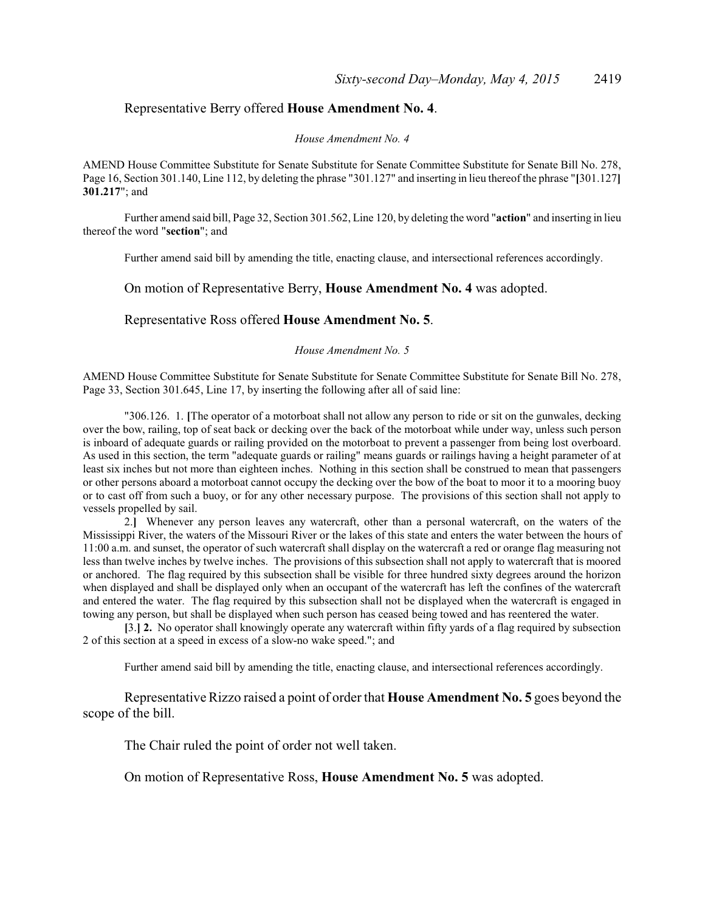Representative Berry offered **House Amendment No. 4**.

*House Amendment No. 4*

AMEND House Committee Substitute for Senate Substitute for Senate Committee Substitute for Senate Bill No. 278, Page 16, Section 301.140, Line 112, by deleting the phrase "301.127" and inserting in lieu thereof the phrase "**[**301.127**] 301.217**"; and

Further amend said bill, Page 32, Section 301.562, Line 120, by deleting the word "**action**" and inserting in lieu thereof the word "**section**"; and

Further amend said bill by amending the title, enacting clause, and intersectional references accordingly.

On motion of Representative Berry, **House Amendment No. 4** was adopted.

Representative Ross offered **House Amendment No. 5**.

*House Amendment No. 5*

AMEND House Committee Substitute for Senate Substitute for Senate Committee Substitute for Senate Bill No. 278, Page 33, Section 301.645, Line 17, by inserting the following after all of said line:

"306.126. 1. **[**The operator of a motorboat shall not allow any person to ride or sit on the gunwales, decking over the bow, railing, top of seat back or decking over the back of the motorboat while under way, unless such person is inboard of adequate guards or railing provided on the motorboat to prevent a passenger from being lost overboard. As used in this section, the term "adequate guards or railing" means guards or railings having a height parameter of at least six inches but not more than eighteen inches. Nothing in this section shall be construed to mean that passengers or other persons aboard a motorboat cannot occupy the decking over the bow of the boat to moor it to a mooring buoy or to cast off from such a buoy, or for any other necessary purpose. The provisions of this section shall not apply to vessels propelled by sail.

2.**]** Whenever any person leaves any watercraft, other than a personal watercraft, on the waters of the Mississippi River, the waters of the Missouri River or the lakes of this state and enters the water between the hours of 11:00 a.m. and sunset, the operator of such watercraft shall display on the watercraft a red or orange flag measuring not less than twelve inches by twelve inches. The provisions of this subsection shall not apply to watercraft that is moored or anchored. The flag required by this subsection shall be visible for three hundred sixty degrees around the horizon when displayed and shall be displayed only when an occupant of the watercraft has left the confines of the watercraft and entered the water. The flag required by this subsection shall not be displayed when the watercraft is engaged in towing any person, but shall be displayed when such person has ceased being towed and has reentered the water.

**[**3.**] 2.** No operator shall knowingly operate any watercraft within fifty yards of a flag required by subsection 2 of this section at a speed in excess of a slow-no wake speed."; and

Further amend said bill by amending the title, enacting clause, and intersectional references accordingly.

Representative Rizzo raised a point of order that **House Amendment No. 5** goes beyond the scope of the bill.

The Chair ruled the point of order not well taken.

On motion of Representative Ross, **House Amendment No. 5** was adopted.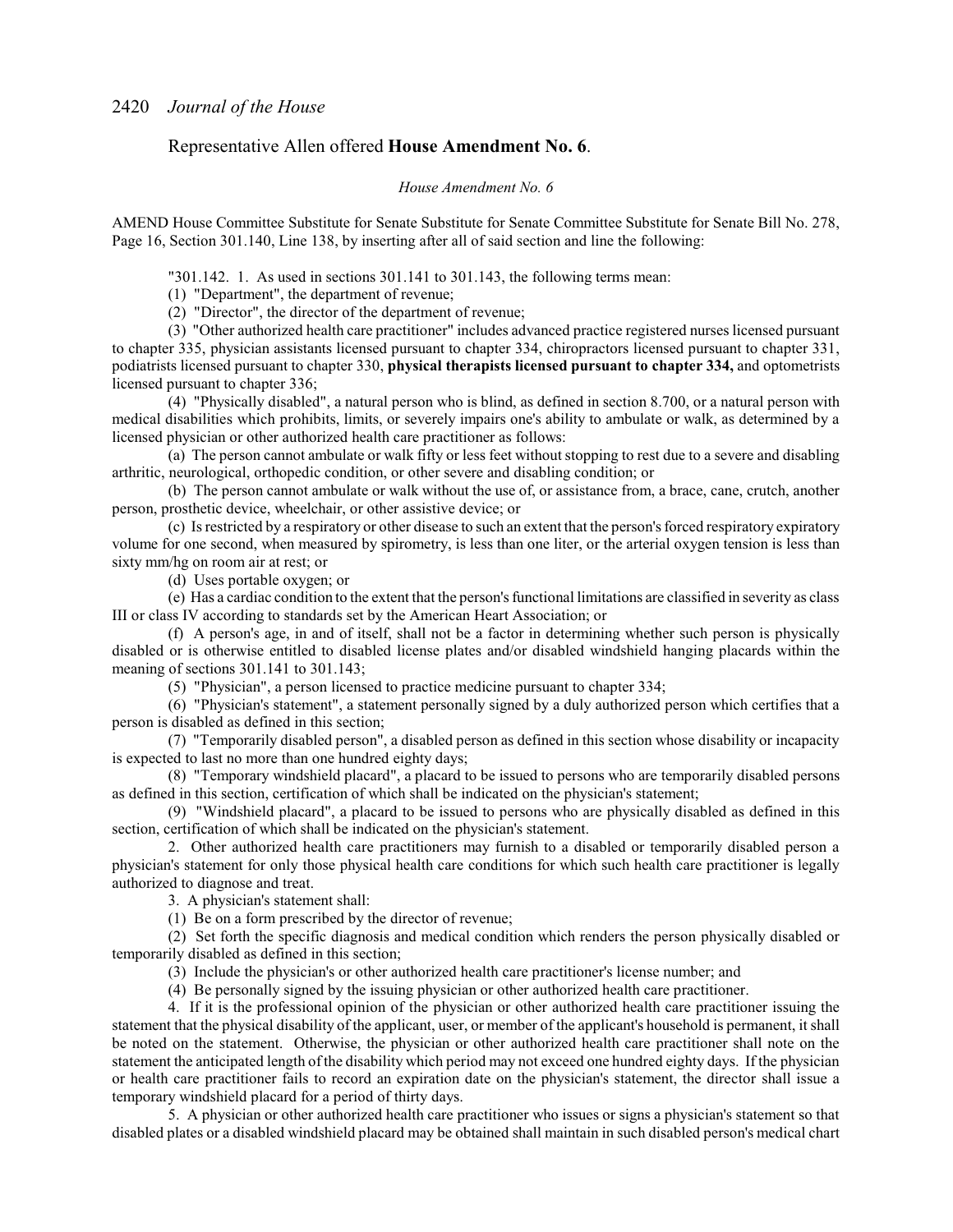Representative Allen offered **House Amendment No. 6**.

*House Amendment No. 6*

AMEND House Committee Substitute for Senate Substitute for Senate Committee Substitute for Senate Bill No. 278, Page 16, Section 301.140, Line 138, by inserting after all of said section and line the following:

"301.142. 1. As used in sections 301.141 to 301.143, the following terms mean:

(1) "Department", the department of revenue;

(2) "Director", the director of the department of revenue;

(3) "Other authorized health care practitioner" includes advanced practice registered nurses licensed pursuant to chapter 335, physician assistants licensed pursuant to chapter 334, chiropractors licensed pursuant to chapter 331, podiatrists licensed pursuant to chapter 330, **physical therapists licensed pursuant to chapter 334,** and optometrists licensed pursuant to chapter 336;

(4) "Physically disabled", a natural person who is blind, as defined in section 8.700, or a natural person with medical disabilities which prohibits, limits, or severely impairs one's ability to ambulate or walk, as determined by a licensed physician or other authorized health care practitioner as follows:

(a) The person cannot ambulate or walk fifty or less feet without stopping to rest due to a severe and disabling arthritic, neurological, orthopedic condition, or other severe and disabling condition; or

(b) The person cannot ambulate or walk without the use of, or assistance from, a brace, cane, crutch, another person, prosthetic device, wheelchair, or other assistive device; or

(c) Is restricted by a respiratory or other disease to such an extent that the person's forced respiratory expiratory volume for one second, when measured by spirometry, is less than one liter, or the arterial oxygen tension is less than sixty mm/hg on room air at rest; or

(d) Uses portable oxygen; or

(e) Has a cardiac condition to the extent that the person's functional limitations are classified in severity as class III or class IV according to standards set by the American Heart Association; or

(f) A person's age, in and of itself, shall not be a factor in determining whether such person is physically disabled or is otherwise entitled to disabled license plates and/or disabled windshield hanging placards within the meaning of sections 301.141 to 301.143;

(5) "Physician", a person licensed to practice medicine pursuant to chapter 334;

(6) "Physician's statement", a statement personally signed by a duly authorized person which certifies that a person is disabled as defined in this section;

(7) "Temporarily disabled person", a disabled person as defined in this section whose disability or incapacity is expected to last no more than one hundred eighty days;

(8) "Temporary windshield placard", a placard to be issued to persons who are temporarily disabled persons as defined in this section, certification of which shall be indicated on the physician's statement;

(9) "Windshield placard", a placard to be issued to persons who are physically disabled as defined in this section, certification of which shall be indicated on the physician's statement.

2. Other authorized health care practitioners may furnish to a disabled or temporarily disabled person a physician's statement for only those physical health care conditions for which such health care practitioner is legally authorized to diagnose and treat.

3. A physician's statement shall:

(1) Be on a form prescribed by the director of revenue;

(2) Set forth the specific diagnosis and medical condition which renders the person physically disabled or temporarily disabled as defined in this section;

(3) Include the physician's or other authorized health care practitioner's license number; and

(4) Be personally signed by the issuing physician or other authorized health care practitioner.

4. If it is the professional opinion of the physician or other authorized health care practitioner issuing the statement that the physical disability of the applicant, user, or member of the applicant's household is permanent, it shall be noted on the statement. Otherwise, the physician or other authorized health care practitioner shall note on the statement the anticipated length of the disability which period may not exceed one hundred eighty days. If the physician or health care practitioner fails to record an expiration date on the physician's statement, the director shall issue a temporary windshield placard for a period of thirty days.

5. A physician or other authorized health care practitioner who issues or signs a physician's statement so that disabled plates or a disabled windshield placard may be obtained shall maintain in such disabled person's medical chart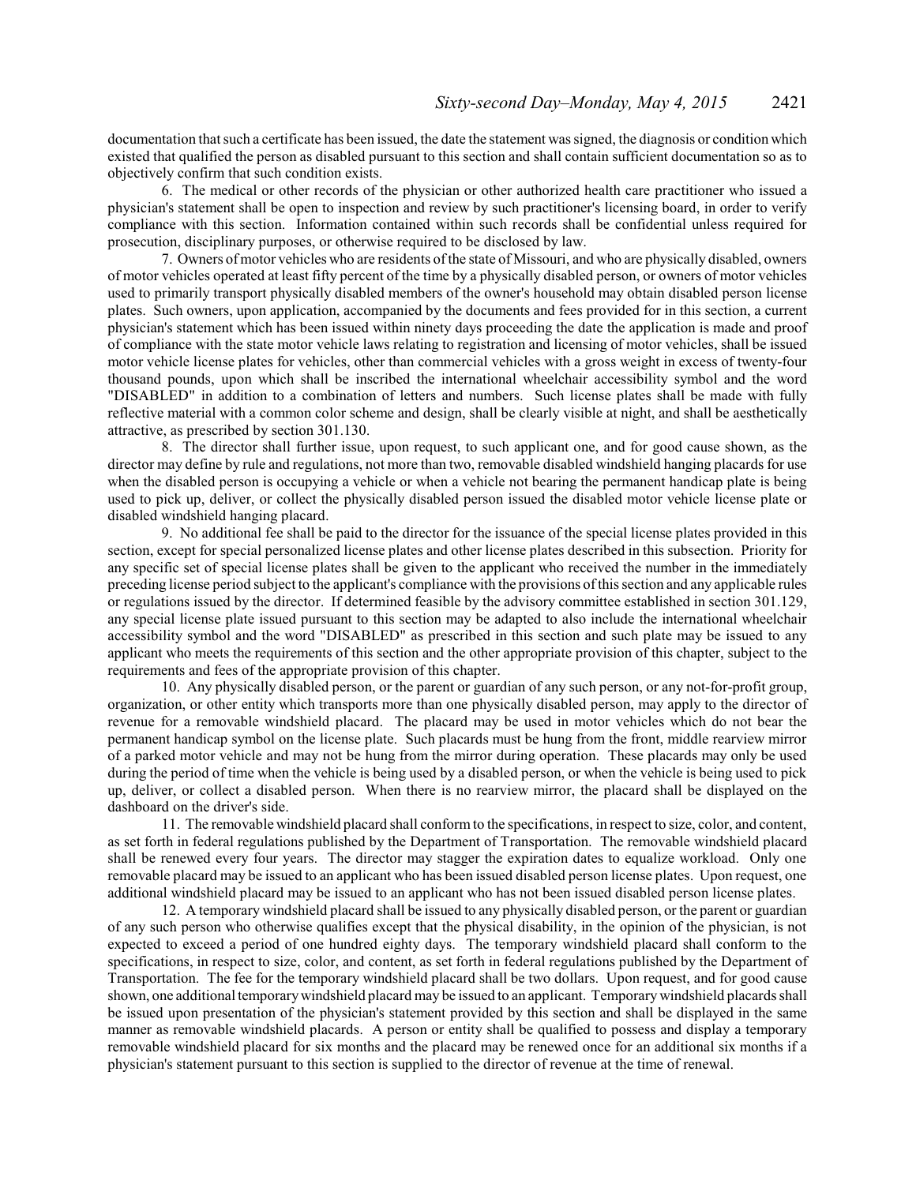documentation that such a certificate has been issued, the date the statement was signed, the diagnosis or condition which existed that qualified the person as disabled pursuant to this section and shall contain sufficient documentation so as to objectively confirm that such condition exists.

6. The medical or other records of the physician or other authorized health care practitioner who issued a physician's statement shall be open to inspection and review by such practitioner's licensing board, in order to verify compliance with this section. Information contained within such records shall be confidential unless required for prosecution, disciplinary purposes, or otherwise required to be disclosed by law.

7. Owners of motor vehicles who are residents of the state of Missouri, and who are physically disabled, owners of motor vehicles operated at least fifty percent of the time by a physically disabled person, or owners of motor vehicles used to primarily transport physically disabled members of the owner's household may obtain disabled person license plates. Such owners, upon application, accompanied by the documents and fees provided for in this section, a current physician's statement which has been issued within ninety days proceeding the date the application is made and proof of compliance with the state motor vehicle laws relating to registration and licensing of motor vehicles, shall be issued motor vehicle license plates for vehicles, other than commercial vehicles with a gross weight in excess of twenty-four thousand pounds, upon which shall be inscribed the international wheelchair accessibility symbol and the word "DISABLED" in addition to a combination of letters and numbers. Such license plates shall be made with fully reflective material with a common color scheme and design, shall be clearly visible at night, and shall be aesthetically attractive, as prescribed by section 301.130.

8. The director shall further issue, upon request, to such applicant one, and for good cause shown, as the director may define by rule and regulations, not more than two, removable disabled windshield hanging placards for use when the disabled person is occupying a vehicle or when a vehicle not bearing the permanent handicap plate is being used to pick up, deliver, or collect the physically disabled person issued the disabled motor vehicle license plate or disabled windshield hanging placard.

9. No additional fee shall be paid to the director for the issuance of the special license plates provided in this section, except for special personalized license plates and other license plates described in this subsection. Priority for any specific set of special license plates shall be given to the applicant who received the number in the immediately preceding license period subject to the applicant's compliance with the provisions of this section and any applicable rules or regulations issued by the director. If determined feasible by the advisory committee established in section 301.129, any special license plate issued pursuant to this section may be adapted to also include the international wheelchair accessibility symbol and the word "DISABLED" as prescribed in this section and such plate may be issued to any applicant who meets the requirements of this section and the other appropriate provision of this chapter, subject to the requirements and fees of the appropriate provision of this chapter.

10. Any physically disabled person, or the parent or guardian of any such person, or any not-for-profit group, organization, or other entity which transports more than one physically disabled person, may apply to the director of revenue for a removable windshield placard. The placard may be used in motor vehicles which do not bear the permanent handicap symbol on the license plate. Such placards must be hung from the front, middle rearview mirror of a parked motor vehicle and may not be hung from the mirror during operation. These placards may only be used during the period of time when the vehicle is being used by a disabled person, or when the vehicle is being used to pick up, deliver, or collect a disabled person. When there is no rearview mirror, the placard shall be displayed on the dashboard on the driver's side.

11. The removable windshield placard shall conform to the specifications, in respect to size, color, and content, as set forth in federal regulations published by the Department of Transportation. The removable windshield placard shall be renewed every four years. The director may stagger the expiration dates to equalize workload. Only one removable placard may be issued to an applicant who has been issued disabled person license plates. Upon request, one additional windshield placard may be issued to an applicant who has not been issued disabled person license plates.

12. A temporary windshield placard shall be issued to any physically disabled person, or the parent or guardian of any such person who otherwise qualifies except that the physical disability, in the opinion of the physician, is not expected to exceed a period of one hundred eighty days. The temporary windshield placard shall conform to the specifications, in respect to size, color, and content, as set forth in federal regulations published by the Department of Transportation. The fee for the temporary windshield placard shall be two dollars. Upon request, and for good cause shown, one additional temporary windshield placard may be issued to an applicant. Temporary windshield placards shall be issued upon presentation of the physician's statement provided by this section and shall be displayed in the same manner as removable windshield placards. A person or entity shall be qualified to possess and display a temporary removable windshield placard for six months and the placard may be renewed once for an additional six months if a physician's statement pursuant to this section is supplied to the director of revenue at the time of renewal.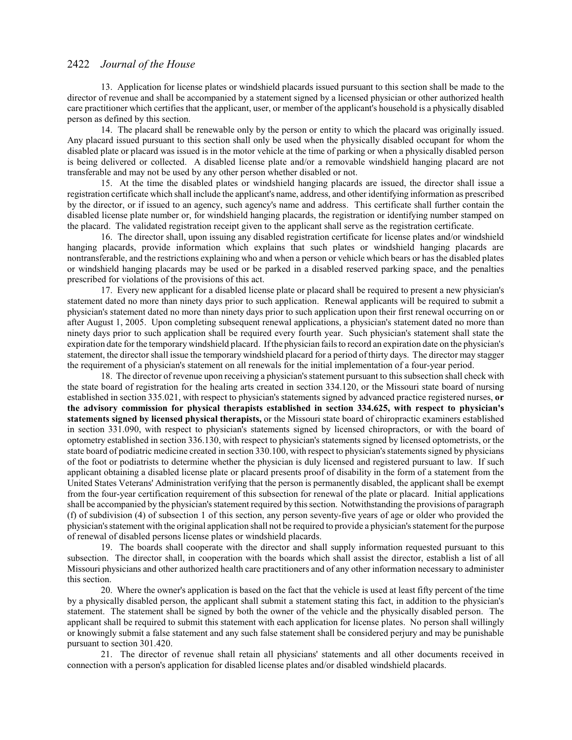13. Application for license plates or windshield placards issued pursuant to this section shall be made to the director of revenue and shall be accompanied by a statement signed by a licensed physician or other authorized health care practitioner which certifies that the applicant, user, or member of the applicant's household is a physically disabled person as defined by this section.

14. The placard shall be renewable only by the person or entity to which the placard was originally issued. Any placard issued pursuant to this section shall only be used when the physically disabled occupant for whom the disabled plate or placard was issued is in the motor vehicle at the time of parking or when a physically disabled person is being delivered or collected. A disabled license plate and/or a removable windshield hanging placard are not transferable and may not be used by any other person whether disabled or not.

15. At the time the disabled plates or windshield hanging placards are issued, the director shall issue a registration certificate which shall include the applicant's name, address, and other identifying information as prescribed by the director, or if issued to an agency, such agency's name and address. This certificate shall further contain the disabled license plate number or, for windshield hanging placards, the registration or identifying number stamped on the placard. The validated registration receipt given to the applicant shall serve as the registration certificate.

16. The director shall, upon issuing any disabled registration certificate for license plates and/or windshield hanging placards, provide information which explains that such plates or windshield hanging placards are nontransferable, and the restrictions explaining who and when a person or vehicle which bears or has the disabled plates or windshield hanging placards may be used or be parked in a disabled reserved parking space, and the penalties prescribed for violations of the provisions of this act.

17. Every new applicant for a disabled license plate or placard shall be required to present a new physician's statement dated no more than ninety days prior to such application. Renewal applicants will be required to submit a physician's statement dated no more than ninety days prior to such application upon their first renewal occurring on or after August 1, 2005. Upon completing subsequent renewal applications, a physician's statement dated no more than ninety days prior to such application shall be required every fourth year. Such physician's statement shall state the expiration date for the temporary windshield placard. If the physician fails to record an expiration date on the physician's statement, the director shall issue the temporary windshield placard for a period of thirty days. The director may stagger the requirement of a physician's statement on all renewals for the initial implementation of a four-year period.

18. The director of revenue upon receiving a physician's statement pursuant to this subsection shall check with the state board of registration for the healing arts created in section 334.120, or the Missouri state board of nursing established in section 335.021, with respect to physician's statements signed by advanced practice registered nurses, **or the advisory commission for physical therapists established in section 334.625, with respect to physician's statements signed by licensed physical therapists,** or the Missouri state board of chiropractic examiners established in section 331.090, with respect to physician's statements signed by licensed chiropractors, or with the board of optometry established in section 336.130, with respect to physician's statements signed by licensed optometrists, or the state board of podiatric medicine created in section 330.100, with respect to physician's statements signed by physicians of the foot or podiatrists to determine whether the physician is duly licensed and registered pursuant to law. If such applicant obtaining a disabled license plate or placard presents proof of disability in the form of a statement from the United States Veterans' Administration verifying that the person is permanently disabled, the applicant shall be exempt from the four-year certification requirement of this subsection for renewal of the plate or placard. Initial applications shall be accompanied by the physician's statement required by this section. Notwithstanding the provisions of paragraph (f) of subdivision (4) of subsection 1 of this section, any person seventy-five years of age or older who provided the physician's statement with the original application shall not be required to provide a physician's statement for the purpose of renewal of disabled persons license plates or windshield placards.

19. The boards shall cooperate with the director and shall supply information requested pursuant to this subsection. The director shall, in cooperation with the boards which shall assist the director, establish a list of all Missouri physicians and other authorized health care practitioners and of any other information necessary to administer this section.

20. Where the owner's application is based on the fact that the vehicle is used at least fifty percent of the time by a physically disabled person, the applicant shall submit a statement stating this fact, in addition to the physician's statement. The statement shall be signed by both the owner of the vehicle and the physically disabled person. The applicant shall be required to submit this statement with each application for license plates. No person shall willingly or knowingly submit a false statement and any such false statement shall be considered perjury and may be punishable pursuant to section 301.420.

21. The director of revenue shall retain all physicians' statements and all other documents received in connection with a person's application for disabled license plates and/or disabled windshield placards.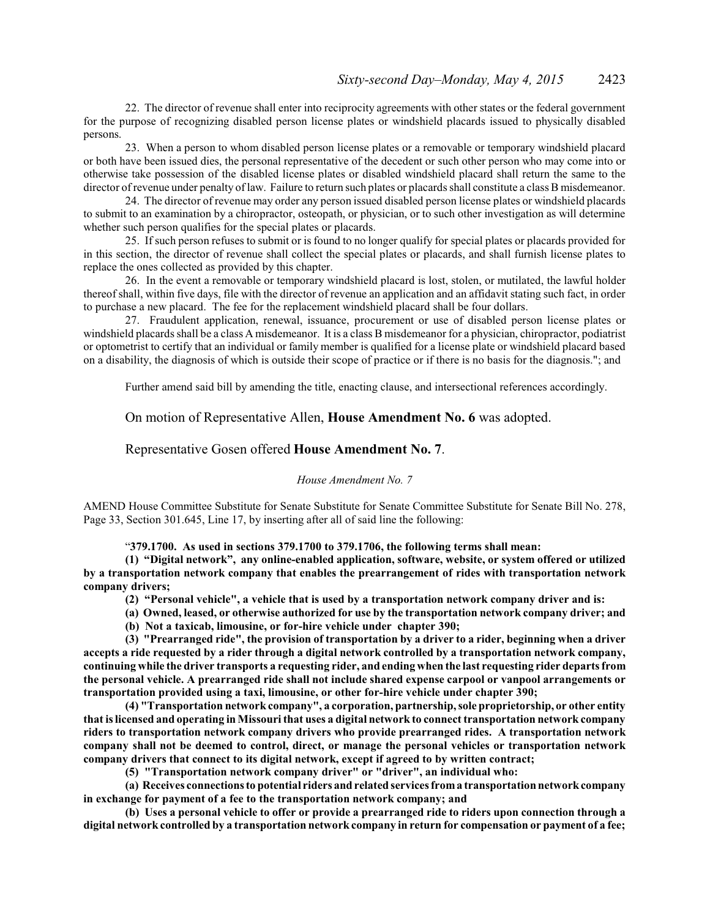22. The director of revenue shall enter into reciprocity agreements with other states or the federal government for the purpose of recognizing disabled person license plates or windshield placards issued to physically disabled persons.

23. When a person to whom disabled person license plates or a removable or temporary windshield placard or both have been issued dies, the personal representative of the decedent or such other person who may come into or otherwise take possession of the disabled license plates or disabled windshield placard shall return the same to the director of revenue under penalty of law. Failure to return such plates or placards shall constitute a class B misdemeanor.

24. The director of revenue may order any person issued disabled person license plates or windshield placards to submit to an examination by a chiropractor, osteopath, or physician, or to such other investigation as will determine whether such person qualifies for the special plates or placards.

25. If such person refuses to submit or is found to no longer qualify for special plates or placards provided for in this section, the director of revenue shall collect the special plates or placards, and shall furnish license plates to replace the ones collected as provided by this chapter.

26. In the event a removable or temporary windshield placard is lost, stolen, or mutilated, the lawful holder thereof shall, within five days, file with the director of revenue an application and an affidavit stating such fact, in order to purchase a new placard. The fee for the replacement windshield placard shall be four dollars.

27. Fraudulent application, renewal, issuance, procurement or use of disabled person license plates or windshield placards shall be a class A misdemeanor. It is a class B misdemeanor for a physician, chiropractor, podiatrist or optometrist to certify that an individual or family member is qualified for a license plate or windshield placard based on a disability, the diagnosis of which is outside their scope of practice or if there is no basis for the diagnosis."; and

Further amend said bill by amending the title, enacting clause, and intersectional references accordingly.

On motion of Representative Allen, **House Amendment No. 6** was adopted.

Representative Gosen offered **House Amendment No. 7**.

*House Amendment No. 7*

AMEND House Committee Substitute for Senate Substitute for Senate Committee Substitute for Senate Bill No. 278, Page 33, Section 301.645, Line 17, by inserting after all of said line the following:

"**379.1700. As used in sections 379.1700 to 379.1706, the following terms shall mean:**

**(1) "Digital network", any online-enabled application, software, website, or system offered or utilized by a transportation network company that enables the prearrangement of rides with transportation network company drivers;**

**(2) "Personal vehicle", a vehicle that is used by a transportation network company driver and is:**

**(a) Owned, leased, or otherwise authorized for use by the transportation network company driver; and**

**(b) Not a taxicab, limousine, or for-hire vehicle under chapter 390;**

**(3) "Prearranged ride", the provision of transportation by a driver to a rider, beginning when a driver accepts a ride requested by a rider through a digital network controlled by a transportation network company, continuing while the driver transports a requesting rider, and ending when the last requesting rider departs from the personal vehicle. A prearranged ride shall not include shared expense carpool or vanpool arrangements or transportation provided using a taxi, limousine, or other for-hire vehicle under chapter 390;**

**(4) "Transportation network company", a corporation, partnership, sole proprietorship, or other entity that is licensed and operating in Missouri that uses a digital network to connect transportation network company riders to transportation network company drivers who provide prearranged rides. A transportation network company shall not be deemed to control, direct, or manage the personal vehicles or transportation network company drivers that connect to its digital network, except if agreed to by written contract;**

**(5) "Transportation network company driver" or "driver", an individual who:**

**(a) Receives connections to potential riders and related services from a transportation network company in exchange for payment of a fee to the transportation network company; and**

**(b) Uses a personal vehicle to offer or provide a prearranged ride to riders upon connection through a digital network controlled by a transportation network company in return for compensation or payment of a fee;**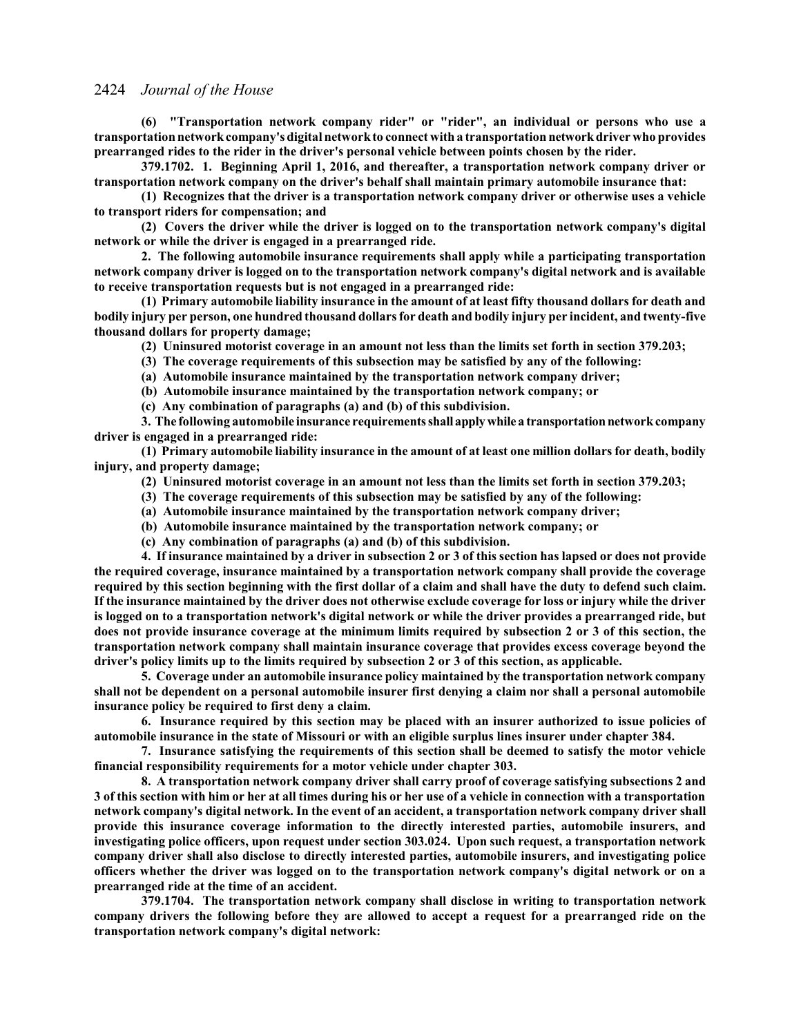**(6) "Transportation network company rider" or "rider", an individual or persons who use a transportation network company's digital network to connect with a transportation network driver who provides prearranged rides to the rider in the driver's personal vehicle between points chosen by the rider.**

**379.1702. 1. Beginning April 1, 2016, and thereafter, a transportation network company driver or transportation network company on the driver's behalf shall maintain primary automobile insurance that:**

**(1) Recognizes that the driver is a transportation network company driver or otherwise uses a vehicle to transport riders for compensation; and**

**(2) Covers the driver while the driver is logged on to the transportation network company's digital network or while the driver is engaged in a prearranged ride.**

**2. The following automobile insurance requirements shall apply while a participating transportation network company driver is logged on to the transportation network company's digital network and is available to receive transportation requests but is not engaged in a prearranged ride:**

**(1) Primary automobile liability insurance in the amount of at least fifty thousand dollars for death and bodily injury per person, one hundred thousand dollars for death and bodily injury per incident, and twenty-five thousand dollars for property damage;**

**(2) Uninsured motorist coverage in an amount not less than the limits set forth in section 379.203;**

**(3) The coverage requirements of this subsection may be satisfied by any of the following:**

**(a) Automobile insurance maintained by the transportation network company driver;**

**(b) Automobile insurance maintained by the transportation network company; or**

**(c) Any combination of paragraphs (a) and (b) of this subdivision.**

**3. The following automobile insurance requirements shall apply while a transportation network company driver is engaged in a prearranged ride:**

**(1) Primary automobile liability insurance in the amount of at least one million dollars for death, bodily injury, and property damage;**

**(2) Uninsured motorist coverage in an amount not less than the limits set forth in section 379.203;**

**(3) The coverage requirements of this subsection may be satisfied by any of the following:**

**(a) Automobile insurance maintained by the transportation network company driver;**

**(b) Automobile insurance maintained by the transportation network company; or**

**(c) Any combination of paragraphs (a) and (b) of this subdivision.**

**4. If insurance maintained by a driver in subsection 2 or 3 of this section has lapsed or does not provide the required coverage, insurance maintained by a transportation network company shall provide the coverage required by this section beginning with the first dollar of a claim and shall have the duty to defend such claim. If the insurance maintained by the driver does not otherwise exclude coverage for loss or injury while the driver is logged on to a transportation network's digital network or while the driver provides a prearranged ride, but does not provide insurance coverage at the minimum limits required by subsection 2 or 3 of this section, the transportation network company shall maintain insurance coverage that provides excess coverage beyond the driver's policy limits up to the limits required by subsection 2 or 3 of this section, as applicable.**

**5. Coverage under an automobile insurance policy maintained by the transportation network company shall not be dependent on a personal automobile insurer first denying a claim nor shall a personal automobile insurance policy be required to first deny a claim.**

**6. Insurance required by this section may be placed with an insurer authorized to issue policies of automobile insurance in the state of Missouri or with an eligible surplus lines insurer under chapter 384.**

**7. Insurance satisfying the requirements of this section shall be deemed to satisfy the motor vehicle financial responsibility requirements for a motor vehicle under chapter 303.**

**8. A transportation network company driver shall carry proof of coverage satisfying subsections 2 and 3 of this section with him or her at all times during his or her use of a vehicle in connection with a transportation network company's digital network. In the event of an accident, a transportation network company driver shall provide this insurance coverage information to the directly interested parties, automobile insurers, and investigating police officers, upon request under section 303.024. Upon such request, a transportation network company driver shall also disclose to directly interested parties, automobile insurers, and investigating police officers whether the driver was logged on to the transportation network company's digital network or on a prearranged ride at the time of an accident.**

**379.1704. The transportation network company shall disclose in writing to transportation network company drivers the following before they are allowed to accept a request for a prearranged ride on the transportation network company's digital network:**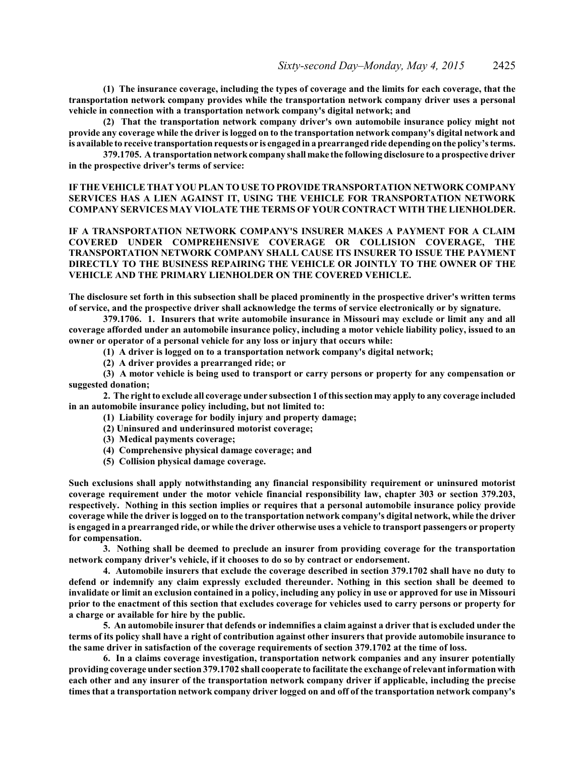**(1) The insurance coverage, including the types of coverage and the limits for each coverage, that the transportation network company provides while the transportation network company driver uses a personal vehicle in connection with a transportation network company's digital network; and**

**(2) That the transportation network company driver's own automobile insurance policy might not provide any coverage while the driver is logged on to the transportation network company's digital network and is available to receive transportation requests or is engaged in a prearranged ride depending on the policy's terms.**

**379.1705. A transportation network company shall make the following disclosure to a prospective driver in the prospective driver's terms of service:**

**IF THE VEHICLE THAT YOU PLAN TO USE TO PROVIDE TRANSPORTATION NETWORK COMPANY SERVICES HAS A LIEN AGAINST IT, USING THE VEHICLE FOR TRANSPORTATION NETWORK COMPANY SERVICES MAY VIOLATE THE TERMS OF YOUR CONTRACT WITH THE LIENHOLDER.**

**IF A TRANSPORTATION NETWORK COMPANY'S INSURER MAKES A PAYMENT FOR A CLAIM COVERED UNDER COMPREHENSIVE COVERAGE OR COLLISION COVERAGE, THE TRANSPORTATION NETWORK COMPANY SHALL CAUSE ITS INSURER TO ISSUE THE PAYMENT DIRECTLY TO THE BUSINESS REPAIRING THE VEHICLE OR JOINTLY TO THE OWNER OF THE VEHICLE AND THE PRIMARY LIENHOLDER ON THE COVERED VEHICLE.**

**The disclosure set forth in this subsection shall be placed prominently in the prospective driver's written terms of service, and the prospective driver shall acknowledge the terms of service electronically or by signature.**

**379.1706. 1. Insurers that write automobile insurance in Missouri may exclude or limit any and all coverage afforded under an automobile insurance policy, including a motor vehicle liability policy, issued to an owner or operator of a personal vehicle for any loss or injury that occurs while:**

**(1) A driver is logged on to a transportation network company's digital network;**

**(2) A driver provides a prearranged ride; or**

**(3) A motor vehicle is being used to transport or carry persons or property for any compensation or suggested donation;**

**2. The right to exclude all coverage under subsection 1 of this section may apply to any coverage included in an automobile insurance policy including, but not limited to:**

**(1) Liability coverage for bodily injury and property damage;**

**(2) Uninsured and underinsured motorist coverage;**

**(3) Medical payments coverage;**

**(4) Comprehensive physical damage coverage; and**

**(5) Collision physical damage coverage.**

**Such exclusions shall apply notwithstanding any financial responsibility requirement or uninsured motorist coverage requirement under the motor vehicle financial responsibility law, chapter 303 or section 379.203, respectively. Nothing in this section implies or requires that a personal automobile insurance policy provide coverage while the driver is logged on to the transportation network company's digital network, while the driver is engaged in a prearranged ride, or while the driver otherwise uses a vehicle to transport passengers or property for compensation.**

**3. Nothing shall be deemed to preclude an insurer from providing coverage for the transportation network company driver's vehicle, if it chooses to do so by contract or endorsement.**

**4. Automobile insurers that exclude the coverage described in section 379.1702 shall have no duty to defend or indemnify any claim expressly excluded thereunder. Nothing in this section shall be deemed to invalidate or limit an exclusion contained in a policy, including any policy in use or approved for use in Missouri prior to the enactment of this section that excludes coverage for vehicles used to carry persons or property for a charge or available for hire by the public.**

**5. An automobile insurer that defends or indemnifies a claim against a driver that is excluded under the terms of its policy shall have a right of contribution against other insurers that provide automobile insurance to the same driver in satisfaction of the coverage requirements of section 379.1702 at the time of loss.**

**6. In a claims coverage investigation, transportation network companies and any insurer potentially providing coverage under section 379.1702 shall cooperate to facilitate the exchange of relevant information with each other and any insurer of the transportation network company driver if applicable, including the precise times that a transportation network company driver logged on and off of the transportation network company's**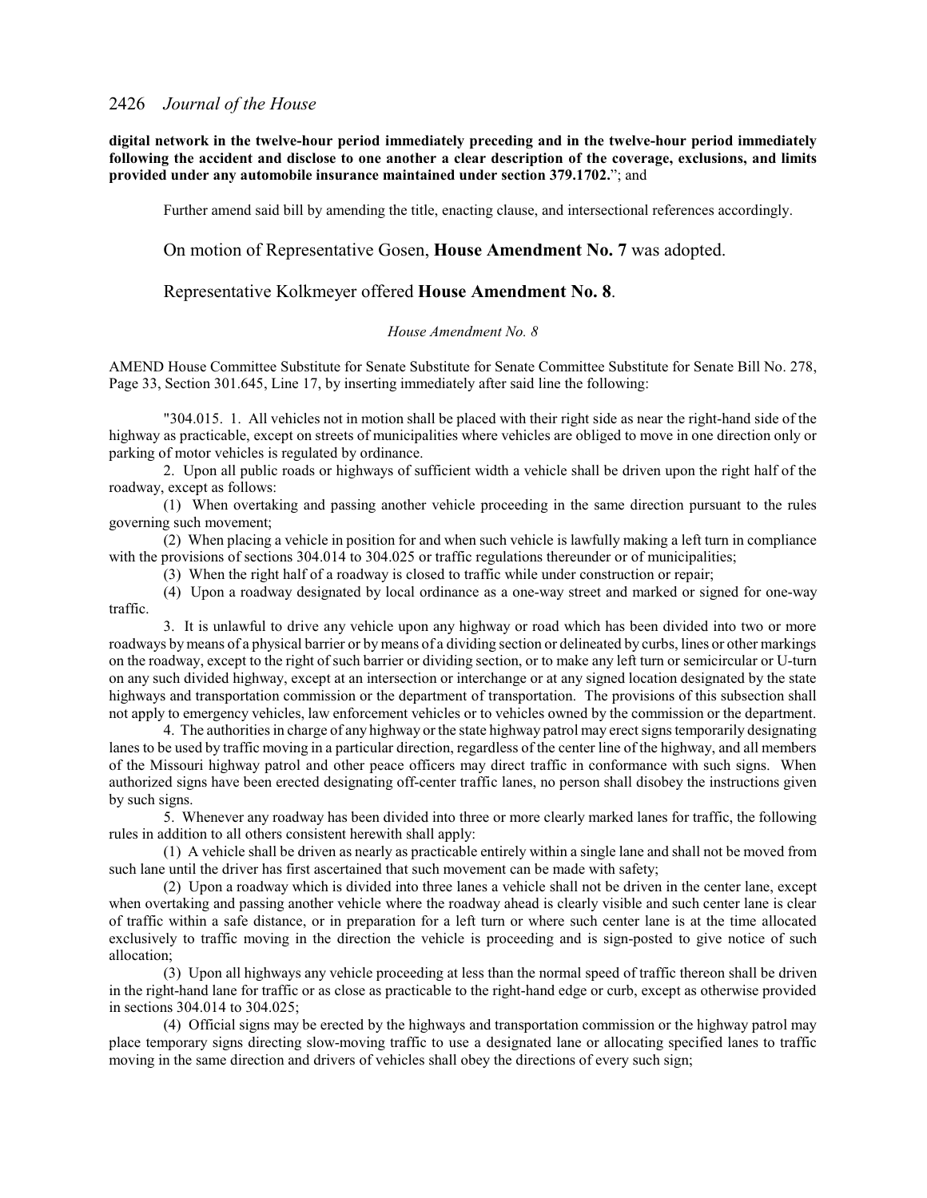**digital network in the twelve-hour period immediately preceding and in the twelve-hour period immediately following the accident and disclose to one another a clear description of the coverage, exclusions, and limits provided under any automobile insurance maintained under section 379.1702.**"; and

Further amend said bill by amending the title, enacting clause, and intersectional references accordingly.

On motion of Representative Gosen, **House Amendment No. 7** was adopted.

Representative Kolkmeyer offered **House Amendment No. 8**.

*House Amendment No. 8*

AMEND House Committee Substitute for Senate Substitute for Senate Committee Substitute for Senate Bill No. 278, Page 33, Section 301.645, Line 17, by inserting immediately after said line the following:

"304.015. 1. All vehicles not in motion shall be placed with their right side as near the right-hand side of the highway as practicable, except on streets of municipalities where vehicles are obliged to move in one direction only or parking of motor vehicles is regulated by ordinance.

2. Upon all public roads or highways of sufficient width a vehicle shall be driven upon the right half of the roadway, except as follows:

(1) When overtaking and passing another vehicle proceeding in the same direction pursuant to the rules governing such movement;

(2) When placing a vehicle in position for and when such vehicle is lawfully making a left turn in compliance with the provisions of sections 304.014 to 304.025 or traffic regulations thereunder or of municipalities;

(3) When the right half of a roadway is closed to traffic while under construction or repair;

(4) Upon a roadway designated by local ordinance as a one-way street and marked or signed for one-way traffic.

3. It is unlawful to drive any vehicle upon any highway or road which has been divided into two or more roadways by means of a physical barrier or by means of a dividing section or delineated by curbs, lines or other markings on the roadway, except to the right of such barrier or dividing section, or to make any left turn or semicircular or U-turn on any such divided highway, except at an intersection or interchange or at any signed location designated by the state highways and transportation commission or the department of transportation. The provisions of this subsection shall not apply to emergency vehicles, law enforcement vehicles or to vehicles owned by the commission or the department.

4. The authorities in charge of any highway or the state highway patrol may erect signs temporarily designating lanes to be used by traffic moving in a particular direction, regardless of the center line of the highway, and all members of the Missouri highway patrol and other peace officers may direct traffic in conformance with such signs. When authorized signs have been erected designating off-center traffic lanes, no person shall disobey the instructions given by such signs.

5. Whenever any roadway has been divided into three or more clearly marked lanes for traffic, the following rules in addition to all others consistent herewith shall apply:

(1) A vehicle shall be driven as nearly as practicable entirely within a single lane and shall not be moved from such lane until the driver has first ascertained that such movement can be made with safety;

(2) Upon a roadway which is divided into three lanes a vehicle shall not be driven in the center lane, except when overtaking and passing another vehicle where the roadway ahead is clearly visible and such center lane is clear of traffic within a safe distance, or in preparation for a left turn or where such center lane is at the time allocated exclusively to traffic moving in the direction the vehicle is proceeding and is sign-posted to give notice of such allocation;

(3) Upon all highways any vehicle proceeding at less than the normal speed of traffic thereon shall be driven in the right-hand lane for traffic or as close as practicable to the right-hand edge or curb, except as otherwise provided in sections 304.014 to 304.025;

(4) Official signs may be erected by the highways and transportation commission or the highway patrol may place temporary signs directing slow-moving traffic to use a designated lane or allocating specified lanes to traffic moving in the same direction and drivers of vehicles shall obey the directions of every such sign;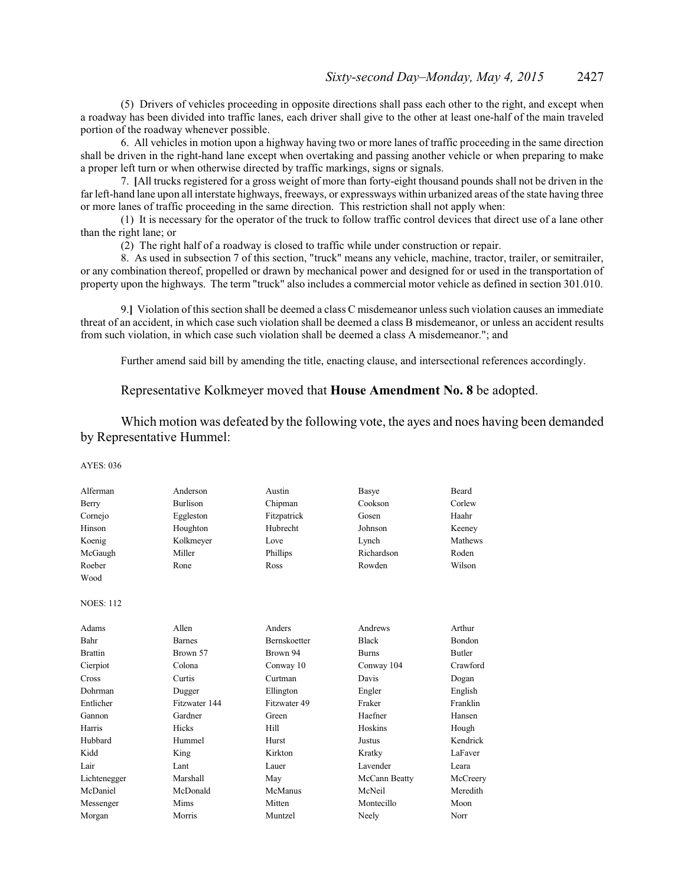(5) Drivers of vehicles proceeding in opposite directions shall pass each other to the right, and except when a roadway has been divided into traffic lanes, each driver shall give to the other at least one-half of the main traveled portion of the roadway whenever possible.

6. All vehicles in motion upon a highway having two or more lanes of traffic proceeding in the same direction shall be driven in the right-hand lane except when overtaking and passing another vehicle or when preparing to make a proper left turn or when otherwise directed by traffic markings, signs or signals.

7. **[**All trucks registered for a gross weight of more than forty-eight thousand pounds shall not be driven in the far left-hand lane upon all interstate highways, freeways, or expressways within urbanized areas of the state having three or more lanes of traffic proceeding in the same direction. This restriction shall not apply when:

(1) It is necessary for the operator of the truck to follow traffic control devices that direct use of a lane other than the right lane; or

(2) The right half of a roadway is closed to traffic while under construction or repair.

8. As used in subsection 7 of this section, "truck" means any vehicle, machine, tractor, trailer, or semitrailer, or any combination thereof, propelled or drawn by mechanical power and designed for or used in the transportation of property upon the highways. The term "truck" also includes a commercial motor vehicle as defined in section 301.010.

9.**]** Violation of this section shall be deemed a class C misdemeanor unless such violation causes an immediate threat of an accident, in which case such violation shall be deemed a class B misdemeanor, or unless an accident results from such violation, in which case such violation shall be deemed a class A misdemeanor."; and

Further amend said bill by amending the title, enacting clause, and intersectional references accordingly.

Representative Kolkmeyer moved that **House Amendment No. 8** be adopted.

Which motion was defeated by the following vote, the ayes and noes having been demanded by Representative Hummel:

AYES: 036

| | | | | |
|---|---|---|---|---|
| Alferman | Anderson | Austin | Basye | Beard |
| Berry | Burlison | Chipman | Cookson | Corlew |
| Cornejo | Eggleston | Fitzpatrick | Gosen | Haahr |
| Hinson | Houghton | Hubrecht | Johnson | Keeney |
| Koenig | Kolkmeyer | Love | Lynch | Mathews |
| McGaugh | Miller | Phillips | Richardson | Roden |
| Roeber | Rone | Ross | Rowden | Wilson |
| Wood | | | | |

NOES: 112

| | | | | |
|---|---|---|---|---|
| Adams | Allen | Anders | Andrews | Arthur |
| Bahr | Barnes | Bernskoetter | Black | Bondon |
| Brattin | Brown 57 | Brown 94 | Burns | Butler |
| Cierpiot | Colona | Conway 10 | Conway 104 | Crawford |
| Cross | Curtis | Curtman | Davis | Dogan |
| Dohrman | Dugger | Ellington | Engler | English |
| Entlicher | Fitzwater 144 | Fitzwater 49 | Fraker | Franklin |
| Gannon | Gardner | Green | Haefner | Hansen |
| Harris | Hicks | Hill | Hoskins | Hough |
| Hubbard | Hummel | Hurst | Justus | Kendrick |
| Kidd | King | Kirkton | Kratky | LaFaver |
| Lair | Lant | Lauer | Lavender | Leara |
| Lichtenegger | Marshall | May | McCann Beatty | McCreery |
| McDaniel | McDonald | McManus | McNeil | Meredith |
| Messenger | Mims | Mitten | Montecillo | Moon |
| Morgan | Morris | Muntzel | Neely | Norr |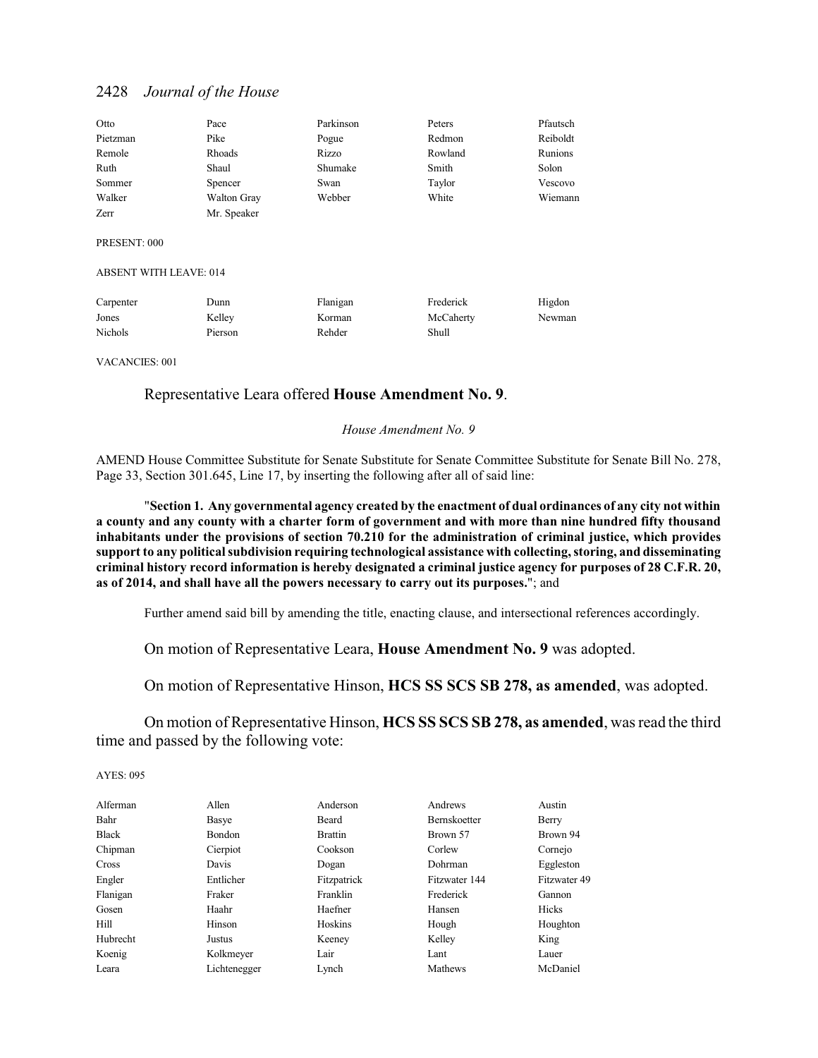| | | | | |
|---|---|---|---|---|
| Otto | Pace | Parkinson | Peters | Pfautsch |
| Pietzman | Pike | Pogue | Redmon | Reiboldt |
| Remole | Rhoads | Rizzo | Rowland | Runions |
| Ruth | Shaul | Shumake | Smith | Solon |
| Sommer | Spencer | Swan | Taylor | Vescovo |
| Walker | Walton Gray | Webber | White | Wiemann |
| Zerr | Mr. Speaker | | | |

PRESENT: 000

ABSENT WITH LEAVE: 014

| | | | | |
|---|---|---|---|---|
| Carpenter | Dunn | Flanigan | Frederick | Higdon |
| Jones | Kelley | Korman | McCaherty | Newman |
| Nichols | Pierson | Rehder | Shull | |

VACANCIES: 001

Representative Leara offered **House Amendment No. 9**.

*House Amendment No. 9*

AMEND House Committee Substitute for Senate Substitute for Senate Committee Substitute for Senate Bill No. 278, Page 33, Section 301.645, Line 17, by inserting the following after all of said line:

"**Section 1. Any governmental agency created by the enactment of dual ordinances of any city not within a county and any county with a charter form of government and with more than nine hundred fifty thousand inhabitants under the provisions of section 70.210 for the administration of criminal justice, which provides support to any political subdivision requiring technological assistance with collecting, storing, and disseminating criminal history record information is hereby designated a criminal justice agency for purposes of 28 C.F.R. 20, as of 2014, and shall have all the powers necessary to carry out its purposes.**"; and

Further amend said bill by amending the title, enacting clause, and intersectional references accordingly.

On motion of Representative Leara, **House Amendment No. 9** was adopted.

On motion of Representative Hinson, **HCS SS SCS SB 278, as amended**, was adopted.

On motion of Representative Hinson, **HCS SS SCS SB 278, as amended**, was read the third time and passed by the following vote:

AYES: 095

| | | | | |
|---|---|---|---|---|
| Alferman | Allen | Anderson | Andrews | Austin |
| Bahr | Basye | Beard | Bernskoetter | Berry |
| Black | Bondon | Brattin | Brown 57 | Brown 94 |
| Chipman | Cierpiot | Cookson | Corlew | Cornejo |
| Cross | Davis | Dogan | Dohrman | Eggleston |
| Engler | Entlicher | Fitzpatrick | Fitzwater 144 | Fitzwater 49 |
| Flanigan | Fraker | Franklin | Frederick | Gannon |
| Gosen | Haahr | Haefner | Hansen | Hicks |
| Hill | Hinson | Hoskins | Hough | Houghton |
| Hubrecht | Justus | Keeney | Kelley | King |
| Koenig | Kolkmeyer | Lair | Lant | Lauer |
| Leara | Lichtenegger | Lynch | Mathews | McDaniel |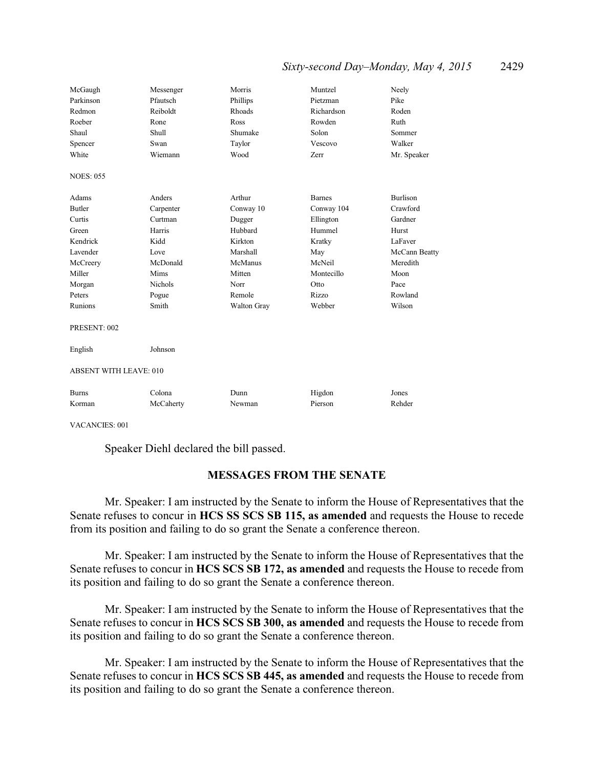| | | | | |
|---|---|---|---|---|
| McGaugh | Messenger | Morris | Muntzel | Neely |
| Parkinson | Pfautsch | Phillips | Pietzman | Pike |
| Redmon | Reiboldt | Rhoads | Richardson | Roden |
| Roeber | Rone | Ross | Rowden | Ruth |
| Shaul | Shull | Shumake | Solon | Sommer |
| Spencer | Swan | Taylor | Vescovo | Walker |
| White | Wiemann | Wood | Zerr | Mr. Speaker |

NOES: 055

| | | | | |
|---|---|---|---|---|
| Adams | Anders | Arthur | Barnes | Burlison |
| Butler | Carpenter | Conway 10 | Conway 104 | Crawford |
| Curtis | Curtman | Dugger | Ellington | Gardner |
| Green | Harris | Hubbard | Hummel | Hurst |
| Kendrick | Kidd | Kirkton | Kratky | LaFaver |
| Lavender | Love | Marshall | May | McCann Beatty |
| McCreery | McDonald | McManus | McNeil | Meredith |
| Miller | Mims | Mitten | Montecillo | Moon |
| Morgan | Nichols | Norr | Otto | Pace |
| Peters | Pogue | Remole | Rizzo | Rowland |
| Runions | Smith | Walton Gray | Webber | Wilson |

PRESENT: 002

| | |
|---|---|
| English | Johnson |

ABSENT WITH LEAVE: 010

| | | | | |
|---|---|---|---|---|
| Burns | Colona | Dunn | Higdon | Jones |
| Korman | McCaherty | Newman | Pierson | Rehder |

VACANCIES: 001

Speaker Diehl declared the bill passed.

## MESSAGES FROM THE SENATE

Mr. Speaker: I am instructed by the Senate to inform the House of Representatives that the Senate refuses to concur in **HCS SS SCS SB 115, as amended** and requests the House to recede from its position and failing to do so grant the Senate a conference thereon.

Mr. Speaker: I am instructed by the Senate to inform the House of Representatives that the Senate refuses to concur in **HCS SCS SB 172, as amended** and requests the House to recede from its position and failing to do so grant the Senate a conference thereon.

Mr. Speaker: I am instructed by the Senate to inform the House of Representatives that the Senate refuses to concur in **HCS SCS SB 300, as amended** and requests the House to recede from its position and failing to do so grant the Senate a conference thereon.

Mr. Speaker: I am instructed by the Senate to inform the House of Representatives that the Senate refuses to concur in **HCS SCS SB 445, as amended** and requests the House to recede from its position and failing to do so grant the Senate a conference thereon.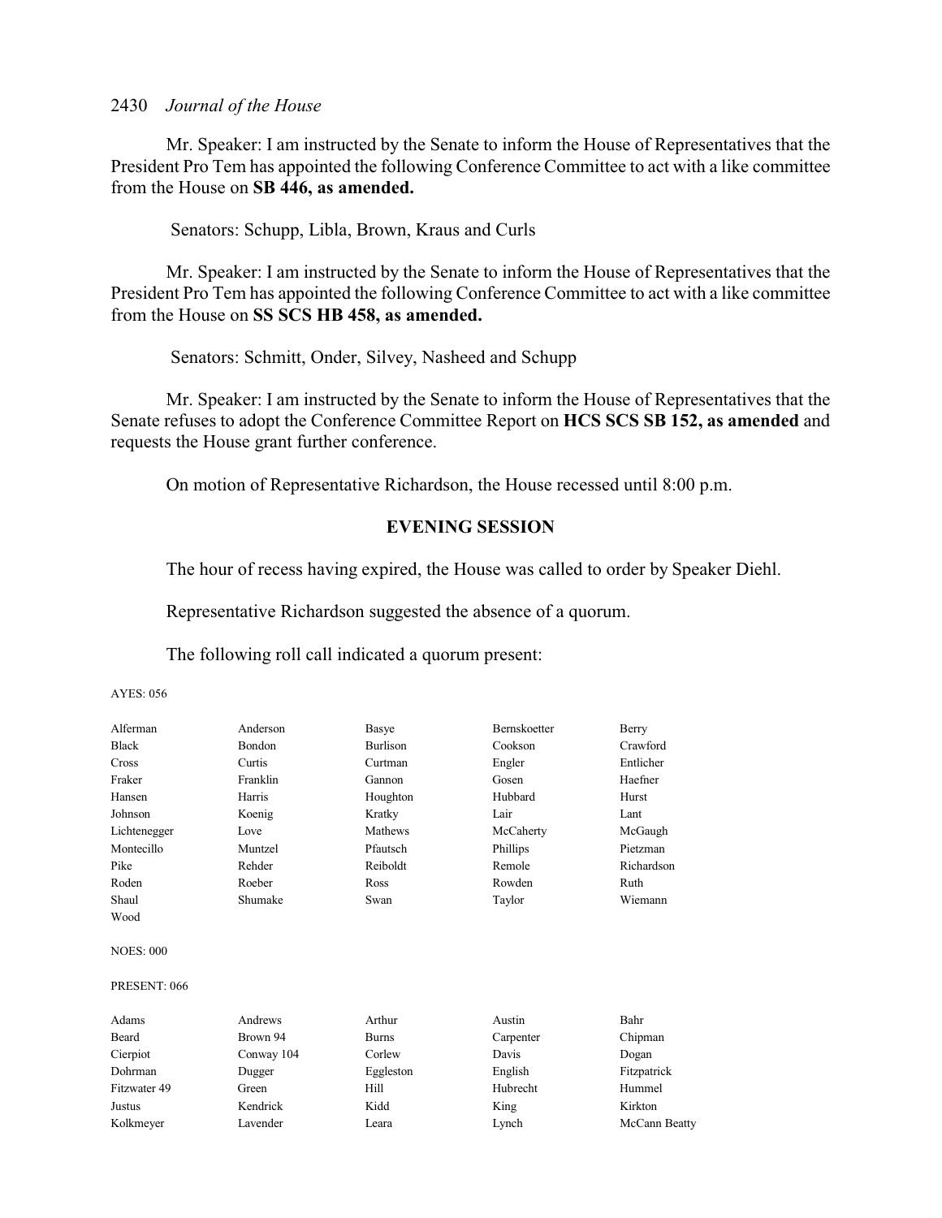Mr. Speaker: I am instructed by the Senate to inform the House of Representatives that the President Pro Tem has appointed the following Conference Committee to act with a like committee from the House on **SB 446, as amended.**

Senators: Schupp, Libla, Brown, Kraus and Curls

Mr. Speaker: I am instructed by the Senate to inform the House of Representatives that the President Pro Tem has appointed the following Conference Committee to act with a like committee from the House on **SS SCS HB 458, as amended.**

Senators: Schmitt, Onder, Silvey, Nasheed and Schupp

Mr. Speaker: I am instructed by the Senate to inform the House of Representatives that the Senate refuses to adopt the Conference Committee Report on **HCS SCS SB 152, as amended** and requests the House grant further conference.

On motion of Representative Richardson, the House recessed until 8:00 p.m.

## EVENING SESSION

The hour of recess having expired, the House was called to order by Speaker Diehl.

Representative Richardson suggested the absence of a quorum.

The following roll call indicated a quorum present:

AYES: 056

| | | | | |
|---|---|---|---|---|
| Alferman | Anderson | Basye | Bernskoetter | Berry |
| Black | Bondon | Burlison | Cookson | Crawford |
| Cross | Curtis | Curtman | Engler | Entlicher |
| Fraker | Franklin | Gannon | Gosen | Haefner |
| Hansen | Harris | Houghton | Hubbard | Hurst |
| Johnson | Koenig | Kratky | Lair | Lant |
| Lichtenegger | Love | Mathews | McCaherty | McGaugh |
| Montecillo | Muntzel | Pfautsch | Phillips | Pietzman |
| Pike | Rehder | Reiboldt | Remole | Richardson |
| Roden | Roeber | Ross | Rowden | Ruth |
| Shaul | Shumake | Swan | Taylor | Wiemann |
| Wood | | | | |

NOES: 000

PRESENT: 066

| | | | | |
|---|---|---|---|---|
| Adams | Andrews | Arthur | Austin | Bahr |
| Beard | Brown 94 | Burns | Carpenter | Chipman |
| Cierpiot | Conway 104 | Corlew | Davis | Dogan |
| Dohrman | Dugger | Eggleston | English | Fitzpatrick |
| Fitzwater 49 | Green | Hill | Hubrecht | Hummel |
| Justus | Kendrick | Kidd | King | Kirkton |
| Kolkmeyer | Lavender | Leara | Lynch | McCann Beatty |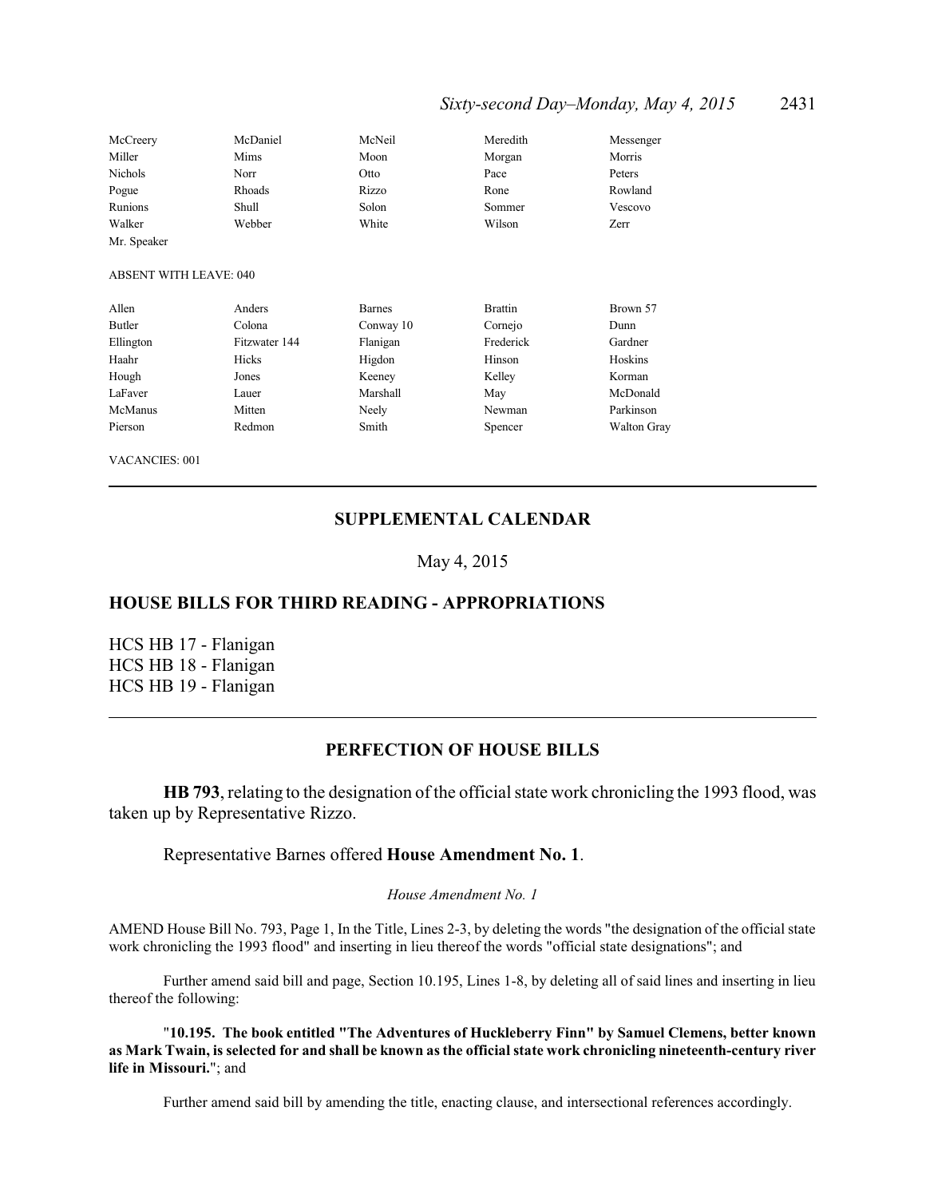| | | | | |
|---|---|---|---|---|
| McCreery | McDaniel | McNeil | Meredith | Messenger |
| Miller | Mims | Moon | Morgan | Morris |
| Nichols | Norr | Otto | Pace | Peters |
| Pogue | Rhoads | Rizzo | Rone | Rowland |
| Runions | Shull | Solon | Sommer | Vescovo |
| Walker | Webber | White | Wilson | Zerr |
| Mr. Speaker | | | | |

ABSENT WITH LEAVE: 040

| | | | | |
|---|---|---|---|---|
| Allen | Anders | Barnes | Brattin | Brown 57 |
| Butler | Colona | Conway 10 | Cornejo | Dunn |
| Ellington | Fitzwater 144 | Flanigan | Frederick | Gardner |
| Haahr | Hicks | Higdon | Hinson | Hoskins |
| Hough | Jones | Keeney | Kelley | Korman |
| LaFaver | Lauer | Marshall | May | McDonald |
| McManus | Mitten | Neely | Newman | Parkinson |
| Pierson | Redmon | Smith | Spencer | Walton Gray |

VACANCIES: 001

---

## SUPPLEMENTAL CALENDAR

May 4, 2015

### HOUSE BILLS FOR THIRD READING - APPROPRIATIONS

HCS HB 17 - Flanigan
HCS HB 18 - Flanigan
HCS HB 19 - Flanigan

---

## PERFECTION OF HOUSE BILLS

**HB 793**, relating to the designation of the official state work chronicling the 1993 flood, was taken up by Representative Rizzo.

Representative Barnes offered **House Amendment No. 1**.

*House Amendment No. 1*

AMEND House Bill No. 793, Page 1, In the Title, Lines 2-3, by deleting the words "the designation of the official state work chronicling the 1993 flood" and inserting in lieu thereof the words "official state designations"; and

Further amend said bill and page, Section 10.195, Lines 1-8, by deleting all of said lines and inserting in lieu thereof the following:

"**10.195. The book entitled "The Adventures of Huckleberry Finn" by Samuel Clemens, better known as Mark Twain, is selected for and shall be known as the official state work chronicling nineteenth-century river life in Missouri.**"; and

Further amend said bill by amending the title, enacting clause, and intersectional references accordingly.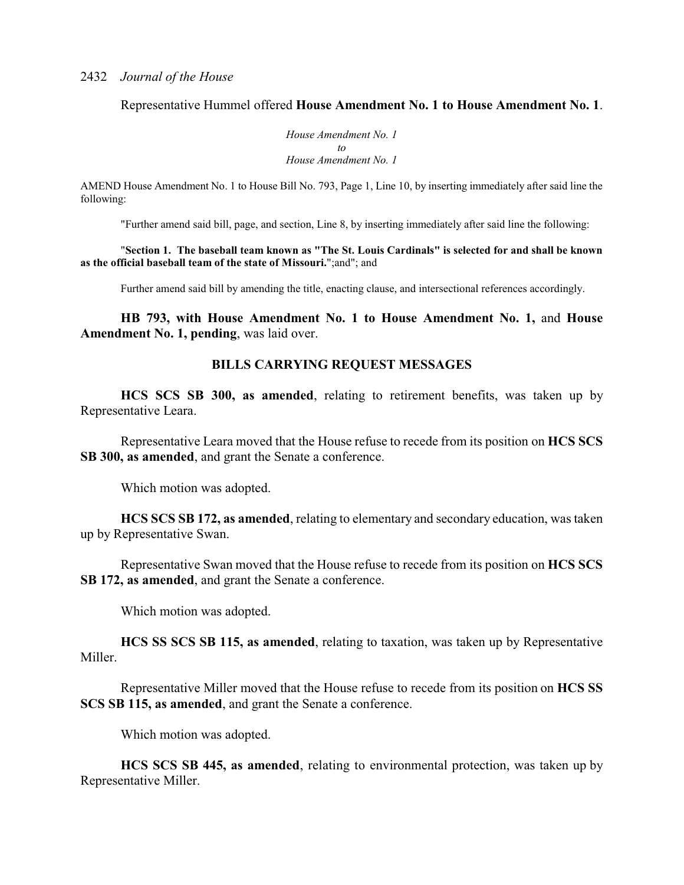Representative Hummel offered **House Amendment No. 1 to House Amendment No. 1**.

*House Amendment No. 1*
*to*
*House Amendment No. 1*

AMEND House Amendment No. 1 to House Bill No. 793, Page 1, Line 10, by inserting immediately after said line the following:

"Further amend said bill, page, and section, Line 8, by inserting immediately after said line the following:

"**Section 1. The baseball team known as "The St. Louis Cardinals" is selected for and shall be known as the official baseball team of the state of Missouri.**";and"; and

Further amend said bill by amending the title, enacting clause, and intersectional references accordingly.

**HB 793, with House Amendment No. 1 to House Amendment No. 1,** and **House Amendment No. 1, pending**, was laid over.

## BILLS CARRYING REQUEST MESSAGES

**HCS SCS SB 300, as amended**, relating to retirement benefits, was taken up by Representative Leara.

Representative Leara moved that the House refuse to recede from its position on **HCS SCS SB 300, as amended**, and grant the Senate a conference.

Which motion was adopted.

**HCS SCS SB 172, as amended**, relating to elementary and secondary education, was taken up by Representative Swan.

Representative Swan moved that the House refuse to recede from its position on **HCS SCS SB 172, as amended**, and grant the Senate a conference.

Which motion was adopted.

**HCS SS SCS SB 115, as amended**, relating to taxation, was taken up by Representative Miller.

Representative Miller moved that the House refuse to recede from its position on **HCS SS SCS SB 115, as amended**, and grant the Senate a conference.

Which motion was adopted.

**HCS SCS SB 445, as amended**, relating to environmental protection, was taken up by Representative Miller.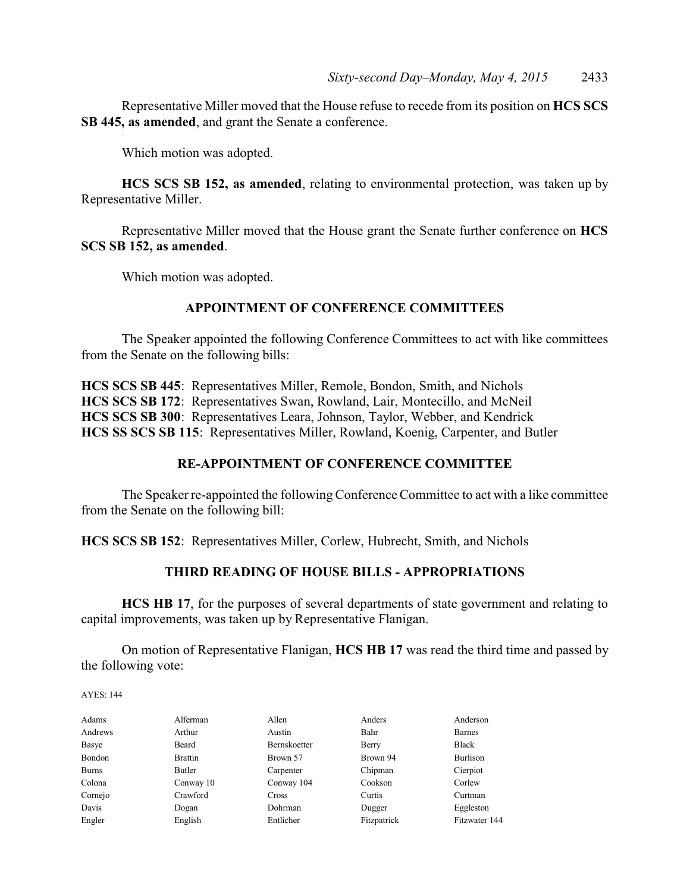Representative Miller moved that the House refuse to recede from its position on **HCS SCS SB 445, as amended**, and grant the Senate a conference.

Which motion was adopted.

**HCS SCS SB 152, as amended**, relating to environmental protection, was taken up by Representative Miller.

Representative Miller moved that the House grant the Senate further conference on **HCS SCS SB 152, as amended**.

Which motion was adopted.

## APPOINTMENT OF CONFERENCE COMMITTEES

The Speaker appointed the following Conference Committees to act with like committees from the Senate on the following bills:

**HCS SCS SB 445**: Representatives Miller, Remole, Bondon, Smith, and Nichols
**HCS SCS SB 172**: Representatives Swan, Rowland, Lair, Montecillo, and McNeil
**HCS SCS SB 300**: Representatives Leara, Johnson, Taylor, Webber, and Kendrick
**HCS SS SCS SB 115**: Representatives Miller, Rowland, Koenig, Carpenter, and Butler

## RE-APPOINTMENT OF CONFERENCE COMMITTEE

The Speaker re-appointed the following Conference Committee to act with a like committee from the Senate on the following bill:

**HCS SCS SB 152**: Representatives Miller, Corlew, Hubrecht, Smith, and Nichols

## THIRD READING OF HOUSE BILLS - APPROPRIATIONS

**HCS HB 17**, for the purposes of several departments of state government and relating to capital improvements, was taken up by Representative Flanigan.

On motion of Representative Flanigan, **HCS HB 17** was read the third time and passed by the following vote:

AYES: 144

| | | | | |
|---|---|---|---|---|
| Adams | Alferman | Allen | Anders | Anderson |
| Andrews | Arthur | Austin | Bahr | Barnes |
| Basye | Beard | Bernskoetter | Berry | Black |
| Bondon | Brattin | Brown 57 | Brown 94 | Burlison |
| Burns | Butler | Carpenter | Chipman | Cierpiot |
| Colona | Conway 10 | Conway 104 | Cookson | Corlew |
| Cornejo | Crawford | Cross | Curtis | Curtman |
| Davis | Dogan | Dohrman | Dugger | Eggleston |
| Engler | English | Entlicher | Fitzpatrick | Fitzwater 144 |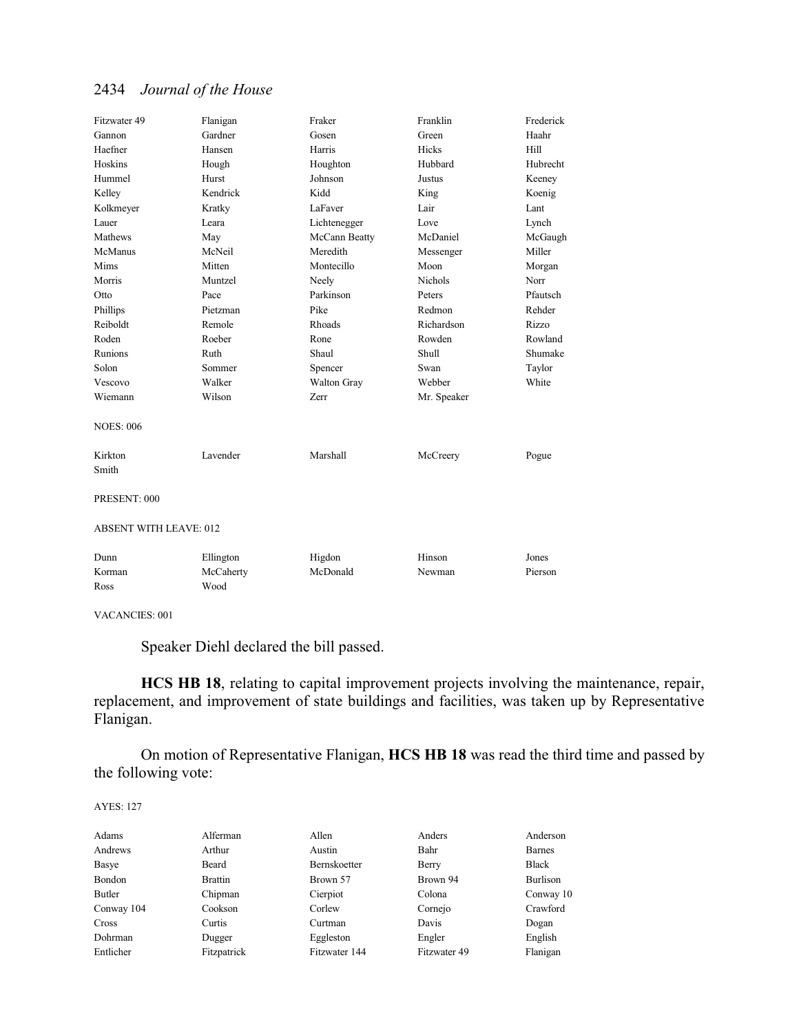| | | | | |
|---|---|---|---|---|
| Fitzwater 49 | Flanigan | Fraker | Franklin | Frederick |
| Gannon | Gardner | Gosen | Green | Haahr |
| Haefner | Hansen | Harris | Hicks | Hill |
| Hoskins | Hough | Houghton | Hubbard | Hubrecht |
| Hummel | Hurst | Johnson | Justus | Keeney |
| Kelley | Kendrick | Kidd | King | Koenig |
| Kolkmeyer | Kratky | LaFaver | Lair | Lant |
| Lauer | Leara | Lichtenegger | Love | Lynch |
| Mathews | May | McCann Beatty | McDaniel | McGaugh |
| McManus | McNeil | Meredith | Messenger | Miller |
| Mims | Mitten | Montecillo | Moon | Morgan |
| Morris | Muntzel | Neely | Nichols | Norr |
| Otto | Pace | Parkinson | Peters | Pfautsch |
| Phillips | Pietzman | Pike | Redmon | Rehder |
| Reiboldt | Remole | Rhoads | Richardson | Rizzo |
| Roden | Roeber | Rone | Rowden | Rowland |
| Runions | Ruth | Shaul | Shull | Shumake |
| Solon | Sommer | Spencer | Swan | Taylor |
| Vescovo | Walker | Walton Gray | Webber | White |
| Wiemann | Wilson | Zerr | Mr. Speaker | |

NOES: 006

| | | | | |
|---|---|---|---|---|
| Kirkton | Lavender | Marshall | McCreery | Pogue |
| Smith | | | | |

PRESENT: 000

ABSENT WITH LEAVE: 012

| | | | | |
|---|---|---|---|---|
| Dunn | Ellington | Higdon | Hinson | Jones |
| Korman | McCaherty | McDonald | Newman | Pierson |
| Ross | Wood | | | |

VACANCIES: 001

Speaker Diehl declared the bill passed.

**HCS HB 18**, relating to capital improvement projects involving the maintenance, repair, replacement, and improvement of state buildings and facilities, was taken up by Representative Flanigan.

On motion of Representative Flanigan, **HCS HB 18** was read the third time and passed by the following vote:

AYES: 127

| | | | | |
|---|---|---|---|---|
| Adams | Alferman | Allen | Anders | Anderson |
| Andrews | Arthur | Austin | Bahr | Barnes |
| Basye | Beard | Bernskoetter | Berry | Black |
| Bondon | Brattin | Brown 57 | Brown 94 | Burlison |
| Butler | Chipman | Cierpiot | Colona | Conway 10 |
| Conway 104 | Cookson | Corlew | Cornejo | Crawford |
| Cross | Curtis | Curtman | Davis | Dogan |
| Dohrman | Dugger | Eggleston | Engler | English |
| Entlicher | Fitzpatrick | Fitzwater 144 | Fitzwater 49 | Flanigan |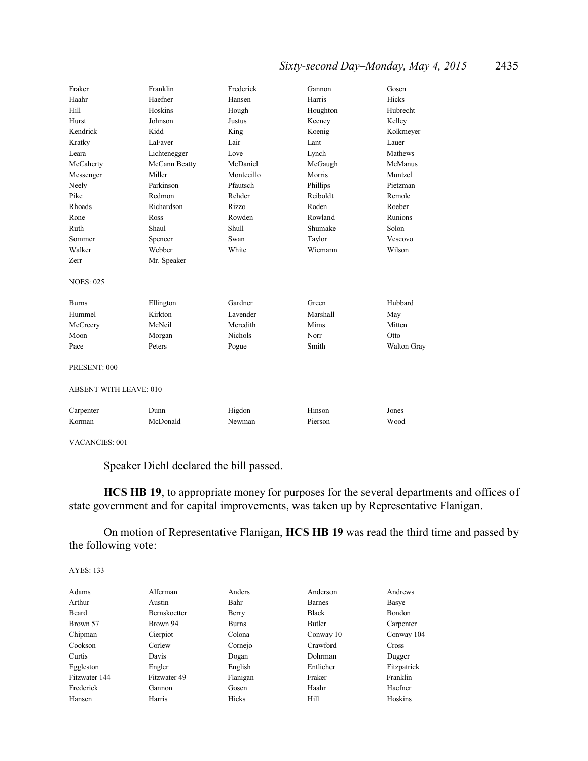| | | | | |
|---|---|---|---|---|
| Fraker | Franklin | Frederick | Gannon | Gosen |
| Haahr | Haefner | Hansen | Harris | Hicks |
| Hill | Hoskins | Hough | Houghton | Hubrecht |
| Hurst | Johnson | Justus | Keeney | Kelley |
| Kendrick | Kidd | King | Koenig | Kolkmeyer |
| Kratky | LaFaver | Lair | Lant | Lauer |
| Leara | Lichtenegger | Love | Lynch | Mathews |
| McCaherty | McCann Beatty | McDaniel | McGaugh | McManus |
| Messenger | Miller | Montecillo | Morris | Muntzel |
| Neely | Parkinson | Pfautsch | Phillips | Pietzman |
| Pike | Redmon | Rehder | Reiboldt | Remole |
| Rhoads | Richardson | Rizzo | Roden | Roeber |
| Rone | Ross | Rowden | Rowland | Runions |
| Ruth | Shaul | Shull | Shumake | Solon |
| Sommer | Spencer | Swan | Taylor | Vescovo |
| Walker | Webber | White | Wiemann | Wilson |
| Zerr | Mr. Speaker | | | |

NOES: 025

| | | | | |
|---|---|---|---|---|
| Burns | Ellington | Gardner | Green | Hubbard |
| Hummel | Kirkton | Lavender | Marshall | May |
| McCreery | McNeil | Meredith | Mims | Mitten |
| Moon | Morgan | Nichols | Norr | Otto |
| Pace | Peters | Pogue | Smith | Walton Gray |

PRESENT: 000

ABSENT WITH LEAVE: 010

| | | | | |
|---|---|---|---|---|
| Carpenter | Dunn | Higdon | Hinson | Jones |
| Korman | McDonald | Newman | Pierson | Wood |

VACANCIES: 001

Speaker Diehl declared the bill passed.

**HCS HB 19**, to appropriate money for purposes for the several departments and offices of state government and for capital improvements, was taken up by Representative Flanigan.

On motion of Representative Flanigan, **HCS HB 19** was read the third time and passed by the following vote:

AYES: 133

| | | | | |
|---|---|---|---|---|
| Adams | Alferman | Anders | Anderson | Andrews |
| Arthur | Austin | Bahr | Barnes | Basye |
| Beard | Bernskoetter | Berry | Black | Bondon |
| Brown 57 | Brown 94 | Burns | Butler | Carpenter |
| Chipman | Cierpiot | Colona | Conway 10 | Conway 104 |
| Cookson | Corlew | Cornejo | Crawford | Cross |
| Curtis | Davis | Dogan | Dohrman | Dugger |
| Eggleston | Engler | English | Entlicher | Fitzpatrick |
| Fitzwater 144 | Fitzwater 49 | Flanigan | Fraker | Franklin |
| Frederick | Gannon | Gosen | Haahr | Haefner |
| Hansen | Harris | Hicks | Hill | Hoskins |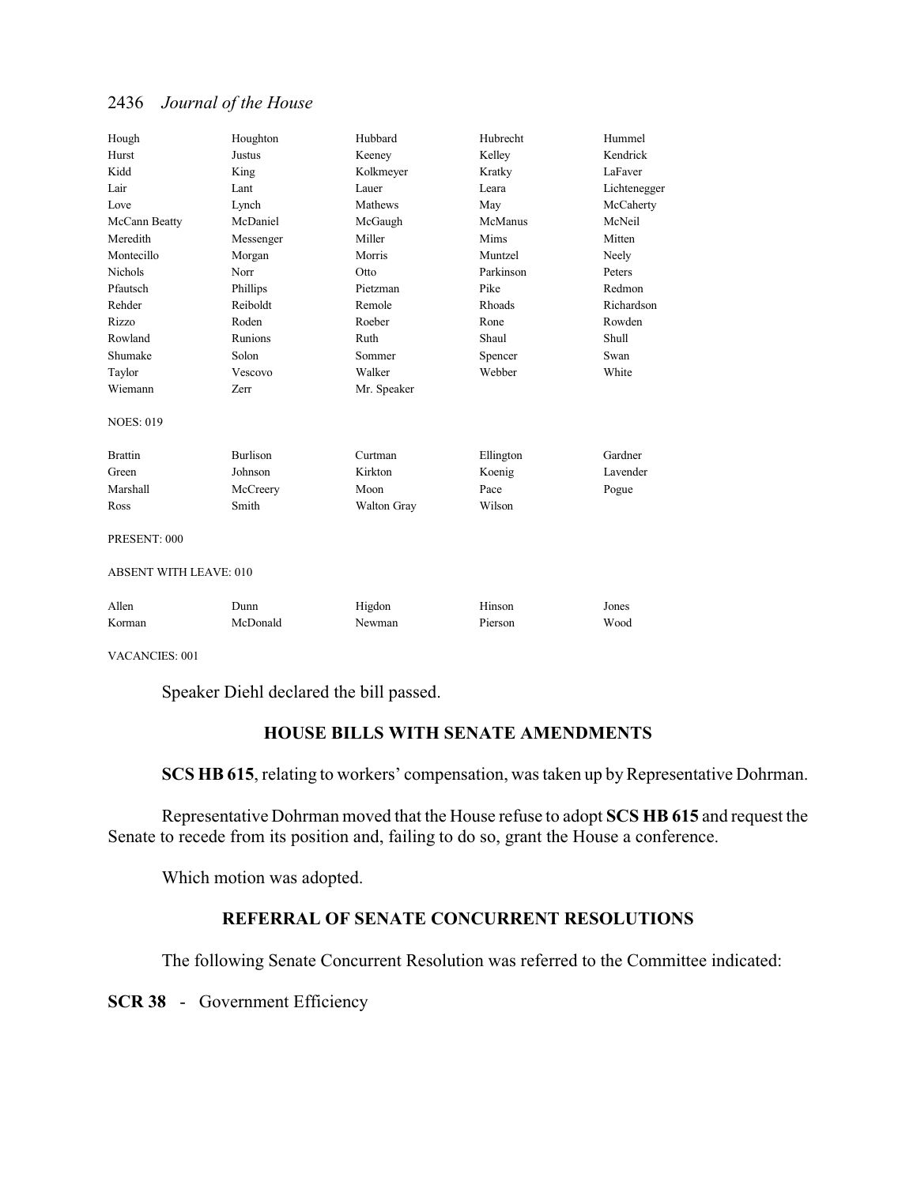| | | | | |
|---|---|---|---|---|
| Hough | Houghton | Hubbard | Hubrecht | Hummel |
| Hurst | Justus | Keeney | Kelley | Kendrick |
| Kidd | King | Kolkmeyer | Kratky | LaFaver |
| Lair | Lant | Lauer | Leara | Lichtenegger |
| Love | Lynch | Mathews | May | McCaherty |
| McCann Beatty | McDaniel | McGaugh | McManus | McNeil |
| Meredith | Messenger | Miller | Mims | Mitten |
| Montecillo | Morgan | Morris | Muntzel | Neely |
| Nichols | Norr | Otto | Parkinson | Peters |
| Pfautsch | Phillips | Pietzman | Pike | Redmon |
| Rehder | Reiboldt | Remole | Rhoads | Richardson |
| Rizzo | Roden | Roeber | Rone | Rowden |
| Rowland | Runions | Ruth | Shaul | Shull |
| Shumake | Solon | Sommer | Spencer | Swan |
| Taylor | Vescovo | Walker | Webber | White |
| Wiemann | Zerr | Mr. Speaker | | |

NOES: 019

| | | | | |
|---|---|---|---|---|
| Brattin | Burlison | Curtman | Ellington | Gardner |
| Green | Johnson | Kirkton | Koenig | Lavender |
| Marshall | McCreery | Moon | Pace | Pogue |
| Ross | Smith | Walton Gray | Wilson | |

PRESENT: 000

ABSENT WITH LEAVE: 010

| | | | | |
|---|---|---|---|---|
| Allen | Dunn | Higdon | Hinson | Jones |
| Korman | McDonald | Newman | Pierson | Wood |

VACANCIES: 001

Speaker Diehl declared the bill passed.

## HOUSE BILLS WITH SENATE AMENDMENTS

**SCS HB 615**, relating to workers' compensation, was taken up by Representative Dohrman.

Representative Dohrman moved that the House refuse to adopt **SCS HB 615** and request the Senate to recede from its position and, failing to do so, grant the House a conference.

Which motion was adopted.

## REFERRAL OF SENATE CONCURRENT RESOLUTIONS

The following Senate Concurrent Resolution was referred to the Committee indicated:

**SCR 38** - Government Efficiency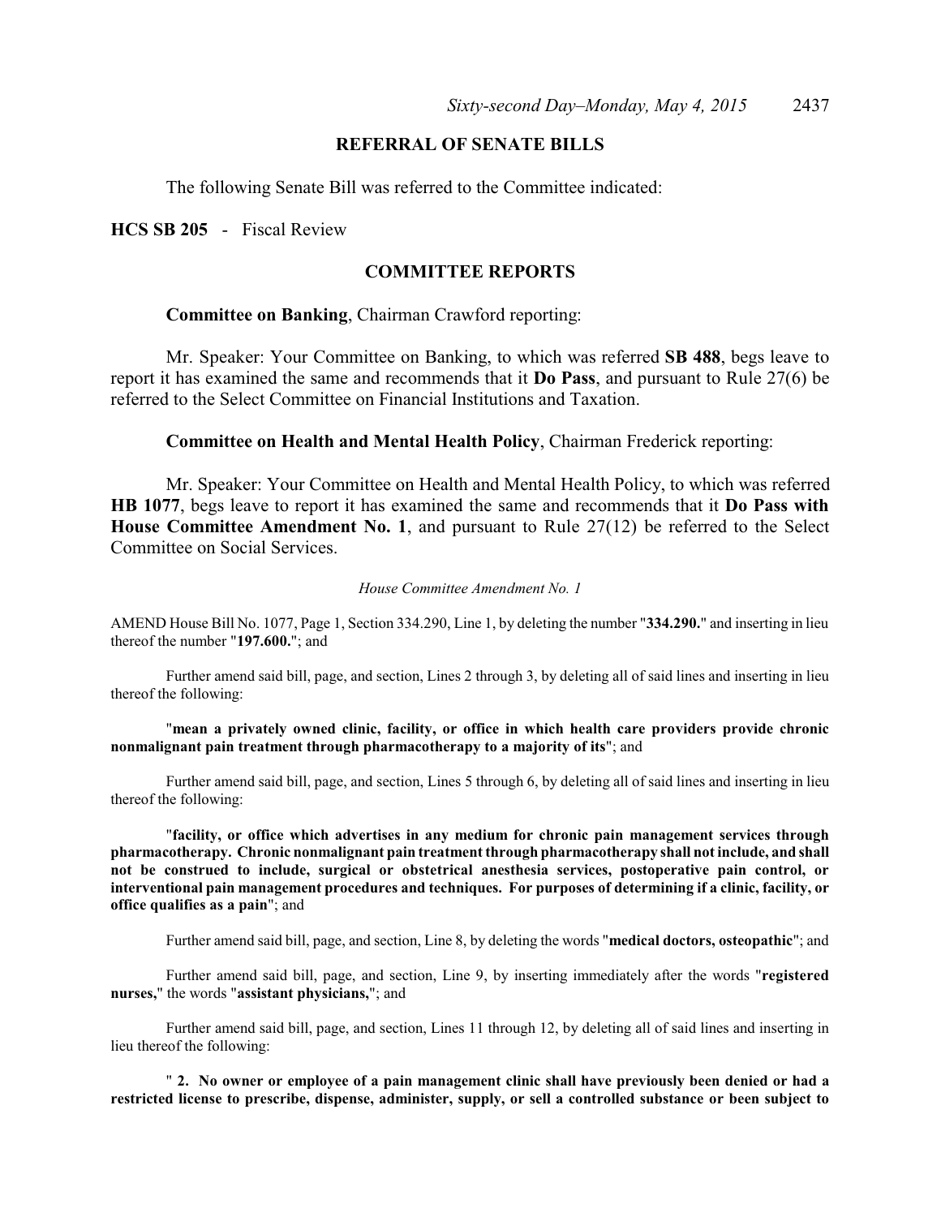## REFERRAL OF SENATE BILLS

The following Senate Bill was referred to the Committee indicated:

**HCS SB 205** - Fiscal Review

## COMMITTEE REPORTS

**Committee on Banking**, Chairman Crawford reporting:

Mr. Speaker: Your Committee on Banking, to which was referred **SB 488**, begs leave to report it has examined the same and recommends that it **Do Pass**, and pursuant to Rule 27(6) be referred to the Select Committee on Financial Institutions and Taxation.

**Committee on Health and Mental Health Policy**, Chairman Frederick reporting:

Mr. Speaker: Your Committee on Health and Mental Health Policy, to which was referred **HB 1077**, begs leave to report it has examined the same and recommends that it **Do Pass with House Committee Amendment No. 1**, and pursuant to Rule 27(12) be referred to the Select Committee on Social Services.

*House Committee Amendment No. 1*

AMEND House Bill No. 1077, Page 1, Section 334.290, Line 1, by deleting the number "**334.290.**" and inserting in lieu thereof the number "**197.600.**"; and

Further amend said bill, page, and section, Lines 2 through 3, by deleting all of said lines and inserting in lieu thereof the following:

"**mean a privately owned clinic, facility, or office in which health care providers provide chronic nonmalignant pain treatment through pharmacotherapy to a majority of its**"; and

Further amend said bill, page, and section, Lines 5 through 6, by deleting all of said lines and inserting in lieu thereof the following:

"**facility, or office which advertises in any medium for chronic pain management services through pharmacotherapy. Chronic nonmalignant pain treatment through pharmacotherapy shall not include, and shall not be construed to include, surgical or obstetrical anesthesia services, postoperative pain control, or interventional pain management procedures and techniques. For purposes of determining if a clinic, facility, or office qualifies as a pain**"; and

Further amend said bill, page, and section, Line 8, by deleting the words "**medical doctors, osteopathic**"; and

Further amend said bill, page, and section, Line 9, by inserting immediately after the words "**registered nurses,**" the words "**assistant physicians,**"; and

Further amend said bill, page, and section, Lines 11 through 12, by deleting all of said lines and inserting in lieu thereof the following:

"**2. No owner or employee of a pain management clinic shall have previously been denied or had a restricted license to prescribe, dispense, administer, supply, or sell a controlled substance or been subject to**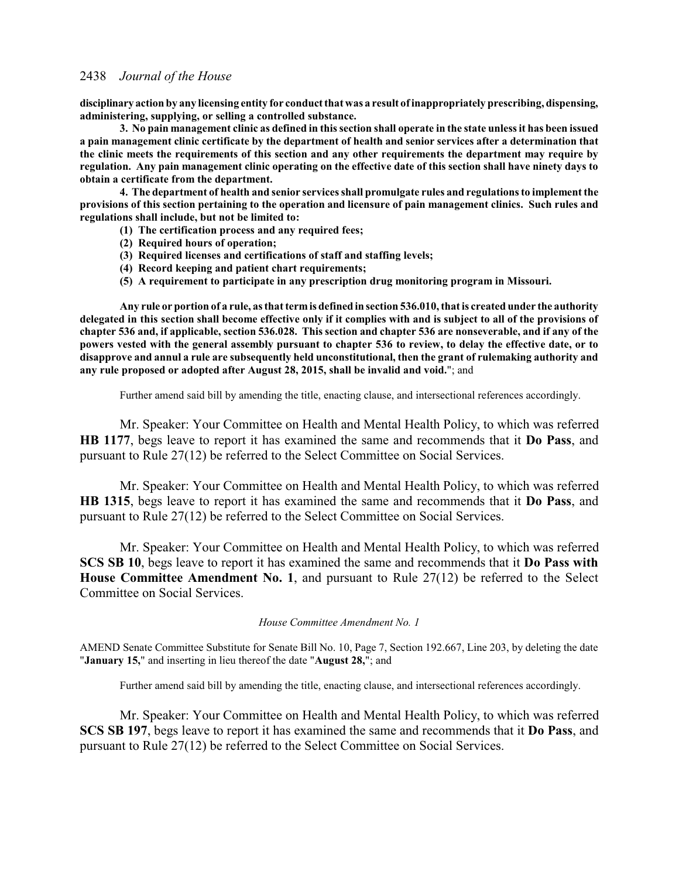**disciplinary action by any licensing entity for conduct that was a result of inappropriately prescribing, dispensing, administering, supplying, or selling a controlled substance.**

**3. No pain management clinic as defined in this section shall operate in the state unless it has been issued a pain management clinic certificate by the department of health and senior services after a determination that the clinic meets the requirements of this section and any other requirements the department may require by regulation. Any pain management clinic operating on the effective date of this section shall have ninety days to obtain a certificate from the department.**

**4. The department of health and senior services shall promulgate rules and regulations to implement the provisions of this section pertaining to the operation and licensure of pain management clinics. Such rules and regulations shall include, but not be limited to:**

**(1) The certification process and any required fees;**

**(2) Required hours of operation;**

**(3) Required licenses and certifications of staff and staffing levels;**

**(4) Record keeping and patient chart requirements;**

**(5) A requirement to participate in any prescription drug monitoring program in Missouri.**

**Any rule or portion of a rule, as that term is defined in section 536.010, that is created under the authority delegated in this section shall become effective only if it complies with and is subject to all of the provisions of chapter 536 and, if applicable, section 536.028. This section and chapter 536 are nonseverable, and if any of the powers vested with the general assembly pursuant to chapter 536 to review, to delay the effective date, or to disapprove and annul a rule are subsequently held unconstitutional, then the grant of rulemaking authority and any rule proposed or adopted after August 28, 2015, shall be invalid and void.**"; and

Further amend said bill by amending the title, enacting clause, and intersectional references accordingly.

Mr. Speaker: Your Committee on Health and Mental Health Policy, to which was referred **HB 1177**, begs leave to report it has examined the same and recommends that it **Do Pass**, and pursuant to Rule 27(12) be referred to the Select Committee on Social Services.

Mr. Speaker: Your Committee on Health and Mental Health Policy, to which was referred **HB 1315**, begs leave to report it has examined the same and recommends that it **Do Pass**, and pursuant to Rule 27(12) be referred to the Select Committee on Social Services.

Mr. Speaker: Your Committee on Health and Mental Health Policy, to which was referred **SCS SB 10**, begs leave to report it has examined the same and recommends that it **Do Pass with House Committee Amendment No. 1**, and pursuant to Rule 27(12) be referred to the Select Committee on Social Services.

*House Committee Amendment No. 1*

AMEND Senate Committee Substitute for Senate Bill No. 10, Page 7, Section 192.667, Line 203, by deleting the date "**January 15,**" and inserting in lieu thereof the date "**August 28,**"; and

Further amend said bill by amending the title, enacting clause, and intersectional references accordingly.

Mr. Speaker: Your Committee on Health and Mental Health Policy, to which was referred **SCS SB 197**, begs leave to report it has examined the same and recommends that it **Do Pass**, and pursuant to Rule 27(12) be referred to the Select Committee on Social Services.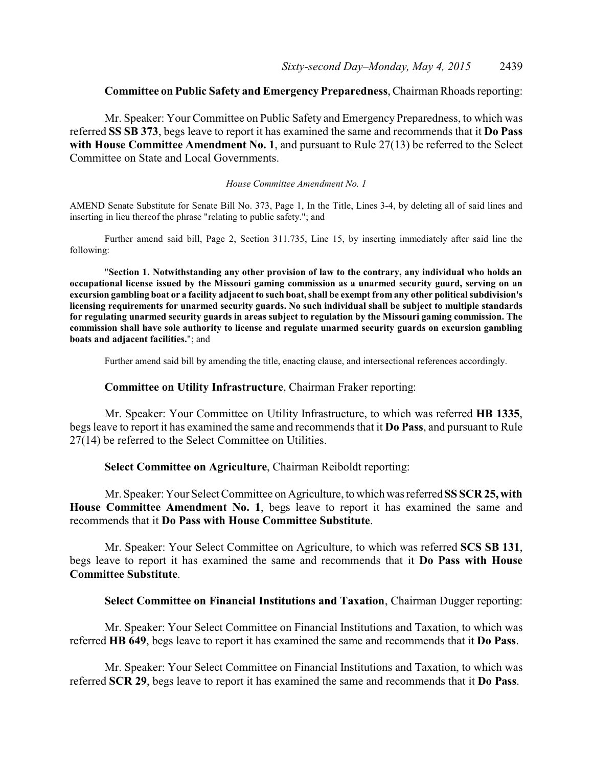**Committee on Public Safety and Emergency Preparedness**, Chairman Rhoads reporting:

Mr. Speaker: Your Committee on Public Safety and Emergency Preparedness, to which was referred **SS SB 373**, begs leave to report it has examined the same and recommends that it **Do Pass with House Committee Amendment No. 1**, and pursuant to Rule 27(13) be referred to the Select Committee on State and Local Governments.

*House Committee Amendment No. 1*

AMEND Senate Substitute for Senate Bill No. 373, Page 1, In the Title, Lines 3-4, by deleting all of said lines and inserting in lieu thereof the phrase "relating to public safety."; and

Further amend said bill, Page 2, Section 311.735, Line 15, by inserting immediately after said line the following:

"**Section 1. Notwithstanding any other provision of law to the contrary, any individual who holds an occupational license issued by the Missouri gaming commission as a unarmed security guard, serving on an excursion gambling boat or a facility adjacent to such boat, shall be exempt from any other political subdivision's licensing requirements for unarmed security guards. No such individual shall be subject to multiple standards for regulating unarmed security guards in areas subject to regulation by the Missouri gaming commission. The commission shall have sole authority to license and regulate unarmed security guards on excursion gambling boats and adjacent facilities.**"; and

Further amend said bill by amending the title, enacting clause, and intersectional references accordingly.

**Committee on Utility Infrastructure**, Chairman Fraker reporting:

Mr. Speaker: Your Committee on Utility Infrastructure, to which was referred **HB 1335**, begs leave to report it has examined the same and recommends that it **Do Pass**, and pursuant to Rule 27(14) be referred to the Select Committee on Utilities.

**Select Committee on Agriculture**, Chairman Reiboldt reporting:

Mr. Speaker: Your Select Committee on Agriculture, to which was referred **SS SCR 25, with House Committee Amendment No. 1**, begs leave to report it has examined the same and recommends that it **Do Pass with House Committee Substitute**.

Mr. Speaker: Your Select Committee on Agriculture, to which was referred **SCS SB 131**, begs leave to report it has examined the same and recommends that it **Do Pass with House Committee Substitute**.

**Select Committee on Financial Institutions and Taxation**, Chairman Dugger reporting:

Mr. Speaker: Your Select Committee on Financial Institutions and Taxation, to which was referred **HB 649**, begs leave to report it has examined the same and recommends that it **Do Pass**.

Mr. Speaker: Your Select Committee on Financial Institutions and Taxation, to which was referred **SCR 29**, begs leave to report it has examined the same and recommends that it **Do Pass**.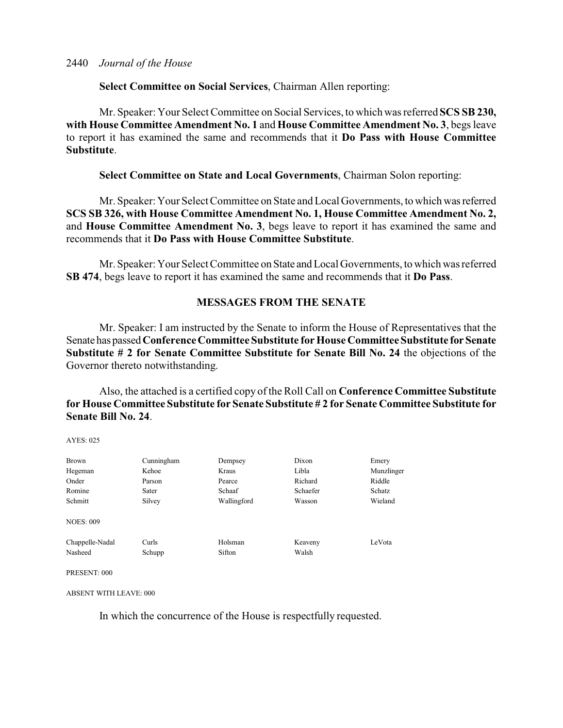**Select Committee on Social Services**, Chairman Allen reporting:

Mr. Speaker: Your Select Committee on Social Services, to which was referred **SCS SB 230, with House Committee Amendment No. 1** and **House Committee Amendment No. 3**, begs leave to report it has examined the same and recommends that it **Do Pass with House Committee Substitute**.

**Select Committee on State and Local Governments**, Chairman Solon reporting:

Mr. Speaker: Your Select Committee on State and Local Governments, to which was referred **SCS SB 326, with House Committee Amendment No. 1, House Committee Amendment No. 2,** and **House Committee Amendment No. 3**, begs leave to report it has examined the same and recommends that it **Do Pass with House Committee Substitute**.

Mr. Speaker: Your Select Committee on State and Local Governments, to which was referred **SB 474**, begs leave to report it has examined the same and recommends that it **Do Pass**.

## MESSAGES FROM THE SENATE

Mr. Speaker: I am instructed by the Senate to inform the House of Representatives that the Senate has passed **Conference Committee Substitute for House Committee Substitute for Senate Substitute # 2 for Senate Committee Substitute for Senate Bill No. 24** the objections of the Governor thereto notwithstanding.

Also, the attached is a certified copy of the Roll Call on **Conference Committee Substitute for House Committee Substitute for Senate Substitute # 2 for Senate Committee Substitute for Senate Bill No. 24**.

AYES: 025

| | | | | |
|---|---|---|---|---|
| Brown | Cunningham | Dempsey | Dixon | Emery |
| Hegeman | Kehoe | Kraus | Libla | Munzlinger |
| Onder | Parson | Pearce | Richard | Riddle |
| Romine | Sater | Schaaf | Schaefer | Schatz |
| Schmitt | Silvey | Wallingford | Wasson | Wieland |

NOES: 009

| | | | | |
|---|---|---|---|---|
| Chappelle-Nadal | Curls | Holsman | Keaveny | LeVota |
| Nasheed | Schupp | Sifton | Walsh | |

PRESENT: 000

ABSENT WITH LEAVE: 000

In which the concurrence of the House is respectfully requested.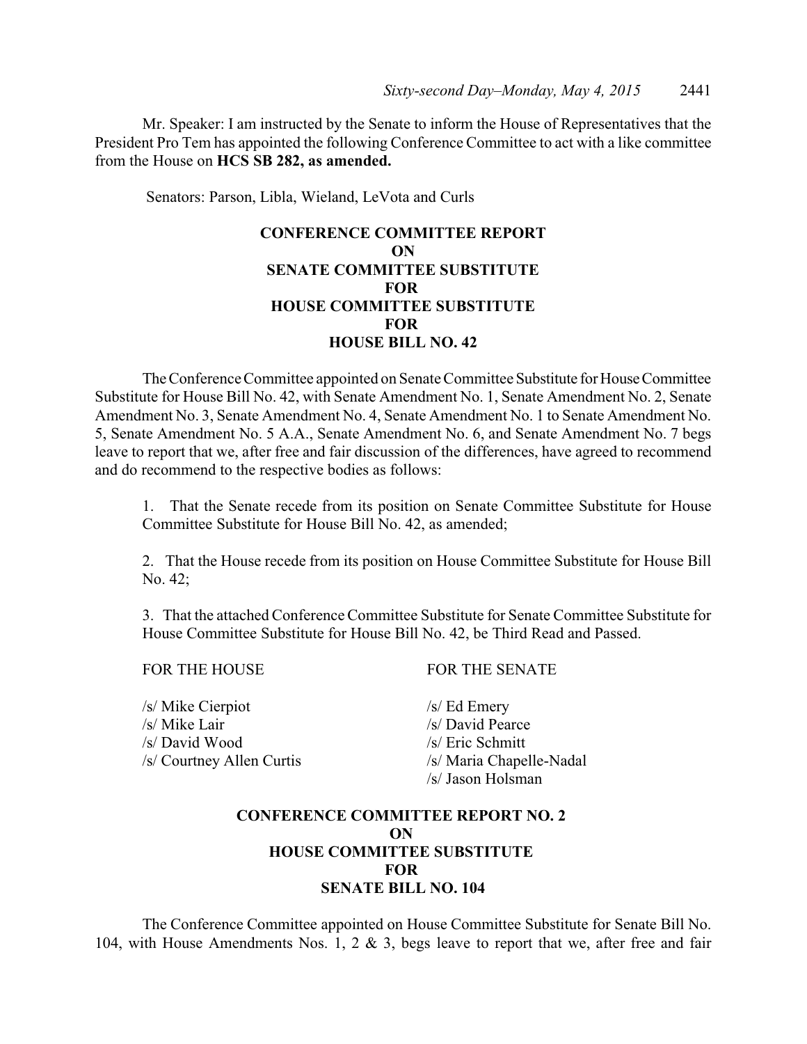Mr. Speaker: I am instructed by the Senate to inform the House of Representatives that the President Pro Tem has appointed the following Conference Committee to act with a like committee from the House on **HCS SB 282, as amended.**

Senators: Parson, Libla, Wieland, LeVota and Curls

**CONFERENCE COMMITTEE REPORT**
**ON**
**SENATE COMMITTEE SUBSTITUTE**
**FOR**
**HOUSE COMMITTEE SUBSTITUTE**
**FOR**
**HOUSE BILL NO. 42**

The Conference Committee appointed on Senate Committee Substitute for House Committee Substitute for House Bill No. 42, with Senate Amendment No. 1, Senate Amendment No. 2, Senate Amendment No. 3, Senate Amendment No. 4, Senate Amendment No. 1 to Senate Amendment No. 5, Senate Amendment No. 5 A.A., Senate Amendment No. 6, and Senate Amendment No. 7 begs leave to report that we, after free and fair discussion of the differences, have agreed to recommend and do recommend to the respective bodies as follows:

1. That the Senate recede from its position on Senate Committee Substitute for House Committee Substitute for House Bill No. 42, as amended;

2. That the House recede from its position on House Committee Substitute for House Bill No. 42;

3. That the attached Conference Committee Substitute for Senate Committee Substitute for House Committee Substitute for House Bill No. 42, be Third Read and Passed.

| FOR THE HOUSE | FOR THE SENATE |
|---|---|
| /s/ Mike Cierpiot | /s/ Ed Emery |
| /s/ Mike Lair | /s/ David Pearce |
| /s/ David Wood | /s/ Eric Schmitt |
| /s/ Courtney Allen Curtis | /s/ Maria Chapelle-Nadal |
| | /s/ Jason Holsman |

**CONFERENCE COMMITTEE REPORT NO. 2**
**ON**
**HOUSE COMMITTEE SUBSTITUTE**
**FOR**
**SENATE BILL NO. 104**

The Conference Committee appointed on House Committee Substitute for Senate Bill No. 104, with House Amendments Nos. 1, 2 & 3, begs leave to report that we, after free and fair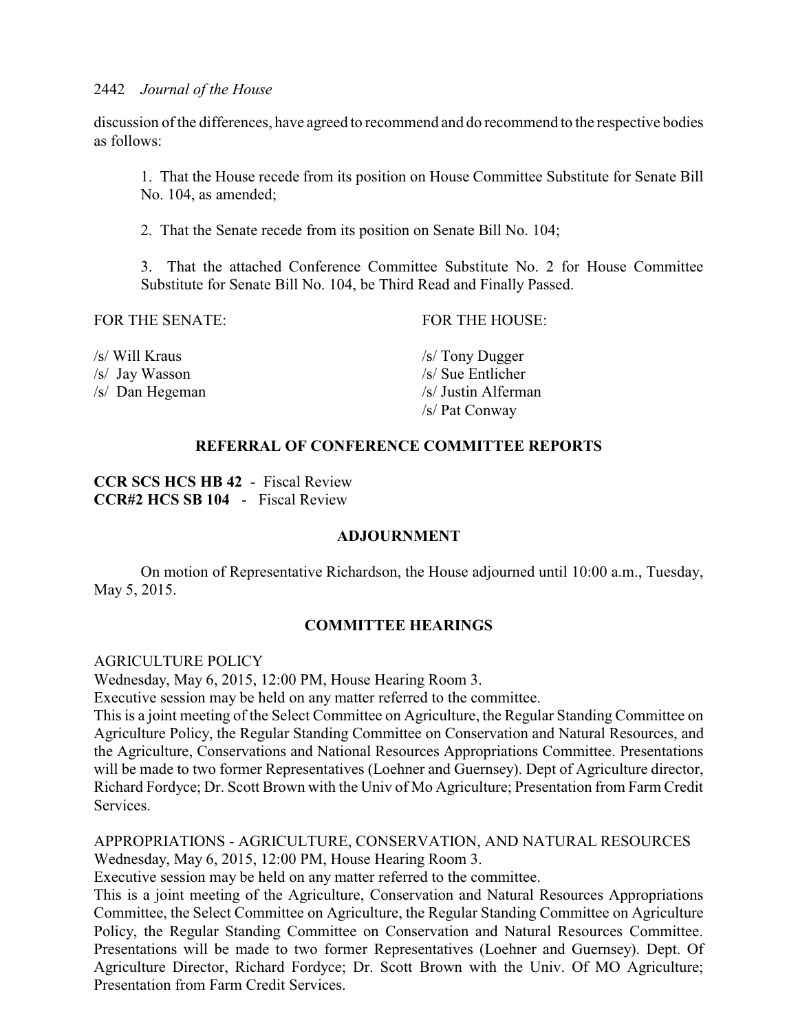discussion of the differences, have agreed to recommend and do recommend to the respective bodies as follows:

1. That the House recede from its position on House Committee Substitute for Senate Bill No. 104, as amended;

2. That the Senate recede from its position on Senate Bill No. 104;

3. That the attached Conference Committee Substitute No. 2 for House Committee Substitute for Senate Bill No. 104, be Third Read and Finally Passed.

| FOR THE SENATE: | FOR THE HOUSE: |
| --- | --- |
| /s/ Will Kraus | /s/ Tony Dugger |
| /s/ Jay Wasson | /s/ Sue Entlicher |
| /s/ Dan Hegeman | /s/ Justin Alferman |
| | /s/ Pat Conway |

## REFERRAL OF CONFERENCE COMMITTEE REPORTS

**CCR SCS HCS HB 42** - Fiscal Review
**CCR#2 HCS SB 104** - Fiscal Review

## ADJOURNMENT

On motion of Representative Richardson, the House adjourned until 10:00 a.m., Tuesday, May 5, 2015.

## COMMITTEE HEARINGS

AGRICULTURE POLICY
Wednesday, May 6, 2015, 12:00 PM, House Hearing Room 3.
Executive session may be held on any matter referred to the committee.
This is a joint meeting of the Select Committee on Agriculture, the Regular Standing Committee on Agriculture Policy, the Regular Standing Committee on Conservation and Natural Resources, and the Agriculture, Conservations and National Resources Appropriations Committee. Presentations will be made to two former Representatives (Loehner and Guernsey). Dept of Agriculture director, Richard Fordyce; Dr. Scott Brown with the Univ of Mo Agriculture; Presentation from Farm Credit Services.

APPROPRIATIONS - AGRICULTURE, CONSERVATION, AND NATURAL RESOURCES
Wednesday, May 6, 2015, 12:00 PM, House Hearing Room 3.
Executive session may be held on any matter referred to the committee.
This is a joint meeting of the Agriculture, Conservation and Natural Resources Appropriations Committee, the Select Committee on Agriculture, the Regular Standing Committee on Agriculture Policy, the Regular Standing Committee on Conservation and Natural Resources Committee. Presentations will be made to two former Representatives (Loehner and Guernsey). Dept. Of Agriculture Director, Richard Fordyce; Dr. Scott Brown with the Univ. Of MO Agriculture; Presentation from Farm Credit Services.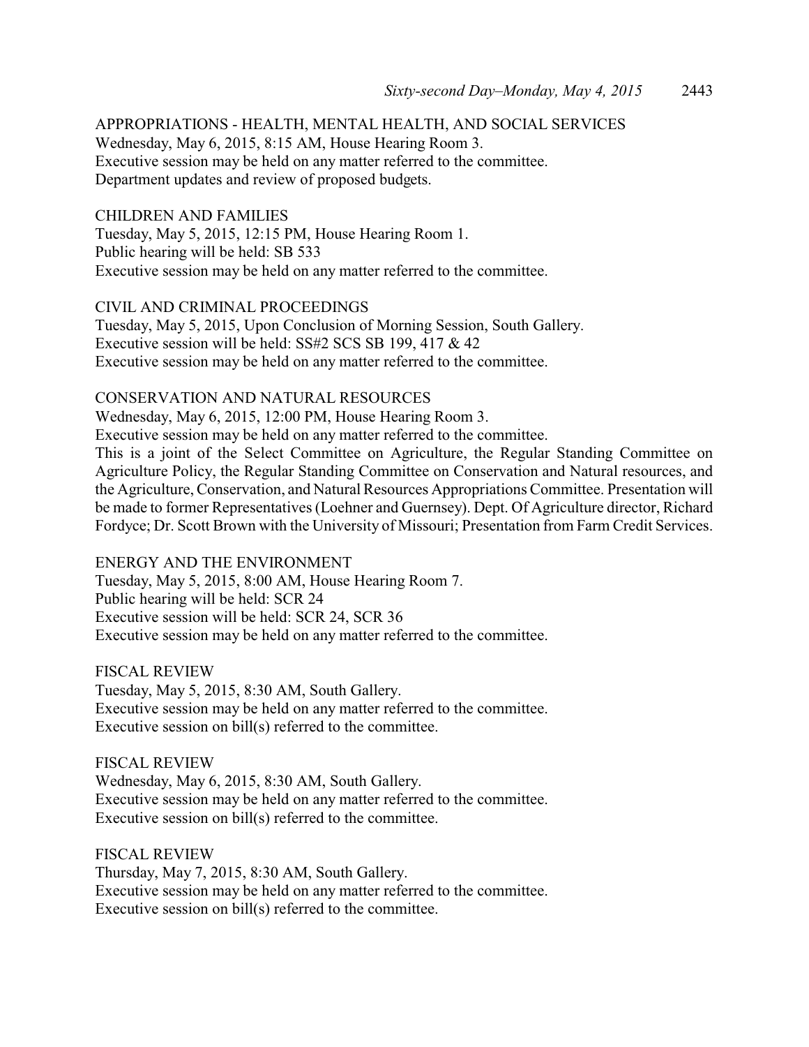APPROPRIATIONS - HEALTH, MENTAL HEALTH, AND SOCIAL SERVICES
Wednesday, May 6, 2015, 8:15 AM, House Hearing Room 3.
Executive session may be held on any matter referred to the committee.
Department updates and review of proposed budgets.

CHILDREN AND FAMILIES
Tuesday, May 5, 2015, 12:15 PM, House Hearing Room 1.
Public hearing will be held: SB 533
Executive session may be held on any matter referred to the committee.

CIVIL AND CRIMINAL PROCEEDINGS
Tuesday, May 5, 2015, Upon Conclusion of Morning Session, South Gallery.
Executive session will be held: SS#2 SCS SB 199, 417 & 42
Executive session may be held on any matter referred to the committee.

CONSERVATION AND NATURAL RESOURCES
Wednesday, May 6, 2015, 12:00 PM, House Hearing Room 3.
Executive session may be held on any matter referred to the committee.
This is a joint of the Select Committee on Agriculture, the Regular Standing Committee on Agriculture Policy, the Regular Standing Committee on Conservation and Natural resources, and the Agriculture, Conservation, and Natural Resources Appropriations Committee. Presentation will be made to former Representatives (Loehner and Guernsey). Dept. Of Agriculture director, Richard Fordyce; Dr. Scott Brown with the University of Missouri; Presentation from Farm Credit Services.

ENERGY AND THE ENVIRONMENT
Tuesday, May 5, 2015, 8:00 AM, House Hearing Room 7.
Public hearing will be held: SCR 24
Executive session will be held: SCR 24, SCR 36
Executive session may be held on any matter referred to the committee.

FISCAL REVIEW
Tuesday, May 5, 2015, 8:30 AM, South Gallery.
Executive session may be held on any matter referred to the committee.
Executive session on bill(s) referred to the committee.

FISCAL REVIEW
Wednesday, May 6, 2015, 8:30 AM, South Gallery.
Executive session may be held on any matter referred to the committee.
Executive session on bill(s) referred to the committee.

FISCAL REVIEW
Thursday, May 7, 2015, 8:30 AM, South Gallery.
Executive session may be held on any matter referred to the committee.
Executive session on bill(s) referred to the committee.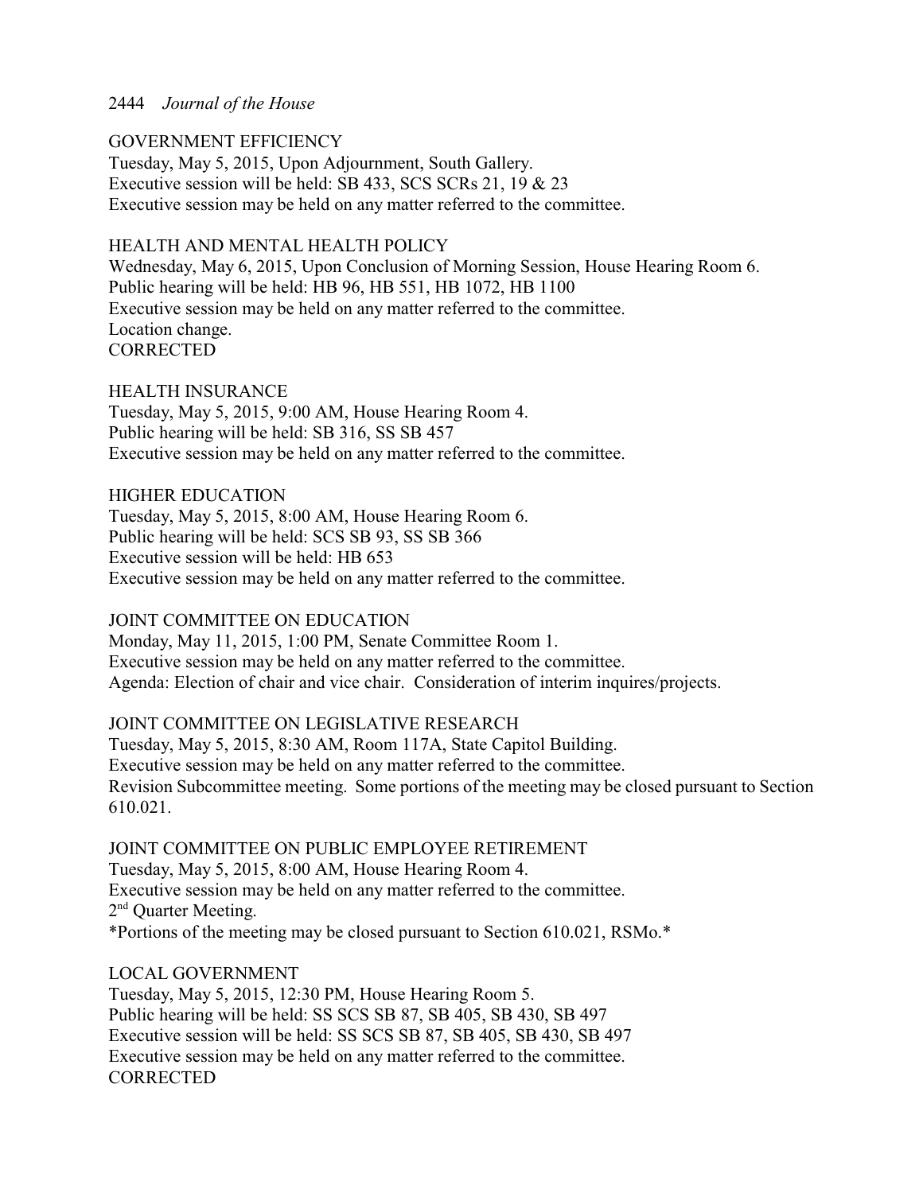GOVERNMENT EFFICIENCY
Tuesday, May 5, 2015, Upon Adjournment, South Gallery.
Executive session will be held: SB 433, SCS SCRs 21, 19 & 23
Executive session may be held on any matter referred to the committee.

HEALTH AND MENTAL HEALTH POLICY
Wednesday, May 6, 2015, Upon Conclusion of Morning Session, House Hearing Room 6.
Public hearing will be held: HB 96, HB 551, HB 1072, HB 1100
Executive session may be held on any matter referred to the committee.
Location change.
CORRECTED

HEALTH INSURANCE
Tuesday, May 5, 2015, 9:00 AM, House Hearing Room 4.
Public hearing will be held: SB 316, SS SB 457
Executive session may be held on any matter referred to the committee.

HIGHER EDUCATION
Tuesday, May 5, 2015, 8:00 AM, House Hearing Room 6.
Public hearing will be held: SCS SB 93, SS SB 366
Executive session will be held: HB 653
Executive session may be held on any matter referred to the committee.

JOINT COMMITTEE ON EDUCATION
Monday, May 11, 2015, 1:00 PM, Senate Committee Room 1.
Executive session may be held on any matter referred to the committee.
Agenda: Election of chair and vice chair. Consideration of interim inquires/projects.

JOINT COMMITTEE ON LEGISLATIVE RESEARCH
Tuesday, May 5, 2015, 8:30 AM, Room 117A, State Capitol Building.
Executive session may be held on any matter referred to the committee.
Revision Subcommittee meeting. Some portions of the meeting may be closed pursuant to Section 610.021.

JOINT COMMITTEE ON PUBLIC EMPLOYEE RETIREMENT
Tuesday, May 5, 2015, 8:00 AM, House Hearing Room 4.
Executive session may be held on any matter referred to the committee.
2nd Quarter Meeting.
*Portions of the meeting may be closed pursuant to Section 610.021, RSMo.*

LOCAL GOVERNMENT
Tuesday, May 5, 2015, 12:30 PM, House Hearing Room 5.
Public hearing will be held: SS SCS SB 87, SB 405, SB 430, SB 497
Executive session will be held: SS SCS SB 87, SB 405, SB 430, SB 497
Executive session may be held on any matter referred to the committee.
CORRECTED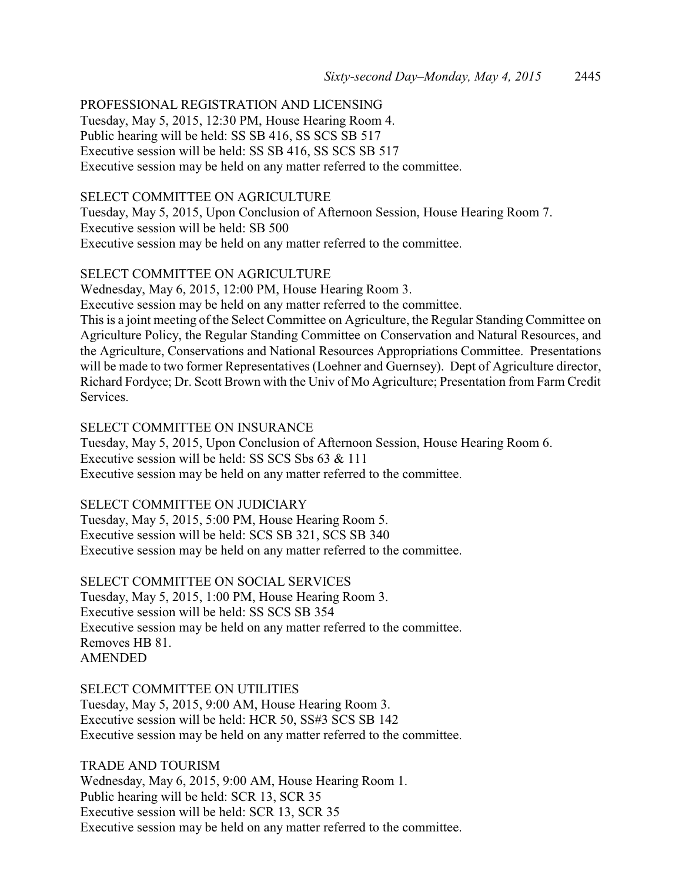PROFESSIONAL REGISTRATION AND LICENSING
Tuesday, May 5, 2015, 12:30 PM, House Hearing Room 4.
Public hearing will be held: SS SB 416, SS SCS SB 517
Executive session will be held: SS SB 416, SS SCS SB 517
Executive session may be held on any matter referred to the committee.

SELECT COMMITTEE ON AGRICULTURE
Tuesday, May 5, 2015, Upon Conclusion of Afternoon Session, House Hearing Room 7.
Executive session will be held: SB 500
Executive session may be held on any matter referred to the committee.

SELECT COMMITTEE ON AGRICULTURE
Wednesday, May 6, 2015, 12:00 PM, House Hearing Room 3.
Executive session may be held on any matter referred to the committee.
This is a joint meeting of the Select Committee on Agriculture, the Regular Standing Committee on Agriculture Policy, the Regular Standing Committee on Conservation and Natural Resources, and the Agriculture, Conservations and National Resources Appropriations Committee. Presentations will be made to two former Representatives (Loehner and Guernsey). Dept of Agriculture director, Richard Fordyce; Dr. Scott Brown with the Univ of Mo Agriculture; Presentation from Farm Credit Services.

SELECT COMMITTEE ON INSURANCE
Tuesday, May 5, 2015, Upon Conclusion of Afternoon Session, House Hearing Room 6.
Executive session will be held: SS SCS Sbs 63 & 111
Executive session may be held on any matter referred to the committee.

SELECT COMMITTEE ON JUDICIARY
Tuesday, May 5, 2015, 5:00 PM, House Hearing Room 5.
Executive session will be held: SCS SB 321, SCS SB 340
Executive session may be held on any matter referred to the committee.

SELECT COMMITTEE ON SOCIAL SERVICES
Tuesday, May 5, 2015, 1:00 PM, House Hearing Room 3.
Executive session will be held: SS SCS SB 354
Executive session may be held on any matter referred to the committee.
Removes HB 81.
AMENDED

SELECT COMMITTEE ON UTILITIES
Tuesday, May 5, 2015, 9:00 AM, House Hearing Room 3.
Executive session will be held: HCR 50, SS#3 SCS SB 142
Executive session may be held on any matter referred to the committee.

TRADE AND TOURISM
Wednesday, May 6, 2015, 9:00 AM, House Hearing Room 1.
Public hearing will be held: SCR 13, SCR 35
Executive session will be held: SCR 13, SCR 35
Executive session may be held on any matter referred to the committee.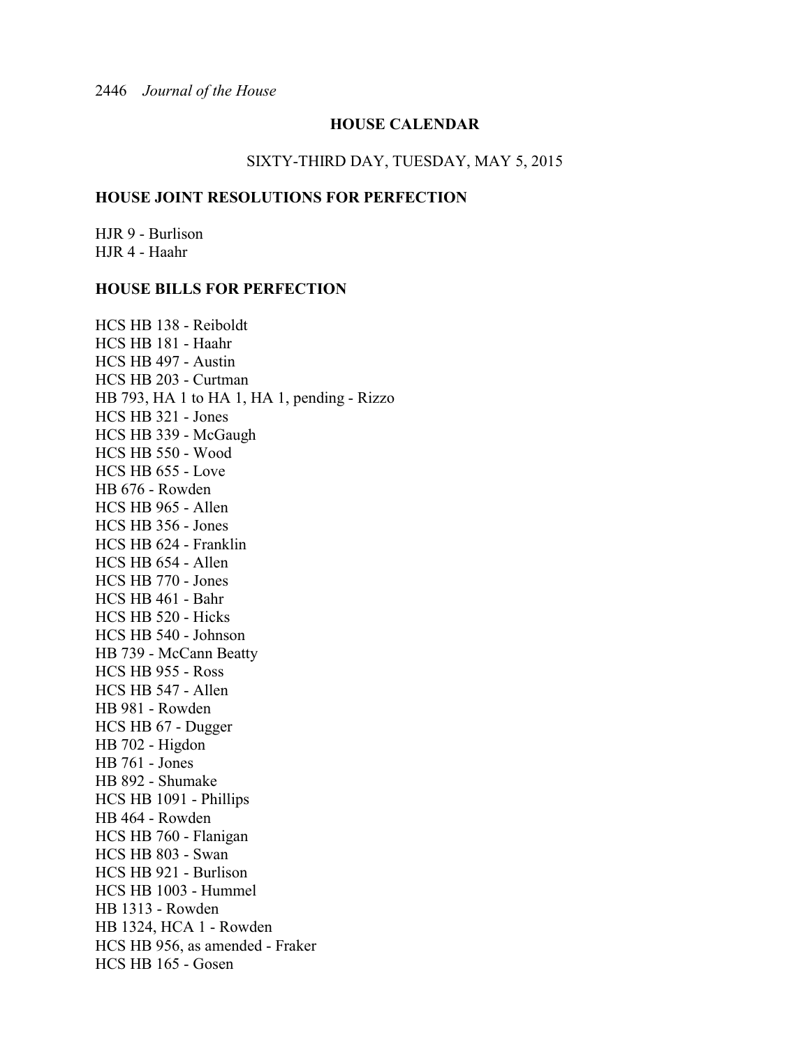## HOUSE CALENDAR

SIXTY-THIRD DAY, TUESDAY, MAY 5, 2015

### HOUSE JOINT RESOLUTIONS FOR PERFECTION

HJR 9 - Burlison
HJR 4 - Haahr

### HOUSE BILLS FOR PERFECTION

HCS HB 138 - Reiboldt
HCS HB 181 - Haahr
HCS HB 497 - Austin
HCS HB 203 - Curtman
HB 793, HA 1 to HA 1, HA 1, pending - Rizzo
HCS HB 321 - Jones
HCS HB 339 - McGaugh
HCS HB 550 - Wood
HCS HB 655 - Love
HB 676 - Rowden
HCS HB 965 - Allen
HCS HB 356 - Jones
HCS HB 624 - Franklin
HCS HB 654 - Allen
HCS HB 770 - Jones
HCS HB 461 - Bahr
HCS HB 520 - Hicks
HCS HB 540 - Johnson
HB 739 - McCann Beatty
HCS HB 955 - Ross
HCS HB 547 - Allen
HB 981 - Rowden
HCS HB 67 - Dugger
HB 702 - Higdon
HB 761 - Jones
HB 892 - Shumake
HCS HB 1091 - Phillips
HB 464 - Rowden
HCS HB 760 - Flanigan
HCS HB 803 - Swan
HCS HB 921 - Burlison
HCS HB 1003 - Hummel
HB 1313 - Rowden
HB 1324, HCA 1 - Rowden
HCS HB 956, as amended - Fraker
HCS HB 165 - Gosen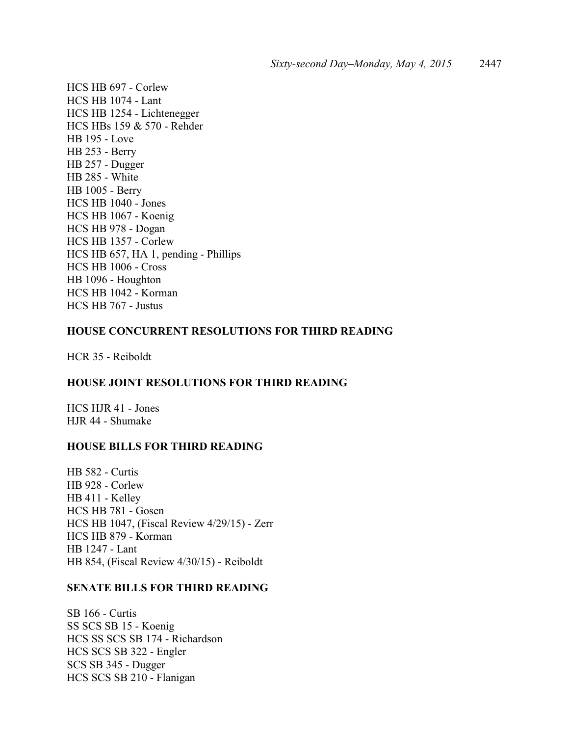HCS HB 697 - Corlew
HCS HB 1074 - Lant
HCS HB 1254 - Lichtenegger
HCS HBs 159 & 570 - Rehder
HB 195 - Love
HB 253 - Berry
HB 257 - Dugger
HB 285 - White
HB 1005 - Berry
HCS HB 1040 - Jones
HCS HB 1067 - Koenig
HCS HB 978 - Dogan
HCS HB 1357 - Corlew
HCS HB 657, HA 1, pending - Phillips
HCS HB 1006 - Cross
HB 1096 - Houghton
HCS HB 1042 - Korman
HCS HB 767 - Justus

**HOUSE CONCURRENT RESOLUTIONS FOR THIRD READING**

HCR 35 - Reiboldt

**HOUSE JOINT RESOLUTIONS FOR THIRD READING**

HCS HJR 41 - Jones
HJR 44 - Shumake

**HOUSE BILLS FOR THIRD READING**

HB 582 - Curtis
HB 928 - Corlew
HB 411 - Kelley
HCS HB 781 - Gosen
HCS HB 1047, (Fiscal Review 4/29/15) - Zerr
HCS HB 879 - Korman
HB 1247 - Lant
HB 854, (Fiscal Review 4/30/15) - Reiboldt

**SENATE BILLS FOR THIRD READING**

SB 166 - Curtis
SS SCS SB 15 - Koenig
HCS SS SCS SB 174 - Richardson
HCS SCS SB 322 - Engler
SCS SB 345 - Dugger
HCS SCS SB 210 - Flanigan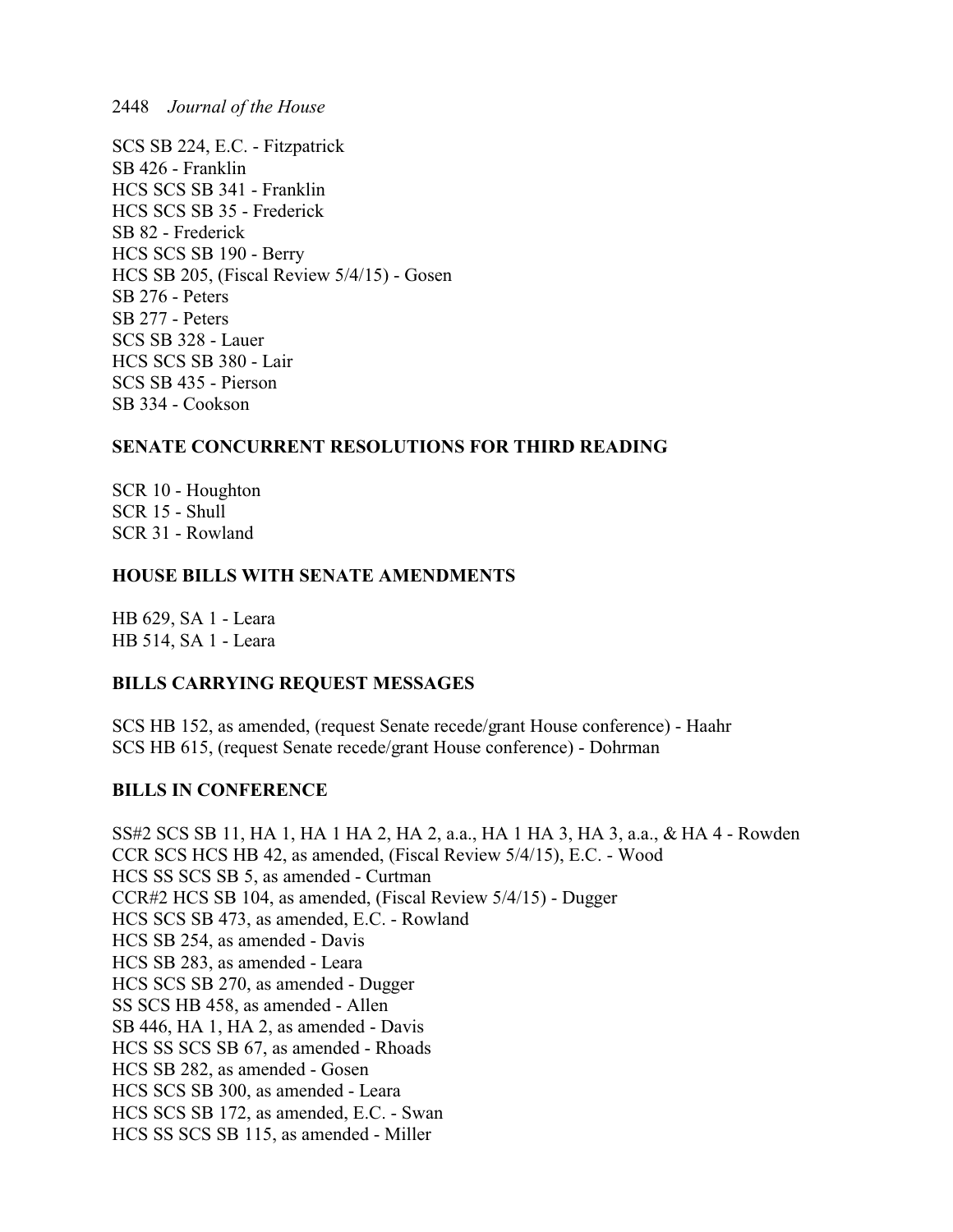SCS SB 224, E.C. - Fitzpatrick
SB 426 - Franklin
HCS SCS SB 341 - Franklin
HCS SCS SB 35 - Frederick
SB 82 - Frederick
HCS SCS SB 190 - Berry
HCS SB 205, (Fiscal Review 5/4/15) - Gosen
SB 276 - Peters
SB 277 - Peters
SCS SB 328 - Lauer
HCS SCS SB 380 - Lair
SCS SB 435 - Pierson
SB 334 - Cookson

**SENATE CONCURRENT RESOLUTIONS FOR THIRD READING**

SCR 10 - Houghton
SCR 15 - Shull
SCR 31 - Rowland

**HOUSE BILLS WITH SENATE AMENDMENTS**

HB 629, SA 1 - Leara
HB 514, SA 1 - Leara

**BILLS CARRYING REQUEST MESSAGES**

SCS HB 152, as amended, (request Senate recede/grant House conference) - Haahr
SCS HB 615, (request Senate recede/grant House conference) - Dohrman

**BILLS IN CONFERENCE**

SS#2 SCS SB 11, HA 1, HA 1 HA 2, HA 2, a.a., HA 1 HA 3, HA 3, a.a., & HA 4 - Rowden
CCR SCS HCS HB 42, as amended, (Fiscal Review 5/4/15), E.C. - Wood
HCS SS SCS SB 5, as amended - Curtman
CCR#2 HCS SB 104, as amended, (Fiscal Review 5/4/15) - Dugger
HCS SCS SB 473, as amended, E.C. - Rowland
HCS SB 254, as amended - Davis
HCS SB 283, as amended - Leara
HCS SCS SB 270, as amended - Dugger
SS SCS HB 458, as amended - Allen
SB 446, HA 1, HA 2, as amended - Davis
HCS SS SCS SB 67, as amended - Rhoads
HCS SB 282, as amended - Gosen
HCS SCS SB 300, as amended - Leara
HCS SCS SB 172, as amended, E.C. - Swan
HCS SS SCS SB 115, as amended - Miller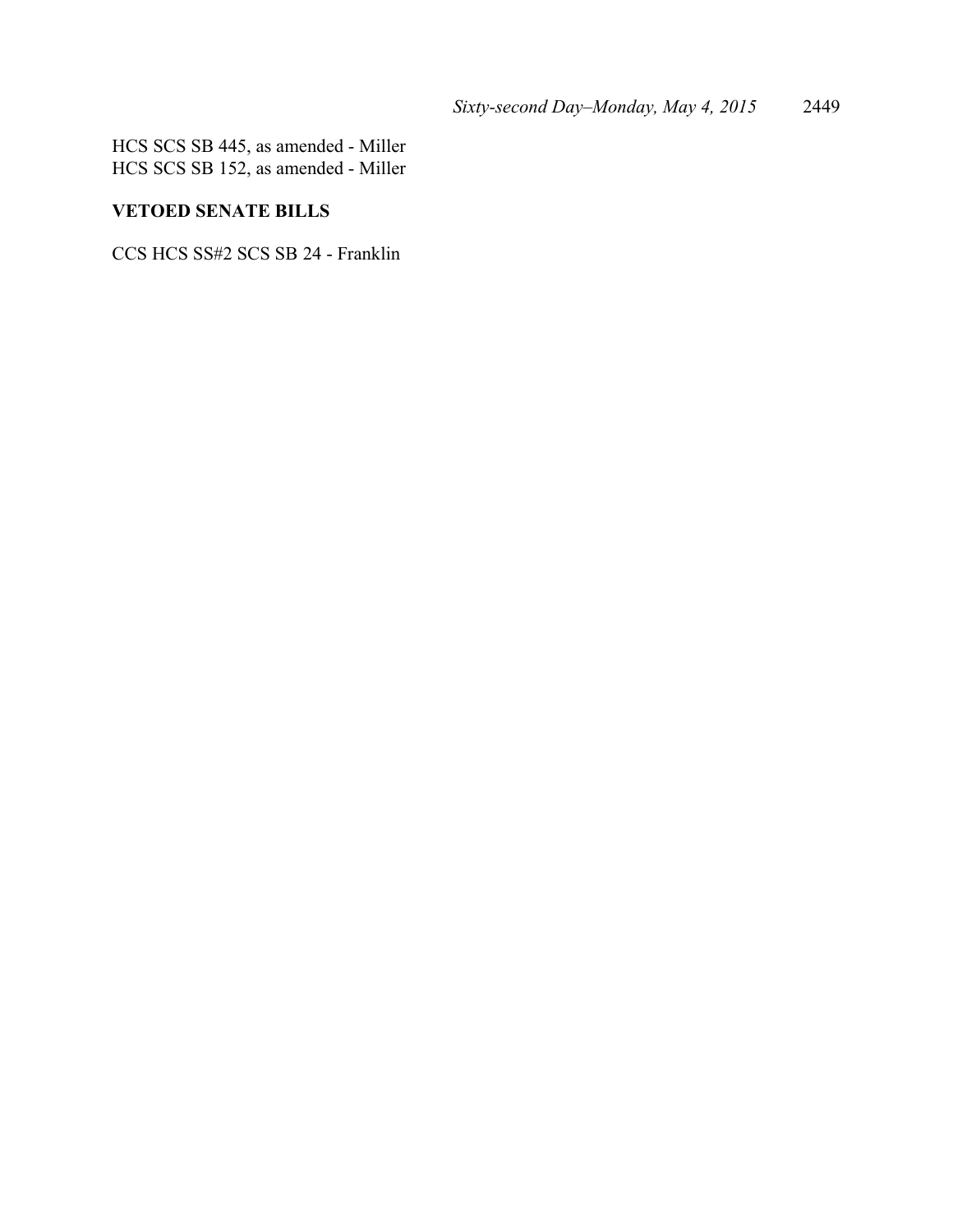HCS SCS SB 445, as amended - Miller
HCS SCS SB 152, as amended - Miller

**VETOED SENATE BILLS**

CCS HCS SS#2 SCS SB 24 - Franklin